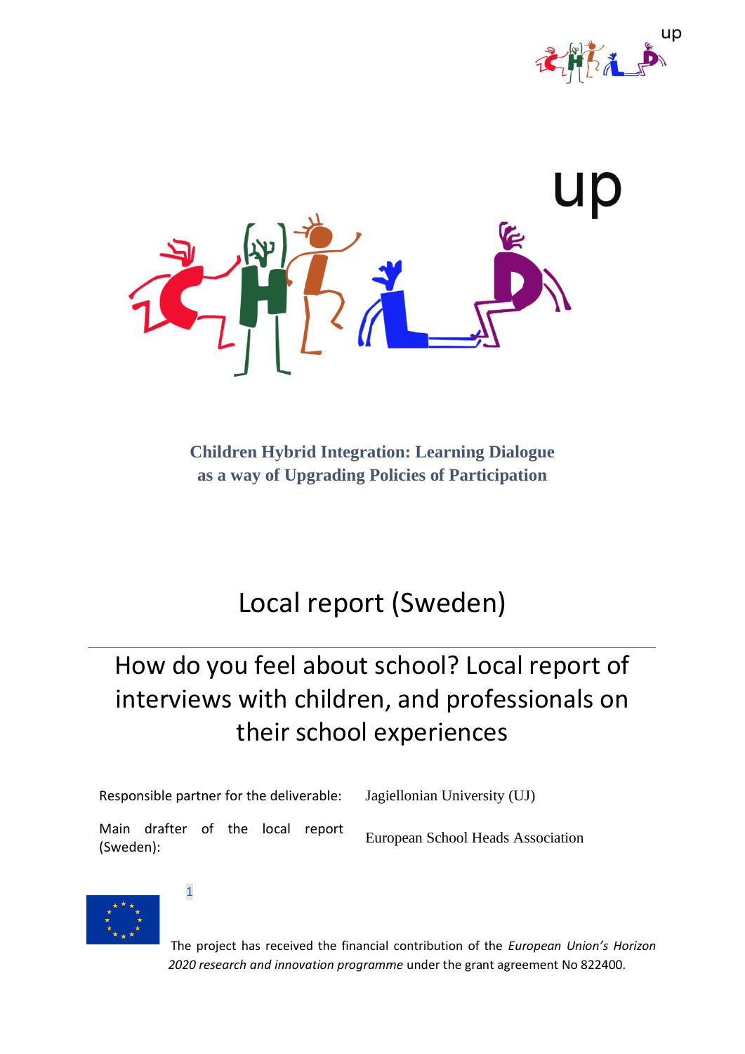**Children Hybrid Integration: Learning Dialogue as a way of Upgrading Policies of Participation**

# Local report (Sweden)

## How do you feel about school? Local report of interviews with children, and professionals on their school experiences

| | |
|---|---|
| Responsible partner for the deliverable: | Jagiellonian University (UJ) |
| Main drafter of the local report (Sweden): | European School Heads Association |

The project has received the financial contribution of the *European Union's Horizon 2020 research and innovation programme* under the grant agreement No 822400.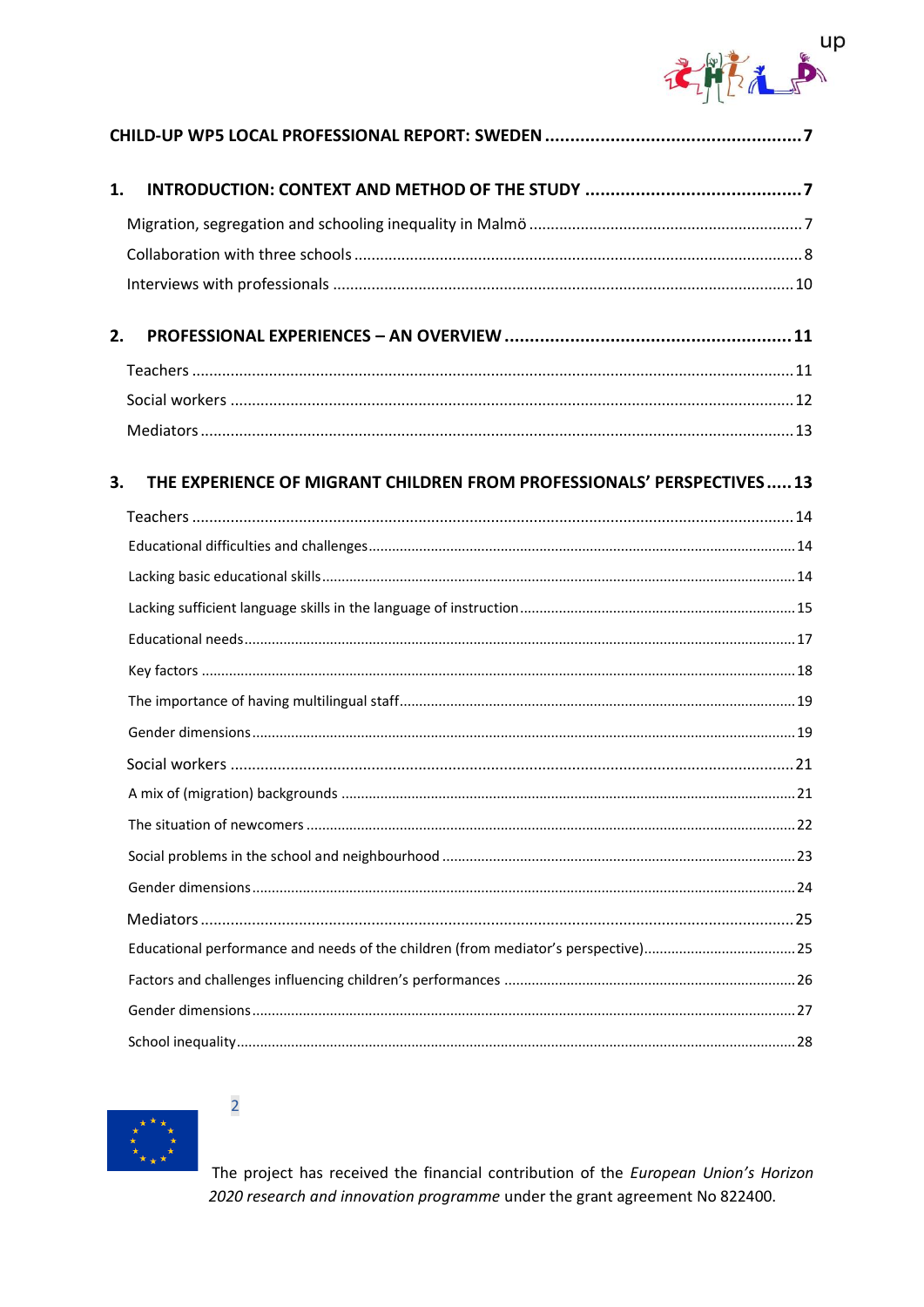CHILD-UP WP5 LOCAL PROFESSIONAL REPORT: SWEDEN .......... 7

1. INTRODUCTION: CONTEXT AND METHOD OF THE STUDY .......... 7
   - Migration, segregation and schooling inequality in Malmö .......... 7
   - Collaboration with three schools .......... 8
   - Interviews with professionals .......... 10

2. PROFESSIONAL EXPERIENCES – AN OVERVIEW .......... 11
   - Teachers .......... 11
   - Social workers .......... 12
   - Mediators .......... 13

3. THE EXPERIENCE OF MIGRANT CHILDREN FROM PROFESSIONALS' PERSPECTIVES .......... 13
   - Teachers .......... 14
     - Educational difficulties and challenges .......... 14
     - Lacking basic educational skills .......... 14
     - Lacking sufficient language skills in the language of instruction .......... 15
     - Educational needs .......... 17
     - Key factors .......... 18
     - The importance of having multilingual staff .......... 19
     - Gender dimensions .......... 19
   - Social workers .......... 21
     - A mix of (migration) backgrounds .......... 21
     - The situation of newcomers .......... 22
     - Social problems in the school and neighbourhood .......... 23
     - Gender dimensions .......... 24
   - Mediators .......... 25
     - Educational performance and needs of the children (from mediator's perspective) .......... 25
     - Factors and challenges influencing children's performances .......... 26
     - Gender dimensions .......... 27
     - School inequality .......... 28

The project has received the financial contribution of the *European Union's Horizon 2020 research and innovation programme* under the grant agreement No 822400.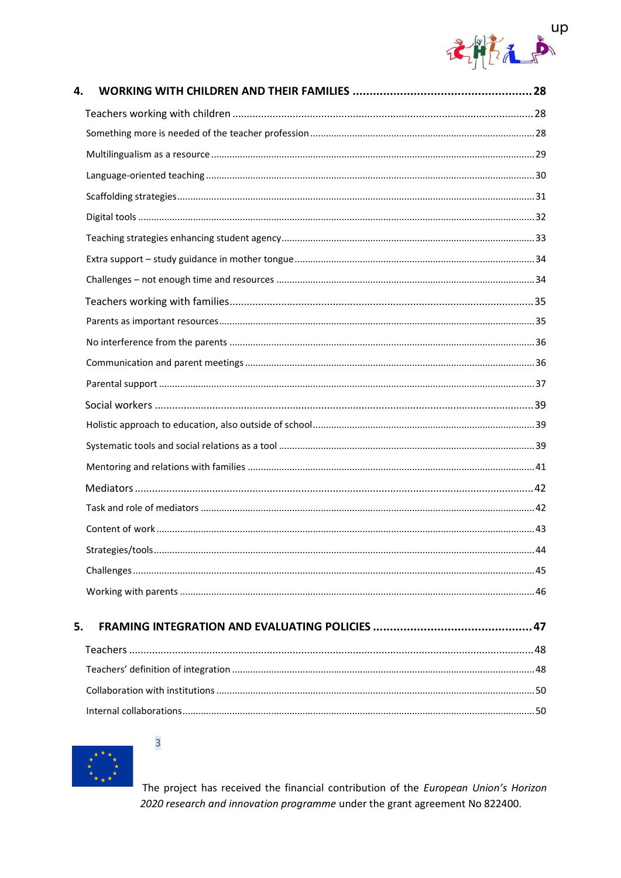**4. WORKING WITH CHILDREN AND THEIR FAMILIES ..................................................... 28**

Teachers working with children ......................................................................................... 28

Something more is needed of the teacher profession ....................................................... 28

Multilingualism as a resource ............................................................................................ 29

Language-oriented teaching ............................................................................................... 30

Scaffolding strategies ......................................................................................................... 31

Digital tools ........................................................................................................................ 32

Teaching strategies enhancing student agency ................................................................. 33

Extra support – study guidance in mother tongue ............................................................. 34

Challenges – not enough time and resources ................................................................... 34

Teachers working with families .......................................................................................... 35

Parents as important resources ......................................................................................... 35

No interference from the parents ...................................................................................... 36

Communication and parent meetings ................................................................................ 36

Parental support ................................................................................................................ 37

Social workers .................................................................................................................... 39

Holistic approach to education, also outside of school ..................................................... 39

Systematic tools and social relations as a tool ................................................................... 39

Mentoring and relations with families ............................................................................... 41

Mediators ........................................................................................................................... 42

Task and role of mediators ................................................................................................ 42

Content of work ................................................................................................................. 43

Strategies/tools .................................................................................................................. 44

Challenges .......................................................................................................................... 45

Working with parents ........................................................................................................ 46

**5. FRAMING INTEGRATION AND EVALUATING POLICIES ............................................... 47**

Teachers ............................................................................................................................. 48

Teachers' definition of integration ..................................................................................... 48

Collaboration with institutions ........................................................................................... 50

Internal collaborations ........................................................................................................ 50

The project has received the financial contribution of the *European Union's Horizon 2020 research and innovation programme* under the grant agreement No 822400.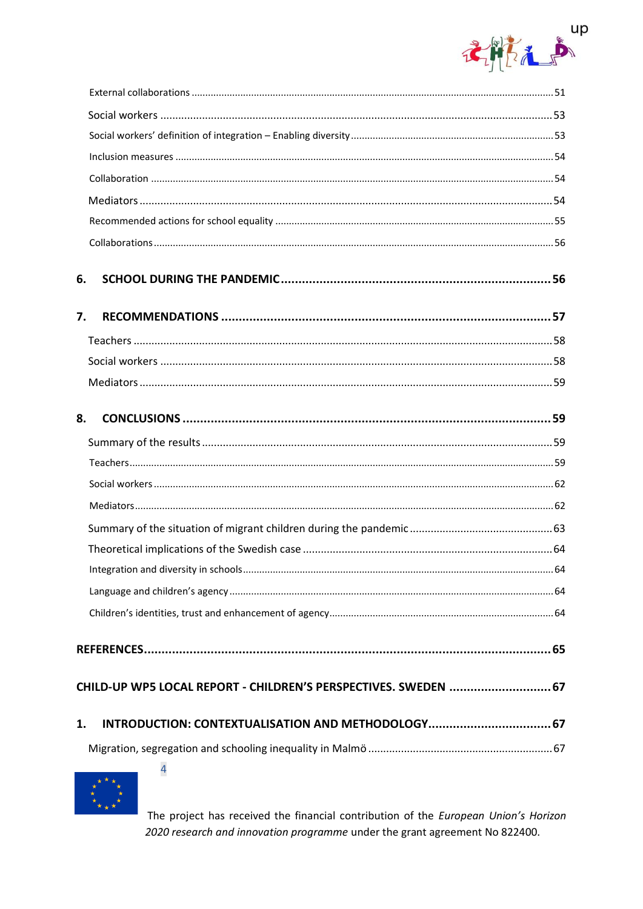External collaborations ..... 51

Social workers ..... 53

Social workers' definition of integration – Enabling diversity ..... 53

Inclusion measures ..... 54

Collaboration ..... 54

Mediators ..... 54

Recommended actions for school equality ..... 55

Collaborations ..... 56

**6. SCHOOL DURING THE PANDEMIC ..... 56**

**7. RECOMMENDATIONS ..... 57**

Teachers ..... 58

Social workers ..... 58

Mediators ..... 59

**8. CONCLUSIONS ..... 59**

Summary of the results ..... 59

Teachers ..... 59

Social workers ..... 62

Mediators ..... 62

Summary of the situation of migrant children during the pandemic ..... 63

Theoretical implications of the Swedish case ..... 64

Integration and diversity in schools ..... 64

Language and children's agency ..... 64

Children's identities, trust and enhancement of agency ..... 64

**REFERENCES ..... 65**

**CHILD-UP WP5 LOCAL REPORT - CHILDREN'S PERSPECTIVES. SWEDEN ..... 67**

**1. INTRODUCTION: CONTEXTUALISATION AND METHODOLOGY ..... 67**

Migration, segregation and schooling inequality in Malmö ..... 67

The project has received the financial contribution of the *European Union's Horizon 2020 research and innovation programme* under the grant agreement No 822400.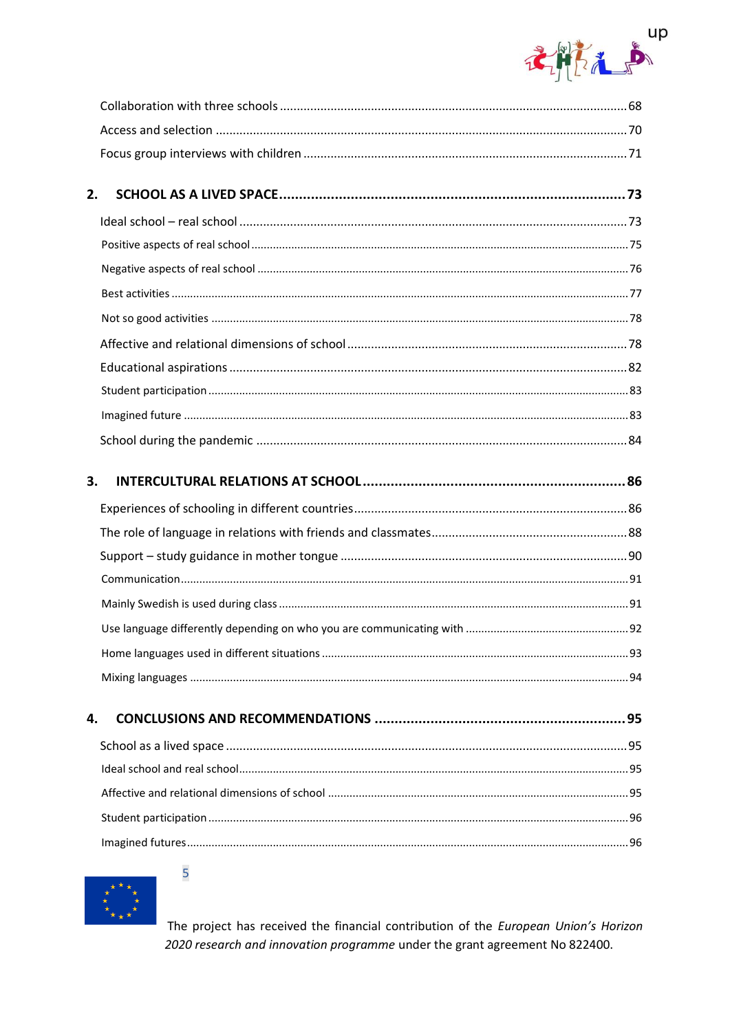Collaboration with three schools .......... 68

Access and selection .......... 70

Focus group interviews with children .......... 71

**2. SCHOOL AS A LIVED SPACE .......... 73**

Ideal school – real school .......... 73

Positive aspects of real school .......... 75

Negative aspects of real school .......... 76

Best activities .......... 77

Not so good activities .......... 78

Affective and relational dimensions of school .......... 78

Educational aspirations .......... 82

Student participation .......... 83

Imagined future .......... 83

School during the pandemic .......... 84

**3. INTERCULTURAL RELATIONS AT SCHOOL .......... 86**

Experiences of schooling in different countries .......... 86

The role of language in relations with friends and classmates .......... 88

Support – study guidance in mother tongue .......... 90

Communication .......... 91

Mainly Swedish is used during class .......... 91

Use language differently depending on who you are communicating with .......... 92

Home languages used in different situations .......... 93

Mixing languages .......... 94

**4. CONCLUSIONS AND RECOMMENDATIONS .......... 95**

School as a lived space .......... 95

Ideal school and real school .......... 95

Affective and relational dimensions of school .......... 95

Student participation .......... 96

Imagined futures .......... 96

The project has received the financial contribution of the *European Union's Horizon 2020 research and innovation programme* under the grant agreement No 822400.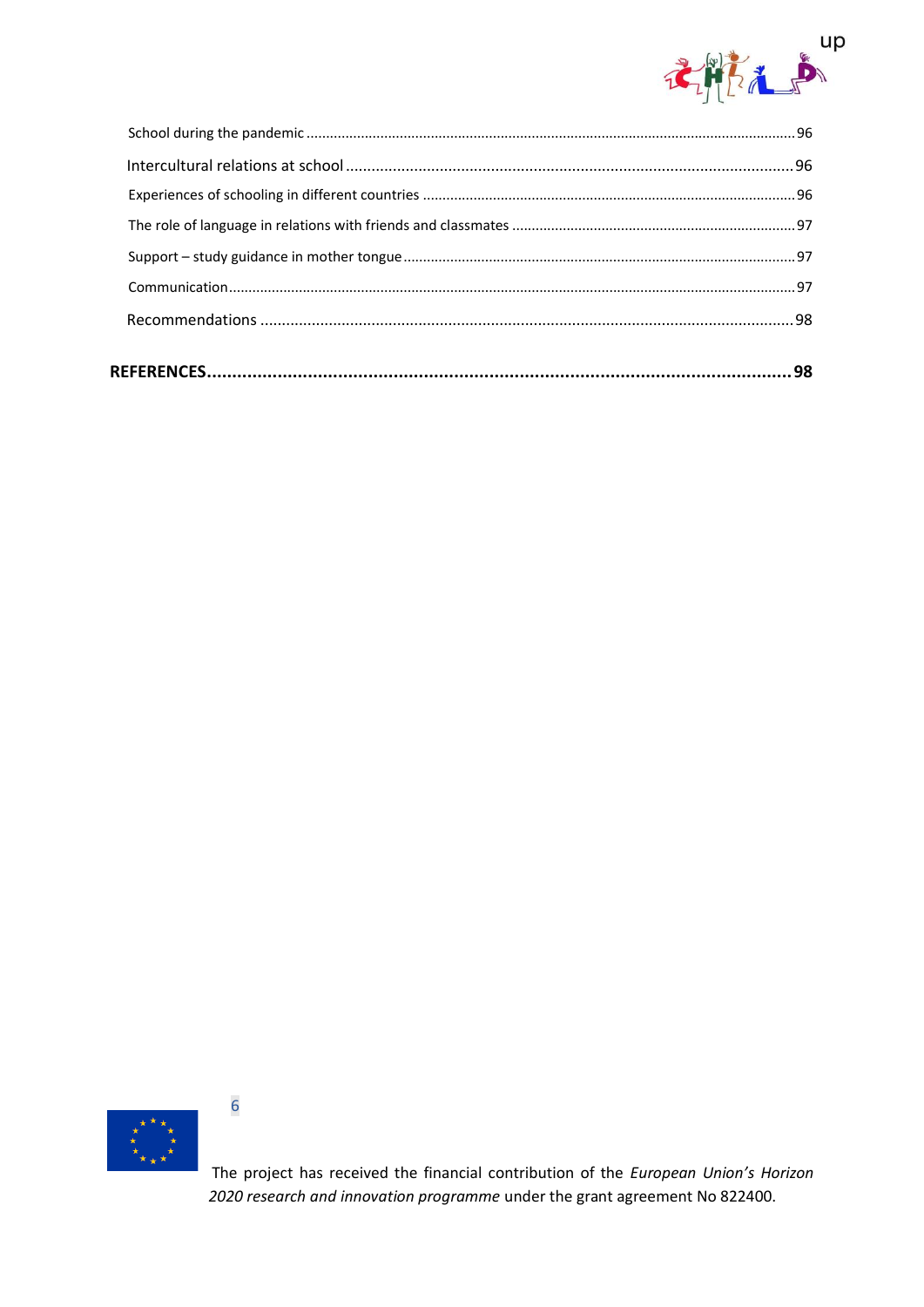School during the pandemic ........................................................................................................................ 96

Intercultural relations at school ..................................................................................................... 96

Experiences of schooling in different countries ............................................................................................. 96

The role of language in relations with friends and classmates ...................................................................... 97

Support – study guidance in mother tongue ................................................................................................. 97

Communication .............................................................................................................................................. 97

Recommendations ........................................................................................................................... 98

**REFERENCES.................................................................................................................. 98**

The project has received the financial contribution of the *European Union's Horizon 2020 research and innovation programme* under the grant agreement No 822400.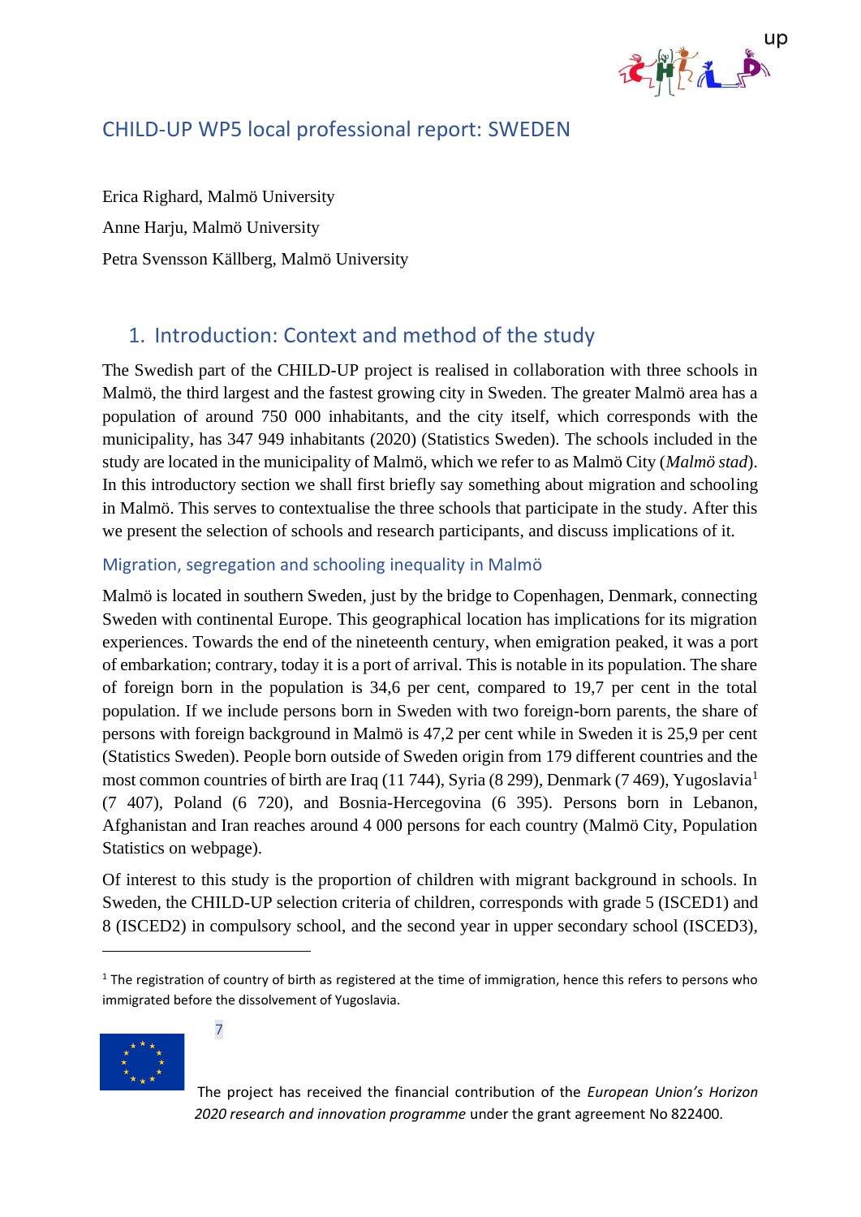# CHILD-UP WP5 local professional report: SWEDEN

Erica Righard, Malmö University

Anne Harju, Malmö University

Petra Svensson Källberg, Malmö University

## 1. Introduction: Context and method of the study

The Swedish part of the CHILD-UP project is realised in collaboration with three schools in Malmö, the third largest and the fastest growing city in Sweden. The greater Malmö area has a population of around 750 000 inhabitants, and the city itself, which corresponds with the municipality, has 347 949 inhabitants (2020) (Statistics Sweden). The schools included in the study are located in the municipality of Malmö, which we refer to as Malmö City (*Malmö stad*). In this introductory section we shall first briefly say something about migration and schooling in Malmö. This serves to contextualise the three schools that participate in the study. After this we present the selection of schools and research participants, and discuss implications of it.

### Migration, segregation and schooling inequality in Malmö

Malmö is located in southern Sweden, just by the bridge to Copenhagen, Denmark, connecting Sweden with continental Europe. This geographical location has implications for its migration experiences. Towards the end of the nineteenth century, when emigration peaked, it was a port of embarkation; contrary, today it is a port of arrival. This is notable in its population. The share of foreign born in the population is 34,6 per cent, compared to 19,7 per cent in the total population. If we include persons born in Sweden with two foreign-born parents, the share of persons with foreign background in Malmö is 47,2 per cent while in Sweden it is 25,9 per cent (Statistics Sweden). People born outside of Sweden origin from 179 different countries and the most common countries of birth are Iraq (11 744), Syria (8 299), Denmark (7 469), Yugoslavia[1] (7 407), Poland (6 720), and Bosnia-Hercegovina (6 395). Persons born in Lebanon, Afghanistan and Iran reaches around 4 000 persons for each country (Malmö City, Population Statistics on webpage).

Of interest to this study is the proportion of children with migrant background in schools. In Sweden, the CHILD-UP selection criteria of children, corresponds with grade 5 (ISCED1) and 8 (ISCED2) in compulsory school, and the second year in upper secondary school (ISCED3),

[1] The registration of country of birth as registered at the time of immigration, hence this refers to persons who immigrated before the dissolvement of Yugoslavia.

The project has received the financial contribution of the *European Union's Horizon 2020 research and innovation programme* under the grant agreement No 822400.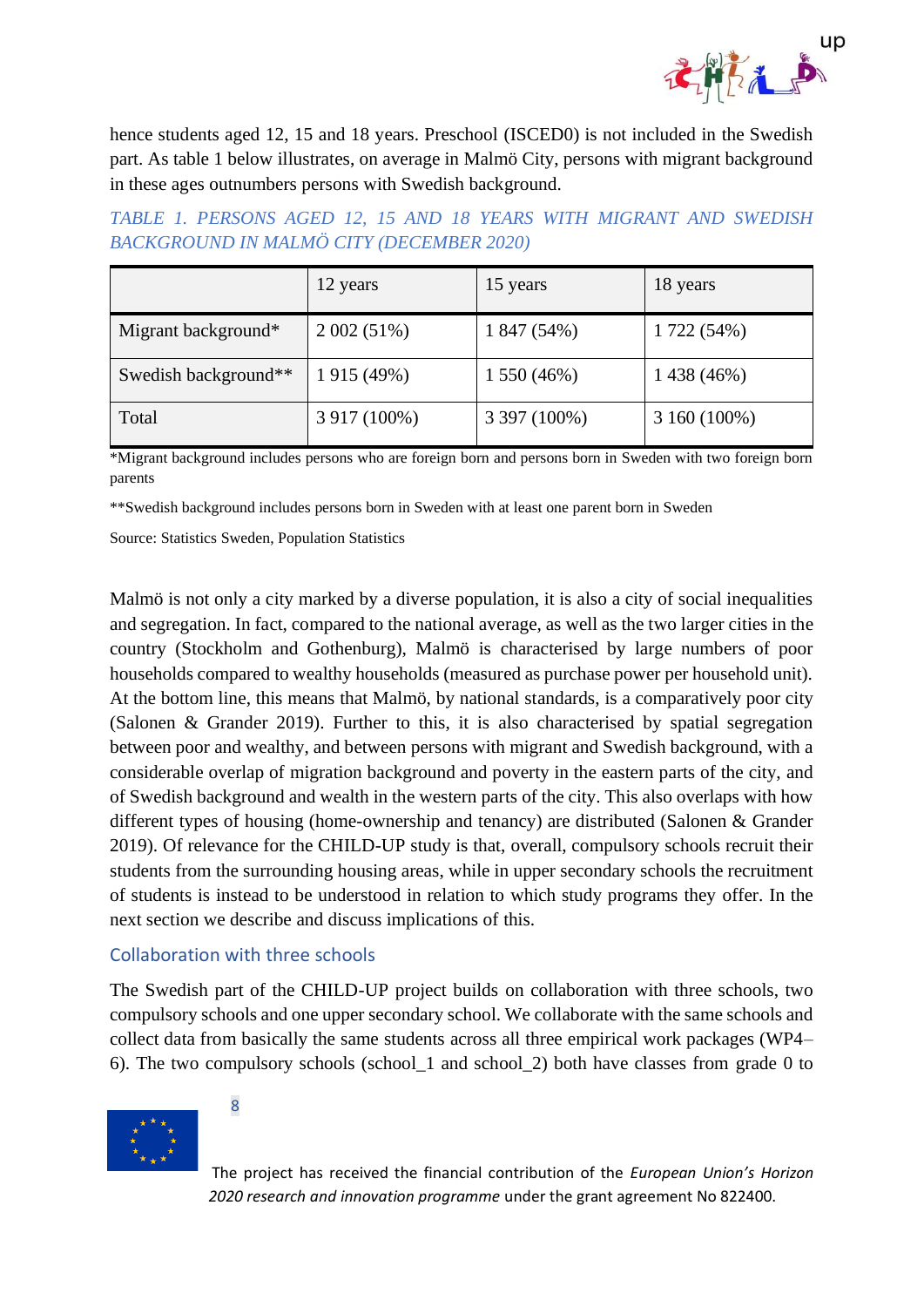hence students aged 12, 15 and 18 years. Preschool (ISCED0) is not included in the Swedish part. As table 1 below illustrates, on average in Malmö City, persons with migrant background in these ages outnumbers persons with Swedish background.

*TABLE 1. PERSONS AGED 12, 15 AND 18 YEARS WITH MIGRANT AND SWEDISH BACKGROUND IN MALMÖ CITY (DECEMBER 2020)*

| | 12 years | 15 years | 18 years |
|---|---|---|---|
| Migrant background* | 2 002 (51%) | 1 847 (54%) | 1 722 (54%) |
| Swedish background** | 1 915 (49%) | 1 550 (46%) | 1 438 (46%) |
| Total | 3 917 (100%) | 3 397 (100%) | 3 160 (100%) |

*Migrant background includes persons who are foreign born and persons born in Sweden with two foreign born parents

**Swedish background includes persons born in Sweden with at least one parent born in Sweden

Source: Statistics Sweden, Population Statistics

Malmö is not only a city marked by a diverse population, it is also a city of social inequalities and segregation. In fact, compared to the national average, as well as the two larger cities in the country (Stockholm and Gothenburg), Malmö is characterised by large numbers of poor households compared to wealthy households (measured as purchase power per household unit). At the bottom line, this means that Malmö, by national standards, is a comparatively poor city (Salonen & Grander 2019). Further to this, it is also characterised by spatial segregation between poor and wealthy, and between persons with migrant and Swedish background, with a considerable overlap of migration background and poverty in the eastern parts of the city, and of Swedish background and wealth in the western parts of the city. This also overlaps with how different types of housing (home-ownership and tenancy) are distributed (Salonen & Grander 2019). Of relevance for the CHILD-UP study is that, overall, compulsory schools recruit their students from the surrounding housing areas, while in upper secondary schools the recruitment of students is instead to be understood in relation to which study programs they offer. In the next section we describe and discuss implications of this.

## Collaboration with three schools

The Swedish part of the CHILD-UP project builds on collaboration with three schools, two compulsory schools and one upper secondary school. We collaborate with the same schools and collect data from basically the same students across all three empirical work packages (WP4–6). The two compulsory schools (school_1 and school_2) both have classes from grade 0 to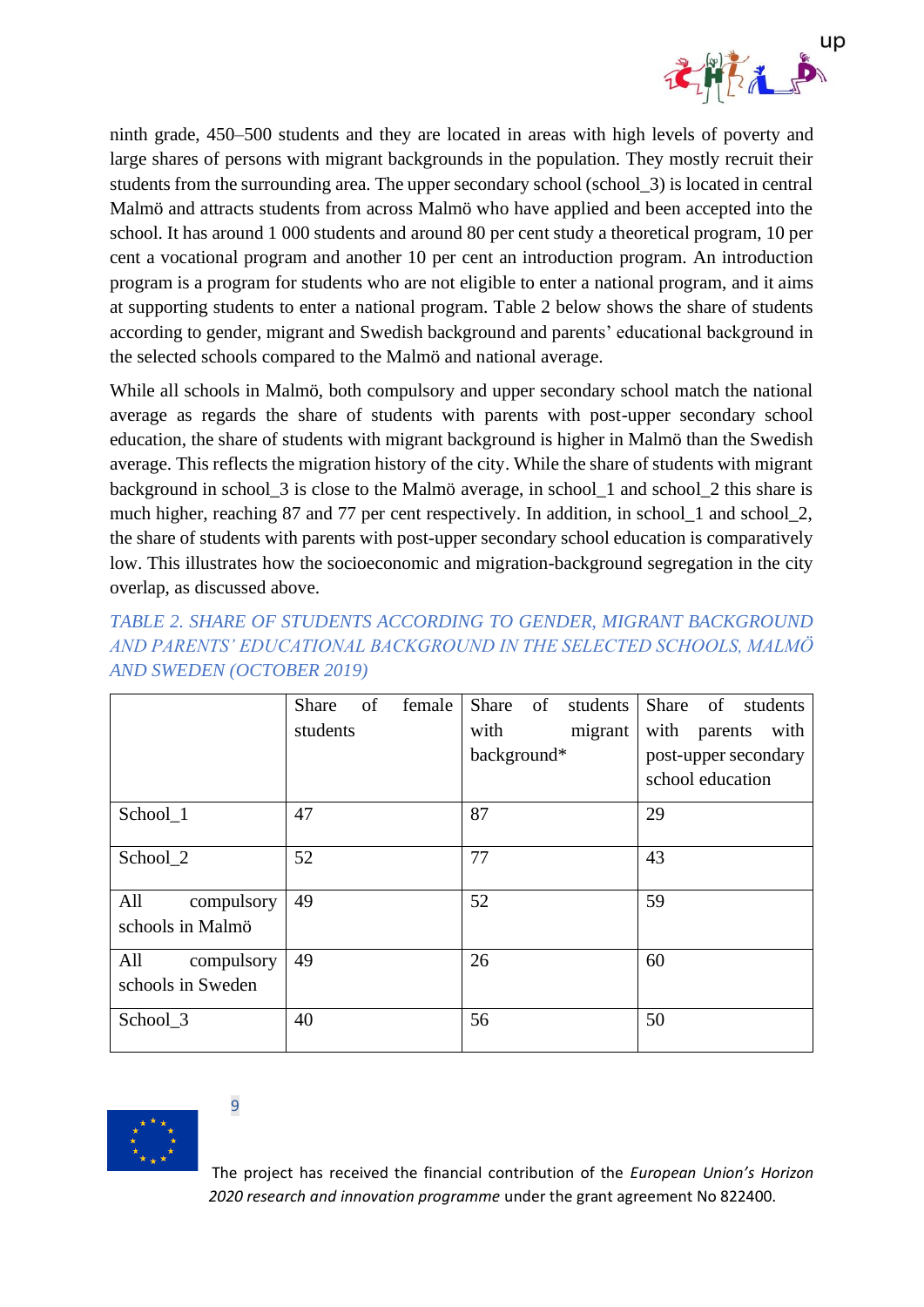ninth grade, 450–500 students and they are located in areas with high levels of poverty and large shares of persons with migrant backgrounds in the population. They mostly recruit their students from the surrounding area. The upper secondary school (school_3) is located in central Malmö and attracts students from across Malmö who have applied and been accepted into the school. It has around 1 000 students and around 80 per cent study a theoretical program, 10 per cent a vocational program and another 10 per cent an introduction program. An introduction program is a program for students who are not eligible to enter a national program, and it aims at supporting students to enter a national program. Table 2 below shows the share of students according to gender, migrant and Swedish background and parents' educational background in the selected schools compared to the Malmö and national average.

While all schools in Malmö, both compulsory and upper secondary school match the national average as regards the share of students with parents with post-upper secondary school education, the share of students with migrant background is higher in Malmö than the Swedish average. This reflects the migration history of the city. While the share of students with migrant background in school_3 is close to the Malmö average, in school_1 and school_2 this share is much higher, reaching 87 and 77 per cent respectively. In addition, in school_1 and school_2, the share of students with parents with post-upper secondary school education is comparatively low. This illustrates how the socioeconomic and migration-background segregation in the city overlap, as discussed above.

*TABLE 2. SHARE OF STUDENTS ACCORDING TO GENDER, MIGRANT BACKGROUND AND PARENTS' EDUCATIONAL BACKGROUND IN THE SELECTED SCHOOLS, MALMÖ AND SWEDEN (OCTOBER 2019)*

| | Share of female students | Share of students with migrant background* | Share of students with parents with post-upper secondary school education |
|---|---|---|---|
| School_1 | 47 | 87 | 29 |
| School_2 | 52 | 77 | 43 |
| All compulsory schools in Malmö | 49 | 52 | 59 |
| All compulsory schools in Sweden | 49 | 26 | 60 |
| School_3 | 40 | 56 | 50 |

The project has received the financial contribution of the *European Union's Horizon 2020 research and innovation programme* under the grant agreement No 822400.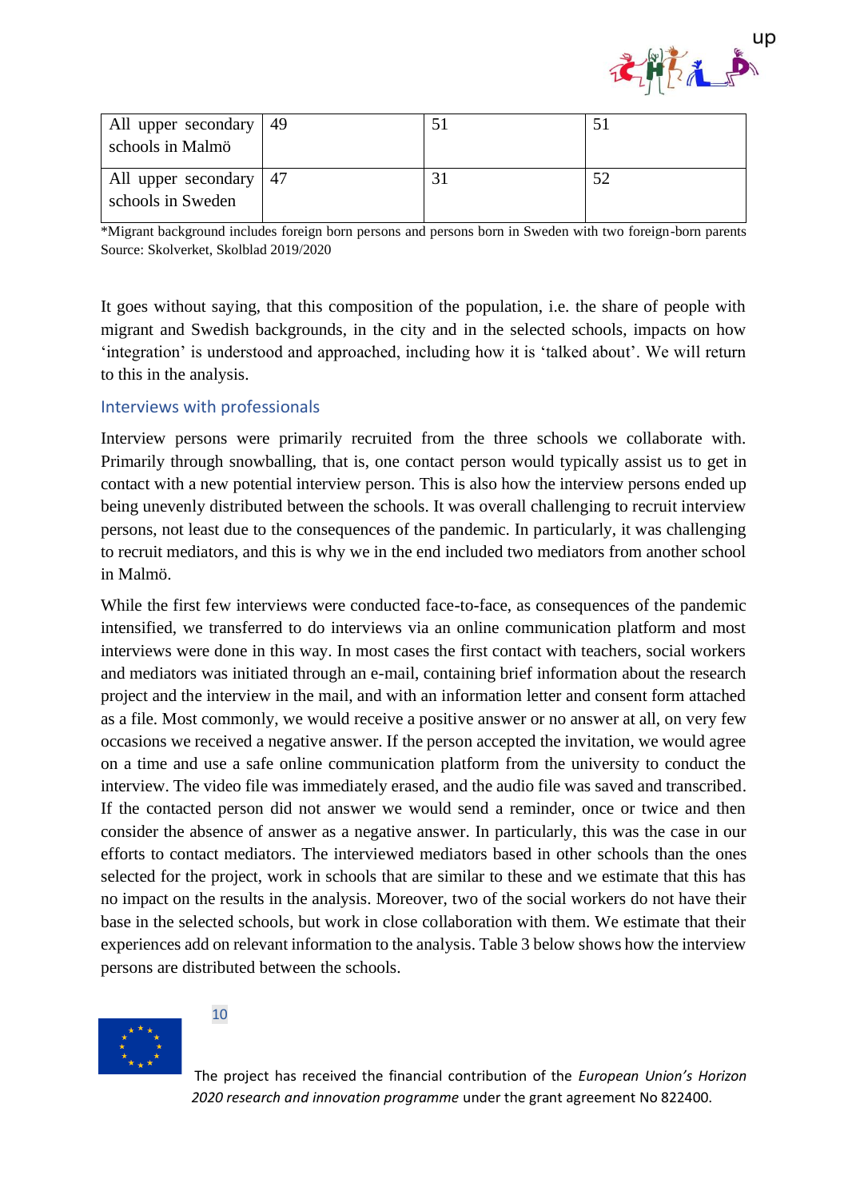| All upper secondary schools in Malmö | 49 | 51 | 51 |
|---|---|---|---|
| All upper secondary schools in Sweden | 47 | 31 | 52 |

*Migrant background includes foreign born persons and persons born in Sweden with two foreign-born parents
Source: Skolverket, Skolblad 2019/2020

It goes without saying, that this composition of the population, i.e. the share of people with migrant and Swedish backgrounds, in the city and in the selected schools, impacts on how 'integration' is understood and approached, including how it is 'talked about'. We will return to this in the analysis.

### Interviews with professionals

Interview persons were primarily recruited from the three schools we collaborate with. Primarily through snowballing, that is, one contact person would typically assist us to get in contact with a new potential interview person. This is also how the interview persons ended up being unevenly distributed between the schools. It was overall challenging to recruit interview persons, not least due to the consequences of the pandemic. In particularly, it was challenging to recruit mediators, and this is why we in the end included two mediators from another school in Malmö.

While the first few interviews were conducted face-to-face, as consequences of the pandemic intensified, we transferred to do interviews via an online communication platform and most interviews were done in this way. In most cases the first contact with teachers, social workers and mediators was initiated through an e-mail, containing brief information about the research project and the interview in the mail, and with an information letter and consent form attached as a file. Most commonly, we would receive a positive answer or no answer at all, on very few occasions we received a negative answer. If the person accepted the invitation, we would agree on a time and use a safe online communication platform from the university to conduct the interview. The video file was immediately erased, and the audio file was saved and transcribed. If the contacted person did not answer we would send a reminder, once or twice and then consider the absence of answer as a negative answer. In particularly, this was the case in our efforts to contact mediators. The interviewed mediators based in other schools than the ones selected for the project, work in schools that are similar to these and we estimate that this has no impact on the results in the analysis. Moreover, two of the social workers do not have their base in the selected schools, but work in close collaboration with them. We estimate that their experiences add on relevant information to the analysis. Table 3 below shows how the interview persons are distributed between the schools.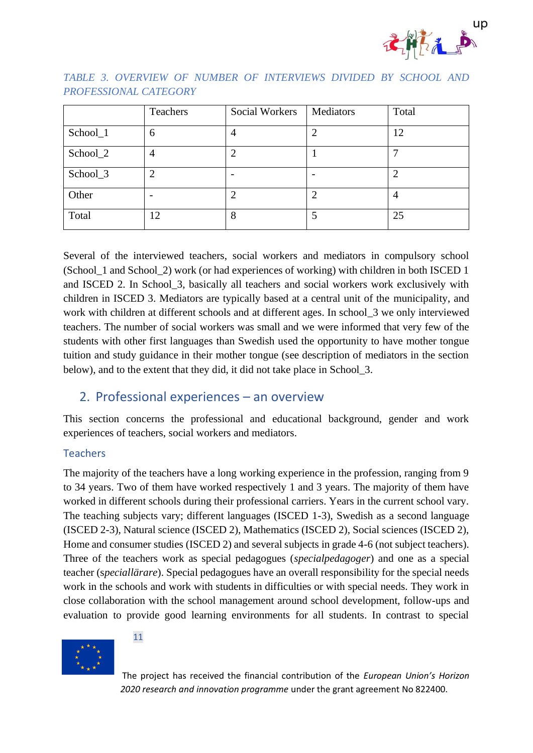*TABLE 3. OVERVIEW OF NUMBER OF INTERVIEWS DIVIDED BY SCHOOL AND PROFESSIONAL CATEGORY*

| | Teachers | Social Workers | Mediators | Total |
|---|---|---|---|---|
| School_1 | 6 | 4 | 2 | 12 |
| School_2 | 4 | 2 | 1 | 7 |
| School_3 | 2 | - | - | 2 |
| Other | - | 2 | 2 | 4 |
| Total | 12 | 8 | 5 | 25 |

Several of the interviewed teachers, social workers and mediators in compulsory school (School_1 and School_2) work (or had experiences of working) with children in both ISCED 1 and ISCED 2. In School_3, basically all teachers and social workers work exclusively with children in ISCED 3. Mediators are typically based at a central unit of the municipality, and work with children at different schools and at different ages. In school_3 we only interviewed teachers. The number of social workers was small and we were informed that very few of the students with other first languages than Swedish used the opportunity to have mother tongue tuition and study guidance in their mother tongue (see description of mediators in the section below), and to the extent that they did, it did not take place in School_3.

## 2. Professional experiences – an overview

This section concerns the professional and educational background, gender and work experiences of teachers, social workers and mediators.

### Teachers

The majority of the teachers have a long working experience in the profession, ranging from 9 to 34 years. Two of them have worked respectively 1 and 3 years. The majority of them have worked in different schools during their professional carriers. Years in the current school vary. The teaching subjects vary; different languages (ISCED 1-3), Swedish as a second language (ISCED 2-3), Natural science (ISCED 2), Mathematics (ISCED 2), Social sciences (ISCED 2), Home and consumer studies (ISCED 2) and several subjects in grade 4-6 (not subject teachers). Three of the teachers work as special pedagogues (*specialpedagoger*) and one as a special teacher (*speciallärare*). Special pedagogues have an overall responsibility for the special needs work in the schools and work with students in difficulties or with special needs. They work in close collaboration with the school management around school development, follow-ups and evaluation to provide good learning environments for all students. In contrast to special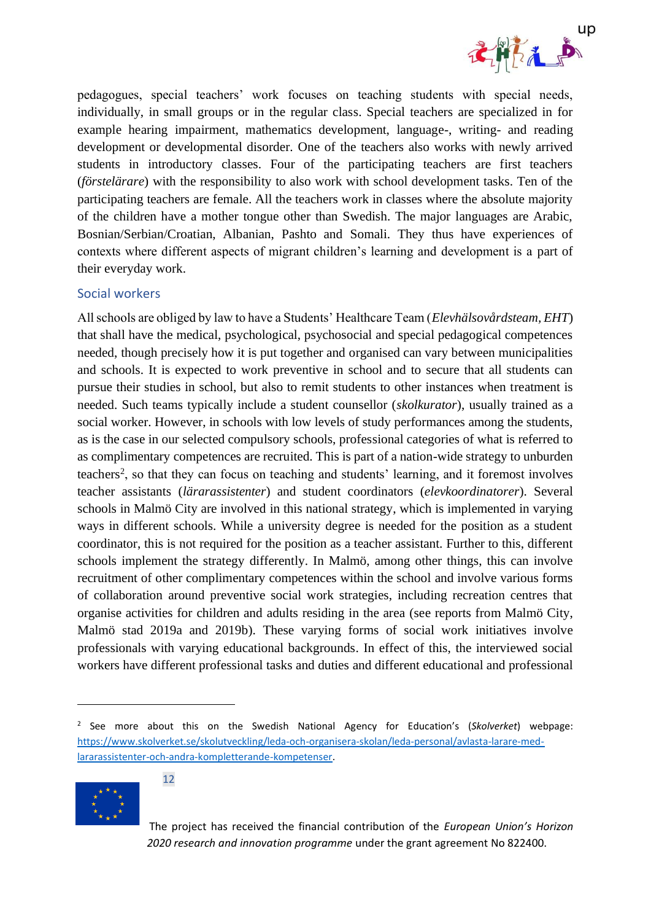pedagogues, special teachers' work focuses on teaching students with special needs, individually, in small groups or in the regular class. Special teachers are specialized in for example hearing impairment, mathematics development, language-, writing- and reading development or developmental disorder. One of the teachers also works with newly arrived students in introductory classes. Four of the participating teachers are first teachers (*förstelärare*) with the responsibility to also work with school development tasks. Ten of the participating teachers are female. All the teachers work in classes where the absolute majority of the children have a mother tongue other than Swedish. The major languages are Arabic, Bosnian/Serbian/Croatian, Albanian, Pashto and Somali. They thus have experiences of contexts where different aspects of migrant children's learning and development is a part of their everyday work.

### Social workers

All schools are obliged by law to have a Students' Healthcare Team (*Elevhälsovårdsteam, EHT*) that shall have the medical, psychological, psychosocial and special pedagogical competences needed, though precisely how it is put together and organised can vary between municipalities and schools. It is expected to work preventive in school and to secure that all students can pursue their studies in school, but also to remit students to other instances when treatment is needed. Such teams typically include a student counsellor (*skolkurator*), usually trained as a social worker. However, in schools with low levels of study performances among the students, as is the case in our selected compulsory schools, professional categories of what is referred to as complimentary competences are recruited. This is part of a nation-wide strategy to unburden teachers[2], so that they can focus on teaching and students' learning, and it foremost involves teacher assistants (*lärarassistenter*) and student coordinators (*elevkoordinatorer*). Several schools in Malmö City are involved in this national strategy, which is implemented in varying ways in different schools. While a university degree is needed for the position as a student coordinator, this is not required for the position as a teacher assistant. Further to this, different schools implement the strategy differently. In Malmö, among other things, this can involve recruitment of other complimentary competences within the school and involve various forms of collaboration around preventive social work strategies, including recreation centres that organise activities for children and adults residing in the area (see reports from Malmö City, Malmö stad 2019a and 2019b). These varying forms of social work initiatives involve professionals with varying educational backgrounds. In effect of this, the interviewed social workers have different professional tasks and duties and different educational and professional

[2] See more about this on the Swedish National Agency for Education's (*Skolverket*) webpage: https://www.skolverket.se/skolutveckling/leda-och-organisera-skolan/leda-personal/avlasta-larare-med-lararassistenter-och-andra-kompletterande-kompetenser.

The project has received the financial contribution of the *European Union's Horizon 2020 research and innovation programme* under the grant agreement No 822400.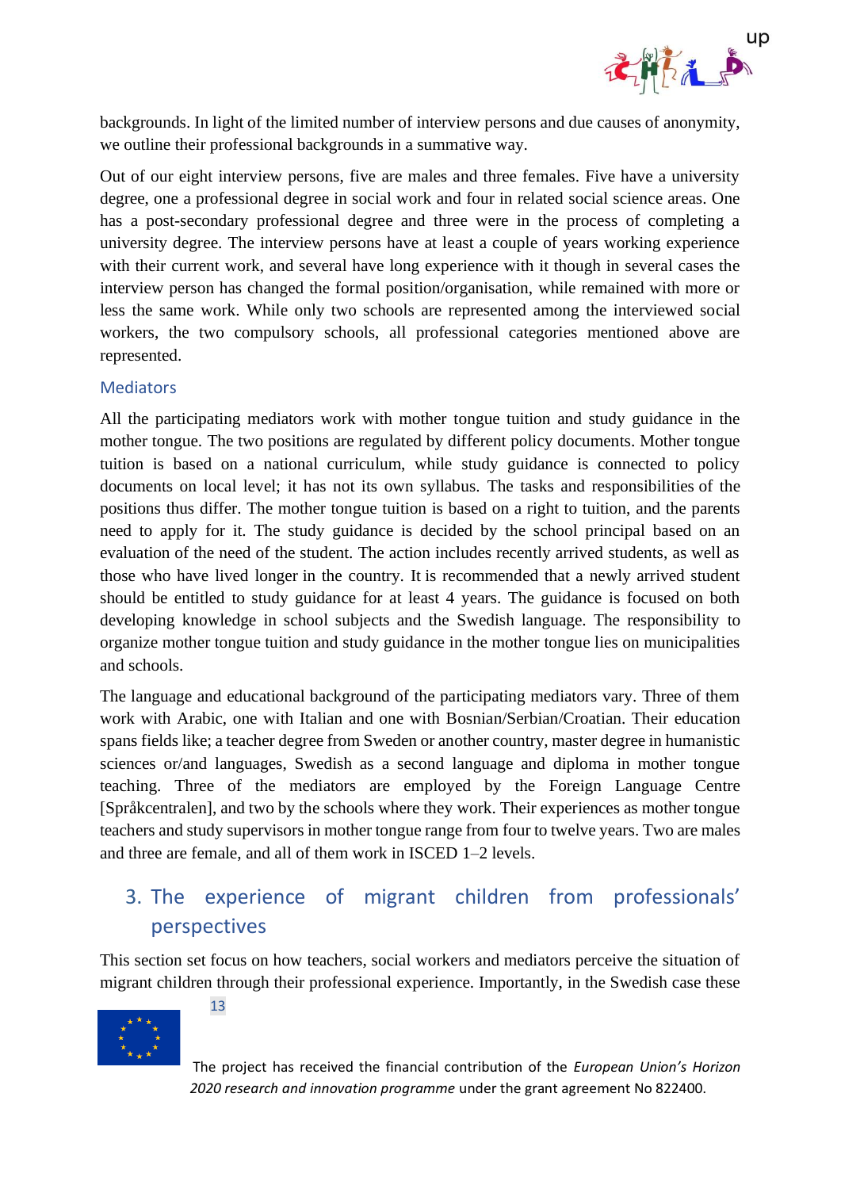backgrounds. In light of the limited number of interview persons and due causes of anonymity, we outline their professional backgrounds in a summative way.

Out of our eight interview persons, five are males and three females. Five have a university degree, one a professional degree in social work and four in related social science areas. One has a post-secondary professional degree and three were in the process of completing a university degree. The interview persons have at least a couple of years working experience with their current work, and several have long experience with it though in several cases the interview person has changed the formal position/organisation, while remained with more or less the same work. While only two schools are represented among the interviewed social workers, the two compulsory schools, all professional categories mentioned above are represented.

### Mediators

All the participating mediators work with mother tongue tuition and study guidance in the mother tongue. The two positions are regulated by different policy documents. Mother tongue tuition is based on a national curriculum, while study guidance is connected to policy documents on local level; it has not its own syllabus. The tasks and responsibilities of the positions thus differ. The mother tongue tuition is based on a right to tuition, and the parents need to apply for it. The study guidance is decided by the school principal based on an evaluation of the need of the student. The action includes recently arrived students, as well as those who have lived longer in the country. It is recommended that a newly arrived student should be entitled to study guidance for at least 4 years. The guidance is focused on both developing knowledge in school subjects and the Swedish language. The responsibility to organize mother tongue tuition and study guidance in the mother tongue lies on municipalities and schools.

The language and educational background of the participating mediators vary. Three of them work with Arabic, one with Italian and one with Bosnian/Serbian/Croatian. Their education spans fields like; a teacher degree from Sweden or another country, master degree in humanistic sciences or/and languages, Swedish as a second language and diploma in mother tongue teaching. Three of the mediators are employed by the Foreign Language Centre [Språkcentralen], and two by the schools where they work. Their experiences as mother tongue teachers and study supervisors in mother tongue range from four to twelve years. Two are males and three are female, and all of them work in ISCED 1–2 levels.

## 3. The experience of migrant children from professionals' perspectives

This section set focus on how teachers, social workers and mediators perceive the situation of migrant children through their professional experience. Importantly, in the Swedish case these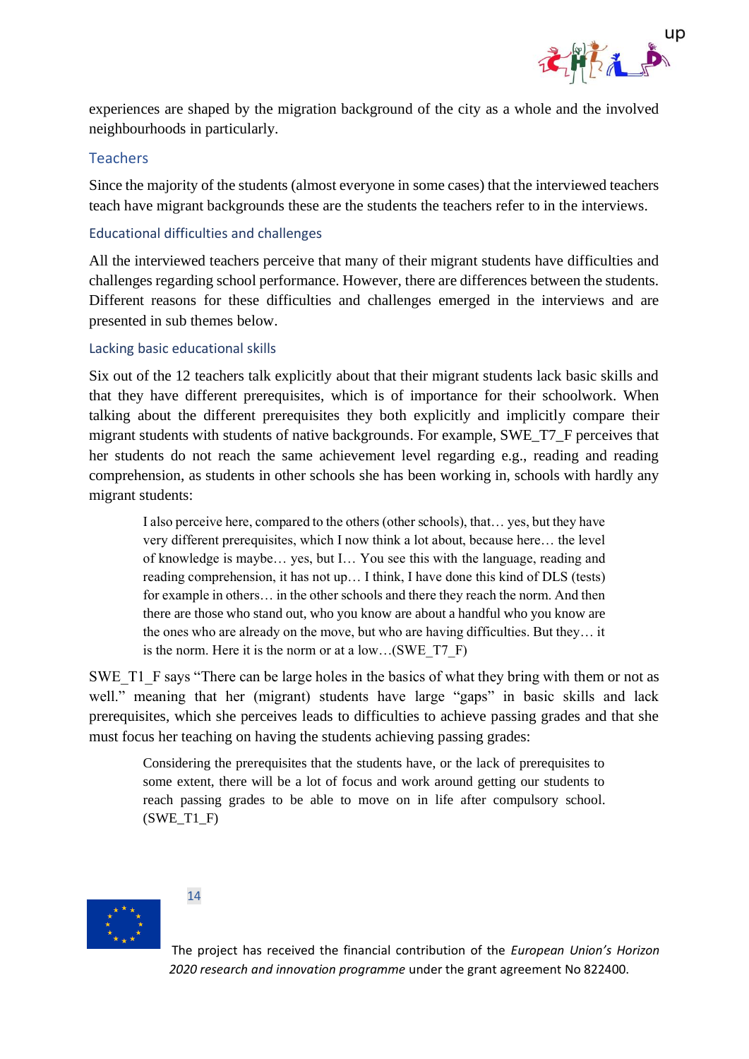experiences are shaped by the migration background of the city as a whole and the involved neighbourhoods in particularly.

### Teachers

Since the majority of the students (almost everyone in some cases) that the interviewed teachers teach have migrant backgrounds these are the students the teachers refer to in the interviews.

#### Educational difficulties and challenges

All the interviewed teachers perceive that many of their migrant students have difficulties and challenges regarding school performance. However, there are differences between the students. Different reasons for these difficulties and challenges emerged in the interviews and are presented in sub themes below.

#### Lacking basic educational skills

Six out of the 12 teachers talk explicitly about that their migrant students lack basic skills and that they have different prerequisites, which is of importance for their schoolwork. When talking about the different prerequisites they both explicitly and implicitly compare their migrant students with students of native backgrounds. For example, SWE_T7_F perceives that her students do not reach the same achievement level regarding e.g., reading and reading comprehension, as students in other schools she has been working in, schools with hardly any migrant students:

> I also perceive here, compared to the others (other schools), that… yes, but they have very different prerequisites, which I now think a lot about, because here… the level of knowledge is maybe… yes, but I… You see this with the language, reading and reading comprehension, it has not up… I think, I have done this kind of DLS (tests) for example in others… in the other schools and there they reach the norm. And then there are those who stand out, who you know are about a handful who you know are the ones who are already on the move, but who are having difficulties. But they… it is the norm. Here it is the norm or at a low…(SWE_T7_F)

SWE_T1_F says "There can be large holes in the basics of what they bring with them or not as well." meaning that her (migrant) students have large "gaps" in basic skills and lack prerequisites, which she perceives leads to difficulties to achieve passing grades and that she must focus her teaching on having the students achieving passing grades:

> Considering the prerequisites that the students have, or the lack of prerequisites to some extent, there will be a lot of focus and work around getting our students to reach passing grades to be able to move on in life after compulsory school. (SWE_T1_F)

The project has received the financial contribution of the *European Union's Horizon 2020 research and innovation programme* under the grant agreement No 822400.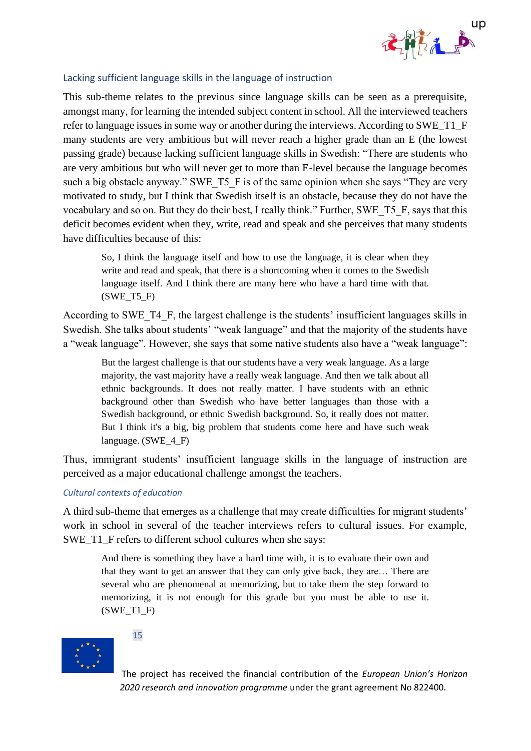### Lacking sufficient language skills in the language of instruction

This sub-theme relates to the previous since language skills can be seen as a prerequisite, amongst many, for learning the intended subject content in school. All the interviewed teachers refer to language issues in some way or another during the interviews. According to SWE_T1_F many students are very ambitious but will never reach a higher grade than an E (the lowest passing grade) because lacking sufficient language skills in Swedish: "There are students who are very ambitious but who will never get to more than E-level because the language becomes such a big obstacle anyway." SWE_T5_F is of the same opinion when she says "They are very motivated to study, but I think that Swedish itself is an obstacle, because they do not have the vocabulary and so on. But they do their best, I really think." Further, SWE_T5_F, says that this deficit becomes evident when they, write, read and speak and she perceives that many students have difficulties because of this:

> So, I think the language itself and how to use the language, it is clear when they write and read and speak, that there is a shortcoming when it comes to the Swedish language itself. And I think there are many here who have a hard time with that. (SWE_T5_F)

According to SWE_T4_F, the largest challenge is the students' insufficient languages skills in Swedish. She talks about students' "weak language" and that the majority of the students have a "weak language". However, she says that some native students also have a "weak language":

> But the largest challenge is that our students have a very weak language. As a large majority, the vast majority have a really weak language. And then we talk about all ethnic backgrounds. It does not really matter. I have students with an ethnic background other than Swedish who have better languages than those with a Swedish background, or ethnic Swedish background. So, it really does not matter. But I think it's a big, big problem that students come here and have such weak language. (SWE_4_F)

Thus, immigrant students' insufficient language skills in the language of instruction are perceived as a major educational challenge amongst the teachers.

#### *Cultural contexts of education*

A third sub-theme that emerges as a challenge that may create difficulties for migrant students' work in school in several of the teacher interviews refers to cultural issues. For example, SWE_T1_F refers to different school cultures when she says:

> And there is something they have a hard time with, it is to evaluate their own and that they want to get an answer that they can only give back, they are… There are several who are phenomenal at memorizing, but to take them the step forward to memorizing, it is not enough for this grade but you must be able to use it. (SWE_T1_F)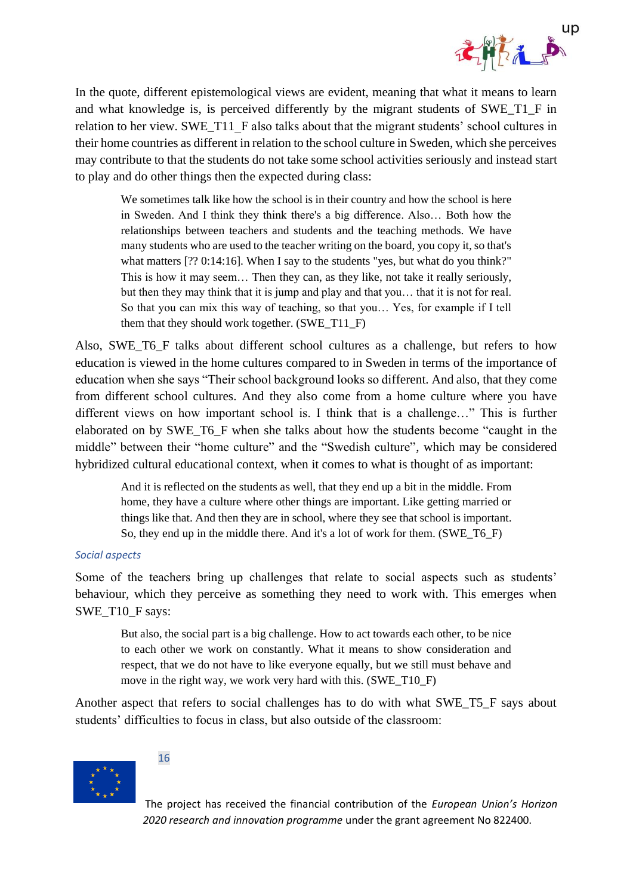In the quote, different epistemological views are evident, meaning that what it means to learn and what knowledge is, is perceived differently by the migrant students of SWE_T1_F in relation to her view. SWE_T11_F also talks about that the migrant students' school cultures in their home countries as different in relation to the school culture in Sweden, which she perceives may contribute to that the students do not take some school activities seriously and instead start to play and do other things then the expected during class:

> We sometimes talk like how the school is in their country and how the school is here in Sweden. And I think they think there's a big difference. Also… Both how the relationships between teachers and students and the teaching methods. We have many students who are used to the teacher writing on the board, you copy it, so that's what matters [?? 0:14:16]. When I say to the students "yes, but what do you think?" This is how it may seem… Then they can, as they like, not take it really seriously, but then they may think that it is jump and play and that you… that it is not for real. So that you can mix this way of teaching, so that you… Yes, for example if I tell them that they should work together. (SWE_T11_F)

Also, SWE_T6_F talks about different school cultures as a challenge, but refers to how education is viewed in the home cultures compared to in Sweden in terms of the importance of education when she says "Their school background looks so different. And also, that they come from different school cultures. And they also come from a home culture where you have different views on how important school is. I think that is a challenge…" This is further elaborated on by SWE_T6_F when she talks about how the students become "caught in the middle" between their "home culture" and the "Swedish culture", which may be considered hybridized cultural educational context, when it comes to what is thought of as important:

> And it is reflected on the students as well, that they end up a bit in the middle. From home, they have a culture where other things are important. Like getting married or things like that. And then they are in school, where they see that school is important. So, they end up in the middle there. And it's a lot of work for them. (SWE_T6_F)

*Social aspects*

Some of the teachers bring up challenges that relate to social aspects such as students' behaviour, which they perceive as something they need to work with. This emerges when SWE_T10_F says:

> But also, the social part is a big challenge. How to act towards each other, to be nice to each other we work on constantly. What it means to show consideration and respect, that we do not have to like everyone equally, but we still must behave and move in the right way, we work very hard with this. (SWE_T10_F)

Another aspect that refers to social challenges has to do with what SWE_T5_F says about students' difficulties to focus in class, but also outside of the classroom: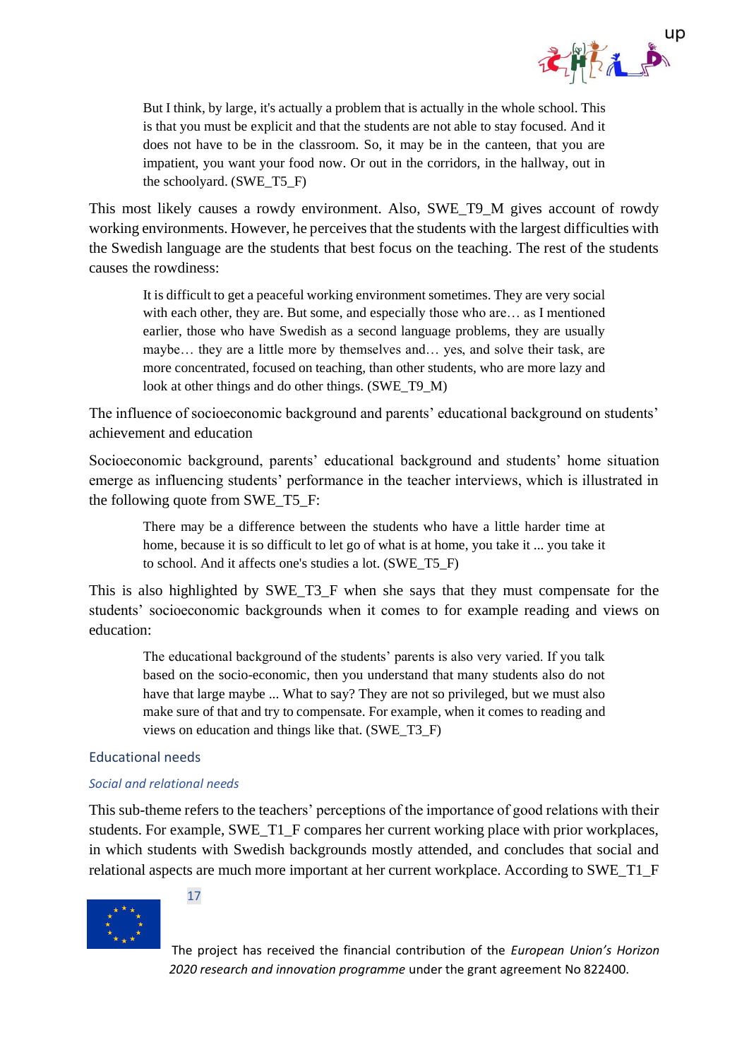> But I think, by large, it's actually a problem that is actually in the whole school. This is that you must be explicit and that the students are not able to stay focused. And it does not have to be in the classroom. So, it may be in the canteen, that you are impatient, you want your food now. Or out in the corridors, in the hallway, out in the schoolyard. (SWE_T5_F)

This most likely causes a rowdy environment. Also, SWE_T9_M gives account of rowdy working environments. However, he perceives that the students with the largest difficulties with the Swedish language are the students that best focus on the teaching. The rest of the students causes the rowdiness:

> It is difficult to get a peaceful working environment sometimes. They are very social with each other, they are. But some, and especially those who are… as I mentioned earlier, those who have Swedish as a second language problems, they are usually maybe… they are a little more by themselves and… yes, and solve their task, are more concentrated, focused on teaching, than other students, who are more lazy and look at other things and do other things. (SWE_T9_M)

The influence of socioeconomic background and parents' educational background on students' achievement and education

Socioeconomic background, parents' educational background and students' home situation emerge as influencing students' performance in the teacher interviews, which is illustrated in the following quote from SWE_T5_F:

> There may be a difference between the students who have a little harder time at home, because it is so difficult to let go of what is at home, you take it ... you take it to school. And it affects one's studies a lot. (SWE_T5_F)

This is also highlighted by SWE_T3_F when she says that they must compensate for the students' socioeconomic backgrounds when it comes to for example reading and views on education:

> The educational background of the students' parents is also very varied. If you talk based on the socio-economic, then you understand that many students also do not have that large maybe ... What to say? They are not so privileged, but we must also make sure of that and try to compensate. For example, when it comes to reading and views on education and things like that. (SWE_T3_F)

## Educational needs

### *Social and relational needs*

This sub-theme refers to the teachers' perceptions of the importance of good relations with their students. For example, SWE_T1_F compares her current working place with prior workplaces, in which students with Swedish backgrounds mostly attended, and concludes that social and relational aspects are much more important at her current workplace. According to SWE_T1_F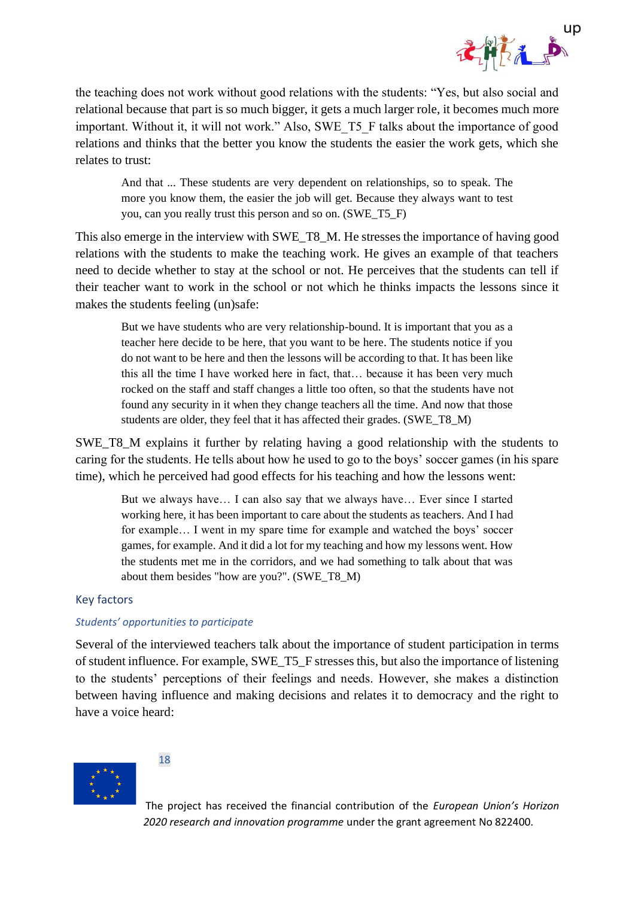the teaching does not work without good relations with the students: "Yes, but also social and relational because that part is so much bigger, it gets a much larger role, it becomes much more important. Without it, it will not work." Also, SWE_T5_F talks about the importance of good relations and thinks that the better you know the students the easier the work gets, which she relates to trust:

> And that ... These students are very dependent on relationships, so to speak. The more you know them, the easier the job will get. Because they always want to test you, can you really trust this person and so on. (SWE_T5_F)

This also emerge in the interview with SWE_T8_M. He stresses the importance of having good relations with the students to make the teaching work. He gives an example of that teachers need to decide whether to stay at the school or not. He perceives that the students can tell if their teacher want to work in the school or not which he thinks impacts the lessons since it makes the students feeling (un)safe:

> But we have students who are very relationship-bound. It is important that you as a teacher here decide to be here, that you want to be here. The students notice if you do not want to be here and then the lessons will be according to that. It has been like this all the time I have worked here in fact, that… because it has been very much rocked on the staff and staff changes a little too often, so that the students have not found any security in it when they change teachers all the time. And now that those students are older, they feel that it has affected their grades. (SWE_T8_M)

SWE_T8_M explains it further by relating having a good relationship with the students to caring for the students. He tells about how he used to go to the boys' soccer games (in his spare time), which he perceived had good effects for his teaching and how the lessons went:

> But we always have… I can also say that we always have… Ever since I started working here, it has been important to care about the students as teachers. And I had for example… I went in my spare time for example and watched the boys' soccer games, for example. And it did a lot for my teaching and how my lessons went. How the students met me in the corridors, and we had something to talk about that was about them besides "how are you?". (SWE_T8_M)

## Key factors

### *Students' opportunities to participate*

Several of the interviewed teachers talk about the importance of student participation in terms of student influence. For example, SWE_T5_F stresses this, but also the importance of listening to the students' perceptions of their feelings and needs. However, she makes a distinction between having influence and making decisions and relates it to democracy and the right to have a voice heard: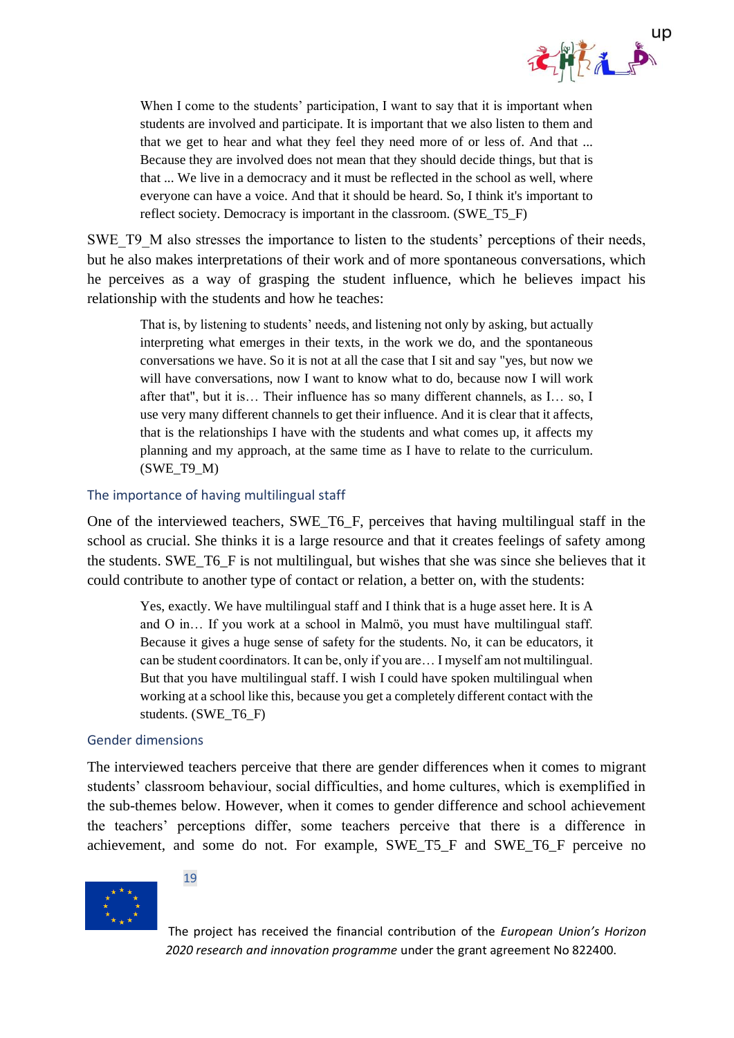> When I come to the students' participation, I want to say that it is important when students are involved and participate. It is important that we also listen to them and that we get to hear and what they feel they need more of or less of. And that ... Because they are involved does not mean that they should decide things, but that is that ... We live in a democracy and it must be reflected in the school as well, where everyone can have a voice. And that it should be heard. So, I think it's important to reflect society. Democracy is important in the classroom. (SWE_T5_F)

SWE_T9_M also stresses the importance to listen to the students' perceptions of their needs, but he also makes interpretations of their work and of more spontaneous conversations, which he perceives as a way of grasping the student influence, which he believes impact his relationship with the students and how he teaches:

> That is, by listening to students' needs, and listening not only by asking, but actually interpreting what emerges in their texts, in the work we do, and the spontaneous conversations we have. So it is not at all the case that I sit and say "yes, but now we will have conversations, now I want to know what to do, because now I will work after that", but it is… Their influence has so many different channels, as I… so, I use very many different channels to get their influence. And it is clear that it affects, that is the relationships I have with the students and what comes up, it affects my planning and my approach, at the same time as I have to relate to the curriculum. (SWE_T9_M)

### The importance of having multilingual staff

One of the interviewed teachers, SWE_T6_F, perceives that having multilingual staff in the school as crucial. She thinks it is a large resource and that it creates feelings of safety among the students. SWE_T6_F is not multilingual, but wishes that she was since she believes that it could contribute to another type of contact or relation, a better on, with the students:

> Yes, exactly. We have multilingual staff and I think that is a huge asset here. It is A and O in… If you work at a school in Malmö, you must have multilingual staff. Because it gives a huge sense of safety for the students. No, it can be educators, it can be student coordinators. It can be, only if you are… I myself am not multilingual. But that you have multilingual staff. I wish I could have spoken multilingual when working at a school like this, because you get a completely different contact with the students. (SWE_T6_F)

### Gender dimensions

The interviewed teachers perceive that there are gender differences when it comes to migrant students' classroom behaviour, social difficulties, and home cultures, which is exemplified in the sub-themes below. However, when it comes to gender difference and school achievement the teachers' perceptions differ, some teachers perceive that there is a difference in achievement, and some do not. For example, SWE_T5_F and SWE_T6_F perceive no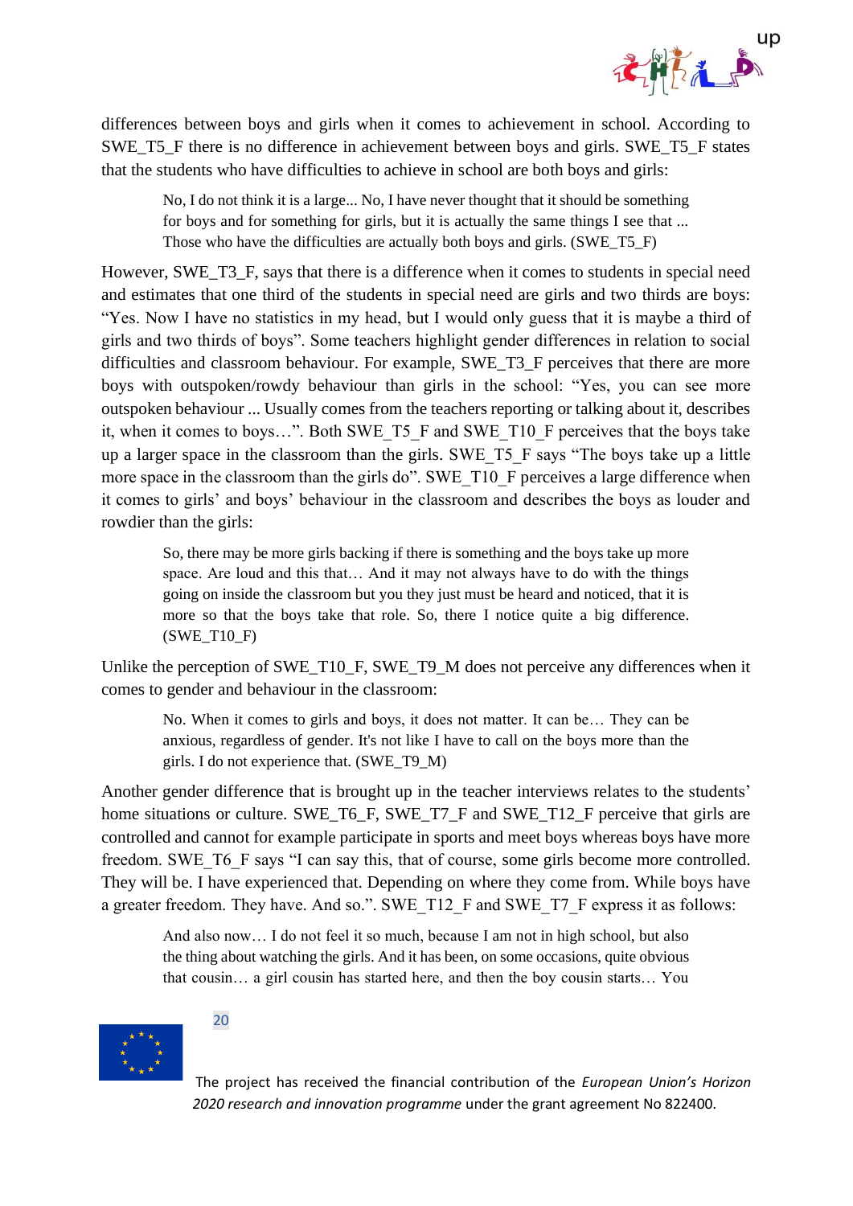differences between boys and girls when it comes to achievement in school. According to SWE_T5_F there is no difference in achievement between boys and girls. SWE_T5_F states that the students who have difficulties to achieve in school are both boys and girls:

> No, I do not think it is a large... No, I have never thought that it should be something for boys and for something for girls, but it is actually the same things I see that ... Those who have the difficulties are actually both boys and girls. (SWE_T5_F)

However, SWE_T3_F, says that there is a difference when it comes to students in special need and estimates that one third of the students in special need are girls and two thirds are boys: "Yes. Now I have no statistics in my head, but I would only guess that it is maybe a third of girls and two thirds of boys". Some teachers highlight gender differences in relation to social difficulties and classroom behaviour. For example, SWE_T3_F perceives that there are more boys with outspoken/rowdy behaviour than girls in the school: "Yes, you can see more outspoken behaviour ... Usually comes from the teachers reporting or talking about it, describes it, when it comes to boys…". Both SWE_T5_F and SWE_T10_F perceives that the boys take up a larger space in the classroom than the girls. SWE_T5_F says "The boys take up a little more space in the classroom than the girls do". SWE_T10_F perceives a large difference when it comes to girls' and boys' behaviour in the classroom and describes the boys as louder and rowdier than the girls:

> So, there may be more girls backing if there is something and the boys take up more space. Are loud and this that… And it may not always have to do with the things going on inside the classroom but you they just must be heard and noticed, that it is more so that the boys take that role. So, there I notice quite a big difference. (SWE_T10_F)

Unlike the perception of SWE_T10_F, SWE_T9_M does not perceive any differences when it comes to gender and behaviour in the classroom:

> No. When it comes to girls and boys, it does not matter. It can be… They can be anxious, regardless of gender. It's not like I have to call on the boys more than the girls. I do not experience that. (SWE_T9_M)

Another gender difference that is brought up in the teacher interviews relates to the students' home situations or culture. SWE_T6_F, SWE_T7_F and SWE_T12_F perceive that girls are controlled and cannot for example participate in sports and meet boys whereas boys have more freedom. SWE_T6_F says "I can say this, that of course, some girls become more controlled. They will be. I have experienced that. Depending on where they come from. While boys have a greater freedom. They have. And so.". SWE_T12_F and SWE_T7_F express it as follows:

> And also now… I do not feel it so much, because I am not in high school, but also the thing about watching the girls. And it has been, on some occasions, quite obvious that cousin… a girl cousin has started here, and then the boy cousin starts… You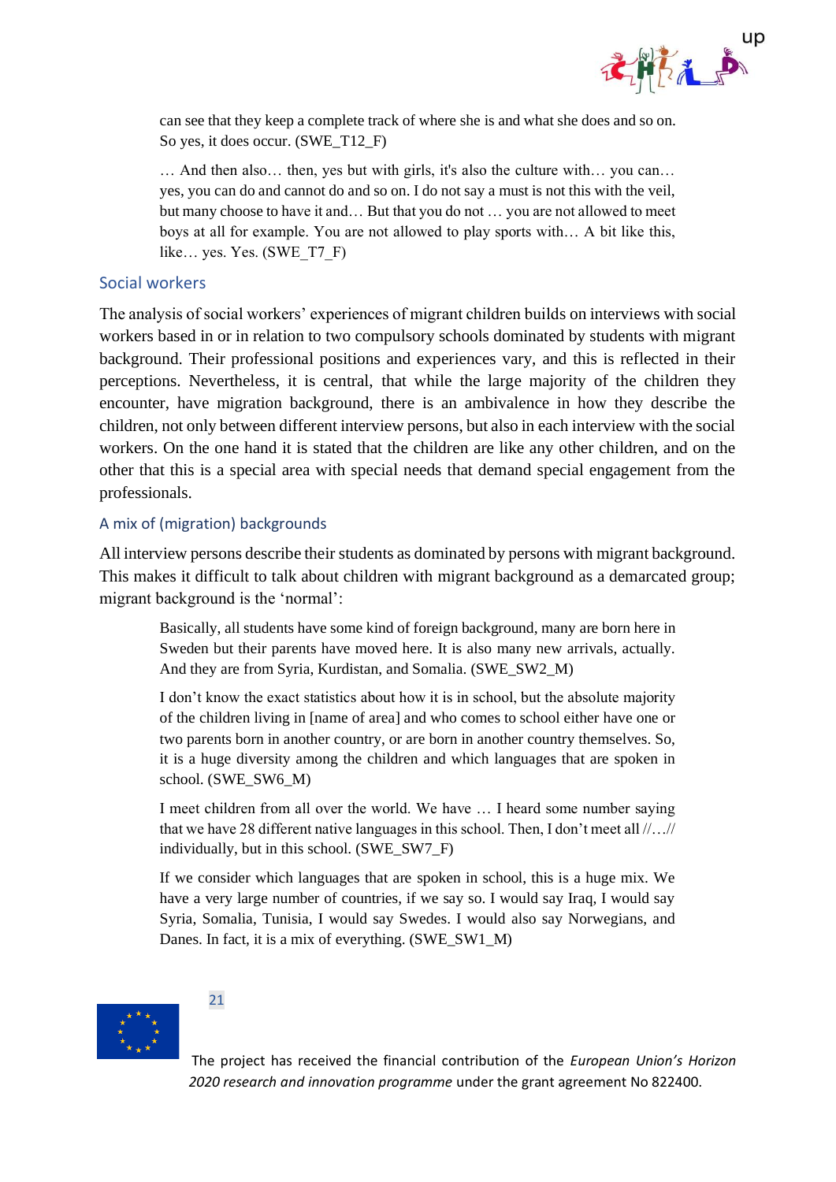can see that they keep a complete track of where she is and what she does and so on. So yes, it does occur. (SWE_T12_F)

> … And then also… then, yes but with girls, it's also the culture with… you can… yes, you can do and cannot do and so on. I do not say a must is not this with the veil, but many choose to have it and… But that you do not … you are not allowed to meet boys at all for example. You are not allowed to play sports with… A bit like this, like… yes. Yes. (SWE_T7_F)

## Social workers

The analysis of social workers' experiences of migrant children builds on interviews with social workers based in or in relation to two compulsory schools dominated by students with migrant background. Their professional positions and experiences vary, and this is reflected in their perceptions. Nevertheless, it is central, that while the large majority of the children they encounter, have migration background, there is an ambivalence in how they describe the children, not only between different interview persons, but also in each interview with the social workers. On the one hand it is stated that the children are like any other children, and on the other that this is a special area with special needs that demand special engagement from the professionals.

### A mix of (migration) backgrounds

All interview persons describe their students as dominated by persons with migrant background. This makes it difficult to talk about children with migrant background as a demarcated group; migrant background is the 'normal':

> Basically, all students have some kind of foreign background, many are born here in Sweden but their parents have moved here. It is also many new arrivals, actually. And they are from Syria, Kurdistan, and Somalia. (SWE_SW2_M)

> I don't know the exact statistics about how it is in school, but the absolute majority of the children living in [name of area] and who comes to school either have one or two parents born in another country, or are born in another country themselves. So, it is a huge diversity among the children and which languages that are spoken in school. (SWE_SW6_M)

> I meet children from all over the world. We have … I heard some number saying that we have 28 different native languages in this school. Then, I don't meet all //…// individually, but in this school. (SWE_SW7_F)

> If we consider which languages that are spoken in school, this is a huge mix. We have a very large number of countries, if we say so. I would say Iraq, I would say Syria, Somalia, Tunisia, I would say Swedes. I would also say Norwegians, and Danes. In fact, it is a mix of everything. (SWE_SW1_M)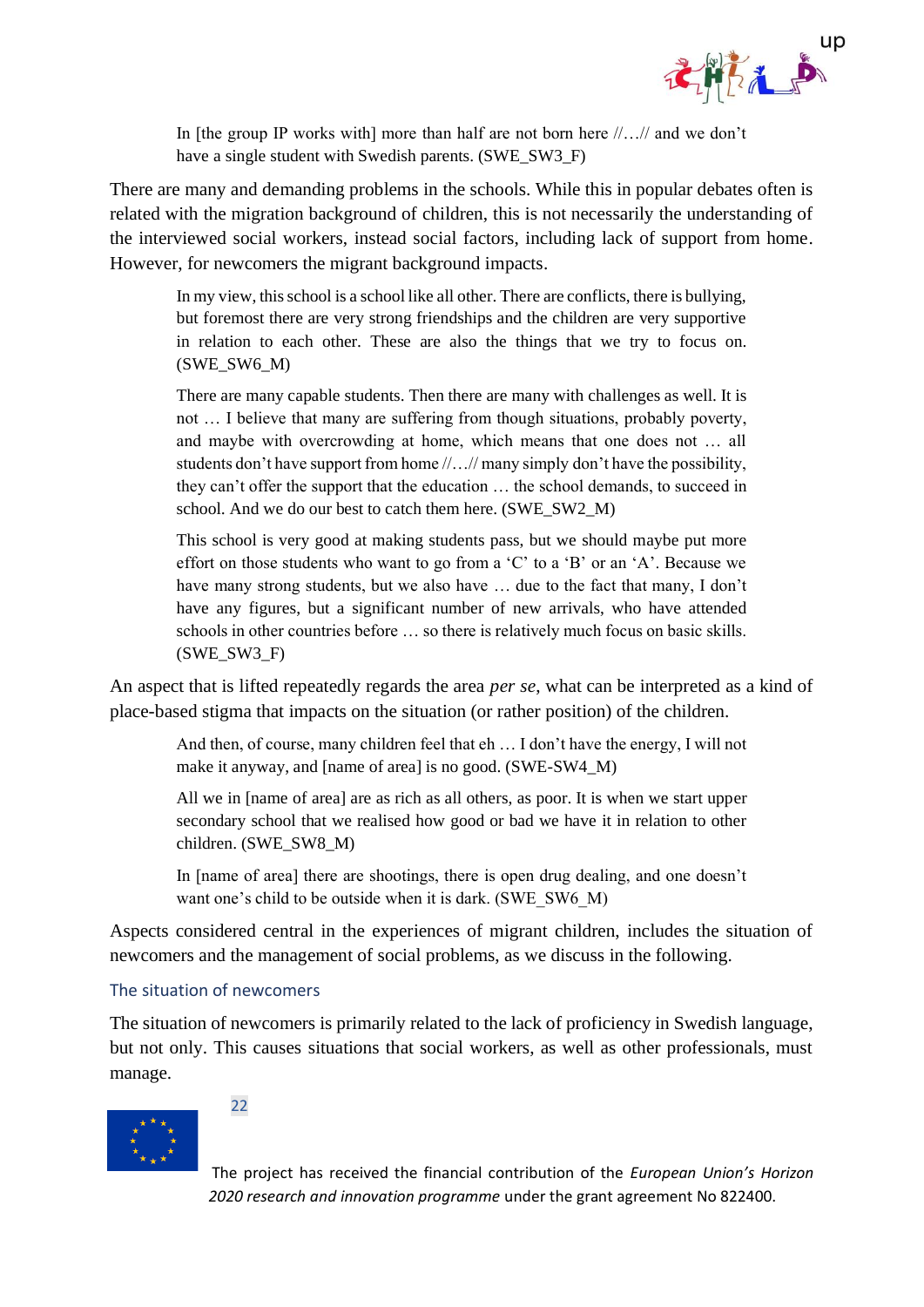> In [the group IP works with] more than half are not born here //…// and we don't have a single student with Swedish parents. (SWE_SW3_F)

There are many and demanding problems in the schools. While this in popular debates often is related with the migration background of children, this is not necessarily the understanding of the interviewed social workers, instead social factors, including lack of support from home. However, for newcomers the migrant background impacts.

> In my view, this school is a school like all other. There are conflicts, there is bullying, but foremost there are very strong friendships and the children are very supportive in relation to each other. These are also the things that we try to focus on. (SWE_SW6_M)

> There are many capable students. Then there are many with challenges as well. It is not … I believe that many are suffering from though situations, probably poverty, and maybe with overcrowding at home, which means that one does not … all students don't have support from home //…// many simply don't have the possibility, they can't offer the support that the education … the school demands, to succeed in school. And we do our best to catch them here. (SWE_SW2_M)

> This school is very good at making students pass, but we should maybe put more effort on those students who want to go from a 'C' to a 'B' or an 'A'. Because we have many strong students, but we also have … due to the fact that many, I don't have any figures, but a significant number of new arrivals, who have attended schools in other countries before … so there is relatively much focus on basic skills. (SWE_SW3_F)

An aspect that is lifted repeatedly regards the area *per se*, what can be interpreted as a kind of place-based stigma that impacts on the situation (or rather position) of the children.

> And then, of course, many children feel that eh … I don't have the energy, I will not make it anyway, and [name of area] is no good. (SWE-SW4_M)

> All we in [name of area] are as rich as all others, as poor. It is when we start upper secondary school that we realised how good or bad we have it in relation to other children. (SWE_SW8_M)

> In [name of area] there are shootings, there is open drug dealing, and one doesn't want one's child to be outside when it is dark. (SWE_SW6_M)

Aspects considered central in the experiences of migrant children, includes the situation of newcomers and the management of social problems, as we discuss in the following.

### The situation of newcomers

The situation of newcomers is primarily related to the lack of proficiency in Swedish language, but not only. This causes situations that social workers, as well as other professionals, must manage.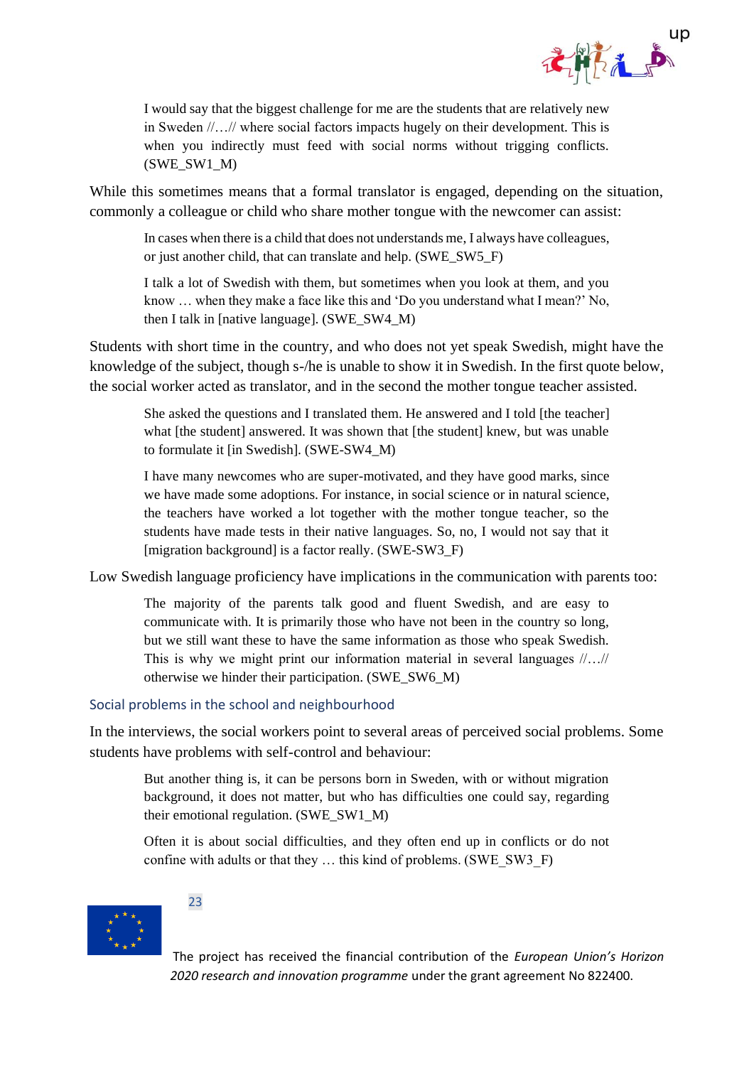> I would say that the biggest challenge for me are the students that are relatively new in Sweden //…// where social factors impacts hugely on their development. This is when you indirectly must feed with social norms without trigging conflicts. (SWE_SW1_M)

While this sometimes means that a formal translator is engaged, depending on the situation, commonly a colleague or child who share mother tongue with the newcomer can assist:

> In cases when there is a child that does not understands me, I always have colleagues, or just another child, that can translate and help. (SWE_SW5_F)

> I talk a lot of Swedish with them, but sometimes when you look at them, and you know … when they make a face like this and 'Do you understand what I mean?' No, then I talk in [native language]. (SWE_SW4_M)

Students with short time in the country, and who does not yet speak Swedish, might have the knowledge of the subject, though s-/he is unable to show it in Swedish. In the first quote below, the social worker acted as translator, and in the second the mother tongue teacher assisted.

> She asked the questions and I translated them. He answered and I told [the teacher] what [the student] answered. It was shown that [the student] knew, but was unable to formulate it [in Swedish]. (SWE-SW4_M)

> I have many newcomes who are super-motivated, and they have good marks, since we have made some adoptions. For instance, in social science or in natural science, the teachers have worked a lot together with the mother tongue teacher, so the students have made tests in their native languages. So, no, I would not say that it [migration background] is a factor really. (SWE-SW3_F)

Low Swedish language proficiency have implications in the communication with parents too:

> The majority of the parents talk good and fluent Swedish, and are easy to communicate with. It is primarily those who have not been in the country so long, but we still want these to have the same information as those who speak Swedish. This is why we might print our information material in several languages //…// otherwise we hinder their participation. (SWE_SW6_M)

### Social problems in the school and neighbourhood

In the interviews, the social workers point to several areas of perceived social problems. Some students have problems with self-control and behaviour:

> But another thing is, it can be persons born in Sweden, with or without migration background, it does not matter, but who has difficulties one could say, regarding their emotional regulation. (SWE_SW1_M)

> Often it is about social difficulties, and they often end up in conflicts or do not confine with adults or that they … this kind of problems. (SWE_SW3_F)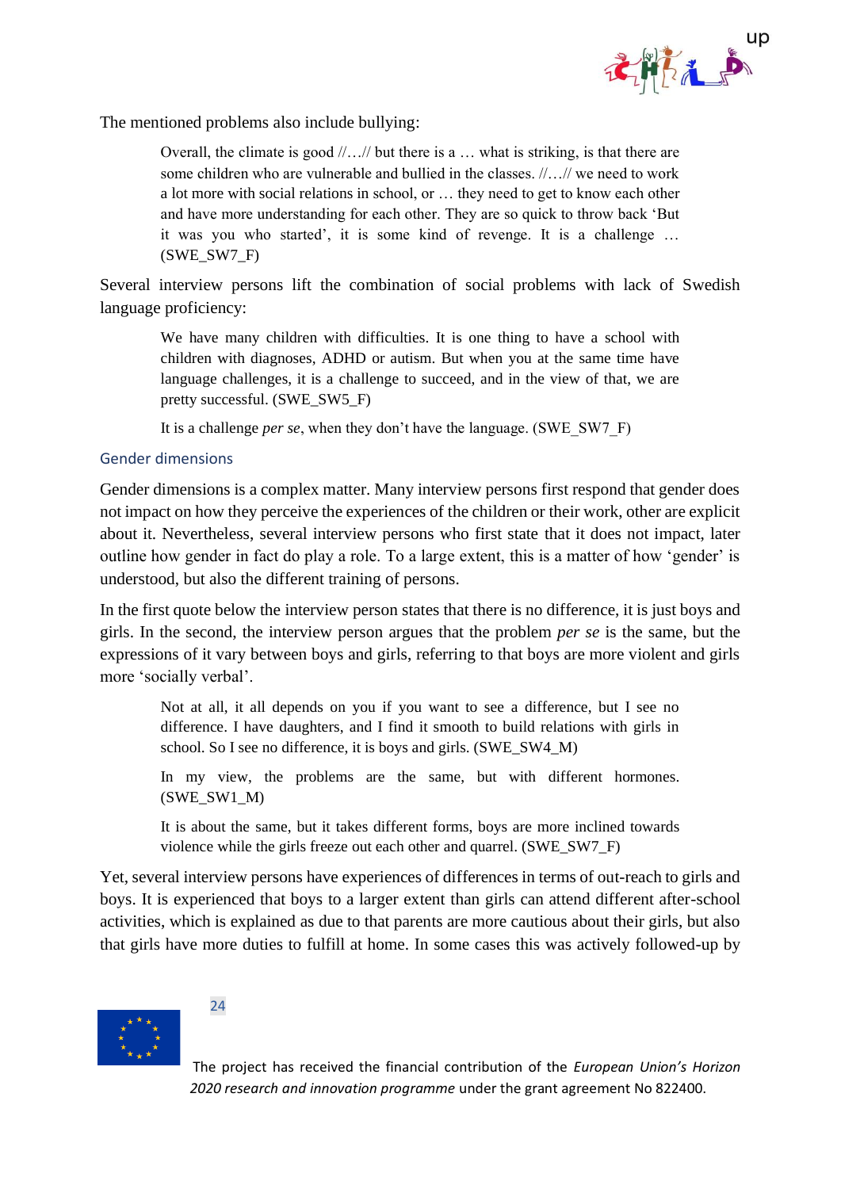The mentioned problems also include bullying:

> Overall, the climate is good //…// but there is a … what is striking, is that there are some children who are vulnerable and bullied in the classes. //…// we need to work a lot more with social relations in school, or … they need to get to know each other and have more understanding for each other. They are so quick to throw back 'But it was you who started', it is some kind of revenge. It is a challenge … (SWE_SW7_F)

Several interview persons lift the combination of social problems with lack of Swedish language proficiency:

> We have many children with difficulties. It is one thing to have a school with children with diagnoses, ADHD or autism. But when you at the same time have language challenges, it is a challenge to succeed, and in the view of that, we are pretty successful. (SWE_SW5_F)
>
> It is a challenge *per se*, when they don't have the language. (SWE_SW7_F)

### Gender dimensions

Gender dimensions is a complex matter. Many interview persons first respond that gender does not impact on how they perceive the experiences of the children or their work, other are explicit about it. Nevertheless, several interview persons who first state that it does not impact, later outline how gender in fact do play a role. To a large extent, this is a matter of how 'gender' is understood, but also the different training of persons.

In the first quote below the interview person states that there is no difference, it is just boys and girls. In the second, the interview person argues that the problem *per se* is the same, but the expressions of it vary between boys and girls, referring to that boys are more violent and girls more 'socially verbal'.

> Not at all, it all depends on you if you want to see a difference, but I see no difference. I have daughters, and I find it smooth to build relations with girls in school. So I see no difference, it is boys and girls. (SWE_SW4_M)
>
> In my view, the problems are the same, but with different hormones. (SWE_SW1_M)
>
> It is about the same, but it takes different forms, boys are more inclined towards violence while the girls freeze out each other and quarrel. (SWE_SW7_F)

Yet, several interview persons have experiences of differences in terms of out-reach to girls and boys. It is experienced that boys to a larger extent than girls can attend different after-school activities, which is explained as due to that parents are more cautious about their girls, but also that girls have more duties to fulfill at home. In some cases this was actively followed-up by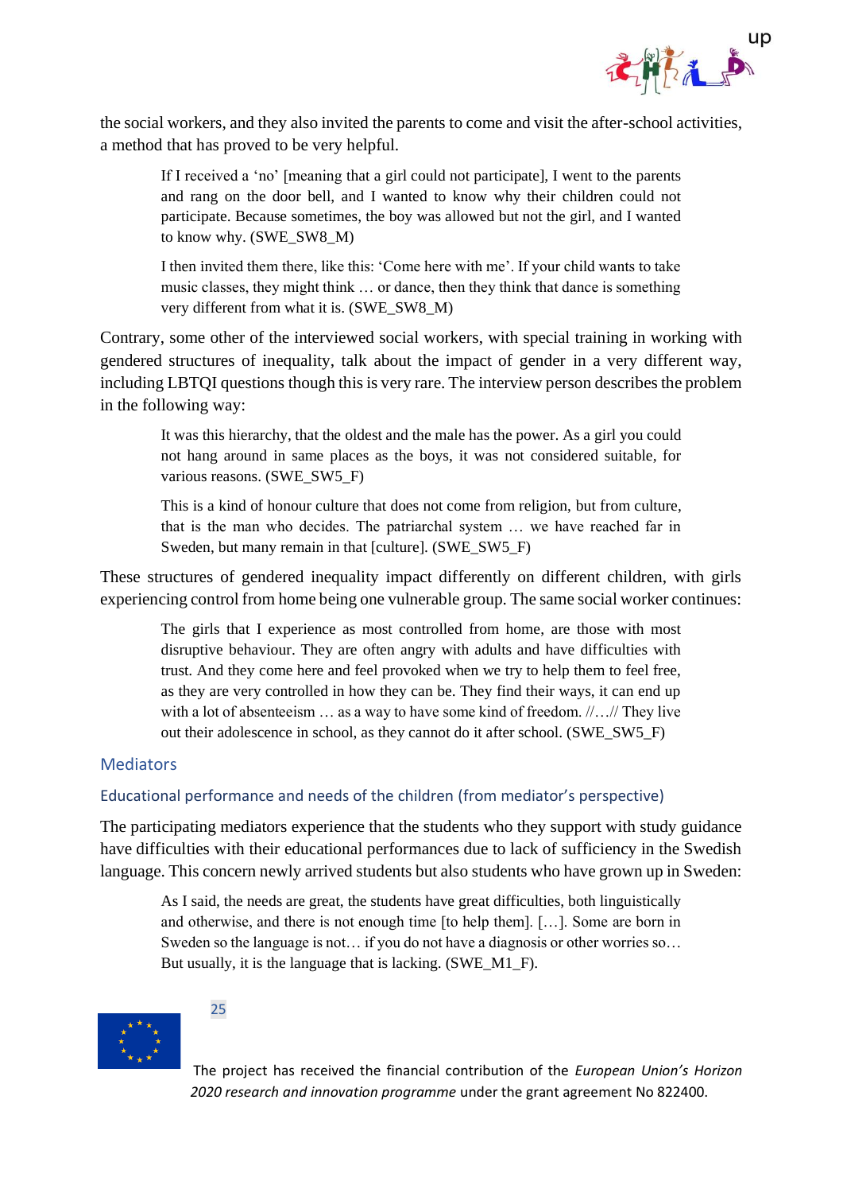the social workers, and they also invited the parents to come and visit the after-school activities, a method that has proved to be very helpful.

> If I received a 'no' [meaning that a girl could not participate], I went to the parents and rang on the door bell, and I wanted to know why their children could not participate. Because sometimes, the boy was allowed but not the girl, and I wanted to know why. (SWE_SW8_M)

> I then invited them there, like this: 'Come here with me'. If your child wants to take music classes, they might think … or dance, then they think that dance is something very different from what it is. (SWE_SW8_M)

Contrary, some other of the interviewed social workers, with special training in working with gendered structures of inequality, talk about the impact of gender in a very different way, including LBTQI questions though this is very rare. The interview person describes the problem in the following way:

> It was this hierarchy, that the oldest and the male has the power. As a girl you could not hang around in same places as the boys, it was not considered suitable, for various reasons. (SWE_SW5_F)

> This is a kind of honour culture that does not come from religion, but from culture, that is the man who decides. The patriarchal system … we have reached far in Sweden, but many remain in that [culture]. (SWE_SW5_F)

These structures of gendered inequality impact differently on different children, with girls experiencing control from home being one vulnerable group. The same social worker continues:

> The girls that I experience as most controlled from home, are those with most disruptive behaviour. They are often angry with adults and have difficulties with trust. And they come here and feel provoked when we try to help them to feel free, as they are very controlled in how they can be. They find their ways, it can end up with a lot of absenteeism … as a way to have some kind of freedom. //…// They live out their adolescence in school, as they cannot do it after school. (SWE_SW5_F)

## Mediators

### Educational performance and needs of the children (from mediator's perspective)

The participating mediators experience that the students who they support with study guidance have difficulties with their educational performances due to lack of sufficiency in the Swedish language. This concern newly arrived students but also students who have grown up in Sweden:

> As I said, the needs are great, the students have great difficulties, both linguistically and otherwise, and there is not enough time [to help them]. […]. Some are born in Sweden so the language is not… if you do not have a diagnosis or other worries so… But usually, it is the language that is lacking. (SWE_M1_F).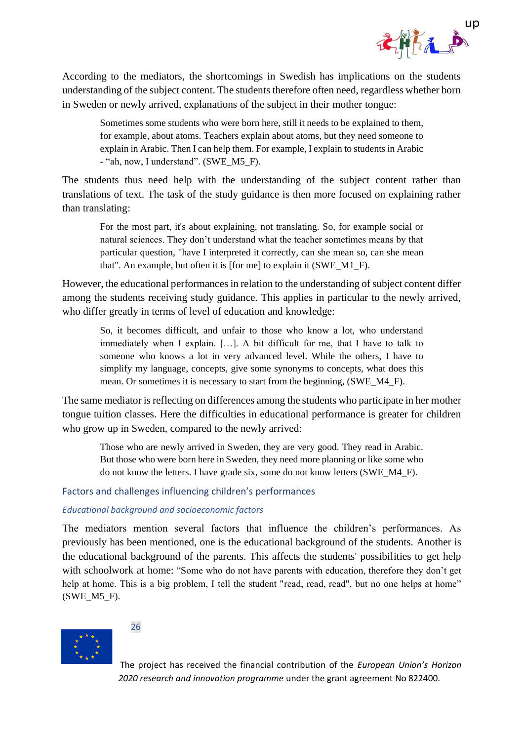According to the mediators, the shortcomings in Swedish has implications on the students understanding of the subject content. The students therefore often need, regardless whether born in Sweden or newly arrived, explanations of the subject in their mother tongue:

> Sometimes some students who were born here, still it needs to be explained to them, for example, about atoms. Teachers explain about atoms, but they need someone to explain in Arabic. Then I can help them. For example, I explain to students in Arabic - "ah, now, I understand". (SWE_M5_F).

The students thus need help with the understanding of the subject content rather than translations of text. The task of the study guidance is then more focused on explaining rather than translating:

> For the most part, it's about explaining, not translating. So, for example social or natural sciences. They don't understand what the teacher sometimes means by that particular question, "have I interpreted it correctly, can she mean so, can she mean that". An example, but often it is [for me] to explain it (SWE_M1_F).

However, the educational performances in relation to the understanding of subject content differ among the students receiving study guidance. This applies in particular to the newly arrived, who differ greatly in terms of level of education and knowledge:

> So, it becomes difficult, and unfair to those who know a lot, who understand immediately when I explain. […]. A bit difficult for me, that I have to talk to someone who knows a lot in very advanced level. While the others, I have to simplify my language, concepts, give some synonyms to concepts, what does this mean. Or sometimes it is necessary to start from the beginning, (SWE_M4_F).

The same mediator is reflecting on differences among the students who participate in her mother tongue tuition classes. Here the difficulties in educational performance is greater for children who grow up in Sweden, compared to the newly arrived:

> Those who are newly arrived in Sweden, they are very good. They read in Arabic. But those who were born here in Sweden, they need more planning or like some who do not know the letters. I have grade six, some do not know letters (SWE_M4_F).

## Factors and challenges influencing children's performances

### *Educational background and socioeconomic factors*

The mediators mention several factors that influence the children's performances. As previously has been mentioned, one is the educational background of the students. Another is the educational background of the parents. This affects the students' possibilities to get help with schoolwork at home: "Some who do not have parents with education, therefore they don't get help at home. This is a big problem, I tell the student "read, read, read", but no one helps at home" (SWE_M5_F).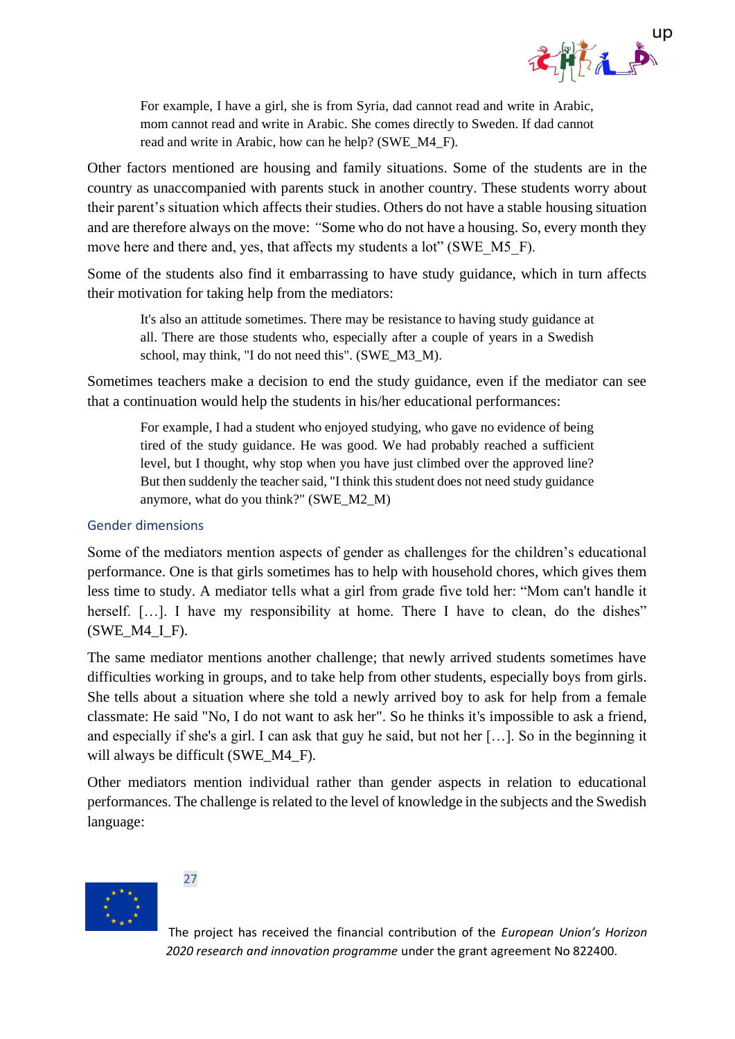> For example, I have a girl, she is from Syria, dad cannot read and write in Arabic, mom cannot read and write in Arabic. She comes directly to Sweden. If dad cannot read and write in Arabic, how can he help? (SWE_M4_F).

Other factors mentioned are housing and family situations. Some of the students are in the country as unaccompanied with parents stuck in another country. These students worry about their parent's situation which affects their studies. Others do not have a stable housing situation and are therefore always on the move: "Some who do not have a housing. So, every month they move here and there and, yes, that affects my students a lot" (SWE_M5_F).

Some of the students also find it embarrassing to have study guidance, which in turn affects their motivation for taking help from the mediators:

> It's also an attitude sometimes. There may be resistance to having study guidance at all. There are those students who, especially after a couple of years in a Swedish school, may think, "I do not need this". (SWE_M3_M).

Sometimes teachers make a decision to end the study guidance, even if the mediator can see that a continuation would help the students in his/her educational performances:

> For example, I had a student who enjoyed studying, who gave no evidence of being tired of the study guidance. He was good. We had probably reached a sufficient level, but I thought, why stop when you have just climbed over the approved line? But then suddenly the teacher said, "I think this student does not need study guidance anymore, what do you think?" (SWE_M2_M)

### Gender dimensions

Some of the mediators mention aspects of gender as challenges for the children's educational performance. One is that girls sometimes has to help with household chores, which gives them less time to study. A mediator tells what a girl from grade five told her: "Mom can't handle it herself. […]. I have my responsibility at home. There I have to clean, do the dishes" (SWE_M4_I_F).

The same mediator mentions another challenge; that newly arrived students sometimes have difficulties working in groups, and to take help from other students, especially boys from girls. She tells about a situation where she told a newly arrived boy to ask for help from a female classmate: He said "No, I do not want to ask her". So he thinks it's impossible to ask a friend, and especially if she's a girl. I can ask that guy he said, but not her […]. So in the beginning it will always be difficult (SWE_M4_F).

Other mediators mention individual rather than gender aspects in relation to educational performances. The challenge is related to the level of knowledge in the subjects and the Swedish language: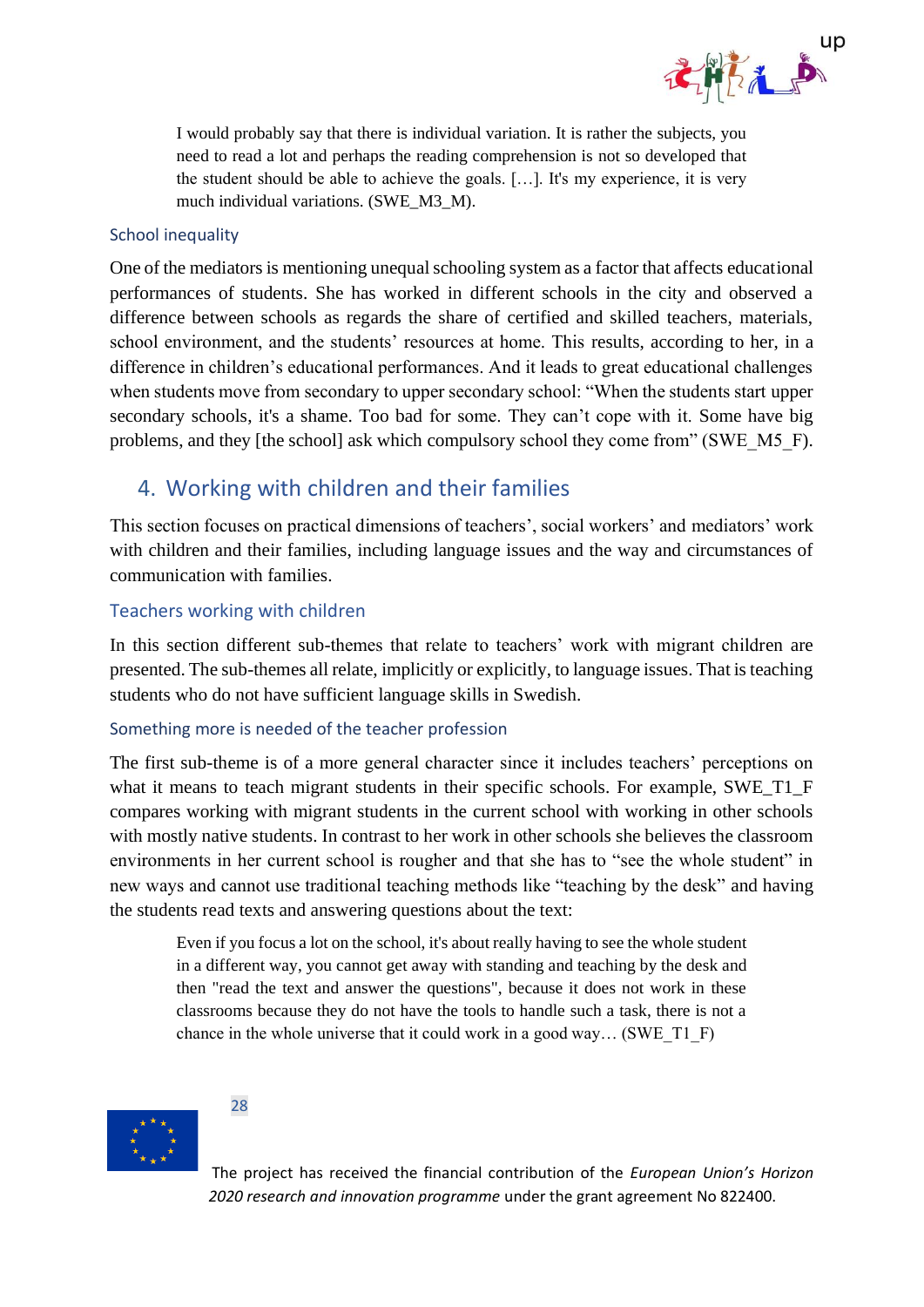> I would probably say that there is individual variation. It is rather the subjects, you need to read a lot and perhaps the reading comprehension is not so developed that the student should be able to achieve the goals. […]. It's my experience, it is very much individual variations. (SWE_M3_M).

### School inequality

One of the mediators is mentioning unequal schooling system as a factor that affects educational performances of students. She has worked in different schools in the city and observed a difference between schools as regards the share of certified and skilled teachers, materials, school environment, and the students' resources at home. This results, according to her, in a difference in children's educational performances. And it leads to great educational challenges when students move from secondary to upper secondary school: "When the students start upper secondary schools, it's a shame. Too bad for some. They can't cope with it. Some have big problems, and they [the school] ask which compulsory school they come from" (SWE_M5_F).

## 4. Working with children and their families

This section focuses on practical dimensions of teachers', social workers' and mediators' work with children and their families, including language issues and the way and circumstances of communication with families.

### Teachers working with children

In this section different sub-themes that relate to teachers' work with migrant children are presented. The sub-themes all relate, implicitly or explicitly, to language issues. That is teaching students who do not have sufficient language skills in Swedish.

#### Something more is needed of the teacher profession

The first sub-theme is of a more general character since it includes teachers' perceptions on what it means to teach migrant students in their specific schools. For example, SWE_T1_F compares working with migrant students in the current school with working in other schools with mostly native students. In contrast to her work in other schools she believes the classroom environments in her current school is rougher and that she has to "see the whole student" in new ways and cannot use traditional teaching methods like "teaching by the desk" and having the students read texts and answering questions about the text:

> Even if you focus a lot on the school, it's about really having to see the whole student in a different way, you cannot get away with standing and teaching by the desk and then "read the text and answer the questions", because it does not work in these classrooms because they do not have the tools to handle such a task, there is not a chance in the whole universe that it could work in a good way… (SWE_T1_F)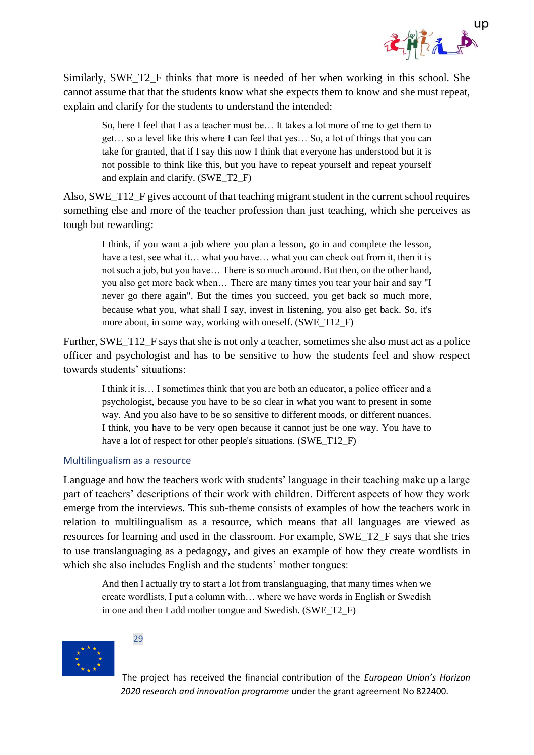Similarly, SWE_T2_F thinks that more is needed of her when working in this school. She cannot assume that that the students know what she expects them to know and she must repeat, explain and clarify for the students to understand the intended:

> So, here I feel that I as a teacher must be… It takes a lot more of me to get them to get… so a level like this where I can feel that yes… So, a lot of things that you can take for granted, that if I say this now I think that everyone has understood but it is not possible to think like this, but you have to repeat yourself and repeat yourself and explain and clarify. (SWE_T2_F)

Also, SWE_T12_F gives account of that teaching migrant student in the current school requires something else and more of the teacher profession than just teaching, which she perceives as tough but rewarding:

> I think, if you want a job where you plan a lesson, go in and complete the lesson, have a test, see what it… what you have… what you can check out from it, then it is not such a job, but you have… There is so much around. But then, on the other hand, you also get more back when… There are many times you tear your hair and say "I never go there again". But the times you succeed, you get back so much more, because what you, what shall I say, invest in listening, you also get back. So, it's more about, in some way, working with oneself. (SWE_T12_F)

Further, SWE_T12_F says that she is not only a teacher, sometimes she also must act as a police officer and psychologist and has to be sensitive to how the students feel and show respect towards students' situations:

> I think it is… I sometimes think that you are both an educator, a police officer and a psychologist, because you have to be so clear in what you want to present in some way. And you also have to be so sensitive to different moods, or different nuances. I think, you have to be very open because it cannot just be one way. You have to have a lot of respect for other people's situations. (SWE_T12_F)

### Multilingualism as a resource

Language and how the teachers work with students' language in their teaching make up a large part of teachers' descriptions of their work with children. Different aspects of how they work emerge from the interviews. This sub-theme consists of examples of how the teachers work in relation to multilingualism as a resource, which means that all languages are viewed as resources for learning and used in the classroom. For example, SWE_T2_F says that she tries to use translanguaging as a pedagogy, and gives an example of how they create wordlists in which she also includes English and the students' mother tongues:

> And then I actually try to start a lot from translanguaging, that many times when we create wordlists, I put a column with… where we have words in English or Swedish in one and then I add mother tongue and Swedish. (SWE_T2_F)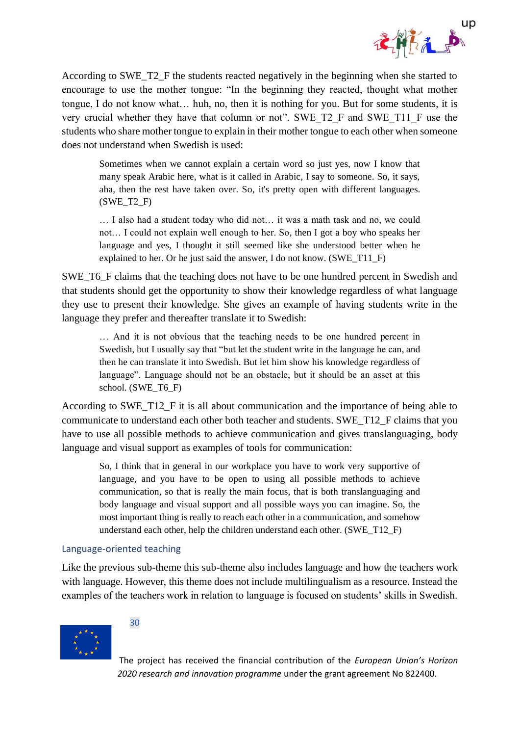According to SWE_T2_F the students reacted negatively in the beginning when she started to encourage to use the mother tongue: "In the beginning they reacted, thought what mother tongue, I do not know what… huh, no, then it is nothing for you. But for some students, it is very crucial whether they have that column or not". SWE_T2_F and SWE_T11_F use the students who share mother tongue to explain in their mother tongue to each other when someone does not understand when Swedish is used:

> Sometimes when we cannot explain a certain word so just yes, now I know that many speak Arabic here, what is it called in Arabic, I say to someone. So, it says, aha, then the rest have taken over. So, it's pretty open with different languages. (SWE_T2_F)
>
> … I also had a student today who did not… it was a math task and no, we could not… I could not explain well enough to her. So, then I got a boy who speaks her language and yes, I thought it still seemed like she understood better when he explained to her. Or he just said the answer, I do not know. (SWE_T11_F)

SWE_T6_F claims that the teaching does not have to be one hundred percent in Swedish and that students should get the opportunity to show their knowledge regardless of what language they use to present their knowledge. She gives an example of having students write in the language they prefer and thereafter translate it to Swedish:

> … And it is not obvious that the teaching needs to be one hundred percent in Swedish, but I usually say that "but let the student write in the language he can, and then he can translate it into Swedish. But let him show his knowledge regardless of language". Language should not be an obstacle, but it should be an asset at this school. (SWE_T6_F)

According to SWE_T12_F it is all about communication and the importance of being able to communicate to understand each other both teacher and students. SWE_T12_F claims that you have to use all possible methods to achieve communication and gives translanguaging, body language and visual support as examples of tools for communication:

> So, I think that in general in our workplace you have to work very supportive of language, and you have to be open to using all possible methods to achieve communication, so that is really the main focus, that is both translanguaging and body language and visual support and all possible ways you can imagine. So, the most important thing is really to reach each other in a communication, and somehow understand each other, help the children understand each other. (SWE_T12_F)

### Language-oriented teaching

Like the previous sub-theme this sub-theme also includes language and how the teachers work with language. However, this theme does not include multilingualism as a resource. Instead the examples of the teachers work in relation to language is focused on students' skills in Swedish.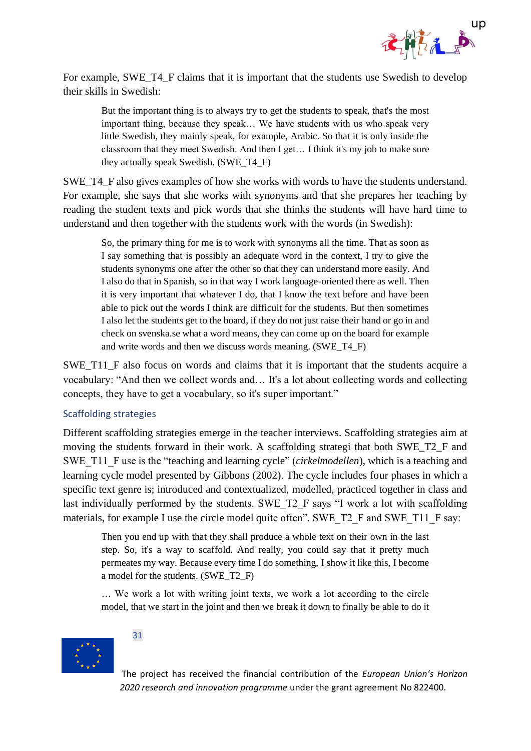For example, SWE_T4_F claims that it is important that the students use Swedish to develop their skills in Swedish:

> But the important thing is to always try to get the students to speak, that's the most important thing, because they speak… We have students with us who speak very little Swedish, they mainly speak, for example, Arabic. So that it is only inside the classroom that they meet Swedish. And then I get… I think it's my job to make sure they actually speak Swedish. (SWE_T4_F)

SWE_T4_F also gives examples of how she works with words to have the students understand. For example, she says that she works with synonyms and that she prepares her teaching by reading the student texts and pick words that she thinks the students will have hard time to understand and then together with the students work with the words (in Swedish):

> So, the primary thing for me is to work with synonyms all the time. That as soon as I say something that is possibly an adequate word in the context, I try to give the students synonyms one after the other so that they can understand more easily. And I also do that in Spanish, so in that way I work language-oriented there as well. Then it is very important that whatever I do, that I know the text before and have been able to pick out the words I think are difficult for the students. But then sometimes I also let the students get to the board, if they do not just raise their hand or go in and check on svenska.se what a word means, they can come up on the board for example and write words and then we discuss words meaning. (SWE_T4_F)

SWE_T11_F also focus on words and claims that it is important that the students acquire a vocabulary: "And then we collect words and… It's a lot about collecting words and collecting concepts, they have to get a vocabulary, so it's super important."

### Scaffolding strategies

Different scaffolding strategies emerge in the teacher interviews. Scaffolding strategies aim at moving the students forward in their work. A scaffolding strategi that both SWE_T2_F and SWE_T11_F use is the "teaching and learning cycle" (*cirkelmodellen*), which is a teaching and learning cycle model presented by Gibbons (2002). The cycle includes four phases in which a specific text genre is; introduced and contextualized, modelled, practiced together in class and last individually performed by the students. SWE_T2_F says "I work a lot with scaffolding materials, for example I use the circle model quite often". SWE_T2_F and SWE_T11_F say:

> Then you end up with that they shall produce a whole text on their own in the last step. So, it's a way to scaffold. And really, you could say that it pretty much permeates my way. Because every time I do something, I show it like this, I become a model for the students. (SWE_T2_F)

> … We work a lot with writing joint texts, we work a lot according to the circle model, that we start in the joint and then we break it down to finally be able to do it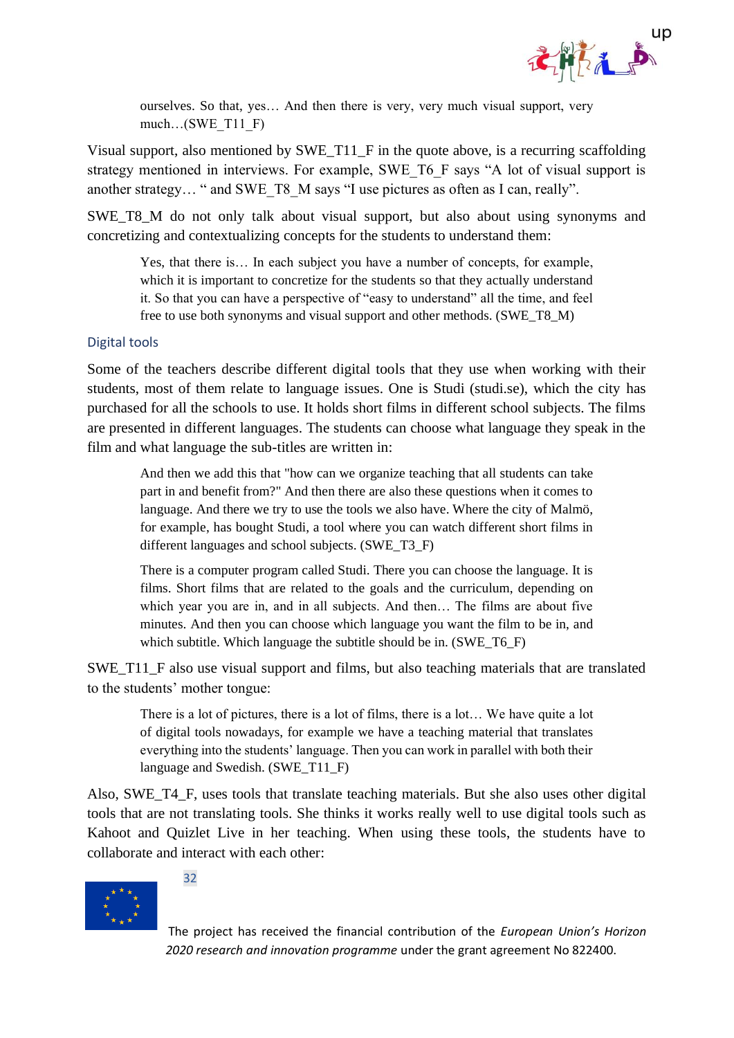> ourselves. So that, yes… And then there is very, very much visual support, very much…(SWE_T11_F)

Visual support, also mentioned by SWE_T11_F in the quote above, is a recurring scaffolding strategy mentioned in interviews. For example, SWE_T6_F says "A lot of visual support is another strategy… " and SWE_T8_M says "I use pictures as often as I can, really".

SWE_T8_M do not only talk about visual support, but also about using synonyms and concretizing and contextualizing concepts for the students to understand them:

> Yes, that there is… In each subject you have a number of concepts, for example, which it is important to concretize for the students so that they actually understand it. So that you can have a perspective of "easy to understand" all the time, and feel free to use both synonyms and visual support and other methods. (SWE_T8_M)

### Digital tools

Some of the teachers describe different digital tools that they use when working with their students, most of them relate to language issues. One is Studi (studi.se), which the city has purchased for all the schools to use. It holds short films in different school subjects. The films are presented in different languages. The students can choose what language they speak in the film and what language the sub-titles are written in:

> And then we add this that "how can we organize teaching that all students can take part in and benefit from?" And then there are also these questions when it comes to language. And there we try to use the tools we also have. Where the city of Malmö, for example, has bought Studi, a tool where you can watch different short films in different languages and school subjects. (SWE_T3_F)

> There is a computer program called Studi. There you can choose the language. It is films. Short films that are related to the goals and the curriculum, depending on which year you are in, and in all subjects. And then… The films are about five minutes. And then you can choose which language you want the film to be in, and which subtitle. Which language the subtitle should be in. (SWE_T6_F)

SWE_T11_F also use visual support and films, but also teaching materials that are translated to the students' mother tongue:

> There is a lot of pictures, there is a lot of films, there is a lot… We have quite a lot of digital tools nowadays, for example we have a teaching material that translates everything into the students' language. Then you can work in parallel with both their language and Swedish. (SWE_T11_F)

Also, SWE_T4_F, uses tools that translate teaching materials. But she also uses other digital tools that are not translating tools. She thinks it works really well to use digital tools such as Kahoot and Quizlet Live in her teaching. When using these tools, the students have to collaborate and interact with each other: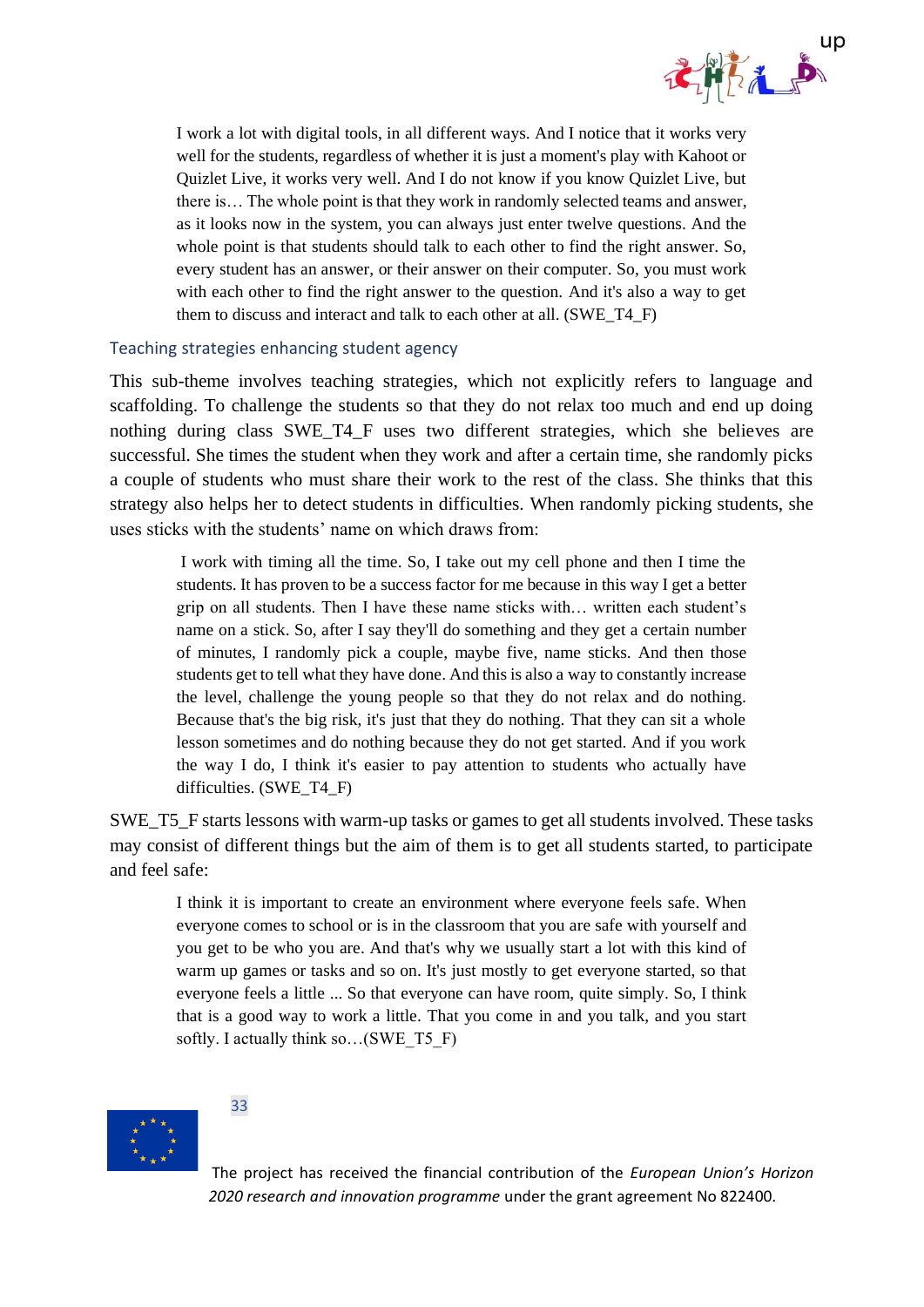> I work a lot with digital tools, in all different ways. And I notice that it works very well for the students, regardless of whether it is just a moment's play with Kahoot or Quizlet Live, it works very well. And I do not know if you know Quizlet Live, but there is… The whole point is that they work in randomly selected teams and answer, as it looks now in the system, you can always just enter twelve questions. And the whole point is that students should talk to each other to find the right answer. So, every student has an answer, or their answer on their computer. So, you must work with each other to find the right answer to the question. And it's also a way to get them to discuss and interact and talk to each other at all. (SWE_T4_F)

### Teaching strategies enhancing student agency

This sub-theme involves teaching strategies, which not explicitly refers to language and scaffolding. To challenge the students so that they do not relax too much and end up doing nothing during class SWE_T4_F uses two different strategies, which she believes are successful. She times the student when they work and after a certain time, she randomly picks a couple of students who must share their work to the rest of the class. She thinks that this strategy also helps her to detect students in difficulties. When randomly picking students, she uses sticks with the students' name on which draws from:

> I work with timing all the time. So, I take out my cell phone and then I time the students. It has proven to be a success factor for me because in this way I get a better grip on all students. Then I have these name sticks with… written each student's name on a stick. So, after I say they'll do something and they get a certain number of minutes, I randomly pick a couple, maybe five, name sticks. And then those students get to tell what they have done. And this is also a way to constantly increase the level, challenge the young people so that they do not relax and do nothing. Because that's the big risk, it's just that they do nothing. That they can sit a whole lesson sometimes and do nothing because they do not get started. And if you work the way I do, I think it's easier to pay attention to students who actually have difficulties. (SWE_T4_F)

SWE_T5_F starts lessons with warm-up tasks or games to get all students involved. These tasks may consist of different things but the aim of them is to get all students started, to participate and feel safe:

> I think it is important to create an environment where everyone feels safe. When everyone comes to school or is in the classroom that you are safe with yourself and you get to be who you are. And that's why we usually start a lot with this kind of warm up games or tasks and so on. It's just mostly to get everyone started, so that everyone feels a little ... So that everyone can have room, quite simply. So, I think that is a good way to work a little. That you come in and you talk, and you start softly. I actually think so…(SWE_T5_F)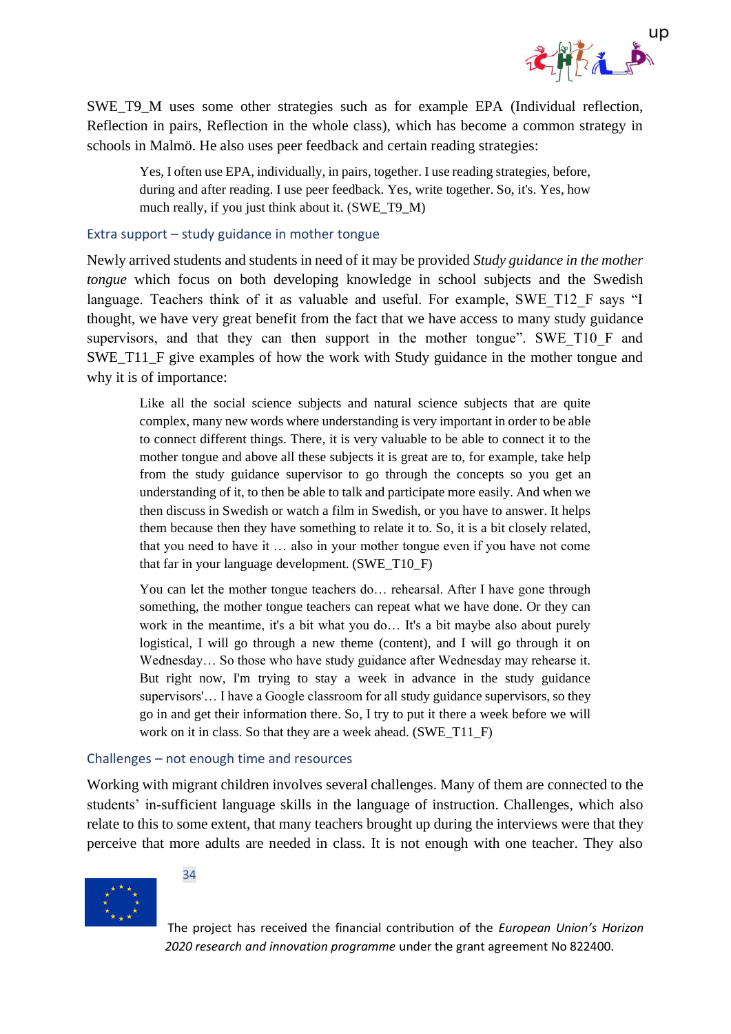SWE_T9_M uses some other strategies such as for example EPA (Individual reflection, Reflection in pairs, Reflection in the whole class), which has become a common strategy in schools in Malmö. He also uses peer feedback and certain reading strategies:

> Yes, I often use EPA, individually, in pairs, together. I use reading strategies, before, during and after reading. I use peer feedback. Yes, write together. So, it's. Yes, how much really, if you just think about it. (SWE_T9_M)

### Extra support – study guidance in mother tongue

Newly arrived students and students in need of it may be provided *Study guidance in the mother tongue* which focus on both developing knowledge in school subjects and the Swedish language. Teachers think of it as valuable and useful. For example, SWE_T12_F says "I thought, we have very great benefit from the fact that we have access to many study guidance supervisors, and that they can then support in the mother tongue". SWE_T10_F and SWE_T11_F give examples of how the work with Study guidance in the mother tongue and why it is of importance:

> Like all the social science subjects and natural science subjects that are quite complex, many new words where understanding is very important in order to be able to connect different things. There, it is very valuable to be able to connect it to the mother tongue and above all these subjects it is great are to, for example, take help from the study guidance supervisor to go through the concepts so you get an understanding of it, to then be able to talk and participate more easily. And when we then discuss in Swedish or watch a film in Swedish, or you have to answer. It helps them because then they have something to relate it to. So, it is a bit closely related, that you need to have it … also in your mother tongue even if you have not come that far in your language development. (SWE_T10_F)

> You can let the mother tongue teachers do… rehearsal. After I have gone through something, the mother tongue teachers can repeat what we have done. Or they can work in the meantime, it's a bit what you do… It's a bit maybe also about purely logistical, I will go through a new theme (content), and I will go through it on Wednesday… So those who have study guidance after Wednesday may rehearse it. But right now, I'm trying to stay a week in advance in the study guidance supervisors'… I have a Google classroom for all study guidance supervisors, so they go in and get their information there. So, I try to put it there a week before we will work on it in class. So that they are a week ahead. (SWE_T11_F)

### Challenges – not enough time and resources

Working with migrant children involves several challenges. Many of them are connected to the students' in-sufficient language skills in the language of instruction. Challenges, which also relate to this to some extent, that many teachers brought up during the interviews were that they perceive that more adults are needed in class. It is not enough with one teacher. They also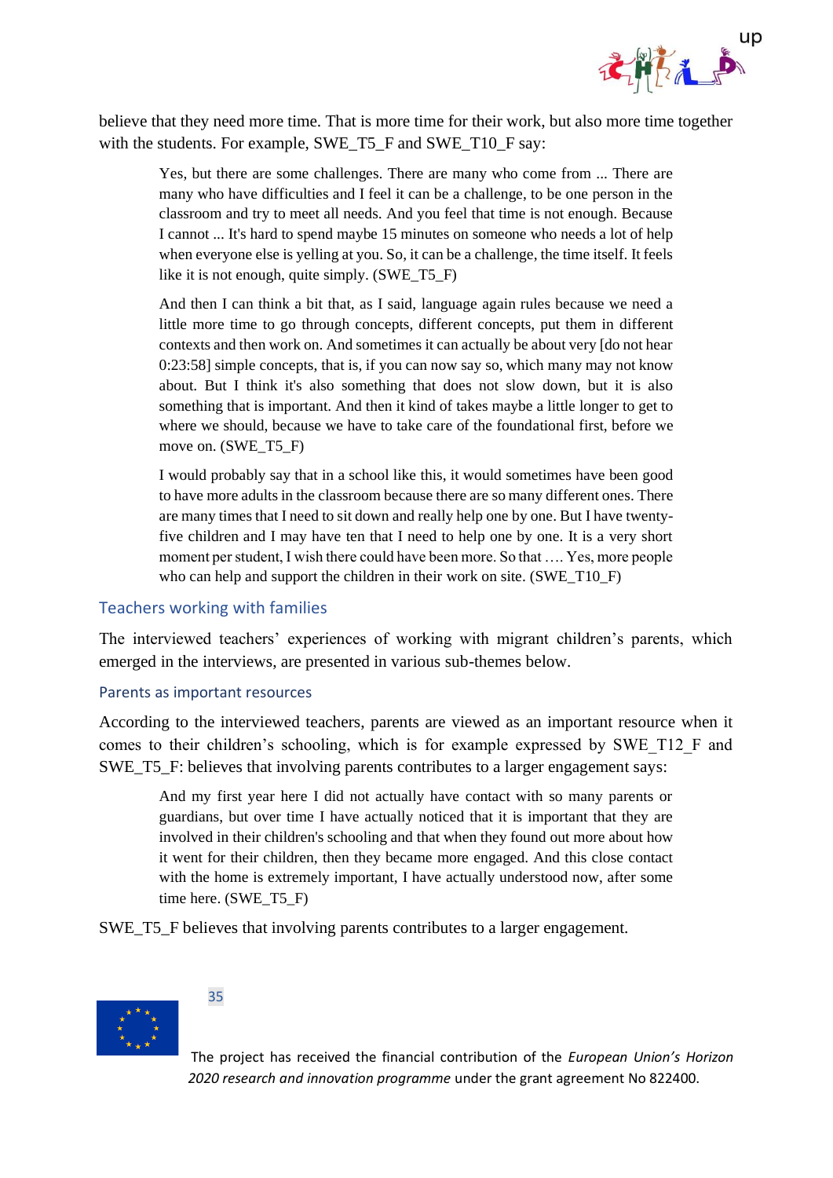believe that they need more time. That is more time for their work, but also more time together with the students. For example, SWE_T5_F and SWE_T10_F say:

> Yes, but there are some challenges. There are many who come from ... There are many who have difficulties and I feel it can be a challenge, to be one person in the classroom and try to meet all needs. And you feel that time is not enough. Because I cannot ... It's hard to spend maybe 15 minutes on someone who needs a lot of help when everyone else is yelling at you. So, it can be a challenge, the time itself. It feels like it is not enough, quite simply. (SWE_T5_F)

> And then I can think a bit that, as I said, language again rules because we need a little more time to go through concepts, different concepts, put them in different contexts and then work on. And sometimes it can actually be about very [do not hear 0:23:58] simple concepts, that is, if you can now say so, which many may not know about. But I think it's also something that does not slow down, but it is also something that is important. And then it kind of takes maybe a little longer to get to where we should, because we have to take care of the foundational first, before we move on. (SWE_T5_F)

> I would probably say that in a school like this, it would sometimes have been good to have more adults in the classroom because there are so many different ones. There are many times that I need to sit down and really help one by one. But I have twenty-five children and I may have ten that I need to help one by one. It is a very short moment per student, I wish there could have been more. So that …. Yes, more people who can help and support the children in their work on site. (SWE_T10_F)

## Teachers working with families

The interviewed teachers' experiences of working with migrant children's parents, which emerged in the interviews, are presented in various sub-themes below.

### Parents as important resources

According to the interviewed teachers, parents are viewed as an important resource when it comes to their children's schooling, which is for example expressed by SWE_T12_F and SWE_T5_F: believes that involving parents contributes to a larger engagement says:

> And my first year here I did not actually have contact with so many parents or guardians, but over time I have actually noticed that it is important that they are involved in their children's schooling and that when they found out more about how it went for their children, then they became more engaged. And this close contact with the home is extremely important, I have actually understood now, after some time here. (SWE_T5_F)

SWE_T5_F believes that involving parents contributes to a larger engagement.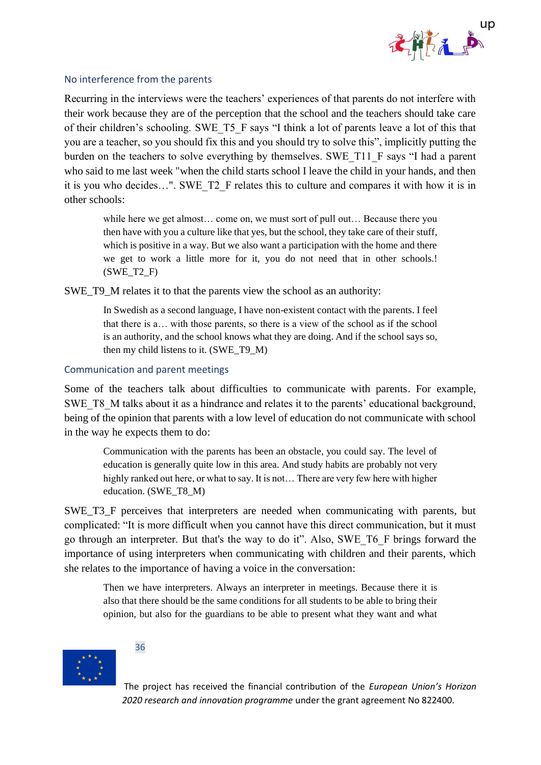### No interference from the parents

Recurring in the interviews were the teachers' experiences of that parents do not interfere with their work because they are of the perception that the school and the teachers should take care of their children's schooling. SWE_T5_F says "I think a lot of parents leave a lot of this that you are a teacher, so you should fix this and you should try to solve this", implicitly putting the burden on the teachers to solve everything by themselves. SWE_T11_F says "I had a parent who said to me last week "when the child starts school I leave the child in your hands, and then it is you who decides…". SWE_T2_F relates this to culture and compares it with how it is in other schools:

> while here we get almost… come on, we must sort of pull out… Because there you then have with you a culture like that yes, but the school, they take care of their stuff, which is positive in a way. But we also want a participation with the home and there we get to work a little more for it, you do not need that in other schools.! (SWE_T2_F)

SWE_T9_M relates it to that the parents view the school as an authority:

> In Swedish as a second language, I have non-existent contact with the parents. I feel that there is a… with those parents, so there is a view of the school as if the school is an authority, and the school knows what they are doing. And if the school says so, then my child listens to it. (SWE_T9_M)

### Communication and parent meetings

Some of the teachers talk about difficulties to communicate with parents. For example, SWE_T8_M talks about it as a hindrance and relates it to the parents' educational background, being of the opinion that parents with a low level of education do not communicate with school in the way he expects them to do:

> Communication with the parents has been an obstacle, you could say. The level of education is generally quite low in this area. And study habits are probably not very highly ranked out here, or what to say. It is not… There are very few here with higher education. (SWE_T8_M)

SWE_T3_F perceives that interpreters are needed when communicating with parents, but complicated: "It is more difficult when you cannot have this direct communication, but it must go through an interpreter. But that's the way to do it". Also, SWE_T6_F brings forward the importance of using interpreters when communicating with children and their parents, which she relates to the importance of having a voice in the conversation:

> Then we have interpreters. Always an interpreter in meetings. Because there it is also that there should be the same conditions for all students to be able to bring their opinion, but also for the guardians to be able to present what they want and what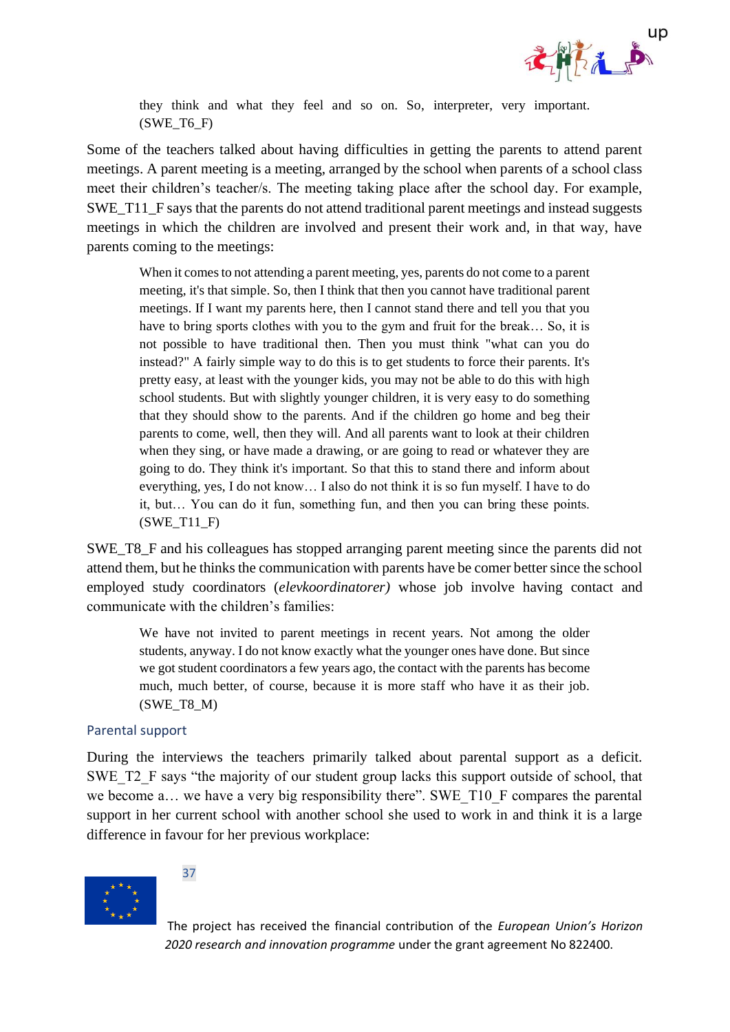> they think and what they feel and so on. So, interpreter, very important. (SWE_T6_F)

Some of the teachers talked about having difficulties in getting the parents to attend parent meetings. A parent meeting is a meeting, arranged by the school when parents of a school class meet their children's teacher/s. The meeting taking place after the school day. For example, SWE_T11_F says that the parents do not attend traditional parent meetings and instead suggests meetings in which the children are involved and present their work and, in that way, have parents coming to the meetings:

> When it comes to not attending a parent meeting, yes, parents do not come to a parent meeting, it's that simple. So, then I think that then you cannot have traditional parent meetings. If I want my parents here, then I cannot stand there and tell you that you have to bring sports clothes with you to the gym and fruit for the break… So, it is not possible to have traditional then. Then you must think "what can you do instead?" A fairly simple way to do this is to get students to force their parents. It's pretty easy, at least with the younger kids, you may not be able to do this with high school students. But with slightly younger children, it is very easy to do something that they should show to the parents. And if the children go home and beg their parents to come, well, then they will. And all parents want to look at their children when they sing, or have made a drawing, or are going to read or whatever they are going to do. They think it's important. So that this to stand there and inform about everything, yes, I do not know… I also do not think it is so fun myself. I have to do it, but… You can do it fun, something fun, and then you can bring these points. (SWE_T11_F)

SWE_T8_F and his colleagues has stopped arranging parent meeting since the parents did not attend them, but he thinks the communication with parents have be comer better since the school employed study coordinators (*elevkoordinatorer)* whose job involve having contact and communicate with the children's families:

> We have not invited to parent meetings in recent years. Not among the older students, anyway. I do not know exactly what the younger ones have done. But since we got student coordinators a few years ago, the contact with the parents has become much, much better, of course, because it is more staff who have it as their job. (SWE_T8_M)

### Parental support

During the interviews the teachers primarily talked about parental support as a deficit. SWE_T2_F says "the majority of our student group lacks this support outside of school, that we become a… we have a very big responsibility there". SWE_T10_F compares the parental support in her current school with another school she used to work in and think it is a large difference in favour for her previous workplace: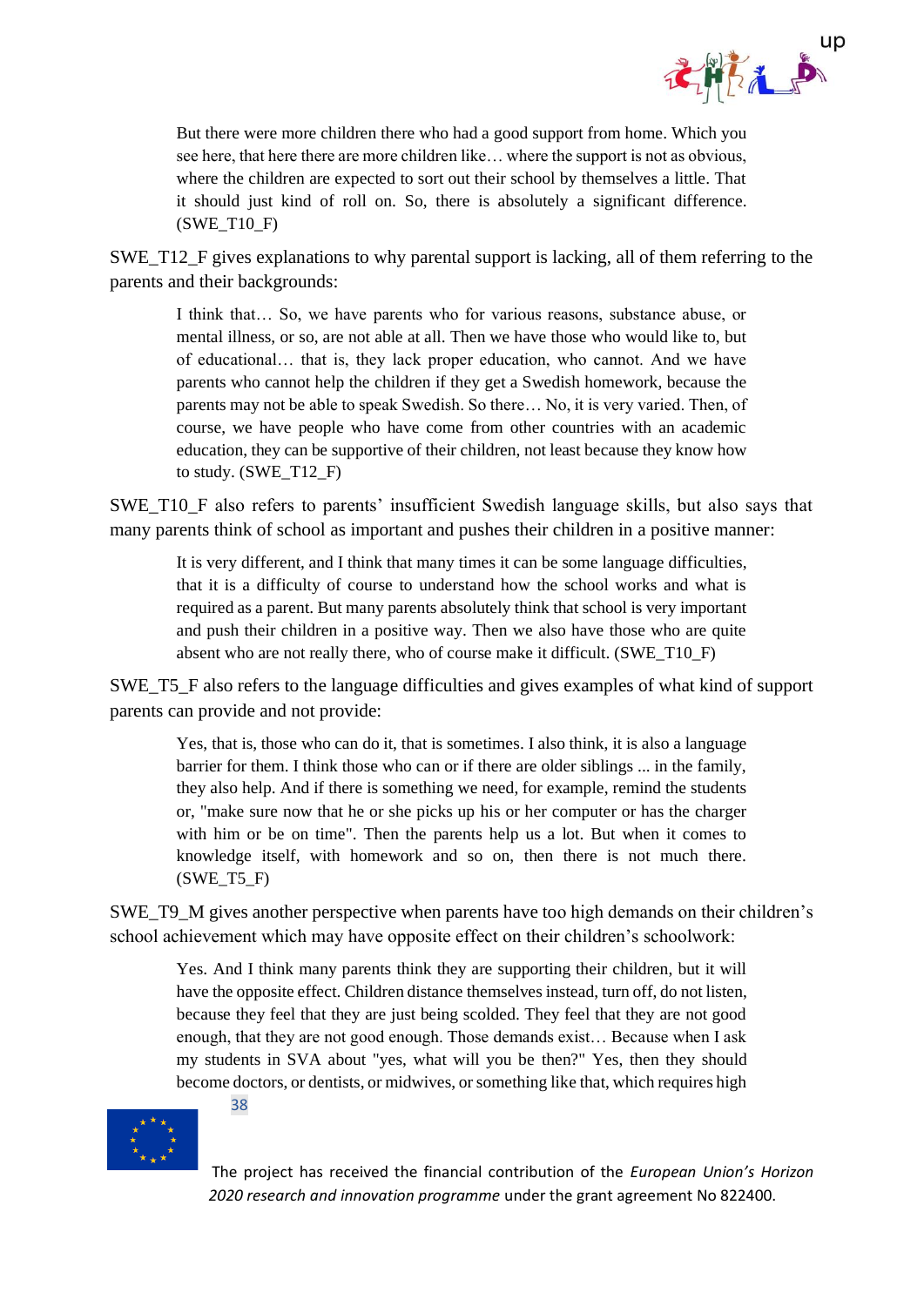> But there were more children there who had a good support from home. Which you see here, that here there are more children like… where the support is not as obvious, where the children are expected to sort out their school by themselves a little. That it should just kind of roll on. So, there is absolutely a significant difference. (SWE_T10_F)

SWE_T12_F gives explanations to why parental support is lacking, all of them referring to the parents and their backgrounds:

> I think that… So, we have parents who for various reasons, substance abuse, or mental illness, or so, are not able at all. Then we have those who would like to, but of educational… that is, they lack proper education, who cannot. And we have parents who cannot help the children if they get a Swedish homework, because the parents may not be able to speak Swedish. So there… No, it is very varied. Then, of course, we have people who have come from other countries with an academic education, they can be supportive of their children, not least because they know how to study. (SWE_T12_F)

SWE_T10_F also refers to parents' insufficient Swedish language skills, but also says that many parents think of school as important and pushes their children in a positive manner:

> It is very different, and I think that many times it can be some language difficulties, that it is a difficulty of course to understand how the school works and what is required as a parent. But many parents absolutely think that school is very important and push their children in a positive way. Then we also have those who are quite absent who are not really there, who of course make it difficult. (SWE_T10_F)

SWE_T5_F also refers to the language difficulties and gives examples of what kind of support parents can provide and not provide:

> Yes, that is, those who can do it, that is sometimes. I also think, it is also a language barrier for them. I think those who can or if there are older siblings ... in the family, they also help. And if there is something we need, for example, remind the students or, "make sure now that he or she picks up his or her computer or has the charger with him or be on time". Then the parents help us a lot. But when it comes to knowledge itself, with homework and so on, then there is not much there. (SWE_T5_F)

SWE_T9_M gives another perspective when parents have too high demands on their children's school achievement which may have opposite effect on their children's schoolwork:

> Yes. And I think many parents think they are supporting their children, but it will have the opposite effect. Children distance themselves instead, turn off, do not listen, because they feel that they are just being scolded. They feel that they are not good enough, that they are not good enough. Those demands exist… Because when I ask my students in SVA about "yes, what will you be then?" Yes, then they should become doctors, or dentists, or midwives, or something like that, which requires high

The project has received the financial contribution of the *European Union's Horizon 2020 research and innovation programme* under the grant agreement No 822400.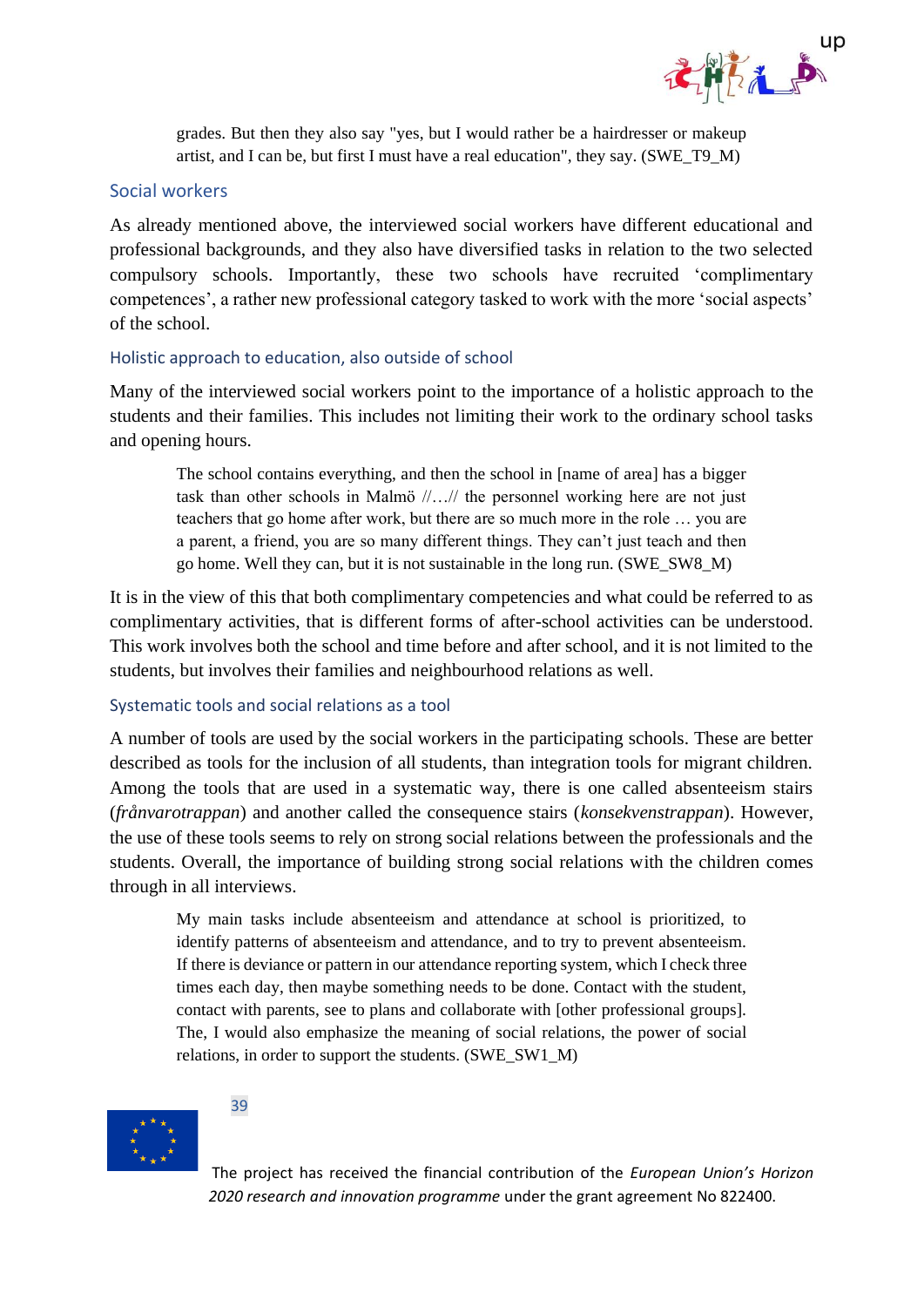> grades. But then they also say "yes, but I would rather be a hairdresser or makeup artist, and I can be, but first I must have a real education", they say. (SWE_T9_M)

## Social workers

As already mentioned above, the interviewed social workers have different educational and professional backgrounds, and they also have diversified tasks in relation to the two selected compulsory schools. Importantly, these two schools have recruited 'complimentary competences', a rather new professional category tasked to work with the more 'social aspects' of the school.

### Holistic approach to education, also outside of school

Many of the interviewed social workers point to the importance of a holistic approach to the students and their families. This includes not limiting their work to the ordinary school tasks and opening hours.

> The school contains everything, and then the school in [name of area] has a bigger task than other schools in Malmö //…// the personnel working here are not just teachers that go home after work, but there are so much more in the role … you are a parent, a friend, you are so many different things. They can't just teach and then go home. Well they can, but it is not sustainable in the long run. (SWE_SW8_M)

It is in the view of this that both complimentary competencies and what could be referred to as complimentary activities, that is different forms of after-school activities can be understood. This work involves both the school and time before and after school, and it is not limited to the students, but involves their families and neighbourhood relations as well.

### Systematic tools and social relations as a tool

A number of tools are used by the social workers in the participating schools. These are better described as tools for the inclusion of all students, than integration tools for migrant children. Among the tools that are used in a systematic way, there is one called absenteeism stairs (*frånvarotrappan*) and another called the consequence stairs (*konsekvenstrappan*). However, the use of these tools seems to rely on strong social relations between the professionals and the students. Overall, the importance of building strong social relations with the children comes through in all interviews.

> My main tasks include absenteeism and attendance at school is prioritized, to identify patterns of absenteeism and attendance, and to try to prevent absenteeism. If there is deviance or pattern in our attendance reporting system, which I check three times each day, then maybe something needs to be done. Contact with the student, contact with parents, see to plans and collaborate with [other professional groups]. The, I would also emphasize the meaning of social relations, the power of social relations, in order to support the students. (SWE_SW1_M)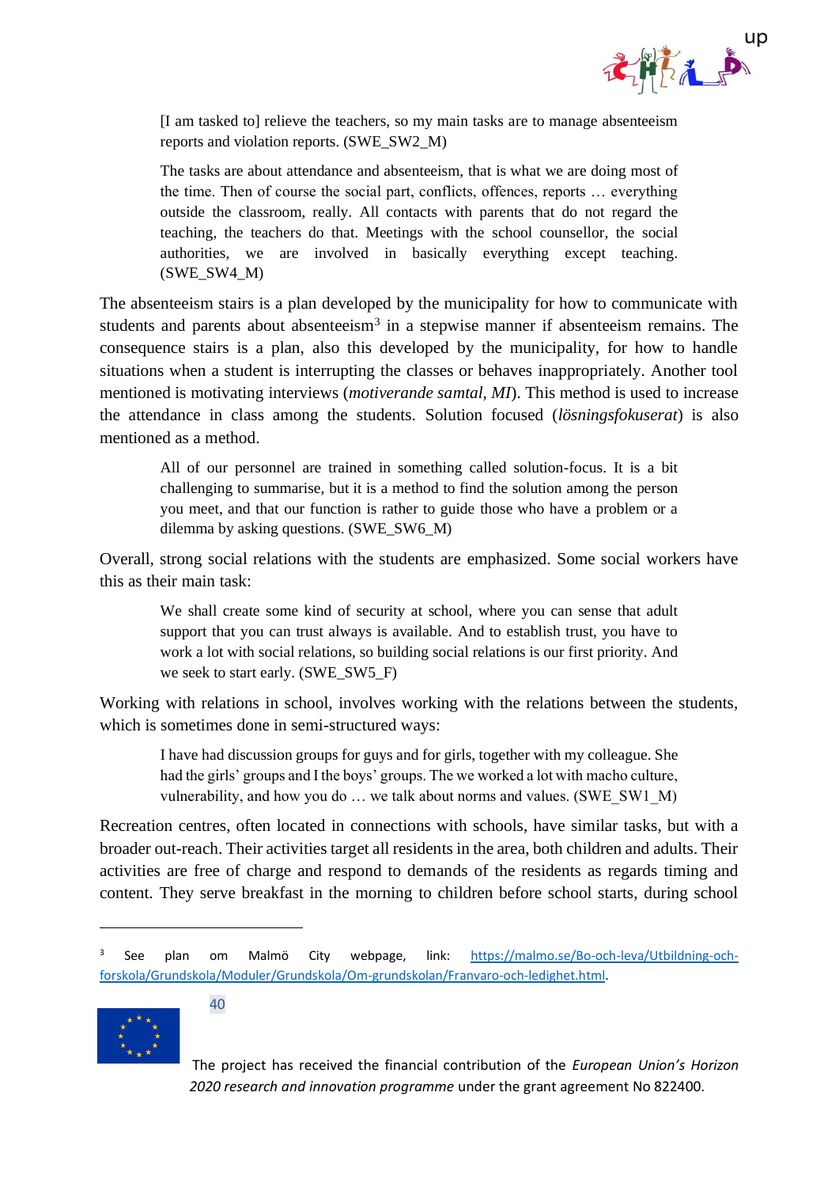> [I am tasked to] relieve the teachers, so my main tasks are to manage absenteeism reports and violation reports. (SWE_SW2_M)

> The tasks are about attendance and absenteeism, that is what we are doing most of the time. Then of course the social part, conflicts, offences, reports … everything outside the classroom, really. All contacts with parents that do not regard the teaching, the teachers do that. Meetings with the school counsellor, the social authorities, we are involved in basically everything except teaching. (SWE_SW4_M)

The absenteeism stairs is a plan developed by the municipality for how to communicate with students and parents about absenteeism[3] in a stepwise manner if absenteeism remains. The consequence stairs is a plan, also this developed by the municipality, for how to handle situations when a student is interrupting the classes or behaves inappropriately. Another tool mentioned is motivating interviews (*motiverande samtal, MI*). This method is used to increase the attendance in class among the students. Solution focused (*lösningsfokuserat*) is also mentioned as a method.

> All of our personnel are trained in something called solution-focus. It is a bit challenging to summarise, but it is a method to find the solution among the person you meet, and that our function is rather to guide those who have a problem or a dilemma by asking questions. (SWE_SW6_M)

Overall, strong social relations with the students are emphasized. Some social workers have this as their main task:

> We shall create some kind of security at school, where you can sense that adult support that you can trust always is available. And to establish trust, you have to work a lot with social relations, so building social relations is our first priority. And we seek to start early. (SWE_SW5_F)

Working with relations in school, involves working with the relations between the students, which is sometimes done in semi-structured ways:

> I have had discussion groups for guys and for girls, together with my colleague. She had the girls' groups and I the boys' groups. The we worked a lot with macho culture, vulnerability, and how you do … we talk about norms and values. (SWE_SW1_M)

Recreation centres, often located in connections with schools, have similar tasks, but with a broader out-reach. Their activities target all residents in the area, both children and adults. Their activities are free of charge and respond to demands of the residents as regards timing and content. They serve breakfast in the morning to children before school starts, during school

---

[3] See plan om Malmö City webpage, link: https://malmo.se/Bo-och-leva/Utbildning-och-forskola/Grundskola/Moduler/Grundskola/Om-grundskolan/Franvaro-och-ledighet.html.

The project has received the financial contribution of the *European Union's Horizon 2020 research and innovation programme* under the grant agreement No 822400.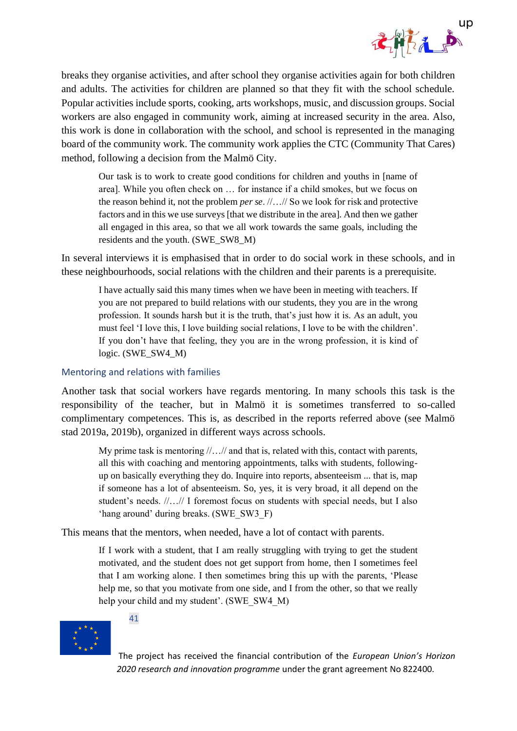breaks they organise activities, and after school they organise activities again for both children and adults. The activities for children are planned so that they fit with the school schedule. Popular activities include sports, cooking, arts workshops, music, and discussion groups. Social workers are also engaged in community work, aiming at increased security in the area. Also, this work is done in collaboration with the school, and school is represented in the managing board of the community work. The community work applies the CTC (Community That Cares) method, following a decision from the Malmö City.

> Our task is to work to create good conditions for children and youths in [name of area]. While you often check on … for instance if a child smokes, but we focus on the reason behind it, not the problem *per se*. //…// So we look for risk and protective factors and in this we use surveys [that we distribute in the area]. And then we gather all engaged in this area, so that we all work towards the same goals, including the residents and the youth. (SWE_SW8_M)

In several interviews it is emphasised that in order to do social work in these schools, and in these neighbourhoods, social relations with the children and their parents is a prerequisite.

> I have actually said this many times when we have been in meeting with teachers. If you are not prepared to build relations with our students, they you are in the wrong profession. It sounds harsh but it is the truth, that's just how it is. As an adult, you must feel 'I love this, I love building social relations, I love to be with the children'. If you don't have that feeling, they you are in the wrong profession, it is kind of logic. (SWE_SW4_M)

### Mentoring and relations with families

Another task that social workers have regards mentoring. In many schools this task is the responsibility of the teacher, but in Malmö it is sometimes transferred to so-called complimentary competences. This is, as described in the reports referred above (see Malmö stad 2019a, 2019b), organized in different ways across schools.

> My prime task is mentoring //…// and that is, related with this, contact with parents, all this with coaching and mentoring appointments, talks with students, following-up on basically everything they do. Inquire into reports, absenteeism ... that is, map if someone has a lot of absenteeism. So, yes, it is very broad, it all depend on the student's needs. //…// I foremost focus on students with special needs, but I also 'hang around' during breaks. (SWE_SW3_F)

This means that the mentors, when needed, have a lot of contact with parents.

> If I work with a student, that I am really struggling with trying to get the student motivated, and the student does not get support from home, then I sometimes feel that I am working alone. I then sometimes bring this up with the parents, 'Please help me, so that you motivate from one side, and I from the other, so that we really help your child and my student'. (SWE_SW4_M)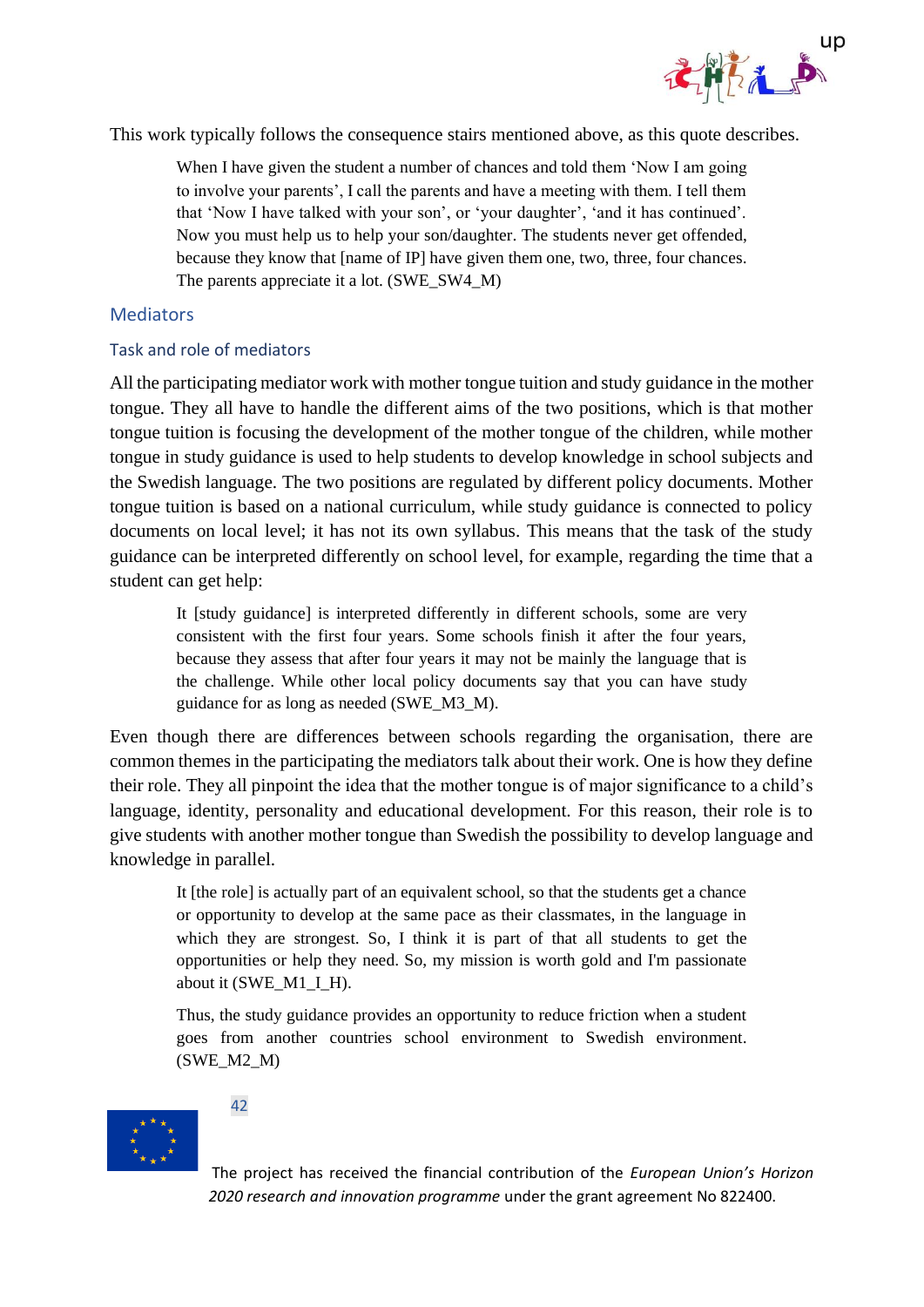This work typically follows the consequence stairs mentioned above, as this quote describes.

> When I have given the student a number of chances and told them 'Now I am going to involve your parents', I call the parents and have a meeting with them. I tell them that 'Now I have talked with your son', or 'your daughter', 'and it has continued'. Now you must help us to help your son/daughter. The students never get offended, because they know that [name of IP] have given them one, two, three, four chances. The parents appreciate it a lot. (SWE_SW4_M)

## Mediators

### Task and role of mediators

All the participating mediator work with mother tongue tuition and study guidance in the mother tongue. They all have to handle the different aims of the two positions, which is that mother tongue tuition is focusing the development of the mother tongue of the children, while mother tongue in study guidance is used to help students to develop knowledge in school subjects and the Swedish language. The two positions are regulated by different policy documents. Mother tongue tuition is based on a national curriculum, while study guidance is connected to policy documents on local level; it has not its own syllabus. This means that the task of the study guidance can be interpreted differently on school level, for example, regarding the time that a student can get help:

> It [study guidance] is interpreted differently in different schools, some are very consistent with the first four years. Some schools finish it after the four years, because they assess that after four years it may not be mainly the language that is the challenge. While other local policy documents say that you can have study guidance for as long as needed (SWE_M3_M).

Even though there are differences between schools regarding the organisation, there are common themes in the participating the mediators talk about their work. One is how they define their role. They all pinpoint the idea that the mother tongue is of major significance to a child's language, identity, personality and educational development. For this reason, their role is to give students with another mother tongue than Swedish the possibility to develop language and knowledge in parallel.

> It [the role] is actually part of an equivalent school, so that the students get a chance or opportunity to develop at the same pace as their classmates, in the language in which they are strongest. So, I think it is part of that all students to get the opportunities or help they need. So, my mission is worth gold and I'm passionate about it (SWE_M1_I_H).
>
> Thus, the study guidance provides an opportunity to reduce friction when a student goes from another countries school environment to Swedish environment. (SWE_M2_M)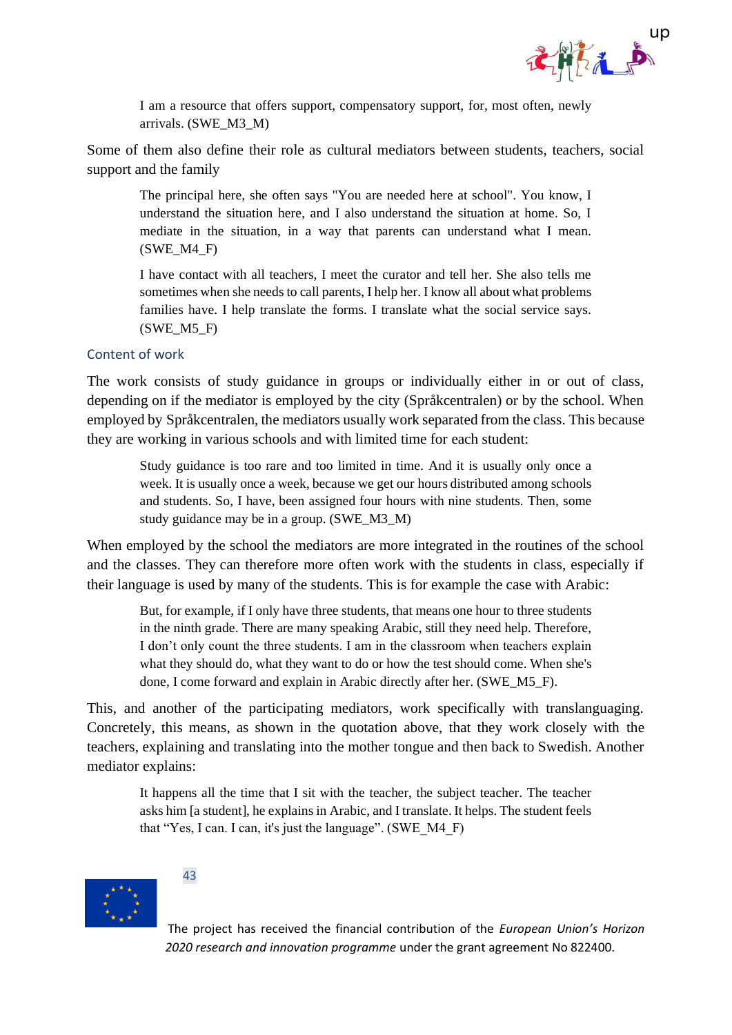> I am a resource that offers support, compensatory support, for, most often, newly arrivals. (SWE_M3_M)

Some of them also define their role as cultural mediators between students, teachers, social support and the family

> The principal here, she often says "You are needed here at school". You know, I understand the situation here, and I also understand the situation at home. So, I mediate in the situation, in a way that parents can understand what I mean. (SWE_M4_F)

> I have contact with all teachers, I meet the curator and tell her. She also tells me sometimes when she needs to call parents, I help her. I know all about what problems families have. I help translate the forms. I translate what the social service says. (SWE_M5_F)

### Content of work

The work consists of study guidance in groups or individually either in or out of class, depending on if the mediator is employed by the city (Språkcentralen) or by the school. When employed by Språkcentralen, the mediators usually work separated from the class. This because they are working in various schools and with limited time for each student:

> Study guidance is too rare and too limited in time. And it is usually only once a week. It is usually once a week, because we get our hours distributed among schools and students. So, I have, been assigned four hours with nine students. Then, some study guidance may be in a group. (SWE_M3_M)

When employed by the school the mediators are more integrated in the routines of the school and the classes. They can therefore more often work with the students in class, especially if their language is used by many of the students. This is for example the case with Arabic:

> But, for example, if I only have three students, that means one hour to three students in the ninth grade. There are many speaking Arabic, still they need help. Therefore, I don't only count the three students. I am in the classroom when teachers explain what they should do, what they want to do or how the test should come. When she's done, I come forward and explain in Arabic directly after her. (SWE_M5_F).

This, and another of the participating mediators, work specifically with translanguaging. Concretely, this means, as shown in the quotation above, that they work closely with the teachers, explaining and translating into the mother tongue and then back to Swedish. Another mediator explains:

> It happens all the time that I sit with the teacher, the subject teacher. The teacher asks him [a student], he explains in Arabic, and I translate. It helps. The student feels that "Yes, I can. I can, it's just the language". (SWE_M4_F)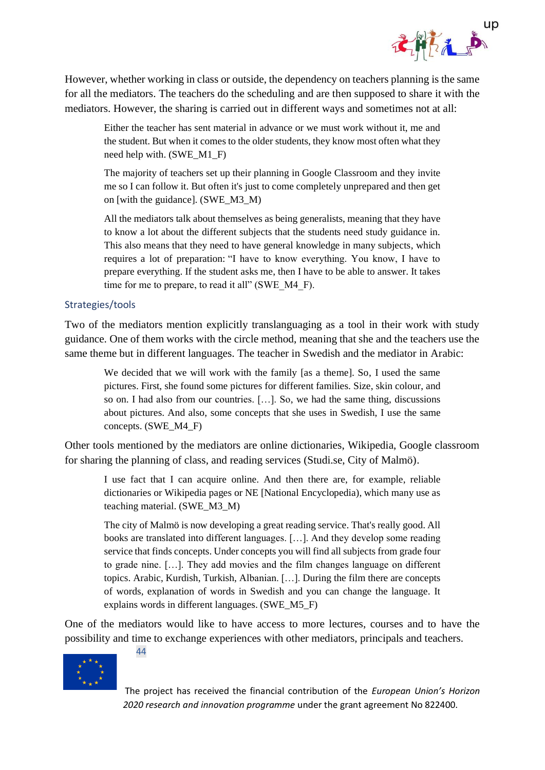However, whether working in class or outside, the dependency on teachers planning is the same for all the mediators. The teachers do the scheduling and are then supposed to share it with the mediators. However, the sharing is carried out in different ways and sometimes not at all:

> Either the teacher has sent material in advance or we must work without it, me and the student. But when it comes to the older students, they know most often what they need help with. (SWE_M1_F)

> The majority of teachers set up their planning in Google Classroom and they invite me so I can follow it. But often it's just to come completely unprepared and then get on [with the guidance]. (SWE_M3_M)

> All the mediators talk about themselves as being generalists, meaning that they have to know a lot about the different subjects that the students need study guidance in. This also means that they need to have general knowledge in many subjects, which requires a lot of preparation: "I have to know everything. You know, I have to prepare everything. If the student asks me, then I have to be able to answer. It takes time for me to prepare, to read it all" (SWE_M4_F).

### Strategies/tools

Two of the mediators mention explicitly translanguaging as a tool in their work with study guidance. One of them works with the circle method, meaning that she and the teachers use the same theme but in different languages. The teacher in Swedish and the mediator in Arabic:

> We decided that we will work with the family [as a theme]. So, I used the same pictures. First, she found some pictures for different families. Size, skin colour, and so on. I had also from our countries. […]. So, we had the same thing, discussions about pictures. And also, some concepts that she uses in Swedish, I use the same concepts. (SWE_M4_F)

Other tools mentioned by the mediators are online dictionaries, Wikipedia, Google classroom for sharing the planning of class, and reading services (Studi.se, City of Malmö).

> I use fact that I can acquire online. And then there are, for example, reliable dictionaries or Wikipedia pages or NE [National Encyclopedia), which many use as teaching material. (SWE_M3_M)

> The city of Malmö is now developing a great reading service. That's really good. All books are translated into different languages. […]. And they develop some reading service that finds concepts. Under concepts you will find all subjects from grade four to grade nine. […]. They add movies and the film changes language on different topics. Arabic, Kurdish, Turkish, Albanian. […]. During the film there are concepts of words, explanation of words in Swedish and you can change the language. It explains words in different languages. (SWE_M5_F)

One of the mediators would like to have access to more lectures, courses and to have the possibility and time to exchange experiences with other mediators, principals and teachers.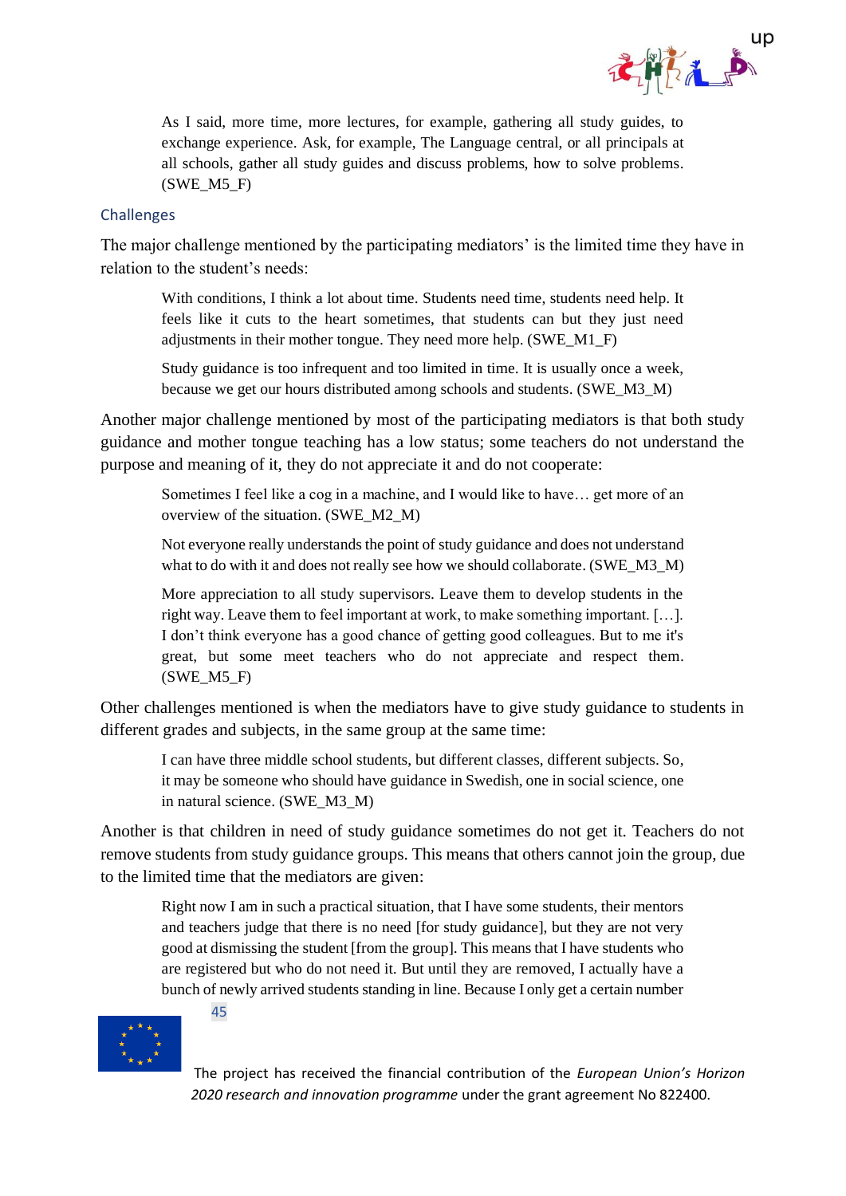> As I said, more time, more lectures, for example, gathering all study guides, to exchange experience. Ask, for example, The Language central, or all principals at all schools, gather all study guides and discuss problems, how to solve problems. (SWE_M5_F)

### Challenges

The major challenge mentioned by the participating mediators' is the limited time they have in relation to the student's needs:

> With conditions, I think a lot about time. Students need time, students need help. It feels like it cuts to the heart sometimes, that students can but they just need adjustments in their mother tongue. They need more help. (SWE_M1_F)

> Study guidance is too infrequent and too limited in time. It is usually once a week, because we get our hours distributed among schools and students. (SWE_M3_M)

Another major challenge mentioned by most of the participating mediators is that both study guidance and mother tongue teaching has a low status; some teachers do not understand the purpose and meaning of it, they do not appreciate it and do not cooperate:

> Sometimes I feel like a cog in a machine, and I would like to have… get more of an overview of the situation. (SWE_M2_M)

> Not everyone really understands the point of study guidance and does not understand what to do with it and does not really see how we should collaborate. (SWE_M3_M)

> More appreciation to all study supervisors. Leave them to develop students in the right way. Leave them to feel important at work, to make something important. […]. I don't think everyone has a good chance of getting good colleagues. But to me it's great, but some meet teachers who do not appreciate and respect them. (SWE_M5_F)

Other challenges mentioned is when the mediators have to give study guidance to students in different grades and subjects, in the same group at the same time:

> I can have three middle school students, but different classes, different subjects. So, it may be someone who should have guidance in Swedish, one in social science, one in natural science. (SWE_M3_M)

Another is that children in need of study guidance sometimes do not get it. Teachers do not remove students from study guidance groups. This means that others cannot join the group, due to the limited time that the mediators are given:

> Right now I am in such a practical situation, that I have some students, their mentors and teachers judge that there is no need [for study guidance], but they are not very good at dismissing the student [from the group]. This means that I have students who are registered but who do not need it. But until they are removed, I actually have a bunch of newly arrived students standing in line. Because I only get a certain number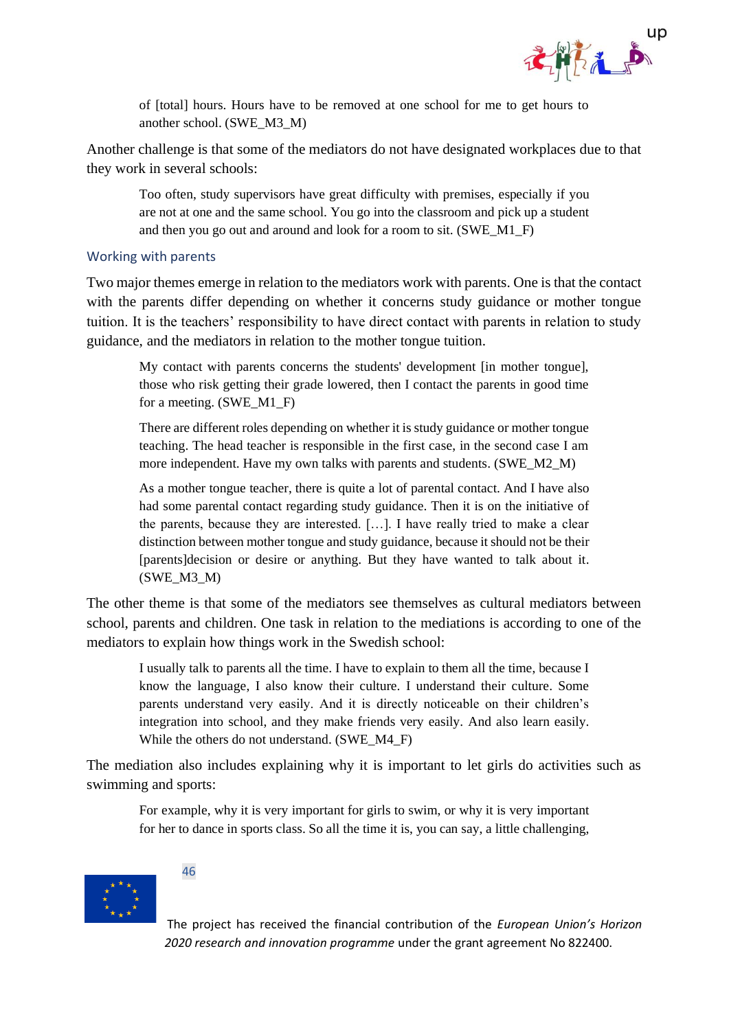> of [total] hours. Hours have to be removed at one school for me to get hours to another school. (SWE_M3_M)

Another challenge is that some of the mediators do not have designated workplaces due to that they work in several schools:

> Too often, study supervisors have great difficulty with premises, especially if you are not at one and the same school. You go into the classroom and pick up a student and then you go out and around and look for a room to sit. (SWE_M1_F)

### Working with parents

Two major themes emerge in relation to the mediators work with parents. One is that the contact with the parents differ depending on whether it concerns study guidance or mother tongue tuition. It is the teachers' responsibility to have direct contact with parents in relation to study guidance, and the mediators in relation to the mother tongue tuition.

> My contact with parents concerns the students' development [in mother tongue], those who risk getting their grade lowered, then I contact the parents in good time for a meeting. (SWE_M1_F)

> There are different roles depending on whether it is study guidance or mother tongue teaching. The head teacher is responsible in the first case, in the second case I am more independent. Have my own talks with parents and students. (SWE_M2_M)

> As a mother tongue teacher, there is quite a lot of parental contact. And I have also had some parental contact regarding study guidance. Then it is on the initiative of the parents, because they are interested. […]. I have really tried to make a clear distinction between mother tongue and study guidance, because it should not be their [parents]decision or desire or anything. But they have wanted to talk about it. (SWE_M3_M)

The other theme is that some of the mediators see themselves as cultural mediators between school, parents and children. One task in relation to the mediations is according to one of the mediators to explain how things work in the Swedish school:

> I usually talk to parents all the time. I have to explain to them all the time, because I know the language, I also know their culture. I understand their culture. Some parents understand very easily. And it is directly noticeable on their children's integration into school, and they make friends very easily. And also learn easily. While the others do not understand. (SWE_M4_F)

The mediation also includes explaining why it is important to let girls do activities such as swimming and sports:

> For example, why it is very important for girls to swim, or why it is very important for her to dance in sports class. So all the time it is, you can say, a little challenging,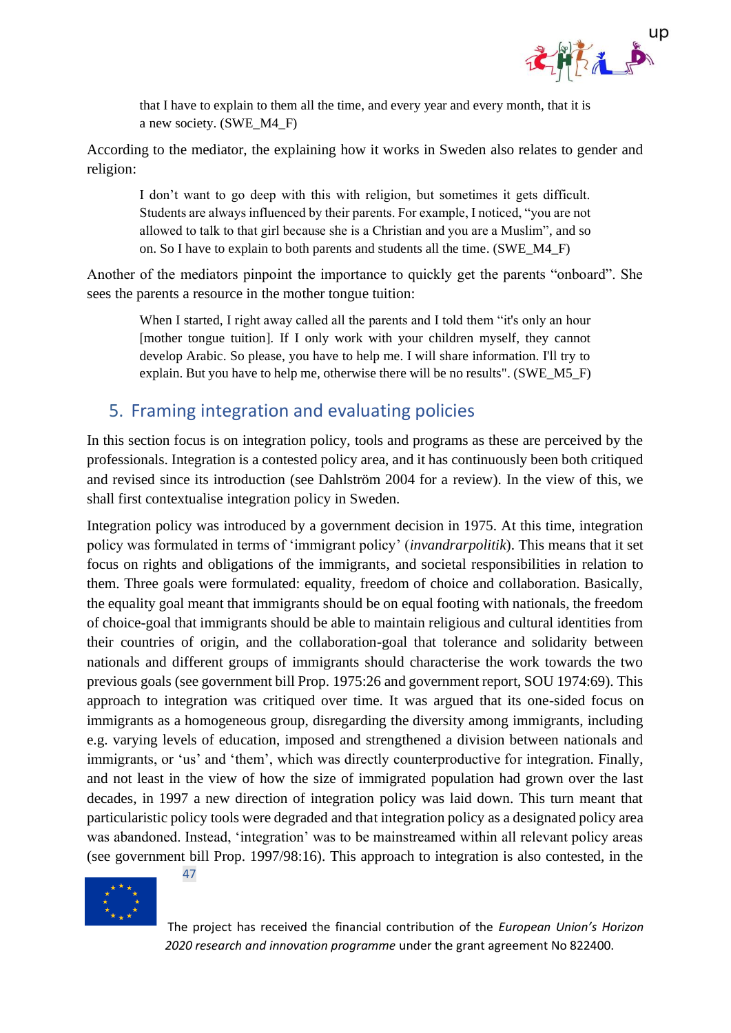> that I have to explain to them all the time, and every year and every month, that it is a new society. (SWE_M4_F)

According to the mediator, the explaining how it works in Sweden also relates to gender and religion:

> I don't want to go deep with this with religion, but sometimes it gets difficult. Students are always influenced by their parents. For example, I noticed, "you are not allowed to talk to that girl because she is a Christian and you are a Muslim", and so on. So I have to explain to both parents and students all the time. (SWE_M4_F)

Another of the mediators pinpoint the importance to quickly get the parents "onboard". She sees the parents a resource in the mother tongue tuition:

> When I started, I right away called all the parents and I told them "it's only an hour [mother tongue tuition]. If I only work with your children myself, they cannot develop Arabic. So please, you have to help me. I will share information. I'll try to explain. But you have to help me, otherwise there will be no results". (SWE_M5_F)

## 5. Framing integration and evaluating policies

In this section focus is on integration policy, tools and programs as these are perceived by the professionals. Integration is a contested policy area, and it has continuously been both critiqued and revised since its introduction (see Dahlström 2004 for a review). In the view of this, we shall first contextualise integration policy in Sweden.

Integration policy was introduced by a government decision in 1975. At this time, integration policy was formulated in terms of 'immigrant policy' (*invandrarpolitik*). This means that it set focus on rights and obligations of the immigrants, and societal responsibilities in relation to them. Three goals were formulated: equality, freedom of choice and collaboration. Basically, the equality goal meant that immigrants should be on equal footing with nationals, the freedom of choice-goal that immigrants should be able to maintain religious and cultural identities from their countries of origin, and the collaboration-goal that tolerance and solidarity between nationals and different groups of immigrants should characterise the work towards the two previous goals (see government bill Prop. 1975:26 and government report, SOU 1974:69). This approach to integration was critiqued over time. It was argued that its one-sided focus on immigrants as a homogeneous group, disregarding the diversity among immigrants, including e.g. varying levels of education, imposed and strengthened a division between nationals and immigrants, or 'us' and 'them', which was directly counterproductive for integration. Finally, and not least in the view of how the size of immigrated population had grown over the last decades, in 1997 a new direction of integration policy was laid down. This turn meant that particularistic policy tools were degraded and that integration policy as a designated policy area was abandoned. Instead, 'integration' was to be mainstreamed within all relevant policy areas (see government bill Prop. 1997/98:16). This approach to integration is also contested, in the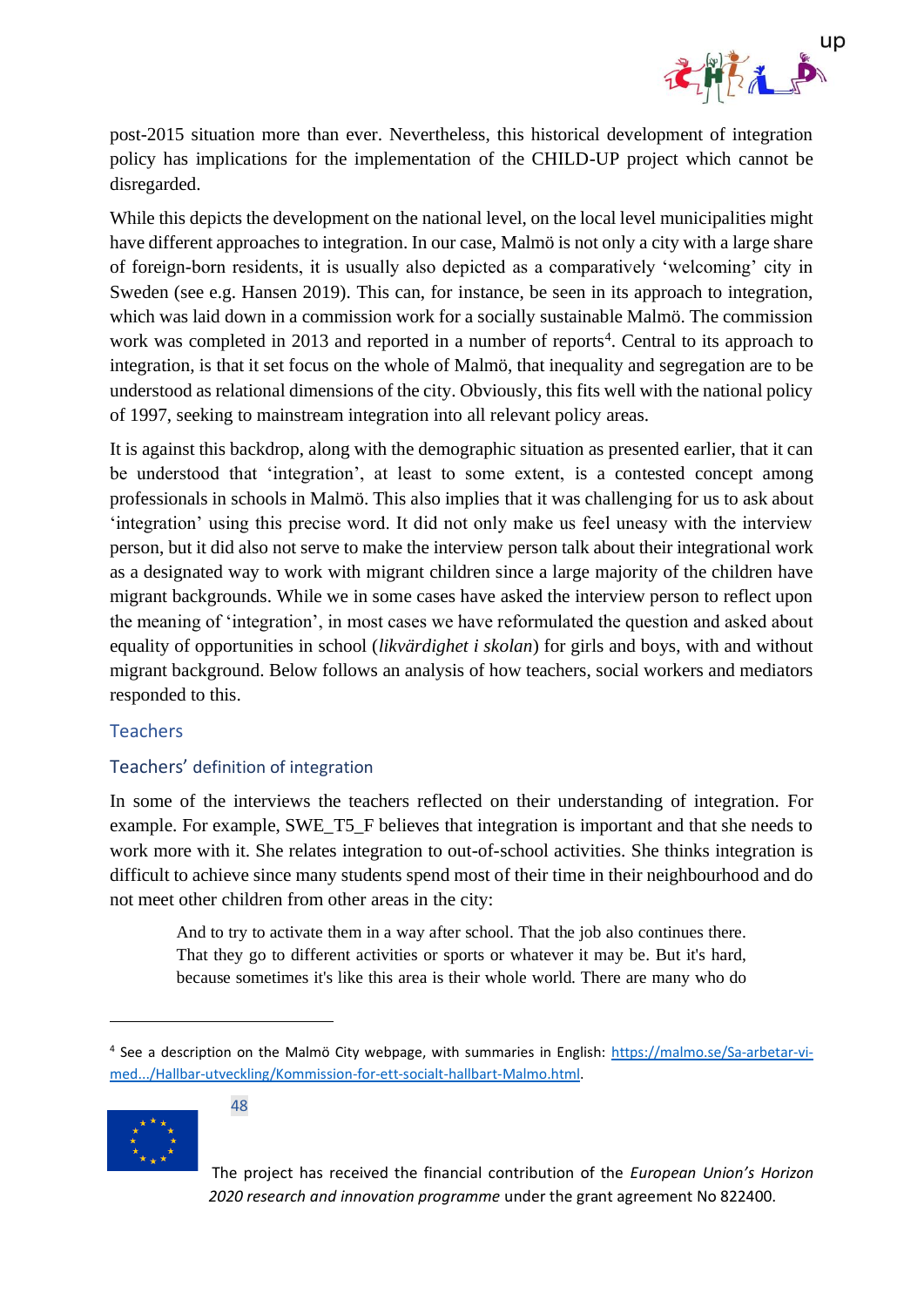post-2015 situation more than ever. Nevertheless, this historical development of integration policy has implications for the implementation of the CHILD-UP project which cannot be disregarded.

While this depicts the development on the national level, on the local level municipalities might have different approaches to integration. In our case, Malmö is not only a city with a large share of foreign-born residents, it is usually also depicted as a comparatively 'welcoming' city in Sweden (see e.g. Hansen 2019). This can, for instance, be seen in its approach to integration, which was laid down in a commission work for a socially sustainable Malmö. The commission work was completed in 2013 and reported in a number of reports[4]. Central to its approach to integration, is that it set focus on the whole of Malmö, that inequality and segregation are to be understood as relational dimensions of the city. Obviously, this fits well with the national policy of 1997, seeking to mainstream integration into all relevant policy areas.

It is against this backdrop, along with the demographic situation as presented earlier, that it can be understood that 'integration', at least to some extent, is a contested concept among professionals in schools in Malmö. This also implies that it was challenging for us to ask about 'integration' using this precise word. It did not only make us feel uneasy with the interview person, but it did also not serve to make the interview person talk about their integrational work as a designated way to work with migrant children since a large majority of the children have migrant backgrounds. While we in some cases have asked the interview person to reflect upon the meaning of 'integration', in most cases we have reformulated the question and asked about equality of opportunities in school (*likvärdighet i skolan*) for girls and boys, with and without migrant background. Below follows an analysis of how teachers, social workers and mediators responded to this.

## Teachers

### Teachers' definition of integration

In some of the interviews the teachers reflected on their understanding of integration. For example. For example, SWE_T5_F believes that integration is important and that she needs to work more with it. She relates integration to out-of-school activities. She thinks integration is difficult to achieve since many students spend most of their time in their neighbourhood and do not meet other children from other areas in the city:

> And to try to activate them in a way after school. That the job also continues there. That they go to different activities or sports or whatever it may be. But it's hard, because sometimes it's like this area is their whole world. There are many who do

[4] See a description on the Malmö City webpage, with summaries in English: https://malmo.se/Sa-arbetar-vi-med.../Hallbar-utveckling/Kommission-for-ett-socialt-hallbart-Malmo.html.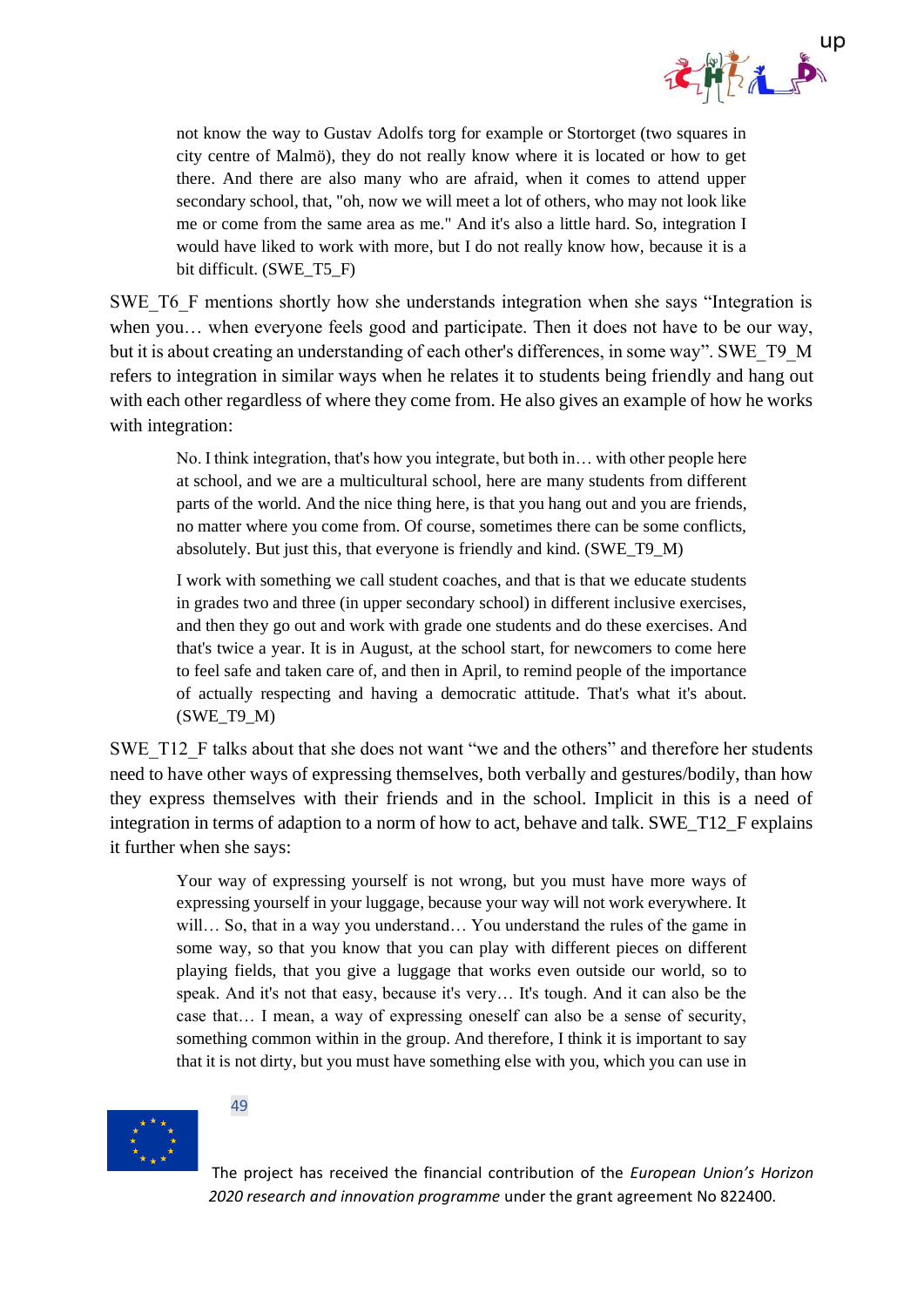> not know the way to Gustav Adolfs torg for example or Stortorget (two squares in city centre of Malmö), they do not really know where it is located or how to get there. And there are also many who are afraid, when it comes to attend upper secondary school, that, "oh, now we will meet a lot of others, who may not look like me or come from the same area as me." And it's also a little hard. So, integration I would have liked to work with more, but I do not really know how, because it is a bit difficult. (SWE_T5_F)

SWE_T6_F mentions shortly how she understands integration when she says "Integration is when you… when everyone feels good and participate. Then it does not have to be our way, but it is about creating an understanding of each other's differences, in some way". SWE_T9_M refers to integration in similar ways when he relates it to students being friendly and hang out with each other regardless of where they come from. He also gives an example of how he works with integration:

> No. I think integration, that's how you integrate, but both in… with other people here at school, and we are a multicultural school, here are many students from different parts of the world. And the nice thing here, is that you hang out and you are friends, no matter where you come from. Of course, sometimes there can be some conflicts, absolutely. But just this, that everyone is friendly and kind. (SWE_T9_M)

> I work with something we call student coaches, and that is that we educate students in grades two and three (in upper secondary school) in different inclusive exercises, and then they go out and work with grade one students and do these exercises. And that's twice a year. It is in August, at the school start, for newcomers to come here to feel safe and taken care of, and then in April, to remind people of the importance of actually respecting and having a democratic attitude. That's what it's about. (SWE_T9_M)

SWE_T12_F talks about that she does not want "we and the others" and therefore her students need to have other ways of expressing themselves, both verbally and gestures/bodily, than how they express themselves with their friends and in the school. Implicit in this is a need of integration in terms of adaption to a norm of how to act, behave and talk. SWE_T12_F explains it further when she says:

> Your way of expressing yourself is not wrong, but you must have more ways of expressing yourself in your luggage, because your way will not work everywhere. It will… So, that in a way you understand… You understand the rules of the game in some way, so that you know that you can play with different pieces on different playing fields, that you give a luggage that works even outside our world, so to speak. And it's not that easy, because it's very… It's tough. And it can also be the case that… I mean, a way of expressing oneself can also be a sense of security, something common within in the group. And therefore, I think it is important to say that it is not dirty, but you must have something else with you, which you can use in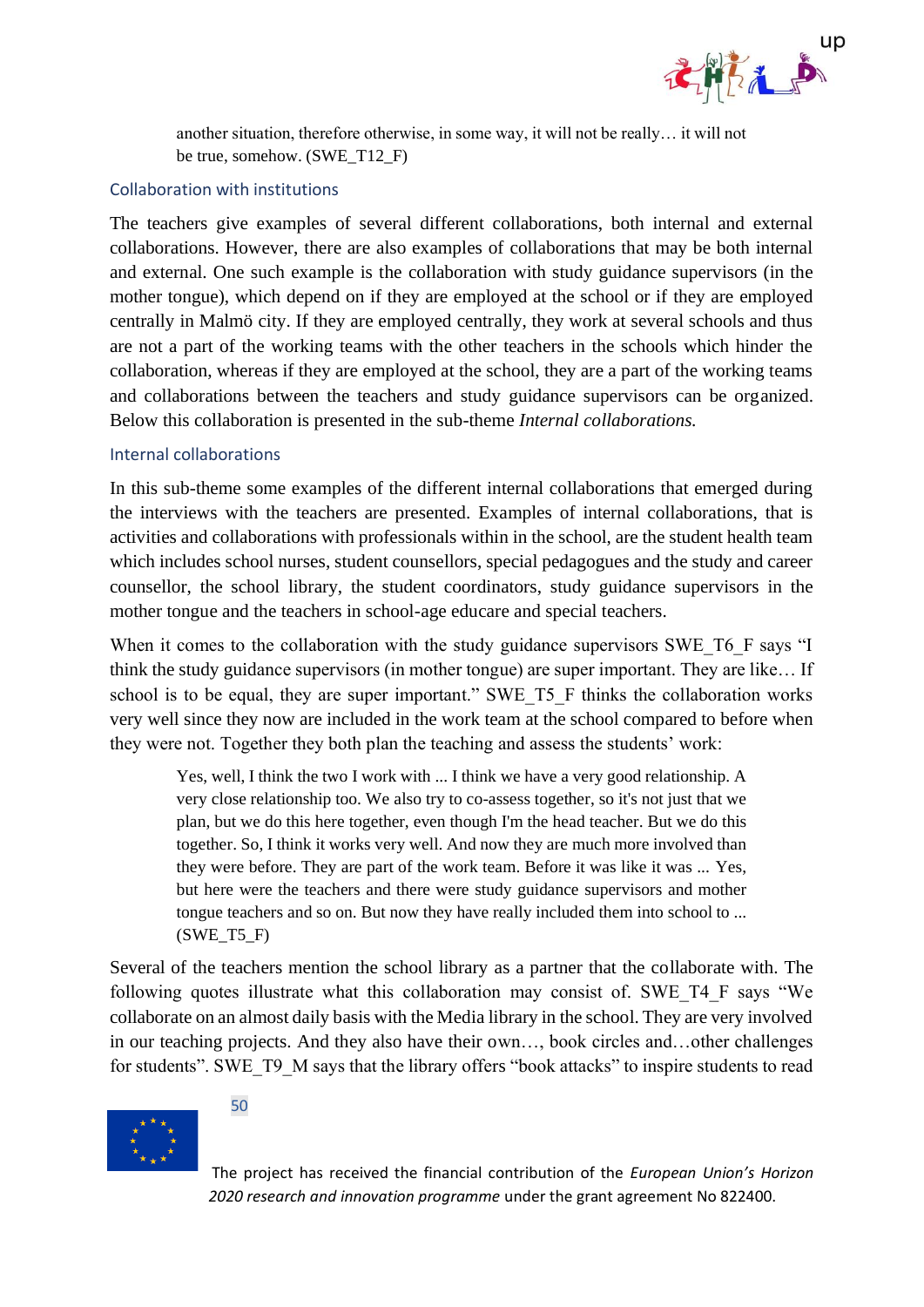> another situation, therefore otherwise, in some way, it will not be really… it will not be true, somehow. (SWE_T12_F)

### Collaboration with institutions

The teachers give examples of several different collaborations, both internal and external collaborations. However, there are also examples of collaborations that may be both internal and external. One such example is the collaboration with study guidance supervisors (in the mother tongue), which depend on if they are employed at the school or if they are employed centrally in Malmö city. If they are employed centrally, they work at several schools and thus are not a part of the working teams with the other teachers in the schools which hinder the collaboration, whereas if they are employed at the school, they are a part of the working teams and collaborations between the teachers and study guidance supervisors can be organized. Below this collaboration is presented in the sub-theme *Internal collaborations.*

### Internal collaborations

In this sub-theme some examples of the different internal collaborations that emerged during the interviews with the teachers are presented. Examples of internal collaborations, that is activities and collaborations with professionals within in the school, are the student health team which includes school nurses, student counsellors, special pedagogues and the study and career counsellor, the school library, the student coordinators, study guidance supervisors in the mother tongue and the teachers in school-age educare and special teachers.

When it comes to the collaboration with the study guidance supervisors SWE_T6_F says "I think the study guidance supervisors (in mother tongue) are super important. They are like… If school is to be equal, they are super important." SWE_T5_F thinks the collaboration works very well since they now are included in the work team at the school compared to before when they were not. Together they both plan the teaching and assess the students' work:

> Yes, well, I think the two I work with ... I think we have a very good relationship. A very close relationship too. We also try to co-assess together, so it's not just that we plan, but we do this here together, even though I'm the head teacher. But we do this together. So, I think it works very well. And now they are much more involved than they were before. They are part of the work team. Before it was like it was ... Yes, but here were the teachers and there were study guidance supervisors and mother tongue teachers and so on. But now they have really included them into school to ... (SWE_T5_F)

Several of the teachers mention the school library as a partner that the collaborate with. The following quotes illustrate what this collaboration may consist of. SWE_T4_F says "We collaborate on an almost daily basis with the Media library in the school. They are very involved in our teaching projects. And they also have their own…, book circles and…other challenges for students". SWE_T9_M says that the library offers "book attacks" to inspire students to read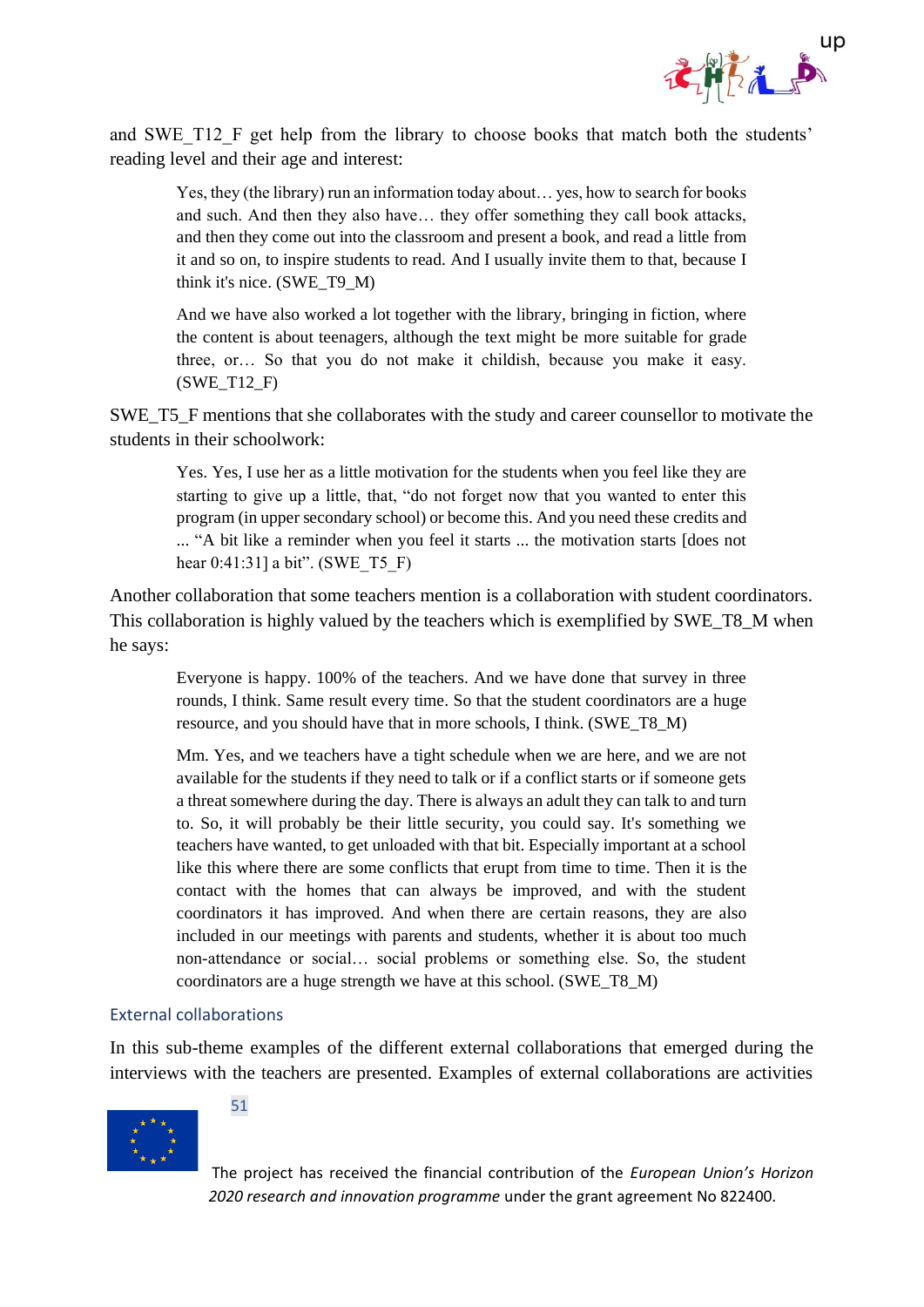and SWE_T12_F get help from the library to choose books that match both the students' reading level and their age and interest:

> Yes, they (the library) run an information today about… yes, how to search for books and such. And then they also have… they offer something they call book attacks, and then they come out into the classroom and present a book, and read a little from it and so on, to inspire students to read. And I usually invite them to that, because I think it's nice. (SWE_T9_M)

> And we have also worked a lot together with the library, bringing in fiction, where the content is about teenagers, although the text might be more suitable for grade three, or… So that you do not make it childish, because you make it easy. (SWE_T12_F)

SWE_T5_F mentions that she collaborates with the study and career counsellor to motivate the students in their schoolwork:

> Yes. Yes, I use her as a little motivation for the students when you feel like they are starting to give up a little, that, "do not forget now that you wanted to enter this program (in upper secondary school) or become this. And you need these credits and ... "A bit like a reminder when you feel it starts ... the motivation starts [does not hear 0:41:31] a bit". (SWE_T5_F)

Another collaboration that some teachers mention is a collaboration with student coordinators. This collaboration is highly valued by the teachers which is exemplified by SWE_T8_M when he says:

> Everyone is happy. 100% of the teachers. And we have done that survey in three rounds, I think. Same result every time. So that the student coordinators are a huge resource, and you should have that in more schools, I think. (SWE_T8_M)

> Mm. Yes, and we teachers have a tight schedule when we are here, and we are not available for the students if they need to talk or if a conflict starts or if someone gets a threat somewhere during the day. There is always an adult they can talk to and turn to. So, it will probably be their little security, you could say. It's something we teachers have wanted, to get unloaded with that bit. Especially important at a school like this where there are some conflicts that erupt from time to time. Then it is the contact with the homes that can always be improved, and with the student coordinators it has improved. And when there are certain reasons, they are also included in our meetings with parents and students, whether it is about too much non-attendance or social… social problems or something else. So, the student coordinators are a huge strength we have at this school. (SWE_T8_M)

### External collaborations

In this sub-theme examples of the different external collaborations that emerged during the interviews with the teachers are presented. Examples of external collaborations are activities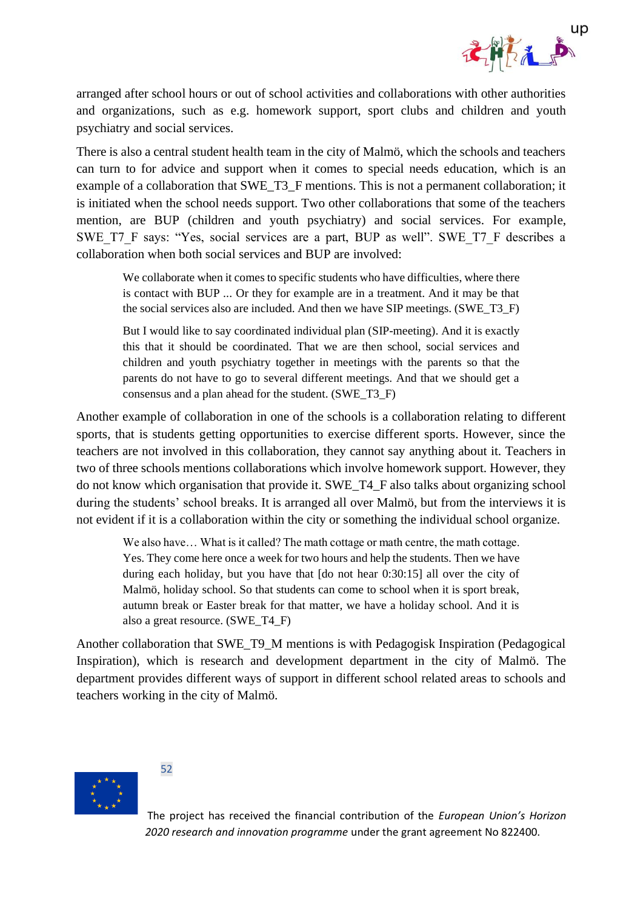arranged after school hours or out of school activities and collaborations with other authorities and organizations, such as e.g. homework support, sport clubs and children and youth psychiatry and social services.

There is also a central student health team in the city of Malmö, which the schools and teachers can turn to for advice and support when it comes to special needs education, which is an example of a collaboration that SWE_T3_F mentions. This is not a permanent collaboration; it is initiated when the school needs support. Two other collaborations that some of the teachers mention, are BUP (children and youth psychiatry) and social services. For example, SWE_T7_F says: "Yes, social services are a part, BUP as well". SWE_T7_F describes a collaboration when both social services and BUP are involved:

> We collaborate when it comes to specific students who have difficulties, where there is contact with BUP ... Or they for example are in a treatment. And it may be that the social services also are included. And then we have SIP meetings. (SWE_T3_F)
>
> But I would like to say coordinated individual plan (SIP-meeting). And it is exactly this that it should be coordinated. That we are then school, social services and children and youth psychiatry together in meetings with the parents so that the parents do not have to go to several different meetings. And that we should get a consensus and a plan ahead for the student. (SWE_T3_F)

Another example of collaboration in one of the schools is a collaboration relating to different sports, that is students getting opportunities to exercise different sports. However, since the teachers are not involved in this collaboration, they cannot say anything about it. Teachers in two of three schools mentions collaborations which involve homework support. However, they do not know which organisation that provide it. SWE_T4_F also talks about organizing school during the students' school breaks. It is arranged all over Malmö, but from the interviews it is not evident if it is a collaboration within the city or something the individual school organize.

> We also have… What is it called? The math cottage or math centre, the math cottage. Yes. They come here once a week for two hours and help the students. Then we have during each holiday, but you have that [do not hear 0:30:15] all over the city of Malmö, holiday school. So that students can come to school when it is sport break, autumn break or Easter break for that matter, we have a holiday school. And it is also a great resource. (SWE_T4_F)

Another collaboration that SWE_T9_M mentions is with Pedagogisk Inspiration (Pedagogical Inspiration), which is research and development department in the city of Malmö. The department provides different ways of support in different school related areas to schools and teachers working in the city of Malmö.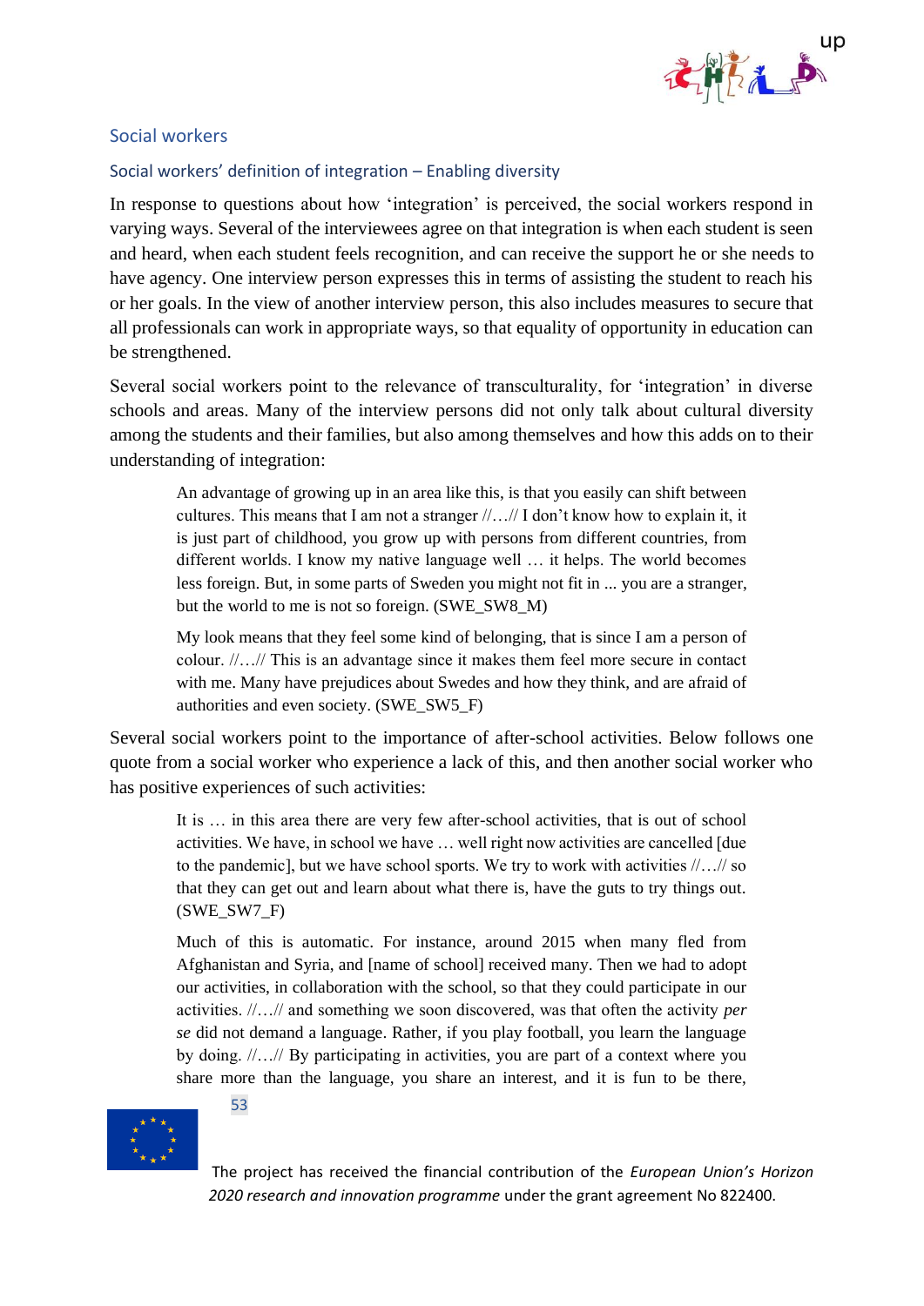## Social workers

### Social workers' definition of integration – Enabling diversity

In response to questions about how 'integration' is perceived, the social workers respond in varying ways. Several of the interviewees agree on that integration is when each student is seen and heard, when each student feels recognition, and can receive the support he or she needs to have agency. One interview person expresses this in terms of assisting the student to reach his or her goals. In the view of another interview person, this also includes measures to secure that all professionals can work in appropriate ways, so that equality of opportunity in education can be strengthened.

Several social workers point to the relevance of transculturality, for 'integration' in diverse schools and areas. Many of the interview persons did not only talk about cultural diversity among the students and their families, but also among themselves and how this adds on to their understanding of integration:

> An advantage of growing up in an area like this, is that you easily can shift between cultures. This means that I am not a stranger //…// I don't know how to explain it, it is just part of childhood, you grow up with persons from different countries, from different worlds. I know my native language well … it helps. The world becomes less foreign. But, in some parts of Sweden you might not fit in ... you are a stranger, but the world to me is not so foreign. (SWE_SW8_M)

> My look means that they feel some kind of belonging, that is since I am a person of colour. //…// This is an advantage since it makes them feel more secure in contact with me. Many have prejudices about Swedes and how they think, and are afraid of authorities and even society. (SWE_SW5_F)

Several social workers point to the importance of after-school activities. Below follows one quote from a social worker who experience a lack of this, and then another social worker who has positive experiences of such activities:

> It is … in this area there are very few after-school activities, that is out of school activities. We have, in school we have … well right now activities are cancelled [due to the pandemic], but we have school sports. We try to work with activities //…// so that they can get out and learn about what there is, have the guts to try things out. (SWE_SW7_F)

> Much of this is automatic. For instance, around 2015 when many fled from Afghanistan and Syria, and [name of school] received many. Then we had to adopt our activities, in collaboration with the school, so that they could participate in our activities. //…// and something we soon discovered, was that often the activity *per se* did not demand a language. Rather, if you play football, you learn the language by doing. //…// By participating in activities, you are part of a context where you share more than the language, you share an interest, and it is fun to be there,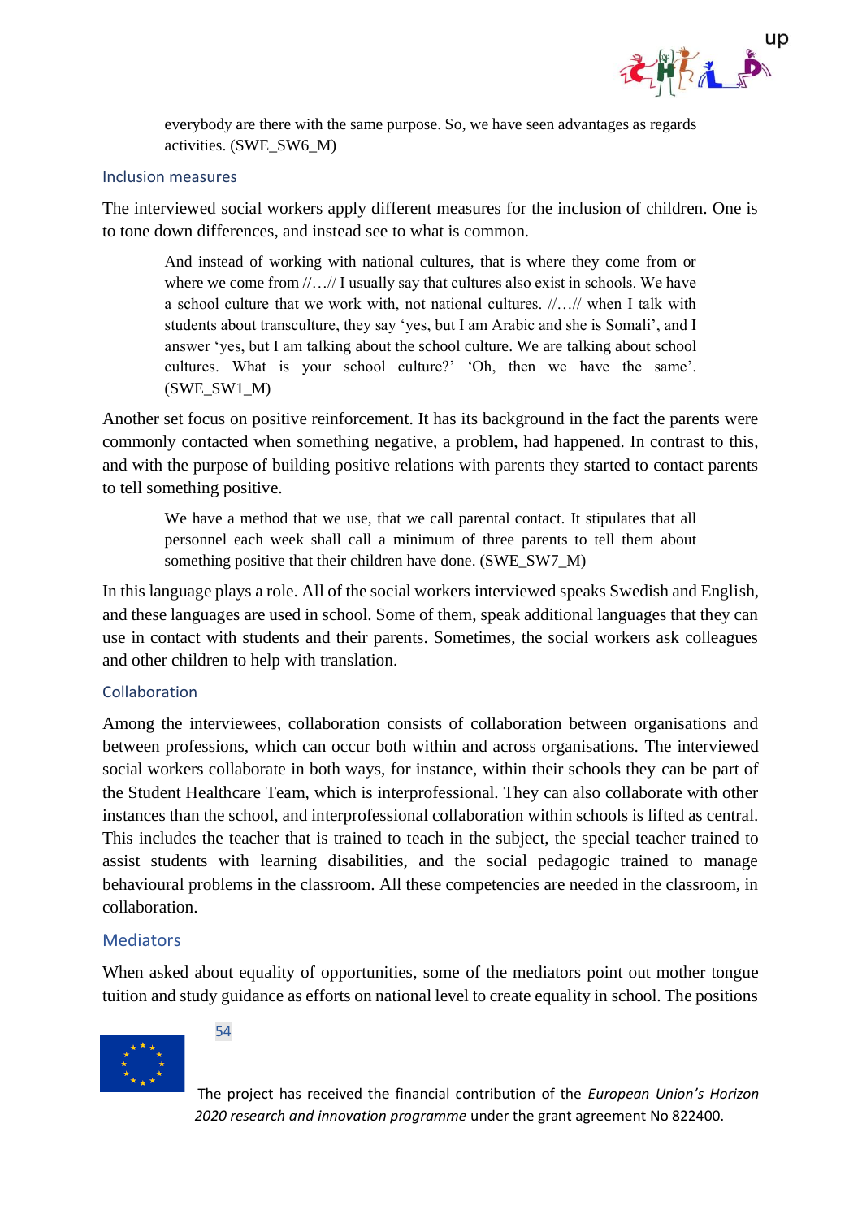> everybody are there with the same purpose. So, we have seen advantages as regards activities. (SWE_SW6_M)

### Inclusion measures

The interviewed social workers apply different measures for the inclusion of children. One is to tone down differences, and instead see to what is common.

> And instead of working with national cultures, that is where they come from or where we come from //…// I usually say that cultures also exist in schools. We have a school culture that we work with, not national cultures. //…// when I talk with students about transculture, they say 'yes, but I am Arabic and she is Somali', and I answer 'yes, but I am talking about the school culture. We are talking about school cultures. What is your school culture?' 'Oh, then we have the same'. (SWE_SW1_M)

Another set focus on positive reinforcement. It has its background in the fact the parents were commonly contacted when something negative, a problem, had happened. In contrast to this, and with the purpose of building positive relations with parents they started to contact parents to tell something positive.

> We have a method that we use, that we call parental contact. It stipulates that all personnel each week shall call a minimum of three parents to tell them about something positive that their children have done. (SWE_SW7_M)

In this language plays a role. All of the social workers interviewed speaks Swedish and English, and these languages are used in school. Some of them, speak additional languages that they can use in contact with students and their parents. Sometimes, the social workers ask colleagues and other children to help with translation.

### Collaboration

Among the interviewees, collaboration consists of collaboration between organisations and between professions, which can occur both within and across organisations. The interviewed social workers collaborate in both ways, for instance, within their schools they can be part of the Student Healthcare Team, which is interprofessional. They can also collaborate with other instances than the school, and interprofessional collaboration within schools is lifted as central. This includes the teacher that is trained to teach in the subject, the special teacher trained to assist students with learning disabilities, and the social pedagogic trained to manage behavioural problems in the classroom. All these competencies are needed in the classroom, in collaboration.

## Mediators

When asked about equality of opportunities, some of the mediators point out mother tongue tuition and study guidance as efforts on national level to create equality in school. The positions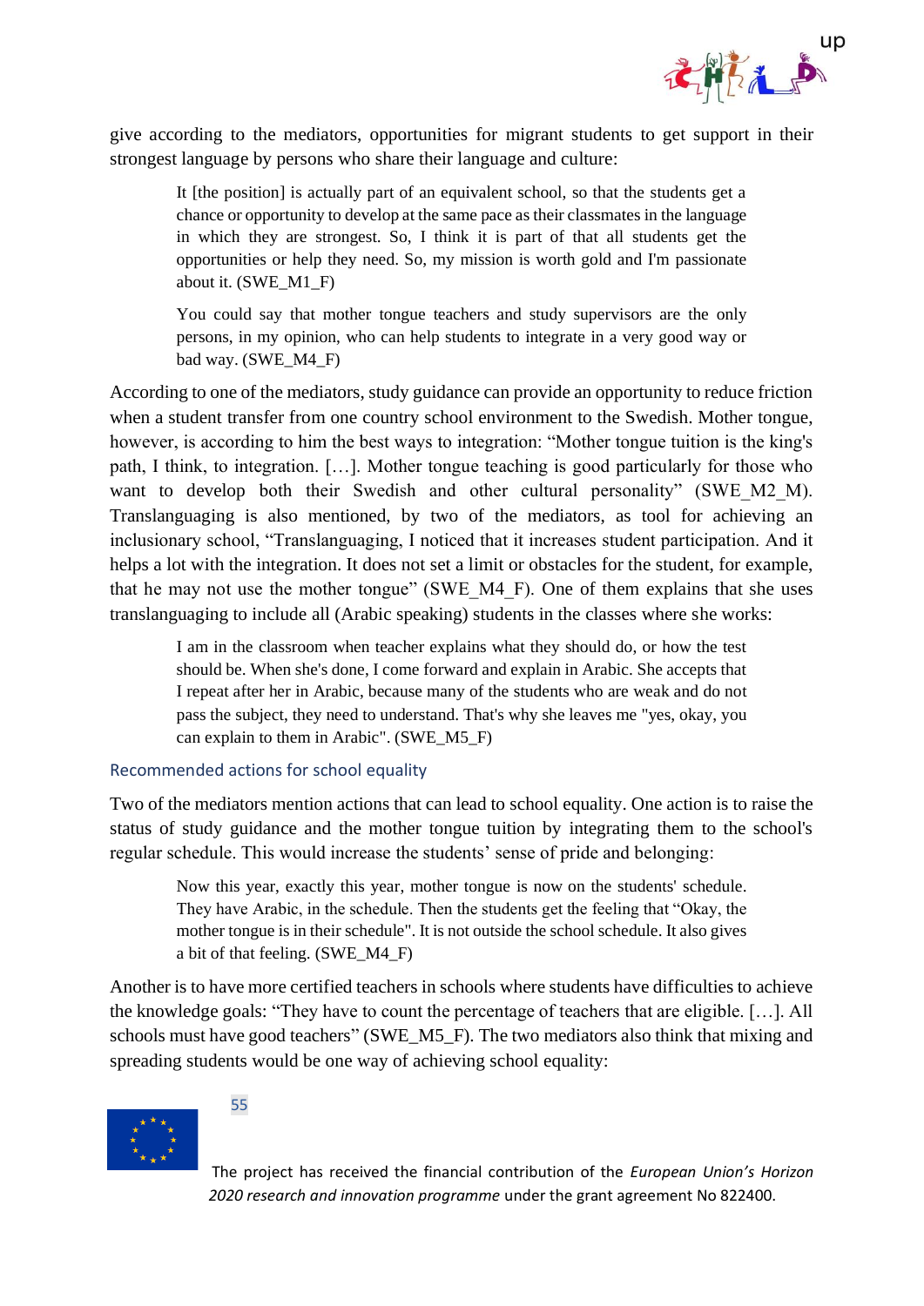give according to the mediators, opportunities for migrant students to get support in their strongest language by persons who share their language and culture:

> It [the position] is actually part of an equivalent school, so that the students get a chance or opportunity to develop at the same pace as their classmates in the language in which they are strongest. So, I think it is part of that all students get the opportunities or help they need. So, my mission is worth gold and I'm passionate about it. (SWE_M1_F)

> You could say that mother tongue teachers and study supervisors are the only persons, in my opinion, who can help students to integrate in a very good way or bad way. (SWE_M4_F)

According to one of the mediators, study guidance can provide an opportunity to reduce friction when a student transfer from one country school environment to the Swedish. Mother tongue, however, is according to him the best ways to integration: "Mother tongue tuition is the king's path, I think, to integration. […]. Mother tongue teaching is good particularly for those who want to develop both their Swedish and other cultural personality" (SWE_M2_M). Translanguaging is also mentioned, by two of the mediators, as tool for achieving an inclusionary school, "Translanguaging, I noticed that it increases student participation. And it helps a lot with the integration. It does not set a limit or obstacles for the student, for example, that he may not use the mother tongue" (SWE_M4_F). One of them explains that she uses translanguaging to include all (Arabic speaking) students in the classes where she works:

> I am in the classroom when teacher explains what they should do, or how the test should be. When she's done, I come forward and explain in Arabic. She accepts that I repeat after her in Arabic, because many of the students who are weak and do not pass the subject, they need to understand. That's why she leaves me "yes, okay, you can explain to them in Arabic". (SWE_M5_F)

### Recommended actions for school equality

Two of the mediators mention actions that can lead to school equality. One action is to raise the status of study guidance and the mother tongue tuition by integrating them to the school's regular schedule. This would increase the students' sense of pride and belonging:

> Now this year, exactly this year, mother tongue is now on the students' schedule. They have Arabic, in the schedule. Then the students get the feeling that "Okay, the mother tongue is in their schedule". It is not outside the school schedule. It also gives a bit of that feeling. (SWE_M4_F)

Another is to have more certified teachers in schools where students have difficulties to achieve the knowledge goals: "They have to count the percentage of teachers that are eligible. […]. All schools must have good teachers" (SWE_M5_F). The two mediators also think that mixing and spreading students would be one way of achieving school equality: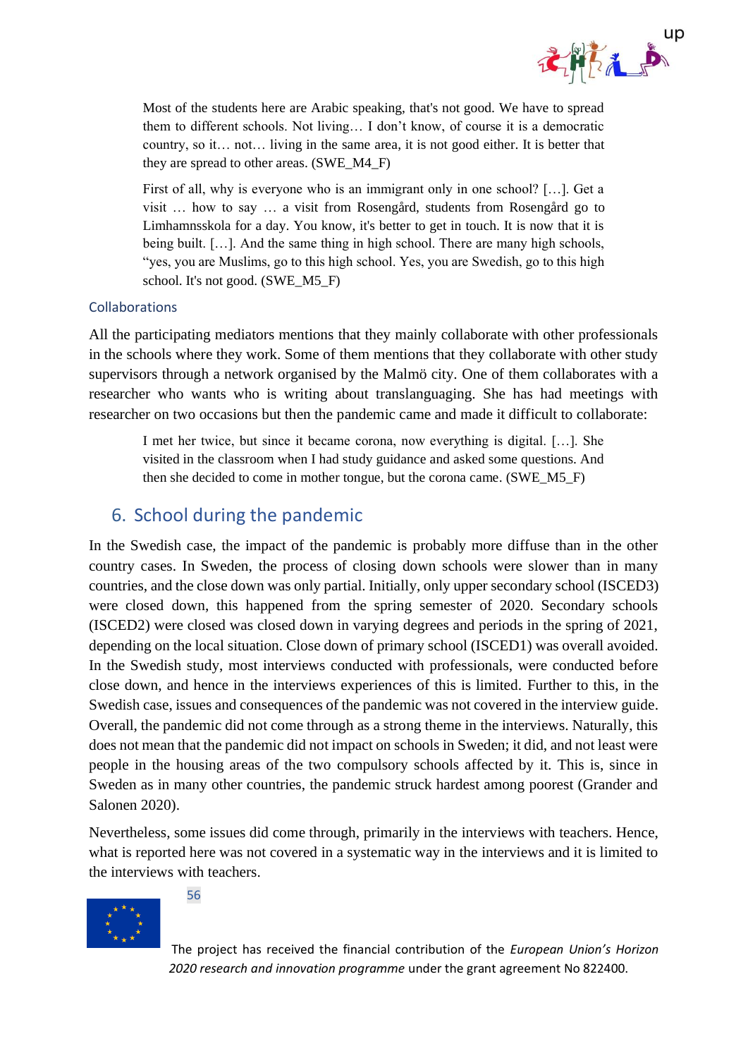> Most of the students here are Arabic speaking, that's not good. We have to spread them to different schools. Not living… I don't know, of course it is a democratic country, so it… not… living in the same area, it is not good either. It is better that they are spread to other areas. (SWE_M4_F)

> First of all, why is everyone who is an immigrant only in one school? […]. Get a visit … how to say … a visit from Rosengård, students from Rosengård go to Limhamnsskola for a day. You know, it's better to get in touch. It is now that it is being built. […]. And the same thing in high school. There are many high schools, "yes, you are Muslims, go to this high school. Yes, you are Swedish, go to this high school. It's not good. (SWE_M5_F)

### Collaborations

All the participating mediators mentions that they mainly collaborate with other professionals in the schools where they work. Some of them mentions that they collaborate with other study supervisors through a network organised by the Malmö city. One of them collaborates with a researcher who wants who is writing about translanguaging. She has had meetings with researcher on two occasions but then the pandemic came and made it difficult to collaborate:

> I met her twice, but since it became corona, now everything is digital. […]. She visited in the classroom when I had study guidance and asked some questions. And then she decided to come in mother tongue, but the corona came. (SWE_M5_F)

## 6. School during the pandemic

In the Swedish case, the impact of the pandemic is probably more diffuse than in the other country cases. In Sweden, the process of closing down schools were slower than in many countries, and the close down was only partial. Initially, only upper secondary school (ISCED3) were closed down, this happened from the spring semester of 2020. Secondary schools (ISCED2) were closed was closed down in varying degrees and periods in the spring of 2021, depending on the local situation. Close down of primary school (ISCED1) was overall avoided. In the Swedish study, most interviews conducted with professionals, were conducted before close down, and hence in the interviews experiences of this is limited. Further to this, in the Swedish case, issues and consequences of the pandemic was not covered in the interview guide. Overall, the pandemic did not come through as a strong theme in the interviews. Naturally, this does not mean that the pandemic did not impact on schools in Sweden; it did, and not least were people in the housing areas of the two compulsory schools affected by it. This is, since in Sweden as in many other countries, the pandemic struck hardest among poorest (Grander and Salonen 2020).

Nevertheless, some issues did come through, primarily in the interviews with teachers. Hence, what is reported here was not covered in a systematic way in the interviews and it is limited to the interviews with teachers.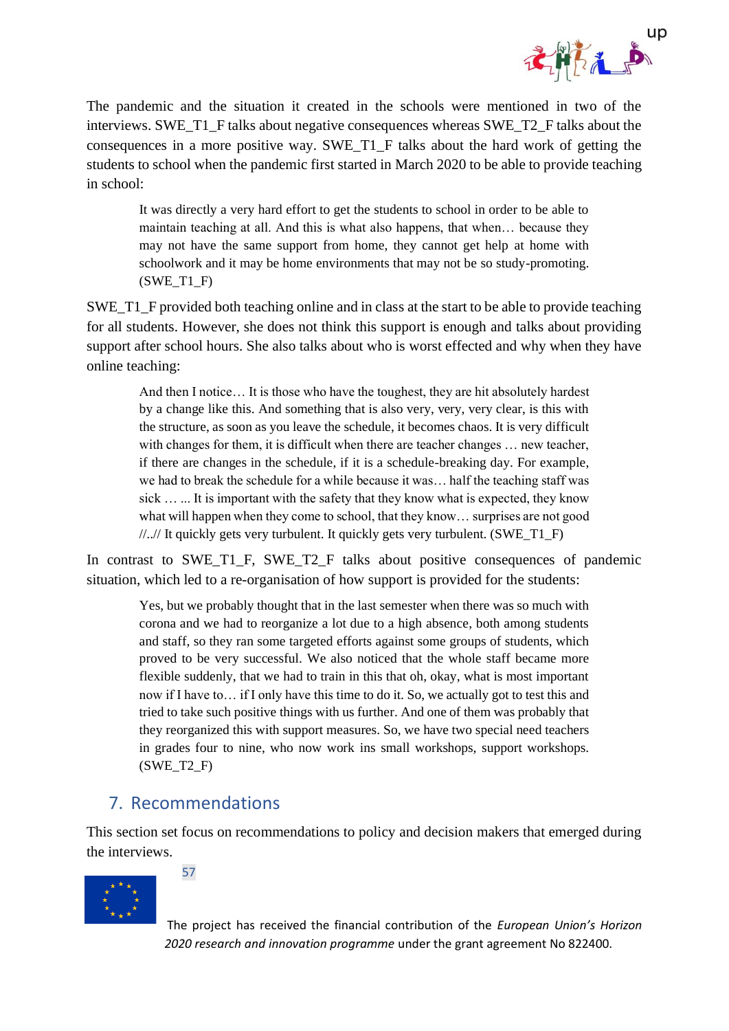The pandemic and the situation it created in the schools were mentioned in two of the interviews. SWE_T1_F talks about negative consequences whereas SWE_T2_F talks about the consequences in a more positive way. SWE_T1_F talks about the hard work of getting the students to school when the pandemic first started in March 2020 to be able to provide teaching in school:

> It was directly a very hard effort to get the students to school in order to be able to maintain teaching at all. And this is what also happens, that when… because they may not have the same support from home, they cannot get help at home with schoolwork and it may be home environments that may not be so study-promoting. (SWE_T1_F)

SWE_T1_F provided both teaching online and in class at the start to be able to provide teaching for all students. However, she does not think this support is enough and talks about providing support after school hours. She also talks about who is worst effected and why when they have online teaching:

> And then I notice… It is those who have the toughest, they are hit absolutely hardest by a change like this. And something that is also very, very, very clear, is this with the structure, as soon as you leave the schedule, it becomes chaos. It is very difficult with changes for them, it is difficult when there are teacher changes … new teacher, if there are changes in the schedule, if it is a schedule-breaking day. For example, we had to break the schedule for a while because it was… half the teaching staff was sick … ... It is important with the safety that they know what is expected, they know what will happen when they come to school, that they know… surprises are not good //..// It quickly gets very turbulent. It quickly gets very turbulent. (SWE_T1_F)

In contrast to SWE_T1_F, SWE_T2_F talks about positive consequences of pandemic situation, which led to a re-organisation of how support is provided for the students:

> Yes, but we probably thought that in the last semester when there was so much with corona and we had to reorganize a lot due to a high absence, both among students and staff, so they ran some targeted efforts against some groups of students, which proved to be very successful. We also noticed that the whole staff became more flexible suddenly, that we had to train in this that oh, okay, what is most important now if I have to… if I only have this time to do it. So, we actually got to test this and tried to take such positive things with us further. And one of them was probably that they reorganized this with support measures. So, we have two special need teachers in grades four to nine, who now work ins small workshops, support workshops. (SWE_T2_F)

## 7. Recommendations

This section set focus on recommendations to policy and decision makers that emerged during the interviews.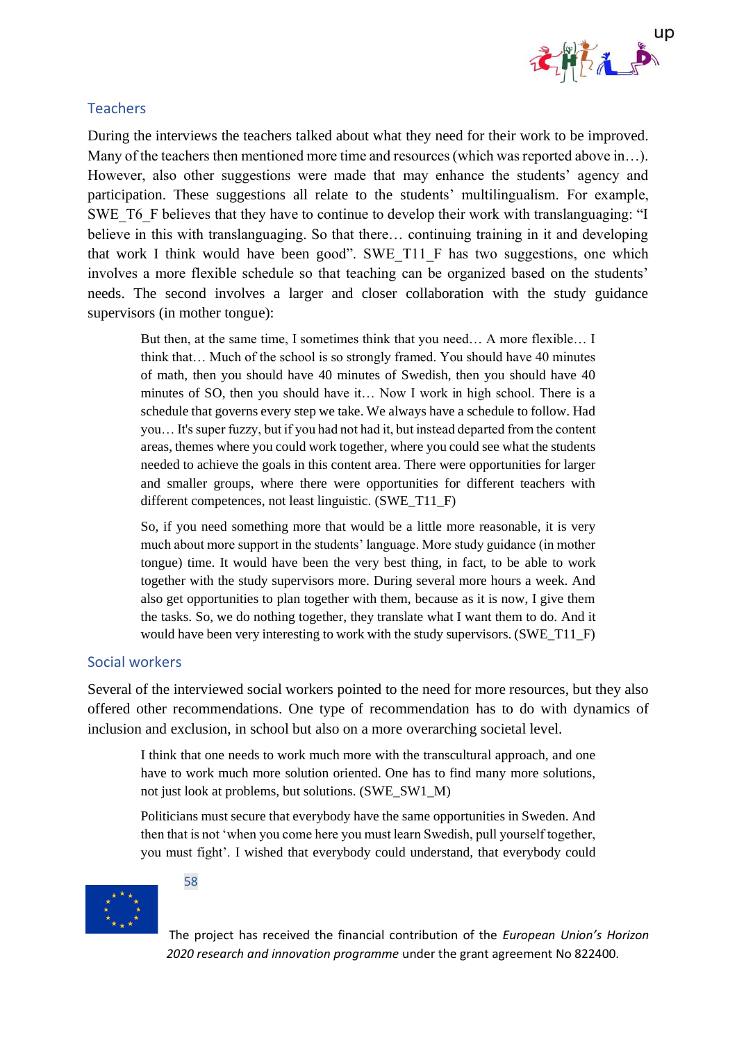### Teachers

During the interviews the teachers talked about what they need for their work to be improved. Many of the teachers then mentioned more time and resources (which was reported above in…). However, also other suggestions were made that may enhance the students' agency and participation. These suggestions all relate to the students' multilingualism. For example, SWE_T6_F believes that they have to continue to develop their work with translanguaging: "I believe in this with translanguaging. So that there… continuing training in it and developing that work I think would have been good". SWE_T11_F has two suggestions, one which involves a more flexible schedule so that teaching can be organized based on the students' needs. The second involves a larger and closer collaboration with the study guidance supervisors (in mother tongue):

> But then, at the same time, I sometimes think that you need… A more flexible… I think that… Much of the school is so strongly framed. You should have 40 minutes of math, then you should have 40 minutes of Swedish, then you should have 40 minutes of SO, then you should have it… Now I work in high school. There is a schedule that governs every step we take. We always have a schedule to follow. Had you… It's super fuzzy, but if you had not had it, but instead departed from the content areas, themes where you could work together, where you could see what the students needed to achieve the goals in this content area. There were opportunities for larger and smaller groups, where there were opportunities for different teachers with different competences, not least linguistic. (SWE_T11_F)

> So, if you need something more that would be a little more reasonable, it is very much about more support in the students' language. More study guidance (in mother tongue) time. It would have been the very best thing, in fact, to be able to work together with the study supervisors more. During several more hours a week. And also get opportunities to plan together with them, because as it is now, I give them the tasks. So, we do nothing together, they translate what I want them to do. And it would have been very interesting to work with the study supervisors. (SWE_T11_F)

### Social workers

Several of the interviewed social workers pointed to the need for more resources, but they also offered other recommendations. One type of recommendation has to do with dynamics of inclusion and exclusion, in school but also on a more overarching societal level.

> I think that one needs to work much more with the transcultural approach, and one have to work much more solution oriented. One has to find many more solutions, not just look at problems, but solutions. (SWE_SW1_M)

> Politicians must secure that everybody have the same opportunities in Sweden. And then that is not 'when you come here you must learn Swedish, pull yourself together, you must fight'. I wished that everybody could understand, that everybody could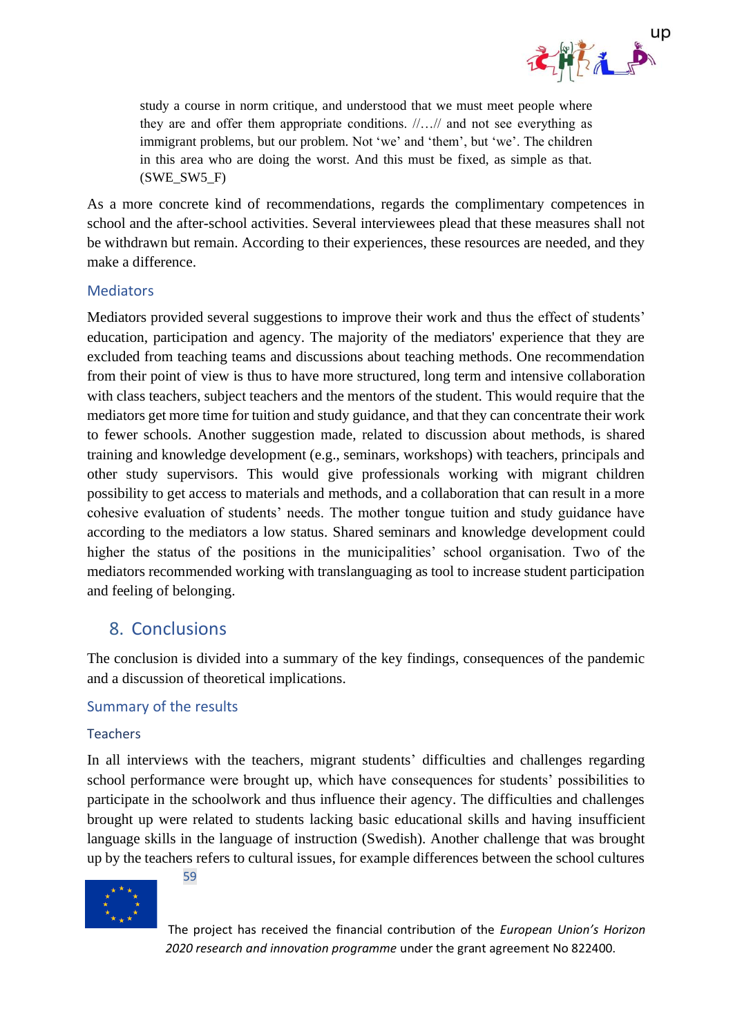> study a course in norm critique, and understood that we must meet people where they are and offer them appropriate conditions. //…// and not see everything as immigrant problems, but our problem. Not 'we' and 'them', but 'we'. The children in this area who are doing the worst. And this must be fixed, as simple as that. (SWE_SW5_F)

As a more concrete kind of recommendations, regards the complimentary competences in school and the after-school activities. Several interviewees plead that these measures shall not be withdrawn but remain. According to their experiences, these resources are needed, and they make a difference.

### Mediators

Mediators provided several suggestions to improve their work and thus the effect of students' education, participation and agency. The majority of the mediators' experience that they are excluded from teaching teams and discussions about teaching methods. One recommendation from their point of view is thus to have more structured, long term and intensive collaboration with class teachers, subject teachers and the mentors of the student. This would require that the mediators get more time for tuition and study guidance, and that they can concentrate their work to fewer schools. Another suggestion made, related to discussion about methods, is shared training and knowledge development (e.g., seminars, workshops) with teachers, principals and other study supervisors. This would give professionals working with migrant children possibility to get access to materials and methods, and a collaboration that can result in a more cohesive evaluation of students' needs. The mother tongue tuition and study guidance have according to the mediators a low status. Shared seminars and knowledge development could higher the status of the positions in the municipalities' school organisation. Two of the mediators recommended working with translanguaging as tool to increase student participation and feeling of belonging.

## 8. Conclusions

The conclusion is divided into a summary of the key findings, consequences of the pandemic and a discussion of theoretical implications.

### Summary of the results

#### Teachers

In all interviews with the teachers, migrant students' difficulties and challenges regarding school performance were brought up, which have consequences for students' possibilities to participate in the schoolwork and thus influence their agency. The difficulties and challenges brought up were related to students lacking basic educational skills and having insufficient language skills in the language of instruction (Swedish). Another challenge that was brought up by the teachers refers to cultural issues, for example differences between the school cultures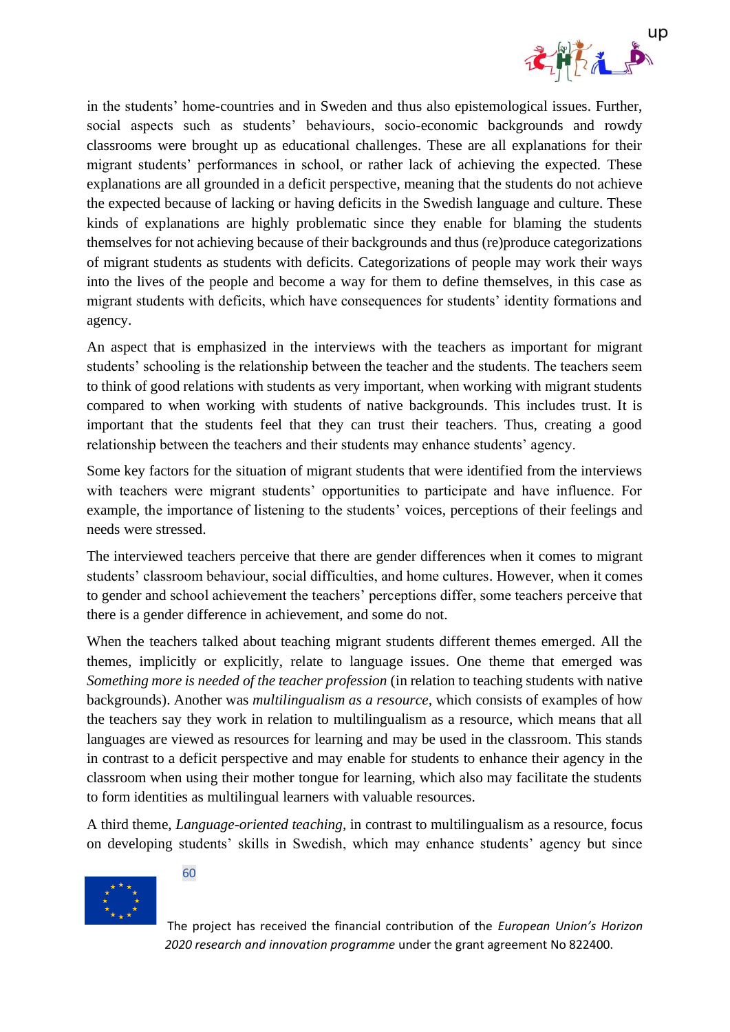in the students' home-countries and in Sweden and thus also epistemological issues. Further, social aspects such as students' behaviours, socio-economic backgrounds and rowdy classrooms were brought up as educational challenges. These are all explanations for their migrant students' performances in school, or rather lack of achieving the expected. These explanations are all grounded in a deficit perspective, meaning that the students do not achieve the expected because of lacking or having deficits in the Swedish language and culture. These kinds of explanations are highly problematic since they enable for blaming the students themselves for not achieving because of their backgrounds and thus (re)produce categorizations of migrant students as students with deficits. Categorizations of people may work their ways into the lives of the people and become a way for them to define themselves, in this case as migrant students with deficits, which have consequences for students' identity formations and agency.

An aspect that is emphasized in the interviews with the teachers as important for migrant students' schooling is the relationship between the teacher and the students. The teachers seem to think of good relations with students as very important, when working with migrant students compared to when working with students of native backgrounds. This includes trust. It is important that the students feel that they can trust their teachers. Thus, creating a good relationship between the teachers and their students may enhance students' agency.

Some key factors for the situation of migrant students that were identified from the interviews with teachers were migrant students' opportunities to participate and have influence. For example, the importance of listening to the students' voices, perceptions of their feelings and needs were stressed.

The interviewed teachers perceive that there are gender differences when it comes to migrant students' classroom behaviour, social difficulties, and home cultures. However, when it comes to gender and school achievement the teachers' perceptions differ, some teachers perceive that there is a gender difference in achievement, and some do not.

When the teachers talked about teaching migrant students different themes emerged. All the themes, implicitly or explicitly, relate to language issues. One theme that emerged was *Something more is needed of the teacher profession* (in relation to teaching students with native backgrounds). Another was *multilingualism as a resource*, which consists of examples of how the teachers say they work in relation to multilingualism as a resource, which means that all languages are viewed as resources for learning and may be used in the classroom. This stands in contrast to a deficit perspective and may enable for students to enhance their agency in the classroom when using their mother tongue for learning, which also may facilitate the students to form identities as multilingual learners with valuable resources.

A third theme, *Language-oriented teaching*, in contrast to multilingualism as a resource, focus on developing students' skills in Swedish, which may enhance students' agency but since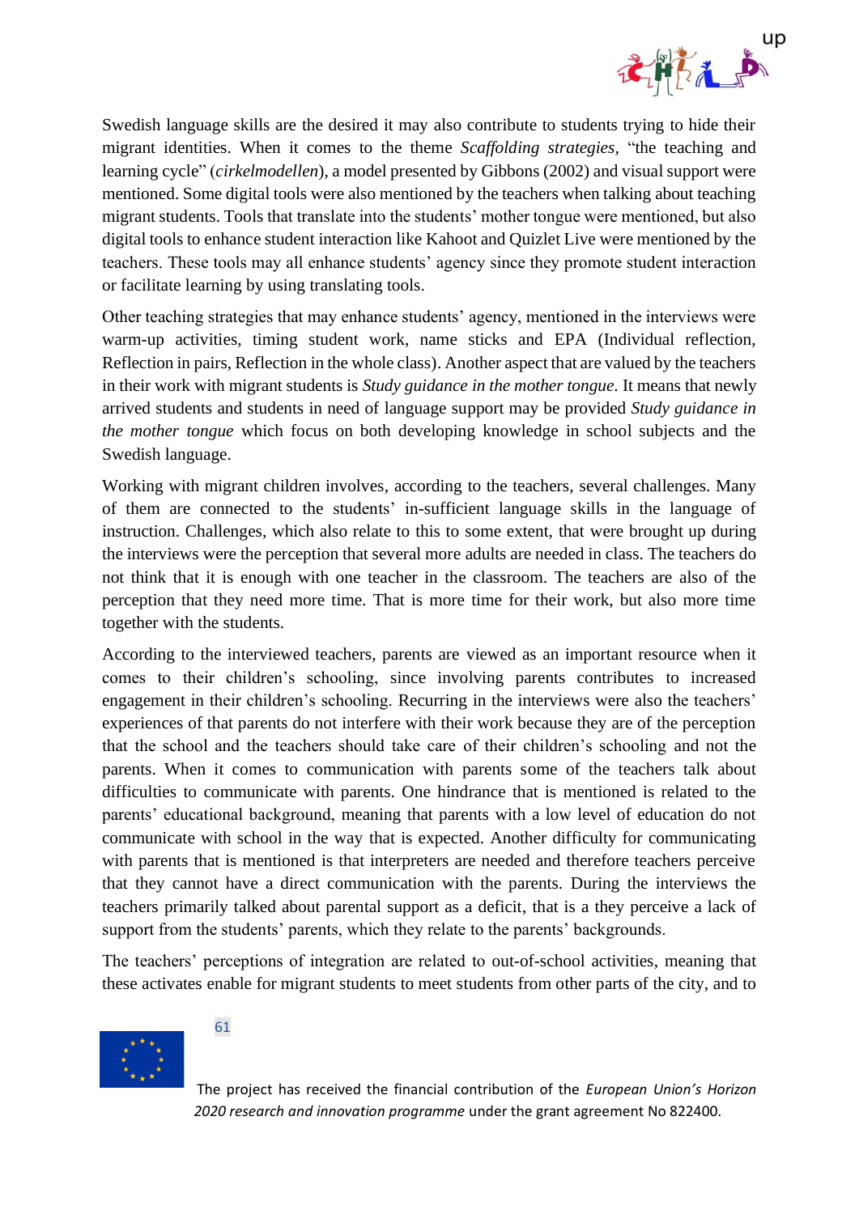Swedish language skills are the desired it may also contribute to students trying to hide their migrant identities. When it comes to the theme *Scaffolding strategies*, "the teaching and learning cycle" (*cirkelmodellen*), a model presented by Gibbons (2002) and visual support were mentioned. Some digital tools were also mentioned by the teachers when talking about teaching migrant students. Tools that translate into the students' mother tongue were mentioned, but also digital tools to enhance student interaction like Kahoot and Quizlet Live were mentioned by the teachers. These tools may all enhance students' agency since they promote student interaction or facilitate learning by using translating tools.

Other teaching strategies that may enhance students' agency, mentioned in the interviews were warm-up activities, timing student work, name sticks and EPA (Individual reflection, Reflection in pairs, Reflection in the whole class). Another aspect that are valued by the teachers in their work with migrant students is *Study guidance in the mother tongue*. It means that newly arrived students and students in need of language support may be provided *Study guidance in the mother tongue* which focus on both developing knowledge in school subjects and the Swedish language.

Working with migrant children involves, according to the teachers, several challenges. Many of them are connected to the students' in-sufficient language skills in the language of instruction. Challenges, which also relate to this to some extent, that were brought up during the interviews were the perception that several more adults are needed in class. The teachers do not think that it is enough with one teacher in the classroom. The teachers are also of the perception that they need more time. That is more time for their work, but also more time together with the students.

According to the interviewed teachers, parents are viewed as an important resource when it comes to their children's schooling, since involving parents contributes to increased engagement in their children's schooling. Recurring in the interviews were also the teachers' experiences of that parents do not interfere with their work because they are of the perception that the school and the teachers should take care of their children's schooling and not the parents. When it comes to communication with parents some of the teachers talk about difficulties to communicate with parents. One hindrance that is mentioned is related to the parents' educational background, meaning that parents with a low level of education do not communicate with school in the way that is expected. Another difficulty for communicating with parents that is mentioned is that interpreters are needed and therefore teachers perceive that they cannot have a direct communication with the parents. During the interviews the teachers primarily talked about parental support as a deficit, that is a they perceive a lack of support from the students' parents, which they relate to the parents' backgrounds.

The teachers' perceptions of integration are related to out-of-school activities, meaning that these activates enable for migrant students to meet students from other parts of the city, and to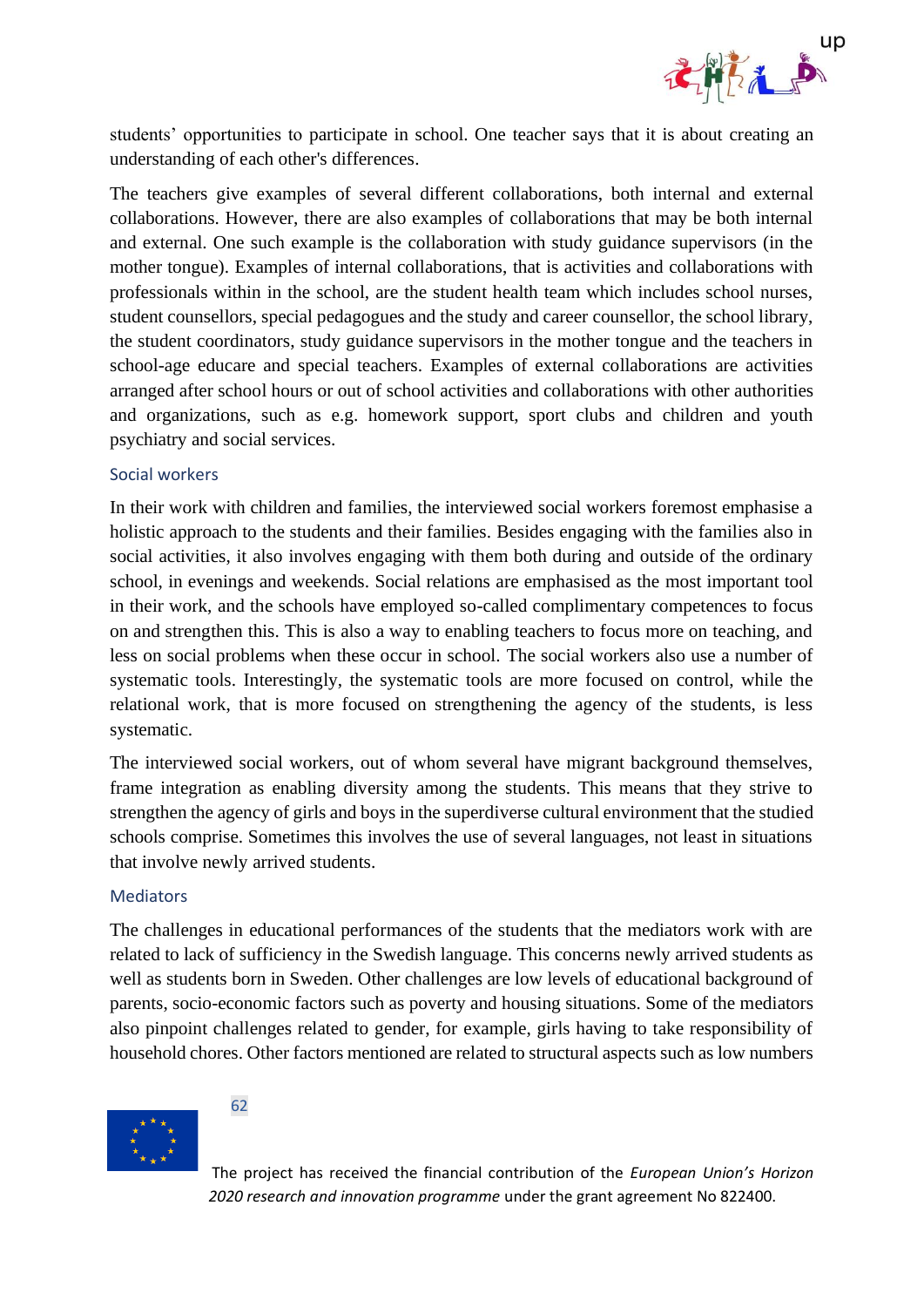students' opportunities to participate in school. One teacher says that it is about creating an understanding of each other's differences.

The teachers give examples of several different collaborations, both internal and external collaborations. However, there are also examples of collaborations that may be both internal and external. One such example is the collaboration with study guidance supervisors (in the mother tongue). Examples of internal collaborations, that is activities and collaborations with professionals within in the school, are the student health team which includes school nurses, student counsellors, special pedagogues and the study and career counsellor, the school library, the student coordinators, study guidance supervisors in the mother tongue and the teachers in school-age educare and special teachers. Examples of external collaborations are activities arranged after school hours or out of school activities and collaborations with other authorities and organizations, such as e.g. homework support, sport clubs and children and youth psychiatry and social services.

### Social workers

In their work with children and families, the interviewed social workers foremost emphasise a holistic approach to the students and their families. Besides engaging with the families also in social activities, it also involves engaging with them both during and outside of the ordinary school, in evenings and weekends. Social relations are emphasised as the most important tool in their work, and the schools have employed so-called complimentary competences to focus on and strengthen this. This is also a way to enabling teachers to focus more on teaching, and less on social problems when these occur in school. The social workers also use a number of systematic tools. Interestingly, the systematic tools are more focused on control, while the relational work, that is more focused on strengthening the agency of the students, is less systematic.

The interviewed social workers, out of whom several have migrant background themselves, frame integration as enabling diversity among the students. This means that they strive to strengthen the agency of girls and boys in the superdiverse cultural environment that the studied schools comprise. Sometimes this involves the use of several languages, not least in situations that involve newly arrived students.

### Mediators

The challenges in educational performances of the students that the mediators work with are related to lack of sufficiency in the Swedish language. This concerns newly arrived students as well as students born in Sweden. Other challenges are low levels of educational background of parents, socio-economic factors such as poverty and housing situations. Some of the mediators also pinpoint challenges related to gender, for example, girls having to take responsibility of household chores. Other factors mentioned are related to structural aspects such as low numbers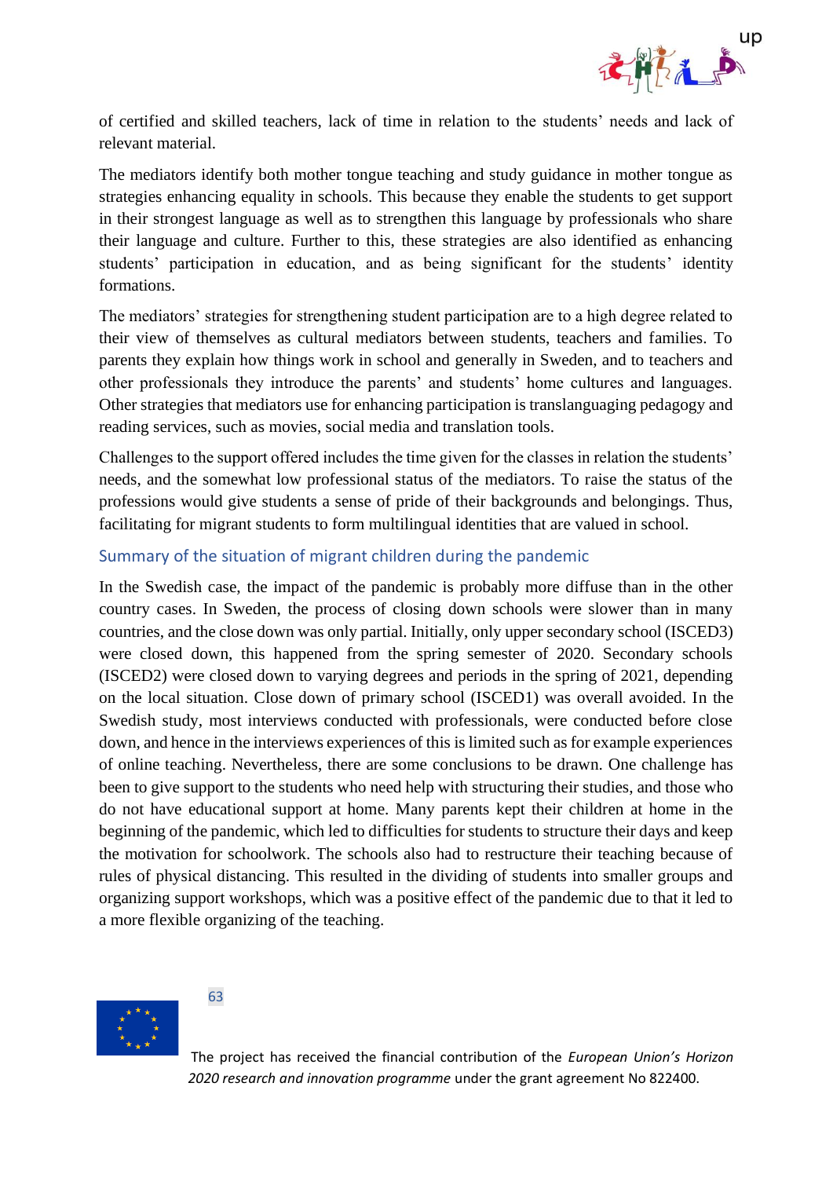of certified and skilled teachers, lack of time in relation to the students' needs and lack of relevant material.

The mediators identify both mother tongue teaching and study guidance in mother tongue as strategies enhancing equality in schools. This because they enable the students to get support in their strongest language as well as to strengthen this language by professionals who share their language and culture. Further to this, these strategies are also identified as enhancing students' participation in education, and as being significant for the students' identity formations.

The mediators' strategies for strengthening student participation are to a high degree related to their view of themselves as cultural mediators between students, teachers and families. To parents they explain how things work in school and generally in Sweden, and to teachers and other professionals they introduce the parents' and students' home cultures and languages. Other strategies that mediators use for enhancing participation is translanguaging pedagogy and reading services, such as movies, social media and translation tools.

Challenges to the support offered includes the time given for the classes in relation the students' needs, and the somewhat low professional status of the mediators. To raise the status of the professions would give students a sense of pride of their backgrounds and belongings. Thus, facilitating for migrant students to form multilingual identities that are valued in school.

### Summary of the situation of migrant children during the pandemic

In the Swedish case, the impact of the pandemic is probably more diffuse than in the other country cases. In Sweden, the process of closing down schools were slower than in many countries, and the close down was only partial. Initially, only upper secondary school (ISCED3) were closed down, this happened from the spring semester of 2020. Secondary schools (ISCED2) were closed down to varying degrees and periods in the spring of 2021, depending on the local situation. Close down of primary school (ISCED1) was overall avoided. In the Swedish study, most interviews conducted with professionals, were conducted before close down, and hence in the interviews experiences of this is limited such as for example experiences of online teaching. Nevertheless, there are some conclusions to be drawn. One challenge has been to give support to the students who need help with structuring their studies, and those who do not have educational support at home. Many parents kept their children at home in the beginning of the pandemic, which led to difficulties for students to structure their days and keep the motivation for schoolwork. The schools also had to restructure their teaching because of rules of physical distancing. This resulted in the dividing of students into smaller groups and organizing support workshops, which was a positive effect of the pandemic due to that it led to a more flexible organizing of the teaching.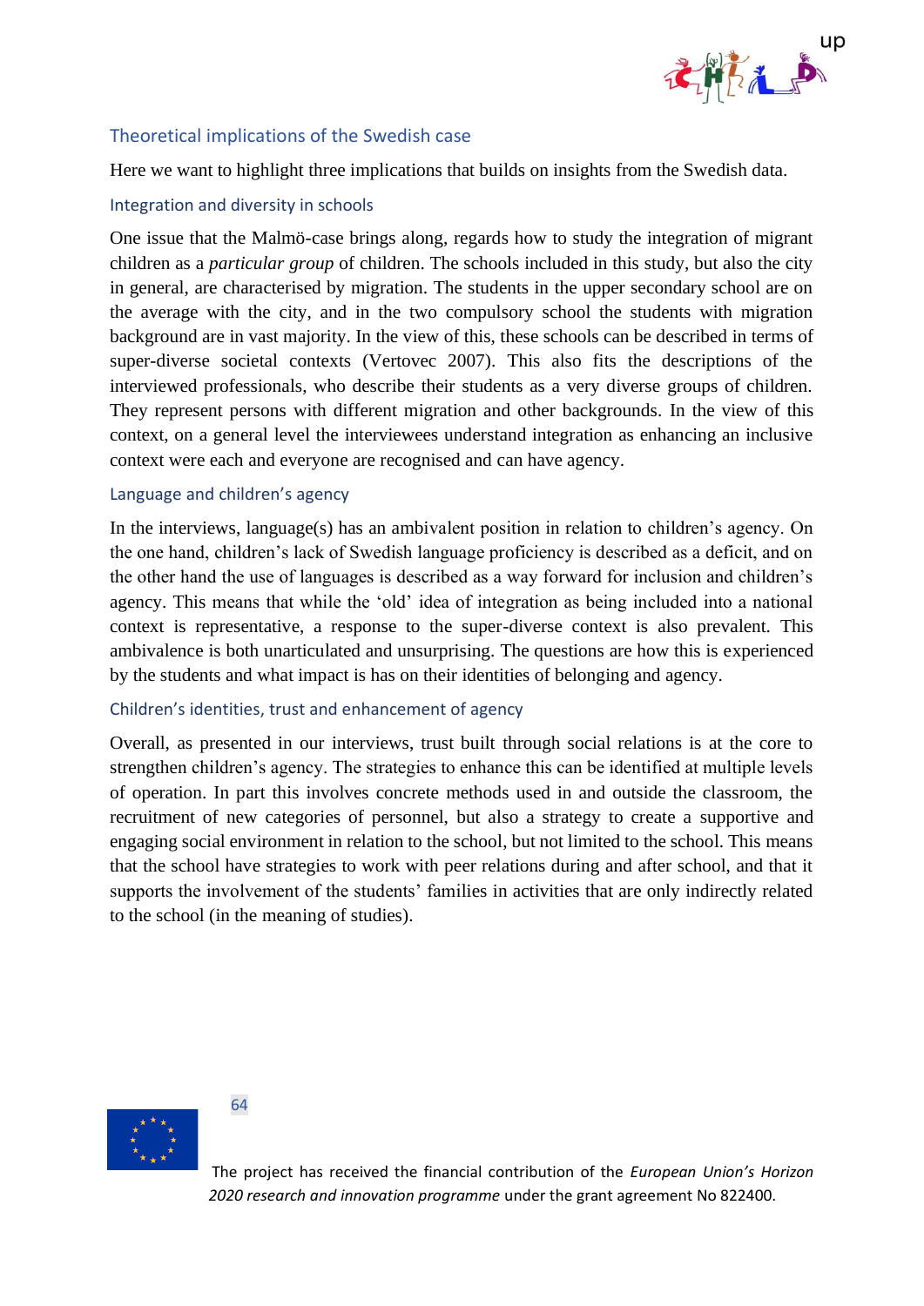## Theoretical implications of the Swedish case

Here we want to highlight three implications that builds on insights from the Swedish data.

### Integration and diversity in schools

One issue that the Malmö-case brings along, regards how to study the integration of migrant children as a *particular group* of children. The schools included in this study, but also the city in general, are characterised by migration. The students in the upper secondary school are on the average with the city, and in the two compulsory school the students with migration background are in vast majority. In the view of this, these schools can be described in terms of super-diverse societal contexts (Vertovec 2007). This also fits the descriptions of the interviewed professionals, who describe their students as a very diverse groups of children. They represent persons with different migration and other backgrounds. In the view of this context, on a general level the interviewees understand integration as enhancing an inclusive context were each and everyone are recognised and can have agency.

### Language and children's agency

In the interviews, language(s) has an ambivalent position in relation to children's agency. On the one hand, children's lack of Swedish language proficiency is described as a deficit, and on the other hand the use of languages is described as a way forward for inclusion and children's agency. This means that while the 'old' idea of integration as being included into a national context is representative, a response to the super-diverse context is also prevalent. This ambivalence is both unarticulated and unsurprising. The questions are how this is experienced by the students and what impact is has on their identities of belonging and agency.

### Children's identities, trust and enhancement of agency

Overall, as presented in our interviews, trust built through social relations is at the core to strengthen children's agency. The strategies to enhance this can be identified at multiple levels of operation. In part this involves concrete methods used in and outside the classroom, the recruitment of new categories of personnel, but also a strategy to create a supportive and engaging social environment in relation to the school, but not limited to the school. This means that the school have strategies to work with peer relations during and after school, and that it supports the involvement of the students' families in activities that are only indirectly related to the school (in the meaning of studies).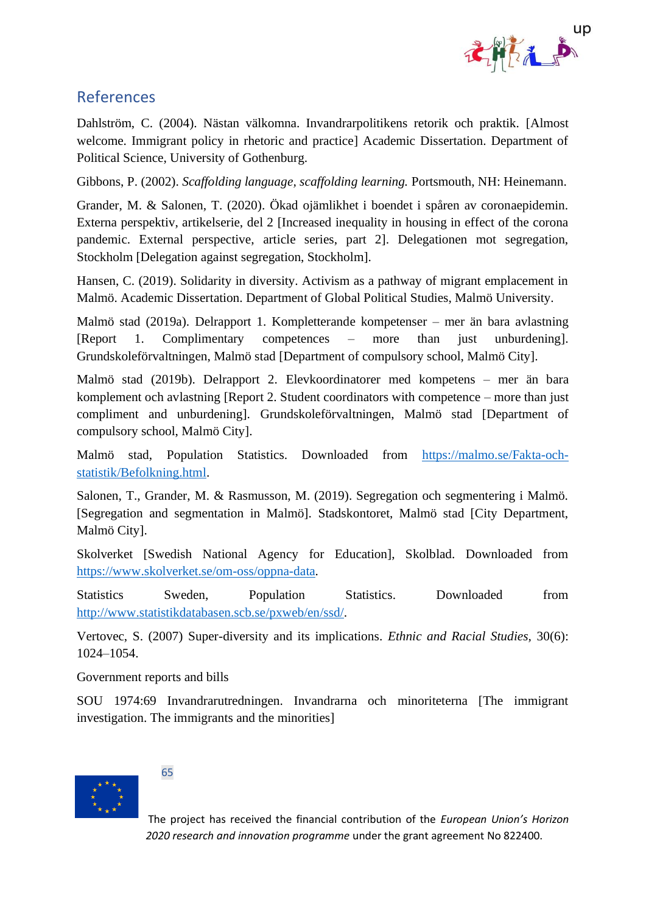## References

Dahlström, C. (2004). Nästan välkomna. Invandrarpolitikens retorik och praktik. [Almost welcome. Immigrant policy in rhetoric and practice] Academic Dissertation. Department of Political Science, University of Gothenburg.

Gibbons, P. (2002). *Scaffolding language, scaffolding learning.* Portsmouth, NH: Heinemann.

Grander, M. & Salonen, T. (2020). Ökad ojämlikhet i boendet i spåren av coronaepidemin. Externa perspektiv, artikelserie, del 2 [Increased inequality in housing in effect of the corona pandemic. External perspective, article series, part 2]. Delegationen mot segregation, Stockholm [Delegation against segregation, Stockholm].

Hansen, C. (2019). Solidarity in diversity. Activism as a pathway of migrant emplacement in Malmö. Academic Dissertation. Department of Global Political Studies, Malmö University.

Malmö stad (2019a). Delrapport 1. Kompletterande kompetenser – mer än bara avlastning [Report 1. Complimentary competences – more than just unburdening]. Grundskoleförvaltningen, Malmö stad [Department of compulsory school, Malmö City].

Malmö stad (2019b). Delrapport 2. Elevkoordinatorer med kompetens – mer än bara komplement och avlastning [Report 2. Student coordinators with competence – more than just compliment and unburdening]. Grundskoleförvaltningen, Malmö stad [Department of compulsory school, Malmö City].

Malmö stad, Population Statistics. Downloaded from https://malmo.se/Fakta-och-statistik/Befolkning.html.

Salonen, T., Grander, M. & Rasmusson, M. (2019). Segregation och segmentering i Malmö. [Segregation and segmentation in Malmö]. Stadskontoret, Malmö stad [City Department, Malmö City].

Skolverket [Swedish National Agency for Education], Skolblad. Downloaded from https://www.skolverket.se/om-oss/oppna-data.

Statistics Sweden, Population Statistics. Downloaded from http://www.statistikdatabasen.scb.se/pxweb/en/ssd/.

Vertovec, S. (2007) Super-diversity and its implications. *Ethnic and Racial Studies*, 30(6): 1024–1054.

Government reports and bills

SOU 1974:69 Invandrarutredningen. Invandrarna och minoriteterna [The immigrant investigation. The immigrants and the minorities]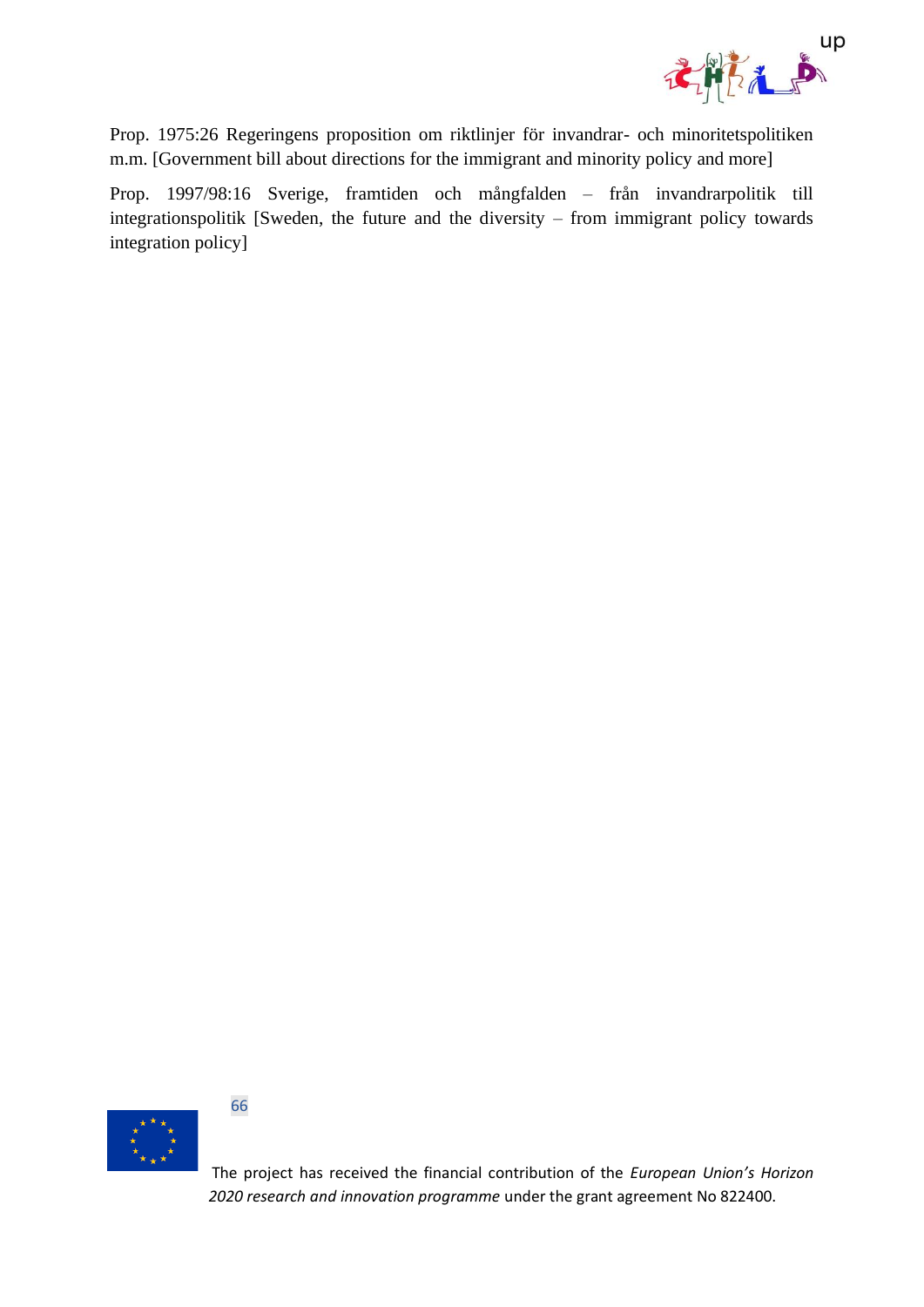Prop. 1975:26 Regeringens proposition om riktlinjer för invandrar- och minoritetspolitiken m.m. [Government bill about directions for the immigrant and minority policy and more]

Prop. 1997/98:16 Sverige, framtiden och mångfalden – från invandrarpolitik till integrationspolitik [Sweden, the future and the diversity – from immigrant policy towards integration policy]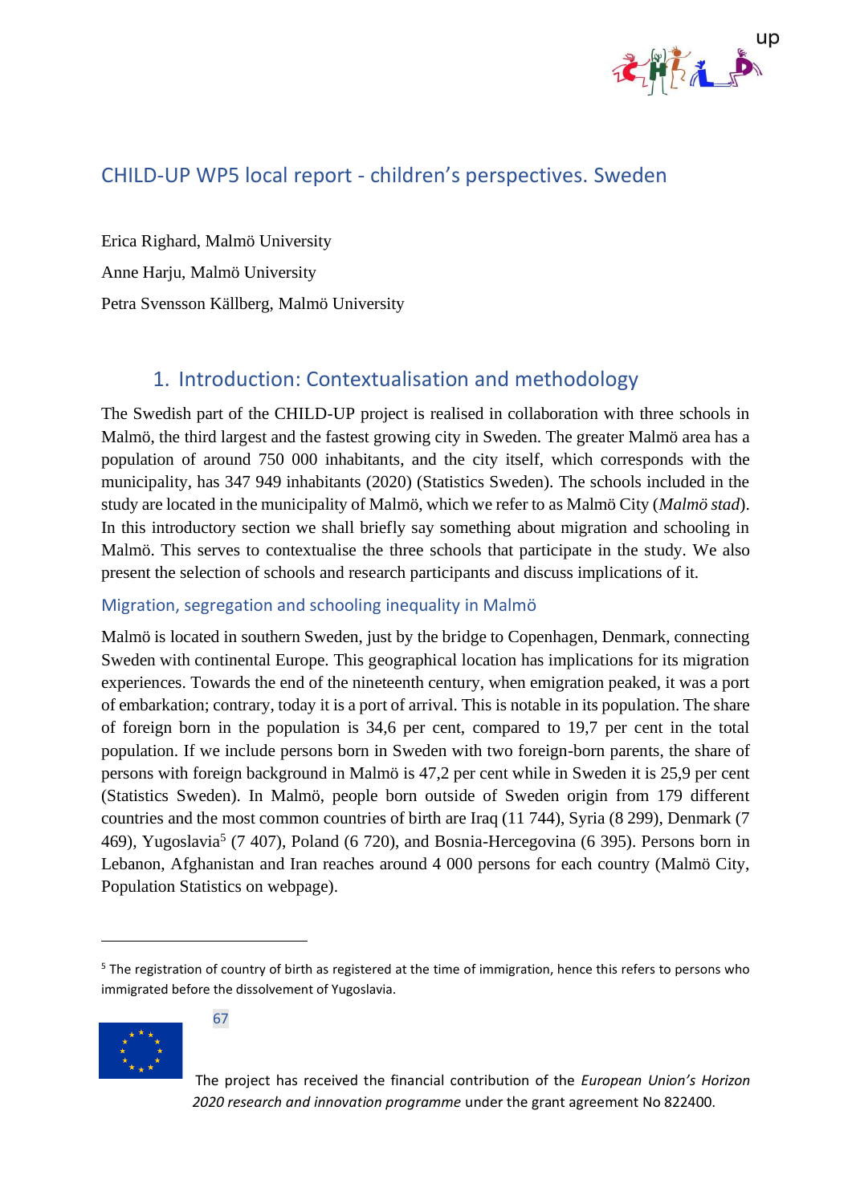## CHILD-UP WP5 local report - children's perspectives. Sweden

Erica Righard, Malmö University

Anne Harju, Malmö University

Petra Svensson Källberg, Malmö University

## 1. Introduction: Contextualisation and methodology

The Swedish part of the CHILD-UP project is realised in collaboration with three schools in Malmö, the third largest and the fastest growing city in Sweden. The greater Malmö area has a population of around 750 000 inhabitants, and the city itself, which corresponds with the municipality, has 347 949 inhabitants (2020) (Statistics Sweden). The schools included in the study are located in the municipality of Malmö, which we refer to as Malmö City (*Malmö stad*). In this introductory section we shall briefly say something about migration and schooling in Malmö. This serves to contextualise the three schools that participate in the study. We also present the selection of schools and research participants and discuss implications of it.

### Migration, segregation and schooling inequality in Malmö

Malmö is located in southern Sweden, just by the bridge to Copenhagen, Denmark, connecting Sweden with continental Europe. This geographical location has implications for its migration experiences. Towards the end of the nineteenth century, when emigration peaked, it was a port of embarkation; contrary, today it is a port of arrival. This is notable in its population. The share of foreign born in the population is 34,6 per cent, compared to 19,7 per cent in the total population. If we include persons born in Sweden with two foreign-born parents, the share of persons with foreign background in Malmö is 47,2 per cent while in Sweden it is 25,9 per cent (Statistics Sweden). In Malmö, people born outside of Sweden origin from 179 different countries and the most common countries of birth are Iraq (11 744), Syria (8 299), Denmark (7 469), Yugoslavia[5] (7 407), Poland (6 720), and Bosnia-Hercegovina (6 395). Persons born in Lebanon, Afghanistan and Iran reaches around 4 000 persons for each country (Malmö City, Population Statistics on webpage).

[5] The registration of country of birth as registered at the time of immigration, hence this refers to persons who immigrated before the dissolvement of Yugoslavia.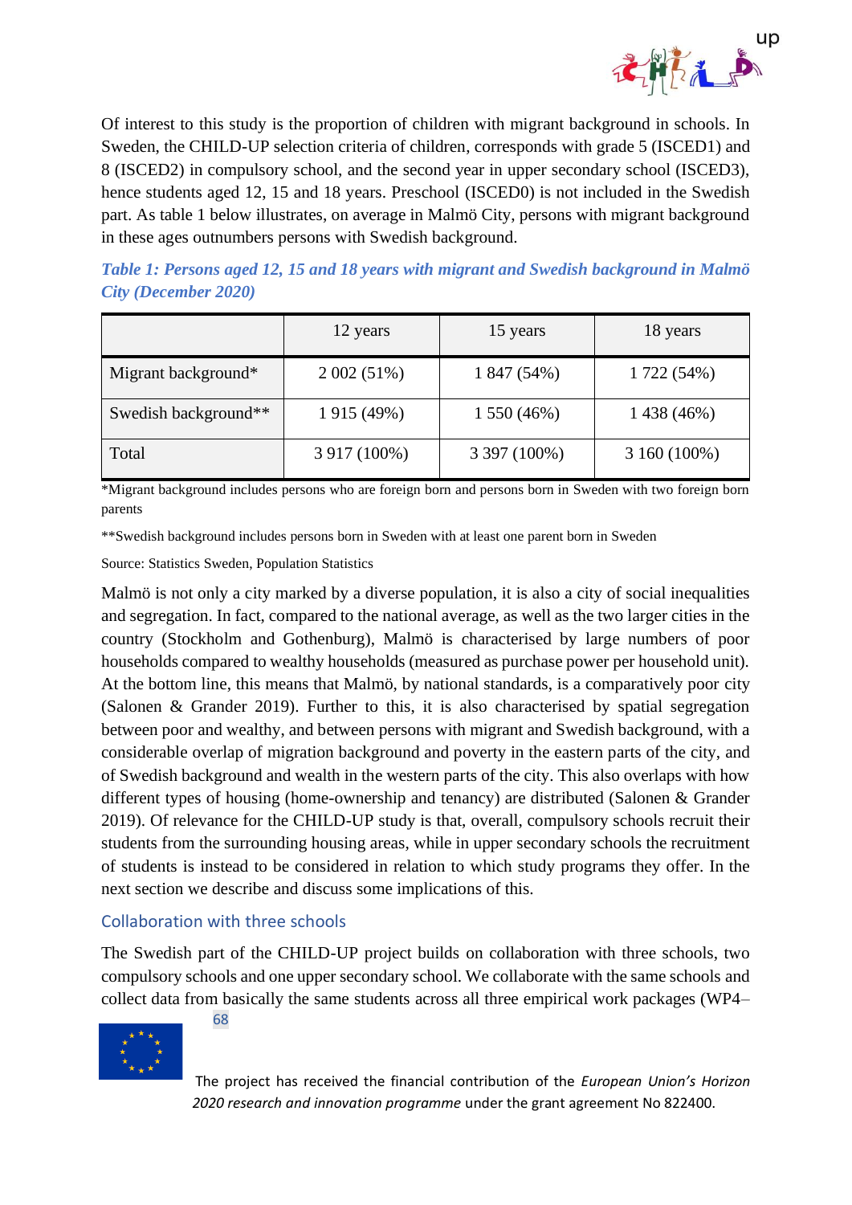Of interest to this study is the proportion of children with migrant background in schools. In Sweden, the CHILD-UP selection criteria of children, corresponds with grade 5 (ISCED1) and 8 (ISCED2) in compulsory school, and the second year in upper secondary school (ISCED3), hence students aged 12, 15 and 18 years. Preschool (ISCED0) is not included in the Swedish part. As table 1 below illustrates, on average in Malmö City, persons with migrant background in these ages outnumbers persons with Swedish background.

***Table 1: Persons aged 12, 15 and 18 years with migrant and Swedish background in Malmö City (December 2020)***

| | 12 years | 15 years | 18 years |
|---|---|---|---|
| Migrant background* | 2 002 (51%) | 1 847 (54%) | 1 722 (54%) |
| Swedish background** | 1 915 (49%) | 1 550 (46%) | 1 438 (46%) |
| Total | 3 917 (100%) | 3 397 (100%) | 3 160 (100%) |

*Migrant background includes persons who are foreign born and persons born in Sweden with two foreign born parents

**Swedish background includes persons born in Sweden with at least one parent born in Sweden

Source: Statistics Sweden, Population Statistics

Malmö is not only a city marked by a diverse population, it is also a city of social inequalities and segregation. In fact, compared to the national average, as well as the two larger cities in the country (Stockholm and Gothenburg), Malmö is characterised by large numbers of poor households compared to wealthy households (measured as purchase power per household unit). At the bottom line, this means that Malmö, by national standards, is a comparatively poor city (Salonen & Grander 2019). Further to this, it is also characterised by spatial segregation between poor and wealthy, and between persons with migrant and Swedish background, with a considerable overlap of migration background and poverty in the eastern parts of the city, and of Swedish background and wealth in the western parts of the city. This also overlaps with how different types of housing (home-ownership and tenancy) are distributed (Salonen & Grander 2019). Of relevance for the CHILD-UP study is that, overall, compulsory schools recruit their students from the surrounding housing areas, while in upper secondary schools the recruitment of students is instead to be considered in relation to which study programs they offer. In the next section we describe and discuss some implications of this.

## Collaboration with three schools

The Swedish part of the CHILD-UP project builds on collaboration with three schools, two compulsory schools and one upper secondary school. We collaborate with the same schools and collect data from basically the same students across all three empirical work packages (WP4–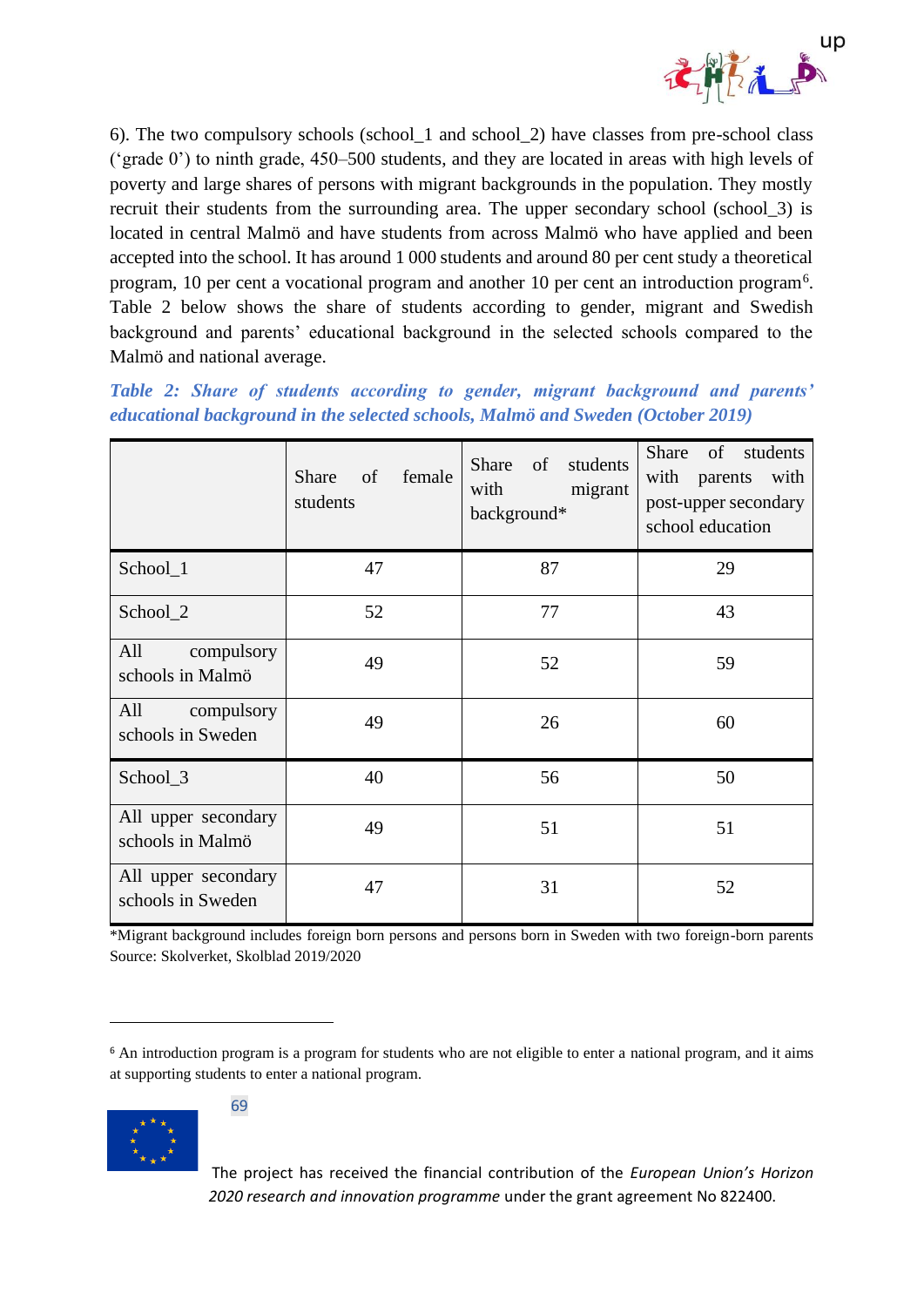6). The two compulsory schools (school_1 and school_2) have classes from pre-school class ('grade 0') to ninth grade, 450–500 students, and they are located in areas with high levels of poverty and large shares of persons with migrant backgrounds in the population. They mostly recruit their students from the surrounding area. The upper secondary school (school_3) is located in central Malmö and have students from across Malmö who have applied and been accepted into the school. It has around 1 000 students and around 80 per cent study a theoretical program, 10 per cent a vocational program and another 10 per cent an introduction program[6]. Table 2 below shows the share of students according to gender, migrant and Swedish background and parents' educational background in the selected schools compared to the Malmö and national average.

***Table 2: Share of students according to gender, migrant background and parents' educational background in the selected schools, Malmö and Sweden (October 2019)***

| | Share of female students | Share of students with migrant background* | Share of students with parents with post-upper secondary school education |
|---|---|---|---|
| School_1 | 47 | 87 | 29 |
| School_2 | 52 | 77 | 43 |
| All compulsory schools in Malmö | 49 | 52 | 59 |
| All compulsory schools in Sweden | 49 | 26 | 60 |
| School_3 | 40 | 56 | 50 |
| All upper secondary schools in Malmö | 49 | 51 | 51 |
| All upper secondary schools in Sweden | 47 | 31 | 52 |

*Migrant background includes foreign born persons and persons born in Sweden with two foreign-born parents
Source: Skolverket, Skolblad 2019/2020

[6] An introduction program is a program for students who are not eligible to enter a national program, and it aims at supporting students to enter a national program.

The project has received the financial contribution of the *European Union's Horizon 2020 research and innovation programme* under the grant agreement No 822400.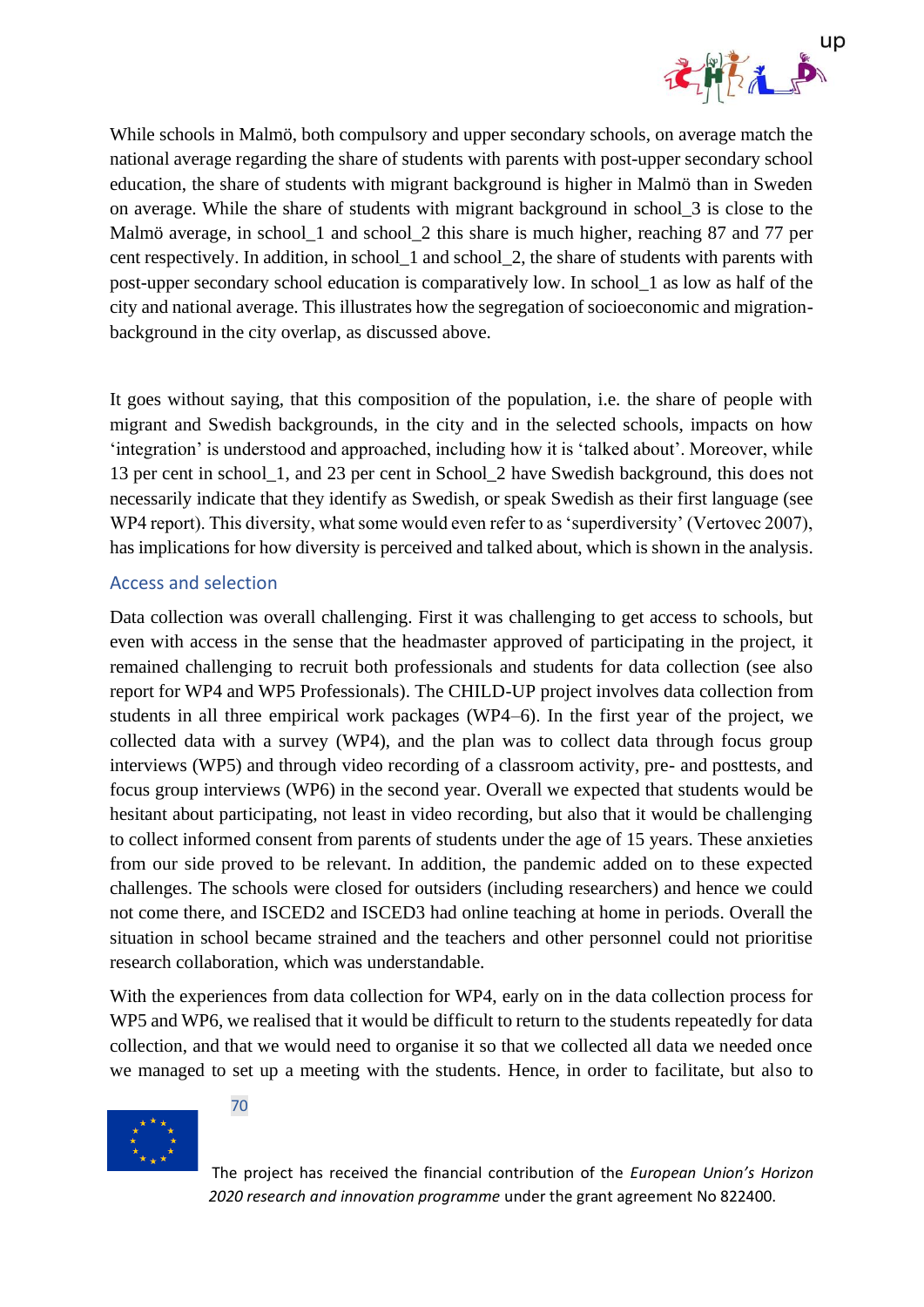While schools in Malmö, both compulsory and upper secondary schools, on average match the national average regarding the share of students with parents with post-upper secondary school education, the share of students with migrant background is higher in Malmö than in Sweden on average. While the share of students with migrant background in school_3 is close to the Malmö average, in school_1 and school_2 this share is much higher, reaching 87 and 77 per cent respectively. In addition, in school_1 and school_2, the share of students with parents with post-upper secondary school education is comparatively low. In school_1 as low as half of the city and national average. This illustrates how the segregation of socioeconomic and migration-background in the city overlap, as discussed above.

It goes without saying, that this composition of the population, i.e. the share of people with migrant and Swedish backgrounds, in the city and in the selected schools, impacts on how 'integration' is understood and approached, including how it is 'talked about'. Moreover, while 13 per cent in school_1, and 23 per cent in School_2 have Swedish background, this does not necessarily indicate that they identify as Swedish, or speak Swedish as their first language (see WP4 report). This diversity, what some would even refer to as 'superdiversity' (Vertovec 2007), has implications for how diversity is perceived and talked about, which is shown in the analysis.

## Access and selection

Data collection was overall challenging. First it was challenging to get access to schools, but even with access in the sense that the headmaster approved of participating in the project, it remained challenging to recruit both professionals and students for data collection (see also report for WP4 and WP5 Professionals). The CHILD-UP project involves data collection from students in all three empirical work packages (WP4–6). In the first year of the project, we collected data with a survey (WP4), and the plan was to collect data through focus group interviews (WP5) and through video recording of a classroom activity, pre- and posttests, and focus group interviews (WP6) in the second year. Overall we expected that students would be hesitant about participating, not least in video recording, but also that it would be challenging to collect informed consent from parents of students under the age of 15 years. These anxieties from our side proved to be relevant. In addition, the pandemic added on to these expected challenges. The schools were closed for outsiders (including researchers) and hence we could not come there, and ISCED2 and ISCED3 had online teaching at home in periods. Overall the situation in school became strained and the teachers and other personnel could not prioritise research collaboration, which was understandable.

With the experiences from data collection for WP4, early on in the data collection process for WP5 and WP6, we realised that it would be difficult to return to the students repeatedly for data collection, and that we would need to organise it so that we collected all data we needed once we managed to set up a meeting with the students. Hence, in order to facilitate, but also to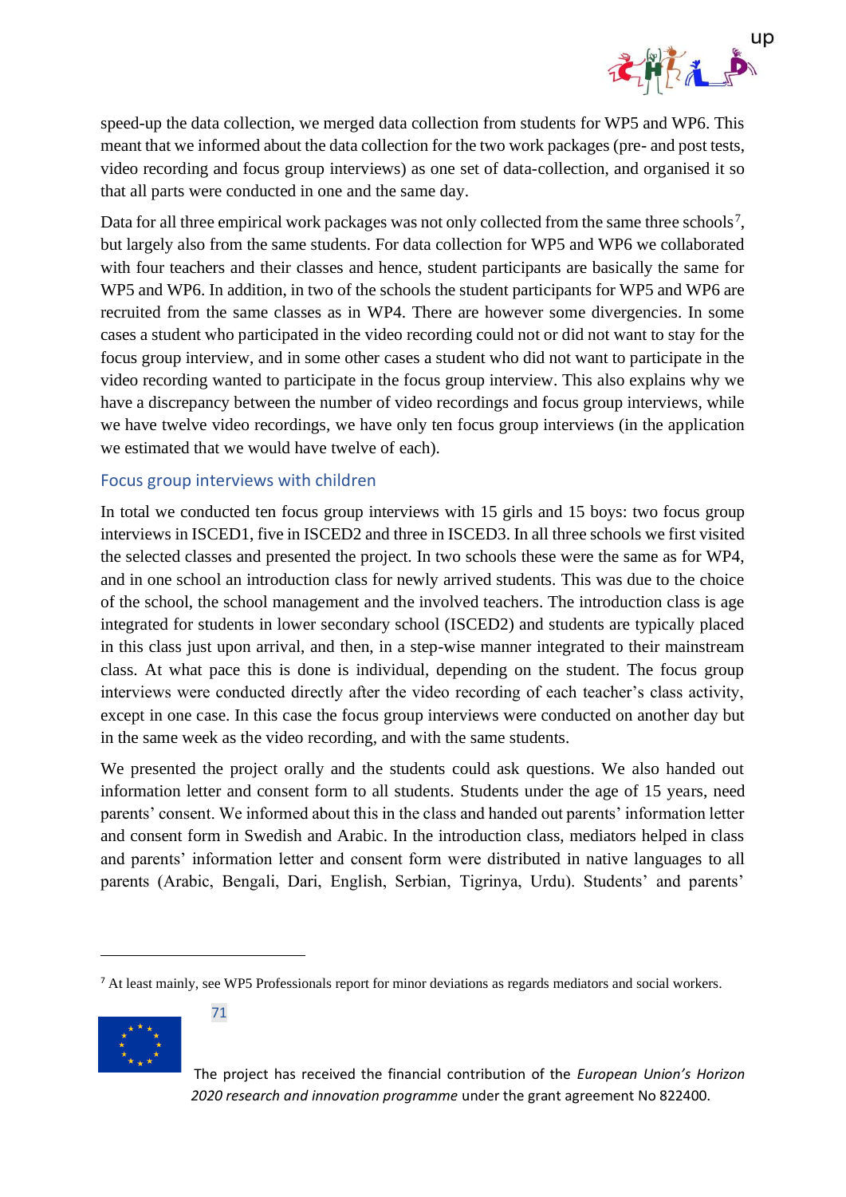speed-up the data collection, we merged data collection from students for WP5 and WP6. This meant that we informed about the data collection for the two work packages (pre- and post tests, video recording and focus group interviews) as one set of data-collection, and organised it so that all parts were conducted in one and the same day.

Data for all three empirical work packages was not only collected from the same three schools[7], but largely also from the same students. For data collection for WP5 and WP6 we collaborated with four teachers and their classes and hence, student participants are basically the same for WP5 and WP6. In addition, in two of the schools the student participants for WP5 and WP6 are recruited from the same classes as in WP4. There are however some divergencies. In some cases a student who participated in the video recording could not or did not want to stay for the focus group interview, and in some other cases a student who did not want to participate in the video recording wanted to participate in the focus group interview. This also explains why we have a discrepancy between the number of video recordings and focus group interviews, while we have twelve video recordings, we have only ten focus group interviews (in the application we estimated that we would have twelve of each).

## Focus group interviews with children

In total we conducted ten focus group interviews with 15 girls and 15 boys: two focus group interviews in ISCED1, five in ISCED2 and three in ISCED3. In all three schools we first visited the selected classes and presented the project. In two schools these were the same as for WP4, and in one school an introduction class for newly arrived students. This was due to the choice of the school, the school management and the involved teachers. The introduction class is age integrated for students in lower secondary school (ISCED2) and students are typically placed in this class just upon arrival, and then, in a step-wise manner integrated to their mainstream class. At what pace this is done is individual, depending on the student. The focus group interviews were conducted directly after the video recording of each teacher's class activity, except in one case. In this case the focus group interviews were conducted on another day but in the same week as the video recording, and with the same students.

We presented the project orally and the students could ask questions. We also handed out information letter and consent form to all students. Students under the age of 15 years, need parents' consent. We informed about this in the class and handed out parents' information letter and consent form in Swedish and Arabic. In the introduction class, mediators helped in class and parents' information letter and consent form were distributed in native languages to all parents (Arabic, Bengali, Dari, English, Serbian, Tigrinya, Urdu). Students' and parents'

[7] At least mainly, see WP5 Professionals report for minor deviations as regards mediators and social workers.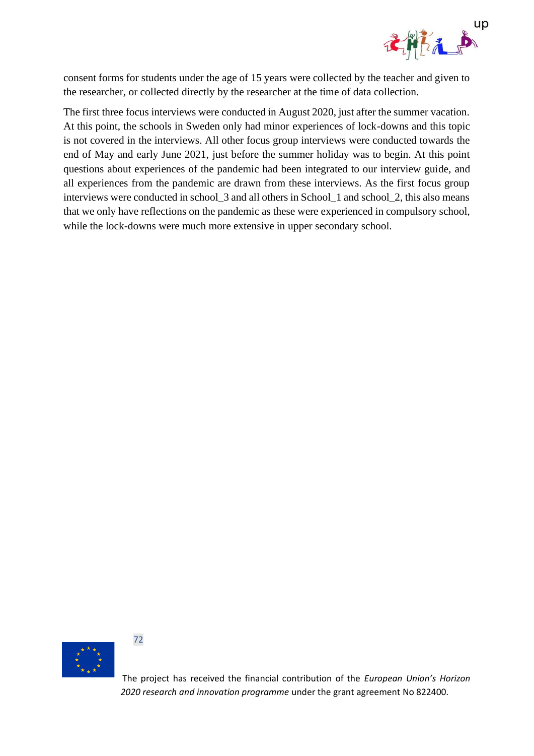consent forms for students under the age of 15 years were collected by the teacher and given to the researcher, or collected directly by the researcher at the time of data collection.

The first three focus interviews were conducted in August 2020, just after the summer vacation. At this point, the schools in Sweden only had minor experiences of lock-downs and this topic is not covered in the interviews. All other focus group interviews were conducted towards the end of May and early June 2021, just before the summer holiday was to begin. At this point questions about experiences of the pandemic had been integrated to our interview guide, and all experiences from the pandemic are drawn from these interviews. As the first focus group interviews were conducted in school_3 and all others in School_1 and school_2, this also means that we only have reflections on the pandemic as these were experienced in compulsory school, while the lock-downs were much more extensive in upper secondary school.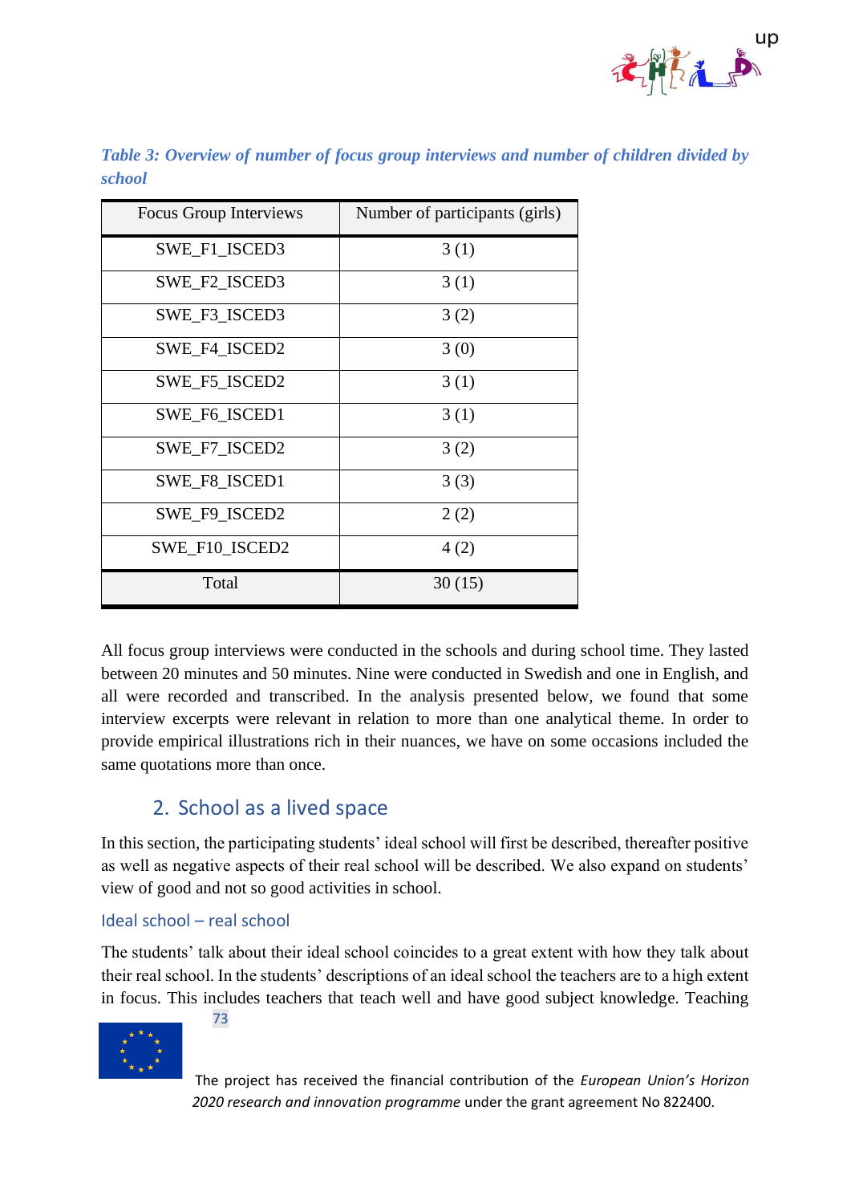*Table 3: Overview of number of focus group interviews and number of children divided by school*

| Focus Group Interviews | Number of participants (girls) |
|---|---|
| SWE_F1_ISCED3 | 3 (1) |
| SWE_F2_ISCED3 | 3 (1) |
| SWE_F3_ISCED3 | 3 (2) |
| SWE_F4_ISCED2 | 3 (0) |
| SWE_F5_ISCED2 | 3 (1) |
| SWE_F6_ISCED1 | 3 (1) |
| SWE_F7_ISCED2 | 3 (2) |
| SWE_F8_ISCED1 | 3 (3) |
| SWE_F9_ISCED2 | 2 (2) |
| SWE_F10_ISCED2 | 4 (2) |
| Total | 30 (15) |

All focus group interviews were conducted in the schools and during school time. They lasted between 20 minutes and 50 minutes. Nine were conducted in Swedish and one in English, and all were recorded and transcribed. In the analysis presented below, we found that some interview excerpts were relevant in relation to more than one analytical theme. In order to provide empirical illustrations rich in their nuances, we have on some occasions included the same quotations more than once.

## 2. School as a lived space

In this section, the participating students' ideal school will first be described, thereafter positive as well as negative aspects of their real school will be described. We also expand on students' view of good and not so good activities in school.

### Ideal school – real school

The students' talk about their ideal school coincides to a great extent with how they talk about their real school. In the students' descriptions of an ideal school the teachers are to a high extent in focus. This includes teachers that teach well and have good subject knowledge. Teaching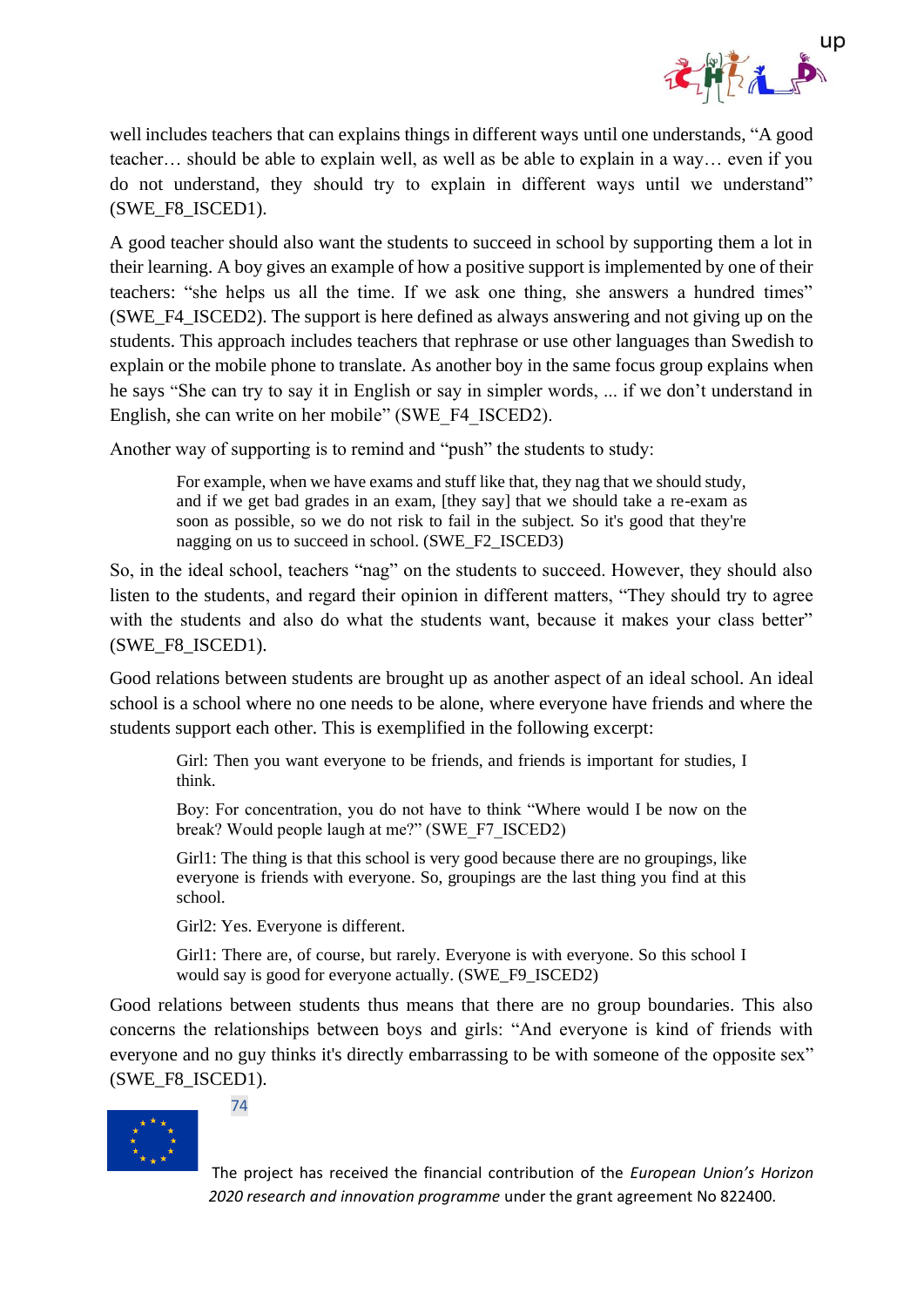well includes teachers that can explains things in different ways until one understands, "A good teacher… should be able to explain well, as well as be able to explain in a way… even if you do not understand, they should try to explain in different ways until we understand" (SWE_F8_ISCED1).

A good teacher should also want the students to succeed in school by supporting them a lot in their learning. A boy gives an example of how a positive support is implemented by one of their teachers: "she helps us all the time. If we ask one thing, she answers a hundred times" (SWE_F4_ISCED2). The support is here defined as always answering and not giving up on the students. This approach includes teachers that rephrase or use other languages than Swedish to explain or the mobile phone to translate. As another boy in the same focus group explains when he says "She can try to say it in English or say in simpler words, ... if we don't understand in English, she can write on her mobile" (SWE_F4_ISCED2).

Another way of supporting is to remind and "push" the students to study:

> For example, when we have exams and stuff like that, they nag that we should study, and if we get bad grades in an exam, [they say] that we should take a re-exam as soon as possible, so we do not risk to fail in the subject. So it's good that they're nagging on us to succeed in school. (SWE_F2_ISCED3)

So, in the ideal school, teachers "nag" on the students to succeed. However, they should also listen to the students, and regard their opinion in different matters, "They should try to agree with the students and also do what the students want, because it makes your class better" (SWE_F8_ISCED1).

Good relations between students are brought up as another aspect of an ideal school. An ideal school is a school where no one needs to be alone, where everyone have friends and where the students support each other. This is exemplified in the following excerpt:

> Girl: Then you want everyone to be friends, and friends is important for studies, I think.
>
> Boy: For concentration, you do not have to think "Where would I be now on the break? Would people laugh at me?" (SWE_F7_ISCED2)
>
> Girl1: The thing is that this school is very good because there are no groupings, like everyone is friends with everyone. So, groupings are the last thing you find at this school.
>
> Girl2: Yes. Everyone is different.
>
> Girl1: There are, of course, but rarely. Everyone is with everyone. So this school I would say is good for everyone actually. (SWE_F9_ISCED2)

Good relations between students thus means that there are no group boundaries. This also concerns the relationships between boys and girls: "And everyone is kind of friends with everyone and no guy thinks it's directly embarrassing to be with someone of the opposite sex" (SWE_F8_ISCED1).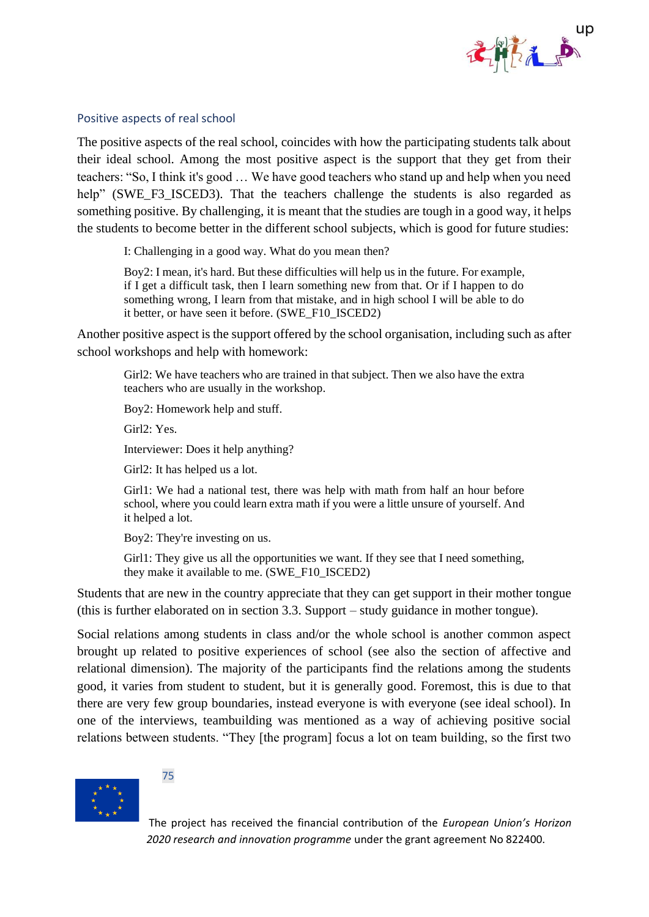### Positive aspects of real school

The positive aspects of the real school, coincides with how the participating students talk about their ideal school. Among the most positive aspect is the support that they get from their teachers: "So, I think it's good … We have good teachers who stand up and help when you need help" (SWE_F3_ISCED3). That the teachers challenge the students is also regarded as something positive. By challenging, it is meant that the studies are tough in a good way, it helps the students to become better in the different school subjects, which is good for future studies:

> I: Challenging in a good way. What do you mean then?
>
> Boy2: I mean, it's hard. But these difficulties will help us in the future. For example, if I get a difficult task, then I learn something new from that. Or if I happen to do something wrong, I learn from that mistake, and in high school I will be able to do it better, or have seen it before. (SWE_F10_ISCED2)

Another positive aspect is the support offered by the school organisation, including such as after school workshops and help with homework:

> Girl2: We have teachers who are trained in that subject. Then we also have the extra teachers who are usually in the workshop.
>
> Boy2: Homework help and stuff.
>
> Girl2: Yes.
>
> Interviewer: Does it help anything?
>
> Girl2: It has helped us a lot.
>
> Girl1: We had a national test, there was help with math from half an hour before school, where you could learn extra math if you were a little unsure of yourself. And it helped a lot.
>
> Boy2: They're investing on us.
>
> Girl1: They give us all the opportunities we want. If they see that I need something, they make it available to me. (SWE_F10_ISCED2)

Students that are new in the country appreciate that they can get support in their mother tongue (this is further elaborated on in section 3.3. Support – study guidance in mother tongue).

Social relations among students in class and/or the whole school is another common aspect brought up related to positive experiences of school (see also the section of affective and relational dimension). The majority of the participants find the relations among the students good, it varies from student to student, but it is generally good. Foremost, this is due to that there are very few group boundaries, instead everyone is with everyone (see ideal school). In one of the interviews, teambuilding was mentioned as a way of achieving positive social relations between students. "They [the program] focus a lot on team building, so the first two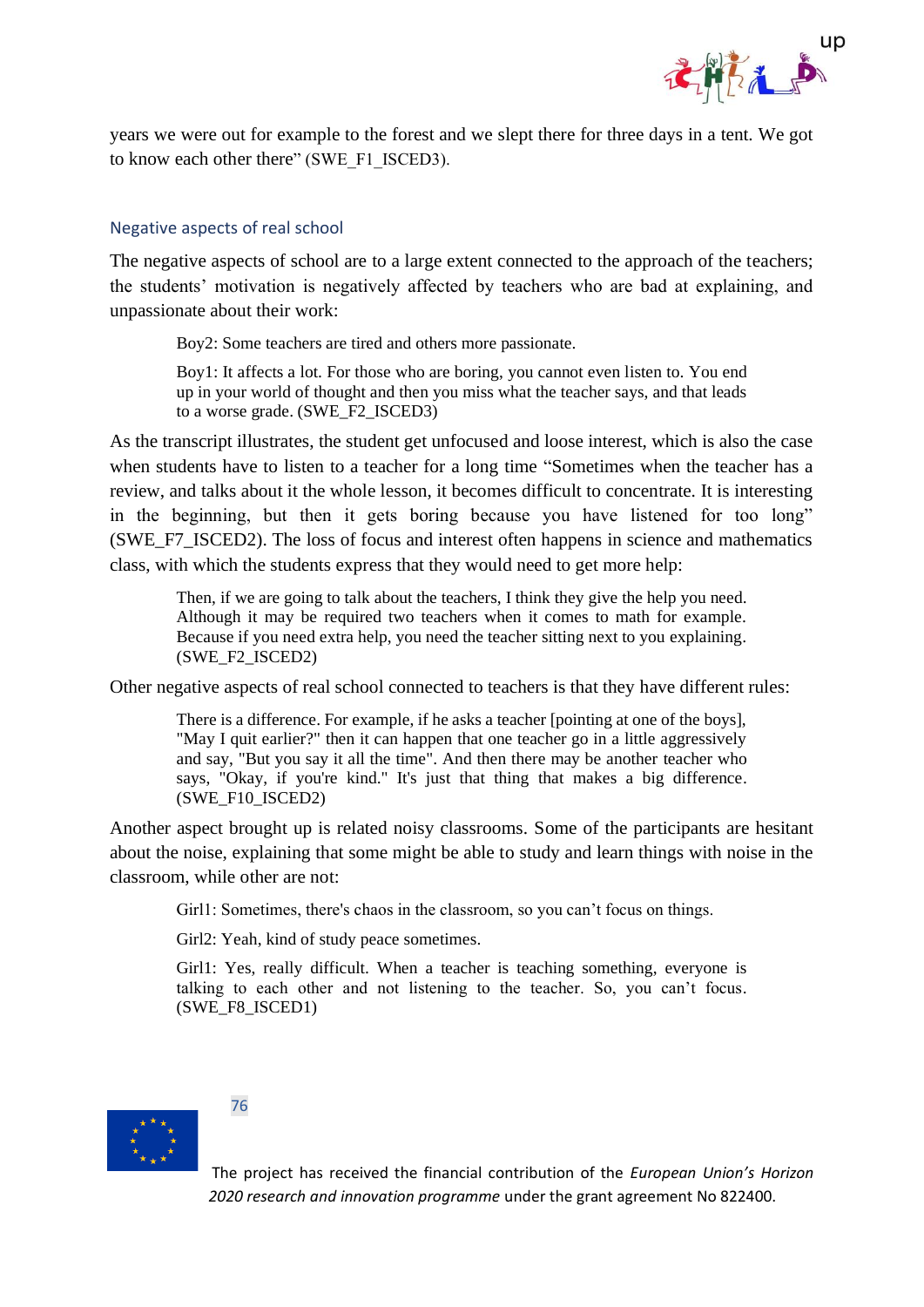years we were out for example to the forest and we slept there for three days in a tent. We got to know each other there" (SWE_F1_ISCED3).

### Negative aspects of real school

The negative aspects of school are to a large extent connected to the approach of the teachers; the students' motivation is negatively affected by teachers who are bad at explaining, and unpassionate about their work:

> Boy2: Some teachers are tired and others more passionate.
>
> Boy1: It affects a lot. For those who are boring, you cannot even listen to. You end up in your world of thought and then you miss what the teacher says, and that leads to a worse grade. (SWE_F2_ISCED3)

As the transcript illustrates, the student get unfocused and loose interest, which is also the case when students have to listen to a teacher for a long time "Sometimes when the teacher has a review, and talks about it the whole lesson, it becomes difficult to concentrate. It is interesting in the beginning, but then it gets boring because you have listened for too long" (SWE_F7_ISCED2). The loss of focus and interest often happens in science and mathematics class, with which the students express that they would need to get more help:

> Then, if we are going to talk about the teachers, I think they give the help you need. Although it may be required two teachers when it comes to math for example. Because if you need extra help, you need the teacher sitting next to you explaining. (SWE_F2_ISCED2)

Other negative aspects of real school connected to teachers is that they have different rules:

> There is a difference. For example, if he asks a teacher [pointing at one of the boys], "May I quit earlier?" then it can happen that one teacher go in a little aggressively and say, "But you say it all the time". And then there may be another teacher who says, "Okay, if you're kind." It's just that thing that makes a big difference. (SWE_F10_ISCED2)

Another aspect brought up is related noisy classrooms. Some of the participants are hesitant about the noise, explaining that some might be able to study and learn things with noise in the classroom, while other are not:

> Girl1: Sometimes, there's chaos in the classroom, so you can't focus on things.
>
> Girl2: Yeah, kind of study peace sometimes.
>
> Girl1: Yes, really difficult. When a teacher is teaching something, everyone is talking to each other and not listening to the teacher. So, you can't focus. (SWE_F8_ISCED1)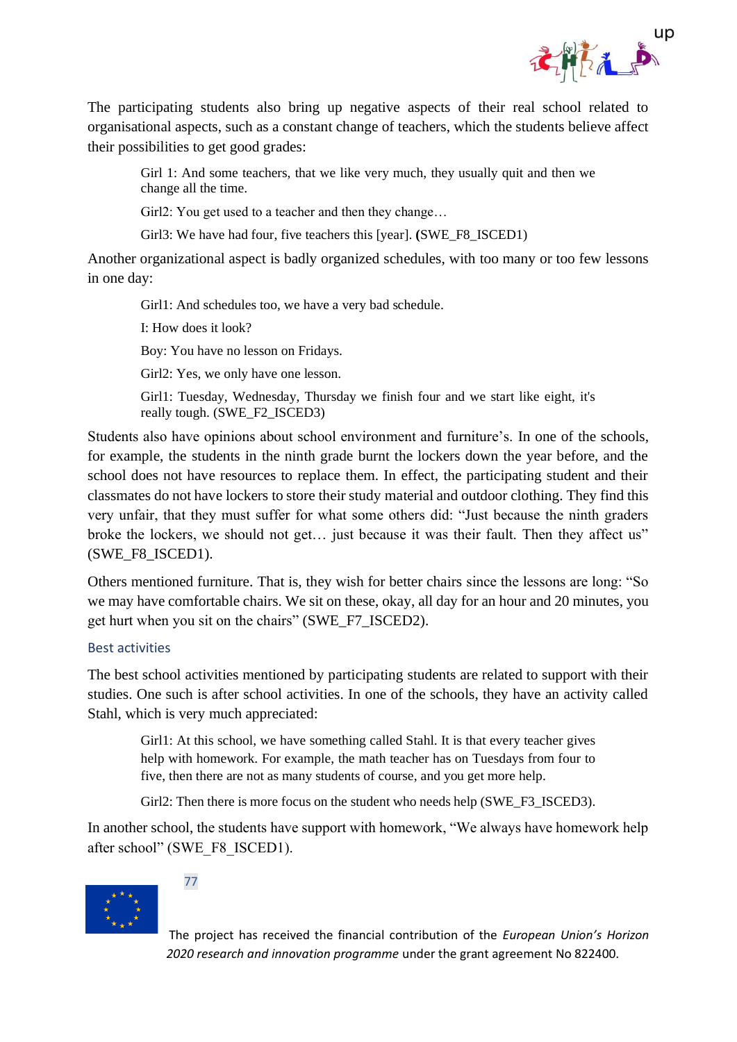The participating students also bring up negative aspects of their real school related to organisational aspects, such as a constant change of teachers, which the students believe affect their possibilities to get good grades:

> Girl 1: And some teachers, that we like very much, they usually quit and then we change all the time.
>
> Girl2: You get used to a teacher and then they change…
>
> Girl3: We have had four, five teachers this [year]. **(**SWE_F8_ISCED1)

Another organizational aspect is badly organized schedules, with too many or too few lessons in one day:

> Girl1: And schedules too, we have a very bad schedule.
>
> I: How does it look?
>
> Boy: You have no lesson on Fridays.
>
> Girl2: Yes, we only have one lesson.
>
> Girl1: Tuesday, Wednesday, Thursday we finish four and we start like eight, it's really tough. (SWE_F2_ISCED3)

Students also have opinions about school environment and furniture's. In one of the schools, for example, the students in the ninth grade burnt the lockers down the year before, and the school does not have resources to replace them. In effect, the participating student and their classmates do not have lockers to store their study material and outdoor clothing. They find this very unfair, that they must suffer for what some others did: "Just because the ninth graders broke the lockers, we should not get… just because it was their fault. Then they affect us" (SWE_F8_ISCED1).

Others mentioned furniture. That is, they wish for better chairs since the lessons are long: "So we may have comfortable chairs. We sit on these, okay, all day for an hour and 20 minutes, you get hurt when you sit on the chairs" (SWE_F7_ISCED2).

### Best activities

The best school activities mentioned by participating students are related to support with their studies. One such is after school activities. In one of the schools, they have an activity called Stahl, which is very much appreciated:

> Girl1: At this school, we have something called Stahl. It is that every teacher gives help with homework. For example, the math teacher has on Tuesdays from four to five, then there are not as many students of course, and you get more help.
>
> Girl2: Then there is more focus on the student who needs help (SWE_F3_ISCED3).

In another school, the students have support with homework, "We always have homework help after school" (SWE_F8_ISCED1).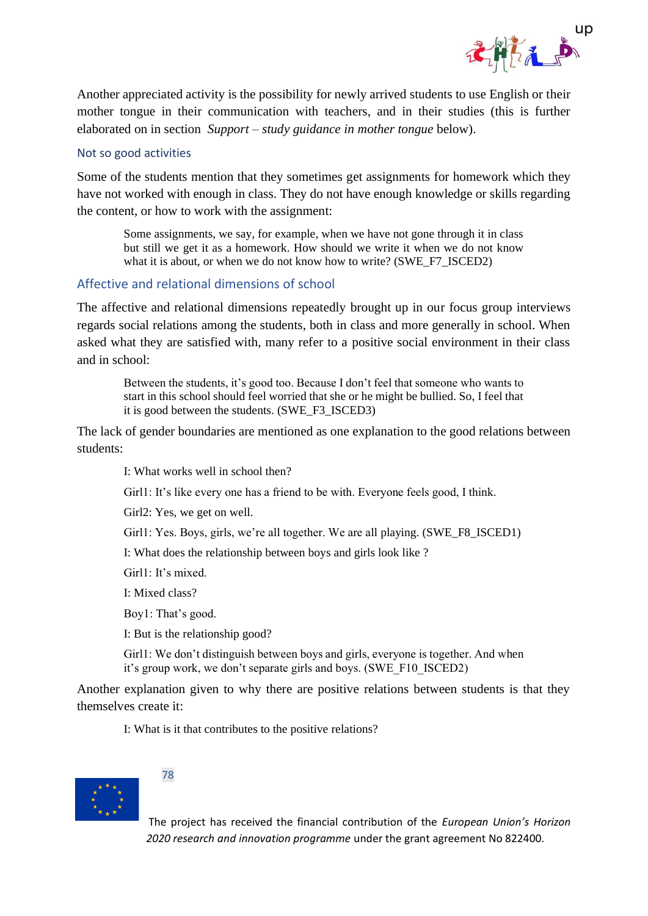Another appreciated activity is the possibility for newly arrived students to use English or their mother tongue in their communication with teachers, and in their studies (this is further elaborated on in section *Support – study guidance in mother tongue* below).

### Not so good activities

Some of the students mention that they sometimes get assignments for homework which they have not worked with enough in class. They do not have enough knowledge or skills regarding the content, or how to work with the assignment:

> Some assignments, we say, for example, when we have not gone through it in class but still we get it as a homework. How should we write it when we do not know what it is about, or when we do not know how to write? (SWE_F7_ISCED2)

## Affective and relational dimensions of school

The affective and relational dimensions repeatedly brought up in our focus group interviews regards social relations among the students, both in class and more generally in school. When asked what they are satisfied with, many refer to a positive social environment in their class and in school:

> Between the students, it's good too. Because I don't feel that someone who wants to start in this school should feel worried that she or he might be bullied. So, I feel that it is good between the students. (SWE_F3_ISCED3)

The lack of gender boundaries are mentioned as one explanation to the good relations between students:

> I: What works well in school then?
>
> Girl1: It's like every one has a friend to be with. Everyone feels good, I think.
>
> Girl2: Yes, we get on well.
>
> Girl1: Yes. Boys, girls, we're all together. We are all playing. (SWE_F8_ISCED1)
>
> I: What does the relationship between boys and girls look like ?
>
> Girl1: It's mixed.
>
> I: Mixed class?
>
> Boy1: That's good.
>
> I: But is the relationship good?
>
> Girl1: We don't distinguish between boys and girls, everyone is together. And when it's group work, we don't separate girls and boys. (SWE_F10_ISCED2)

Another explanation given to why there are positive relations between students is that they themselves create it:

> I: What is it that contributes to the positive relations?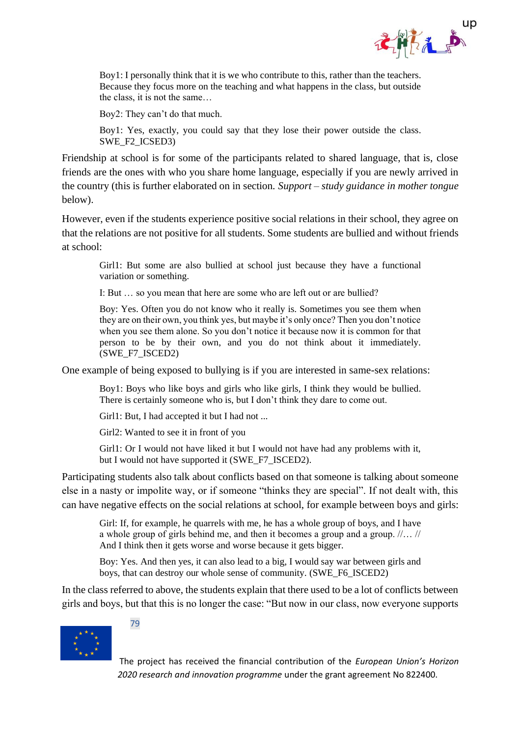> Boy1: I personally think that it is we who contribute to this, rather than the teachers. Because they focus more on the teaching and what happens in the class, but outside the class, it is not the same…
>
> Boy2: They can't do that much.
>
> Boy1: Yes, exactly, you could say that they lose their power outside the class. SWE_F2_ICSED3)

Friendship at school is for some of the participants related to shared language, that is, close friends are the ones with who you share home language, especially if you are newly arrived in the country (this is further elaborated on in section. *Support – study guidance in mother tongue* below).

However, even if the students experience positive social relations in their school, they agree on that the relations are not positive for all students. Some students are bullied and without friends at school:

> Girl1: But some are also bullied at school just because they have a functional variation or something.
>
> I: But … so you mean that here are some who are left out or are bullied?
>
> Boy: Yes. Often you do not know who it really is. Sometimes you see them when they are on their own, you think yes, but maybe it's only once? Then you don't notice when you see them alone. So you don't notice it because now it is common for that person to be by their own, and you do not think about it immediately. (SWE_F7_ISCED2)

One example of being exposed to bullying is if you are interested in same-sex relations:

> Boy1: Boys who like boys and girls who like girls, I think they would be bullied. There is certainly someone who is, but I don't think they dare to come out.
>
> Girl1: But, I had accepted it but I had not ...
>
> Girl2: Wanted to see it in front of you
>
> Girl1: Or I would not have liked it but I would not have had any problems with it, but I would not have supported it (SWE_F7_ISCED2).

Participating students also talk about conflicts based on that someone is talking about someone else in a nasty or impolite way, or if someone "thinks they are special". If not dealt with, this can have negative effects on the social relations at school, for example between boys and girls:

> Girl: If, for example, he quarrels with me, he has a whole group of boys, and I have a whole group of girls behind me, and then it becomes a group and a group. //… // And I think then it gets worse and worse because it gets bigger.
>
> Boy: Yes. And then yes, it can also lead to a big, I would say war between girls and boys, that can destroy our whole sense of community. (SWE_F6_ISCED2)

In the class referred to above, the students explain that there used to be a lot of conflicts between girls and boys, but that this is no longer the case: "But now in our class, now everyone supports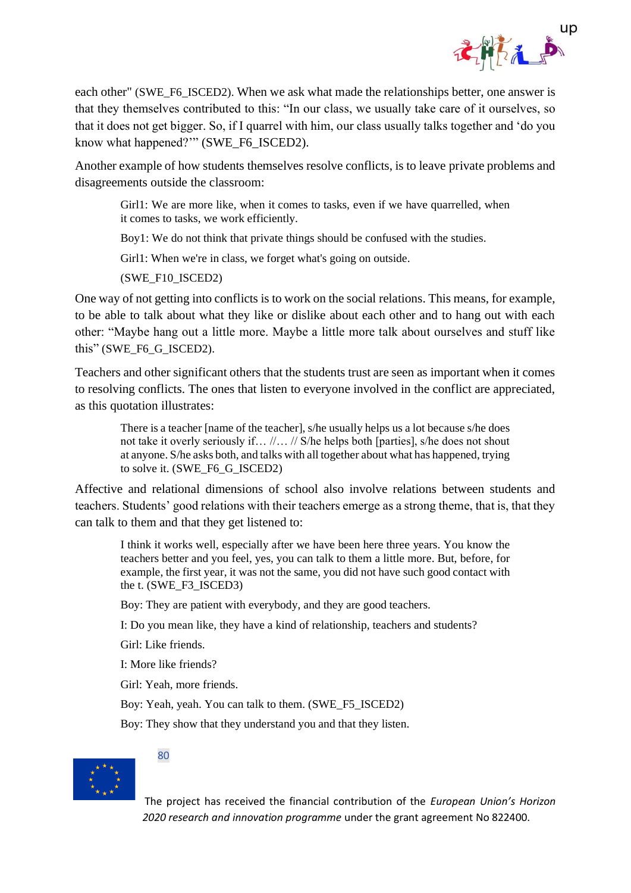each other" (SWE_F6_ISCED2). When we ask what made the relationships better, one answer is that they themselves contributed to this: “In our class, we usually take care of it ourselves, so that it does not get bigger. So, if I quarrel with him, our class usually talks together and ‘do you know what happened?’” (SWE_F6_ISCED2).

Another example of how students themselves resolve conflicts, is to leave private problems and disagreements outside the classroom:

> Girl1: We are more like, when it comes to tasks, even if we have quarrelled, when it comes to tasks, we work efficiently.
>
> Boy1: We do not think that private things should be confused with the studies.
>
> Girl1: When we're in class, we forget what's going on outside.
>
> (SWE_F10_ISCED2)

One way of not getting into conflicts is to work on the social relations. This means, for example, to be able to talk about what they like or dislike about each other and to hang out with each other: “Maybe hang out a little more. Maybe a little more talk about ourselves and stuff like this” (SWE_F6_G_ISCED2).

Teachers and other significant others that the students trust are seen as important when it comes to resolving conflicts. The ones that listen to everyone involved in the conflict are appreciated, as this quotation illustrates:

> There is a teacher [name of the teacher], s/he usually helps us a lot because s/he does not take it overly seriously if… //… // S/he helps both [parties], s/he does not shout at anyone. S/he asks both, and talks with all together about what has happened, trying to solve it. (SWE_F6_G_ISCED2)

Affective and relational dimensions of school also involve relations between students and teachers. Students’ good relations with their teachers emerge as a strong theme, that is, that they can talk to them and that they get listened to:

> I think it works well, especially after we have been here three years. You know the teachers better and you feel, yes, you can talk to them a little more. But, before, for example, the first year, it was not the same, you did not have such good contact with the t. (SWE_F3_ISCED3)
>
> Boy: They are patient with everybody, and they are good teachers.
>
> I: Do you mean like, they have a kind of relationship, teachers and students?
>
> Girl: Like friends.
>
> I: More like friends?
>
> Girl: Yeah, more friends.
>
> Boy: Yeah, yeah. You can talk to them. (SWE_F5_ISCED2)
>
> Boy: They show that they understand you and that they listen.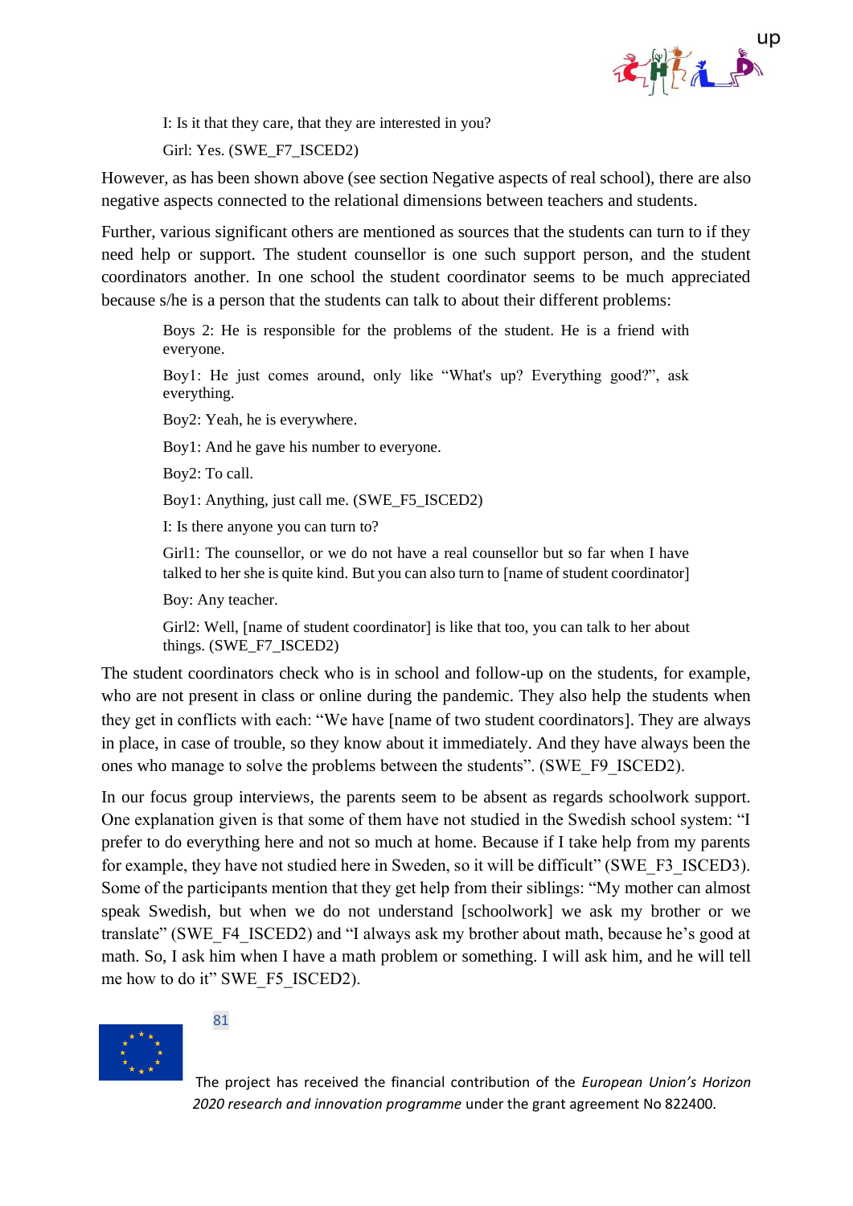I: Is it that they care, that they are interested in you?

Girl: Yes. (SWE_F7_ISCED2)

However, as has been shown above (see section Negative aspects of real school), there are also negative aspects connected to the relational dimensions between teachers and students.

Further, various significant others are mentioned as sources that the students can turn to if they need help or support. The student counsellor is one such support person, and the student coordinators another. In one school the student coordinator seems to be much appreciated because s/he is a person that the students can talk to about their different problems:

> Boys 2: He is responsible for the problems of the student. He is a friend with everyone.
>
> Boy1: He just comes around, only like "What's up? Everything good?", ask everything.
>
> Boy2: Yeah, he is everywhere.
>
> Boy1: And he gave his number to everyone.
>
> Boy2: To call.
>
> Boy1: Anything, just call me. (SWE_F5_ISCED2)
>
> I: Is there anyone you can turn to?
>
> Girl1: The counsellor, or we do not have a real counsellor but so far when I have talked to her she is quite kind. But you can also turn to [name of student coordinator]
>
> Boy: Any teacher.
>
> Girl2: Well, [name of student coordinator] is like that too, you can talk to her about things. (SWE_F7_ISCED2)

The student coordinators check who is in school and follow-up on the students, for example, who are not present in class or online during the pandemic. They also help the students when they get in conflicts with each: "We have [name of two student coordinators]. They are always in place, in case of trouble, so they know about it immediately. And they have always been the ones who manage to solve the problems between the students". (SWE_F9_ISCED2).

In our focus group interviews, the parents seem to be absent as regards schoolwork support. One explanation given is that some of them have not studied in the Swedish school system: "I prefer to do everything here and not so much at home. Because if I take help from my parents for example, they have not studied here in Sweden, so it will be difficult" (SWE_F3_ISCED3). Some of the participants mention that they get help from their siblings: "My mother can almost speak Swedish, but when we do not understand [schoolwork] we ask my brother or we translate" (SWE_F4_ISCED2) and "I always ask my brother about math, because he's good at math. So, I ask him when I have a math problem or something. I will ask him, and he will tell me how to do it" SWE_F5_ISCED2).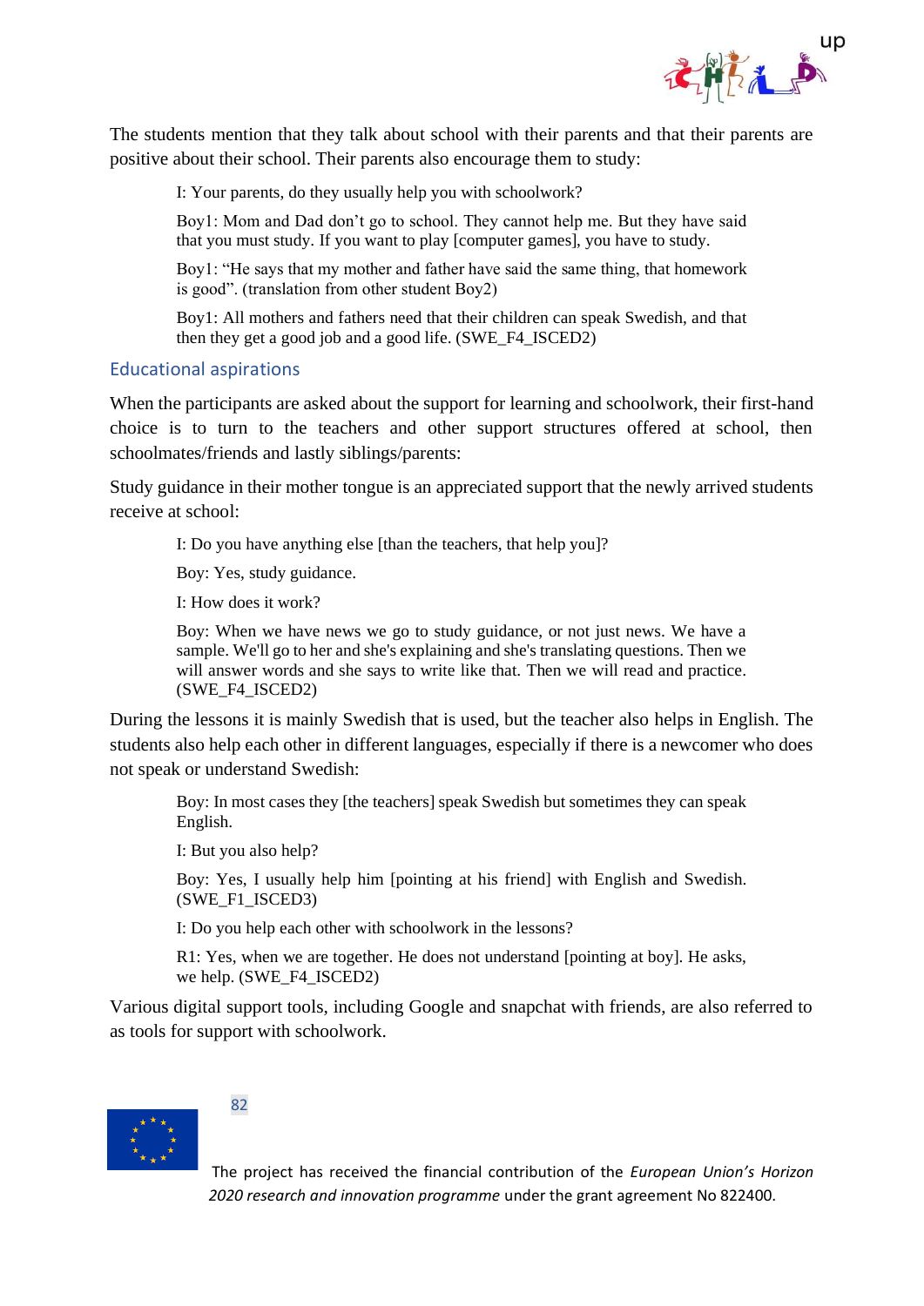The students mention that they talk about school with their parents and that their parents are positive about their school. Their parents also encourage them to study:

> I: Your parents, do they usually help you with schoolwork?
>
> Boy1: Mom and Dad don't go to school. They cannot help me. But they have said that you must study. If you want to play [computer games], you have to study.
>
> Boy1: "He says that my mother and father have said the same thing, that homework is good". (translation from other student Boy2)
>
> Boy1: All mothers and fathers need that their children can speak Swedish, and that then they get a good job and a good life. (SWE_F4_ISCED2)

## Educational aspirations

When the participants are asked about the support for learning and schoolwork, their first-hand choice is to turn to the teachers and other support structures offered at school, then schoolmates/friends and lastly siblings/parents:

Study guidance in their mother tongue is an appreciated support that the newly arrived students receive at school:

> I: Do you have anything else [than the teachers, that help you]?
>
> Boy: Yes, study guidance.
>
> I: How does it work?
>
> Boy: When we have news we go to study guidance, or not just news. We have a sample. We'll go to her and she's explaining and she's translating questions. Then we will answer words and she says to write like that. Then we will read and practice. (SWE_F4_ISCED2)

During the lessons it is mainly Swedish that is used, but the teacher also helps in English. The students also help each other in different languages, especially if there is a newcomer who does not speak or understand Swedish:

> Boy: In most cases they [the teachers] speak Swedish but sometimes they can speak English.
>
> I: But you also help?
>
> Boy: Yes, I usually help him [pointing at his friend] with English and Swedish. (SWE_F1_ISCED3)
>
> I: Do you help each other with schoolwork in the lessons?
>
> R1: Yes, when we are together. He does not understand [pointing at boy]. He asks, we help. (SWE_F4_ISCED2)

Various digital support tools, including Google and snapchat with friends, are also referred to as tools for support with schoolwork.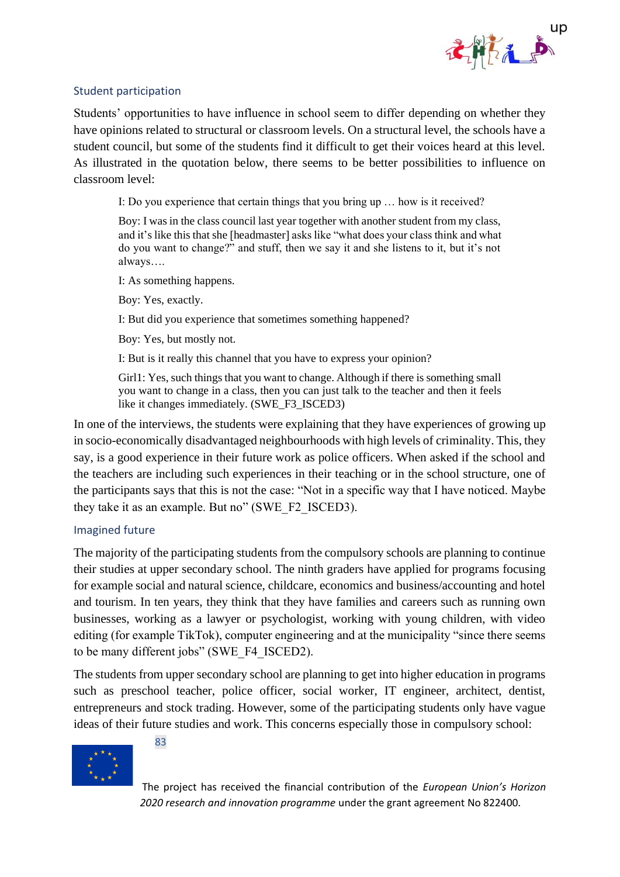### Student participation

Students' opportunities to have influence in school seem to differ depending on whether they have opinions related to structural or classroom levels. On a structural level, the schools have a student council, but some of the students find it difficult to get their voices heard at this level. As illustrated in the quotation below, there seems to be better possibilities to influence on classroom level:

> I: Do you experience that certain things that you bring up … how is it received?
>
> Boy: I was in the class council last year together with another student from my class, and it's like this that she [headmaster] asks like "what does your class think and what do you want to change?" and stuff, then we say it and she listens to it, but it's not always….
>
> I: As something happens.
>
> Boy: Yes, exactly.
>
> I: But did you experience that sometimes something happened?
>
> Boy: Yes, but mostly not.
>
> I: But is it really this channel that you have to express your opinion?
>
> Girl1: Yes, such things that you want to change. Although if there is something small you want to change in a class, then you can just talk to the teacher and then it feels like it changes immediately. (SWE_F3_ISCED3)

In one of the interviews, the students were explaining that they have experiences of growing up in socio-economically disadvantaged neighbourhoods with high levels of criminality. This, they say, is a good experience in their future work as police officers. When asked if the school and the teachers are including such experiences in their teaching or in the school structure, one of the participants says that this is not the case: "Not in a specific way that I have noticed. Maybe they take it as an example. But no" (SWE_F2_ISCED3).

### Imagined future

The majority of the participating students from the compulsory schools are planning to continue their studies at upper secondary school. The ninth graders have applied for programs focusing for example social and natural science, childcare, economics and business/accounting and hotel and tourism. In ten years, they think that they have families and careers such as running own businesses, working as a lawyer or psychologist, working with young children, with video editing (for example TikTok), computer engineering and at the municipality "since there seems to be many different jobs" (SWE_F4_ISCED2).

The students from upper secondary school are planning to get into higher education in programs such as preschool teacher, police officer, social worker, IT engineer, architect, dentist, entrepreneurs and stock trading. However, some of the participating students only have vague ideas of their future studies and work. This concerns especially those in compulsory school: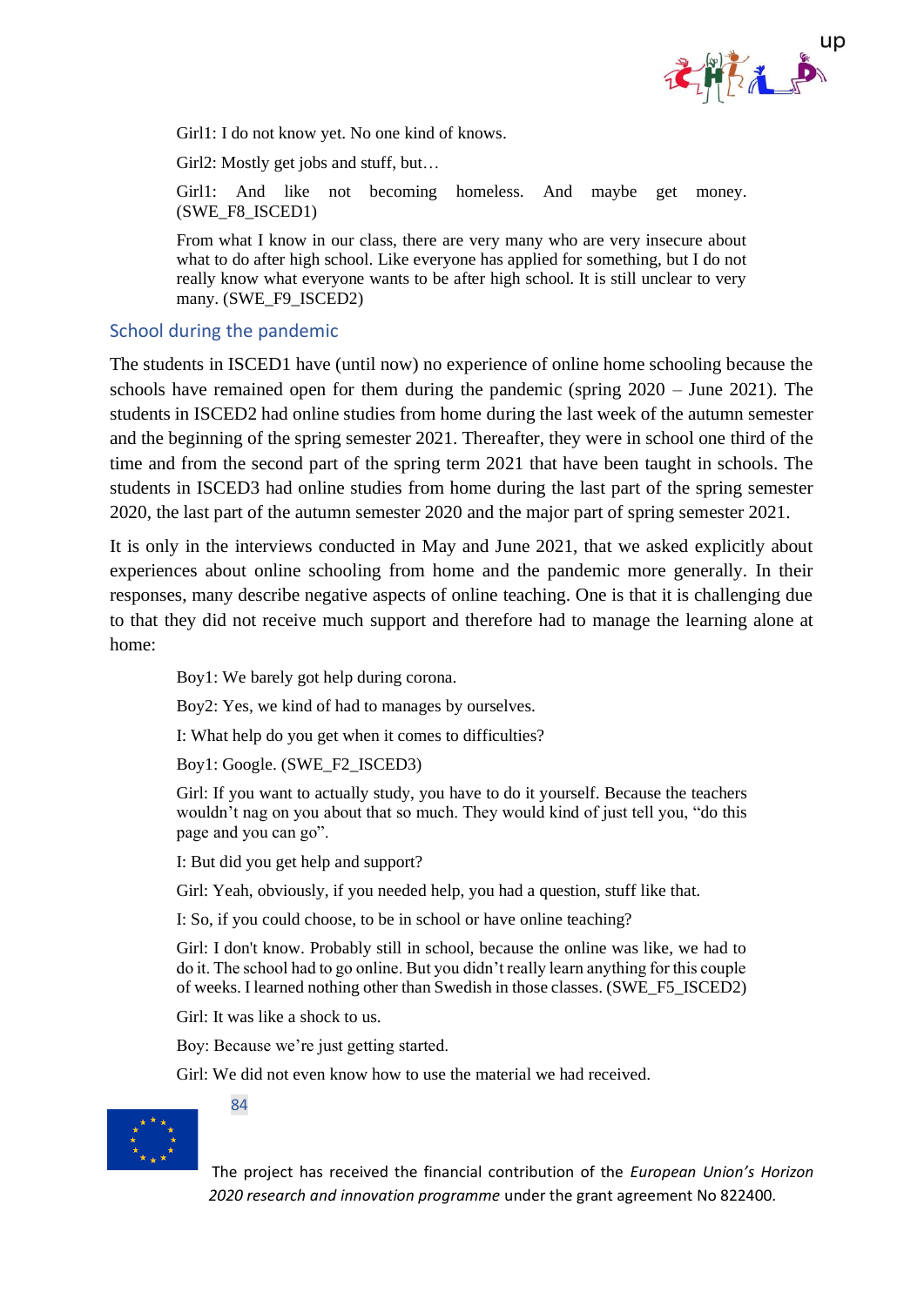> Girl1: I do not know yet. No one kind of knows.
>
> Girl2: Mostly get jobs and stuff, but…
>
> Girl1: And like not becoming homeless. And maybe get money. (SWE_F8_ISCED1)

> From what I know in our class, there are very many who are very insecure about what to do after high school. Like everyone has applied for something, but I do not really know what everyone wants to be after high school. It is still unclear to very many. (SWE_F9_ISCED2)

### School during the pandemic

The students in ISCED1 have (until now) no experience of online home schooling because the schools have remained open for them during the pandemic (spring 2020 – June 2021). The students in ISCED2 had online studies from home during the last week of the autumn semester and the beginning of the spring semester 2021. Thereafter, they were in school one third of the time and from the second part of the spring term 2021 that have been taught in schools. The students in ISCED3 had online studies from home during the last part of the spring semester 2020, the last part of the autumn semester 2020 and the major part of spring semester 2021.

It is only in the interviews conducted in May and June 2021, that we asked explicitly about experiences about online schooling from home and the pandemic more generally. In their responses, many describe negative aspects of online teaching. One is that it is challenging due to that they did not receive much support and therefore had to manage the learning alone at home:

> Boy1: We barely got help during corona.
>
> Boy2: Yes, we kind of had to manages by ourselves.
>
> I: What help do you get when it comes to difficulties?
>
> Boy1: Google. (SWE_F2_ISCED3)

> Girl: If you want to actually study, you have to do it yourself. Because the teachers wouldn't nag on you about that so much. They would kind of just tell you, "do this page and you can go".
>
> I: But did you get help and support?
>
> Girl: Yeah, obviously, if you needed help, you had a question, stuff like that.
>
> I: So, if you could choose, to be in school or have online teaching?
>
> Girl: I don't know. Probably still in school, because the online was like, we had to do it. The school had to go online. But you didn't really learn anything for this couple of weeks. I learned nothing other than Swedish in those classes. (SWE_F5_ISCED2)

> Girl: It was like a shock to us.
>
> Boy: Because we're just getting started.
>
> Girl: We did not even know how to use the material we had received.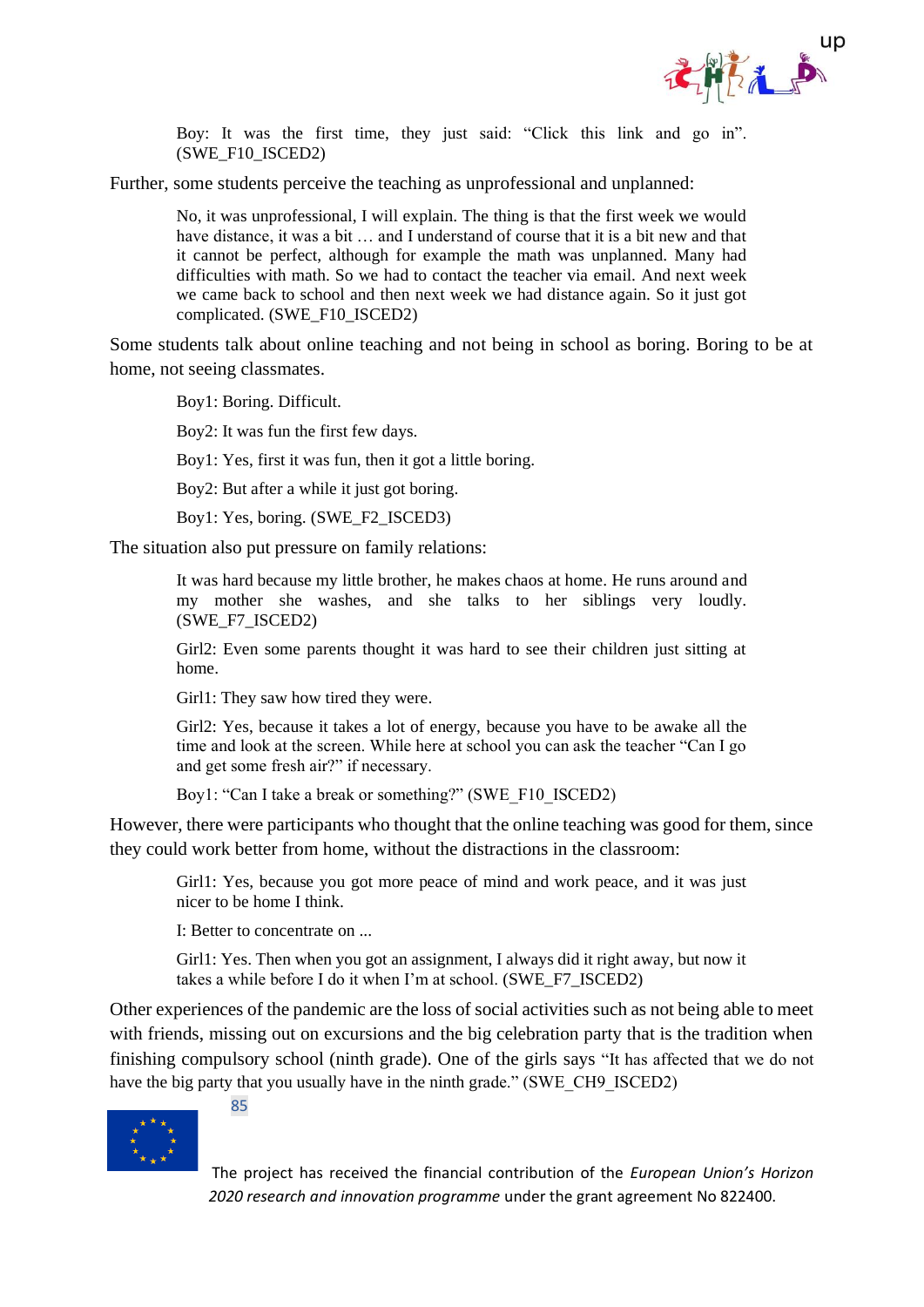> Boy: It was the first time, they just said: "Click this link and go in". (SWE_F10_ISCED2)

Further, some students perceive the teaching as unprofessional and unplanned:

> No, it was unprofessional, I will explain. The thing is that the first week we would have distance, it was a bit … and I understand of course that it is a bit new and that it cannot be perfect, although for example the math was unplanned. Many had difficulties with math. So we had to contact the teacher via email. And next week we came back to school and then next week we had distance again. So it just got complicated. (SWE_F10_ISCED2)

Some students talk about online teaching and not being in school as boring. Boring to be at home, not seeing classmates.

> Boy1: Boring. Difficult.
>
> Boy2: It was fun the first few days.
>
> Boy1: Yes, first it was fun, then it got a little boring.
>
> Boy2: But after a while it just got boring.
>
> Boy1: Yes, boring. (SWE_F2_ISCED3)

The situation also put pressure on family relations:

> It was hard because my little brother, he makes chaos at home. He runs around and my mother she washes, and she talks to her siblings very loudly. (SWE_F7_ISCED2)
>
> Girl2: Even some parents thought it was hard to see their children just sitting at home.
>
> Girl1: They saw how tired they were.
>
> Girl2: Yes, because it takes a lot of energy, because you have to be awake all the time and look at the screen. While here at school you can ask the teacher "Can I go and get some fresh air?" if necessary.
>
> Boy1: "Can I take a break or something?" (SWE_F10_ISCED2)

However, there were participants who thought that the online teaching was good for them, since they could work better from home, without the distractions in the classroom:

> Girl1: Yes, because you got more peace of mind and work peace, and it was just nicer to be home I think.
>
> I: Better to concentrate on ...
>
> Girl1: Yes. Then when you got an assignment, I always did it right away, but now it takes a while before I do it when I'm at school. (SWE_F7_ISCED2)

Other experiences of the pandemic are the loss of social activities such as not being able to meet with friends, missing out on excursions and the big celebration party that is the tradition when finishing compulsory school (ninth grade). One of the girls says "It has affected that we do not have the big party that you usually have in the ninth grade." (SWE_CH9_ISCED2)

The project has received the financial contribution of the *European Union's Horizon 2020 research and innovation programme* under the grant agreement No 822400.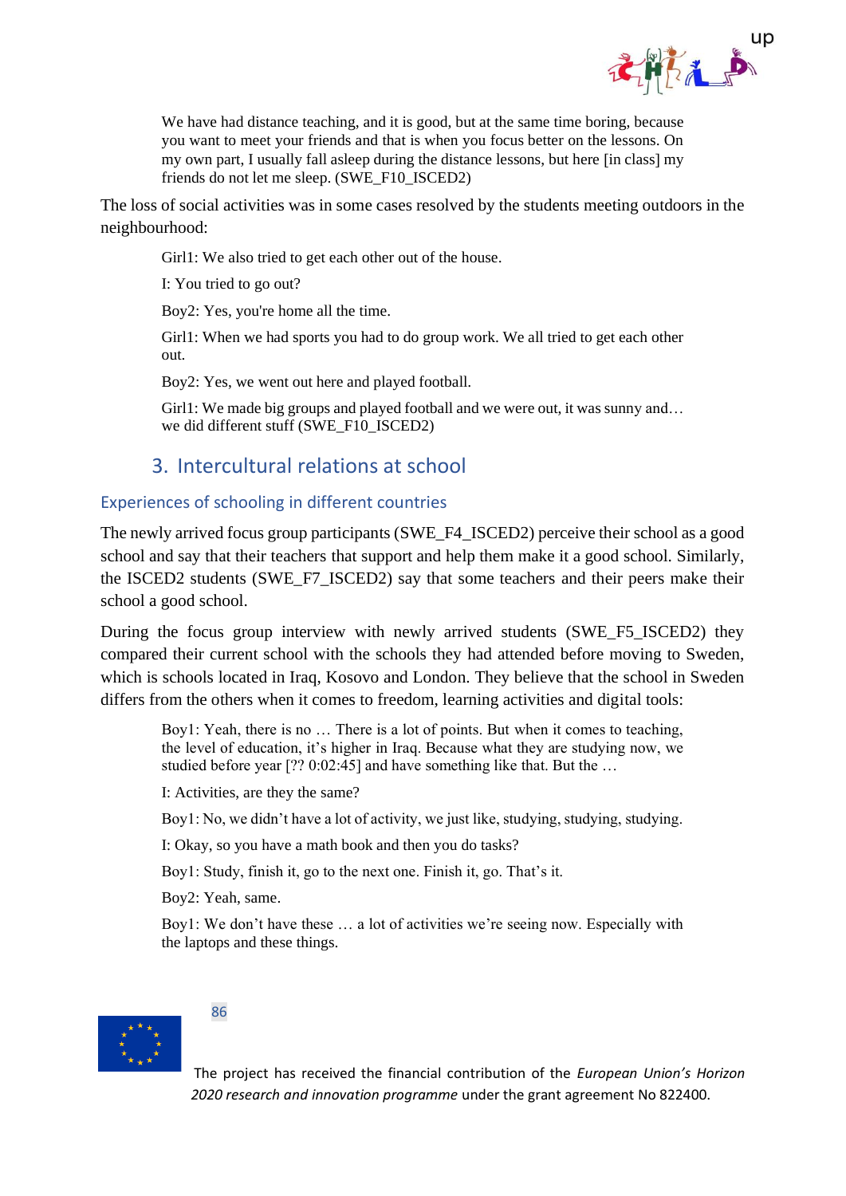> We have had distance teaching, and it is good, but at the same time boring, because you want to meet your friends and that is when you focus better on the lessons. On my own part, I usually fall asleep during the distance lessons, but here [in class] my friends do not let me sleep. (SWE_F10_ISCED2)

The loss of social activities was in some cases resolved by the students meeting outdoors in the neighbourhood:

> Girl1: We also tried to get each other out of the house.
>
> I: You tried to go out?
>
> Boy2: Yes, you're home all the time.
>
> Girl1: When we had sports you had to do group work. We all tried to get each other out.
>
> Boy2: Yes, we went out here and played football.
>
> Girl1: We made big groups and played football and we were out, it was sunny and… we did different stuff (SWE_F10_ISCED2)

## 3. Intercultural relations at school

### Experiences of schooling in different countries

The newly arrived focus group participants (SWE_F4_ISCED2) perceive their school as a good school and say that their teachers that support and help them make it a good school. Similarly, the ISCED2 students (SWE_F7_ISCED2) say that some teachers and their peers make their school a good school.

During the focus group interview with newly arrived students (SWE_F5_ISCED2) they compared their current school with the schools they had attended before moving to Sweden, which is schools located in Iraq, Kosovo and London. They believe that the school in Sweden differs from the others when it comes to freedom, learning activities and digital tools:

> Boy1: Yeah, there is no … There is a lot of points. But when it comes to teaching, the level of education, it's higher in Iraq. Because what they are studying now, we studied before year [?? 0:02:45] and have something like that. But the …
>
> I: Activities, are they the same?
>
> Boy1: No, we didn't have a lot of activity, we just like, studying, studying, studying.
>
> I: Okay, so you have a math book and then you do tasks?
>
> Boy1: Study, finish it, go to the next one. Finish it, go. That's it.
>
> Boy2: Yeah, same.
>
> Boy1: We don't have these … a lot of activities we're seeing now. Especially with the laptops and these things.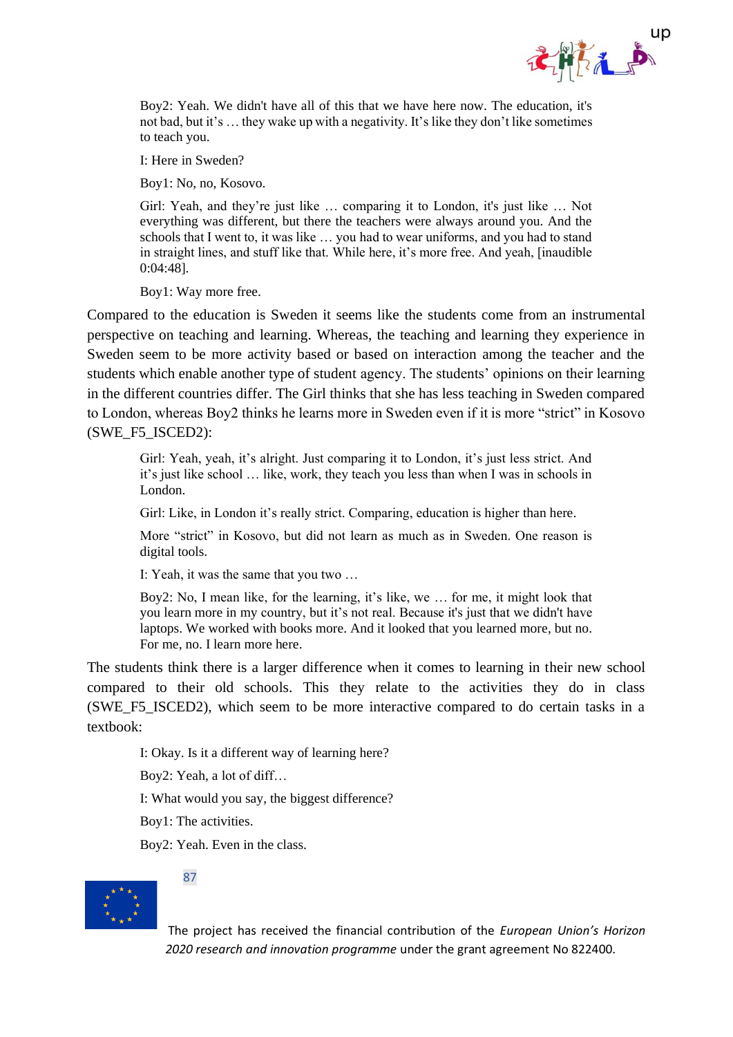> Boy2: Yeah. We didn't have all of this that we have here now. The education, it's not bad, but it's … they wake up with a negativity. It's like they don't like sometimes to teach you.
>
> I: Here in Sweden?
>
> Boy1: No, no, Kosovo.
>
> Girl: Yeah, and they're just like … comparing it to London, it's just like … Not everything was different, but there the teachers were always around you. And the schools that I went to, it was like … you had to wear uniforms, and you had to stand in straight lines, and stuff like that. While here, it's more free. And yeah, [inaudible 0:04:48].
>
> Boy1: Way more free.

Compared to the education is Sweden it seems like the students come from an instrumental perspective on teaching and learning. Whereas, the teaching and learning they experience in Sweden seem to be more activity based or based on interaction among the teacher and the students which enable another type of student agency. The students' opinions on their learning in the different countries differ. The Girl thinks that she has less teaching in Sweden compared to London, whereas Boy2 thinks he learns more in Sweden even if it is more "strict" in Kosovo (SWE_F5_ISCED2):

> Girl: Yeah, yeah, it's alright. Just comparing it to London, it's just less strict. And it's just like school … like, work, they teach you less than when I was in schools in London.
>
> Girl: Like, in London it's really strict. Comparing, education is higher than here.
>
> More "strict" in Kosovo, but did not learn as much as in Sweden. One reason is digital tools.
>
> I: Yeah, it was the same that you two …
>
> Boy2: No, I mean like, for the learning, it's like, we … for me, it might look that you learn more in my country, but it's not real. Because it's just that we didn't have laptops. We worked with books more. And it looked that you learned more, but no. For me, no. I learn more here.

The students think there is a larger difference when it comes to learning in their new school compared to their old schools. This they relate to the activities they do in class (SWE_F5_ISCED2), which seem to be more interactive compared to do certain tasks in a textbook:

> I: Okay. Is it a different way of learning here?
>
> Boy2: Yeah, a lot of diff…
>
> I: What would you say, the biggest difference?
>
> Boy1: The activities.
>
> Boy2: Yeah. Even in the class.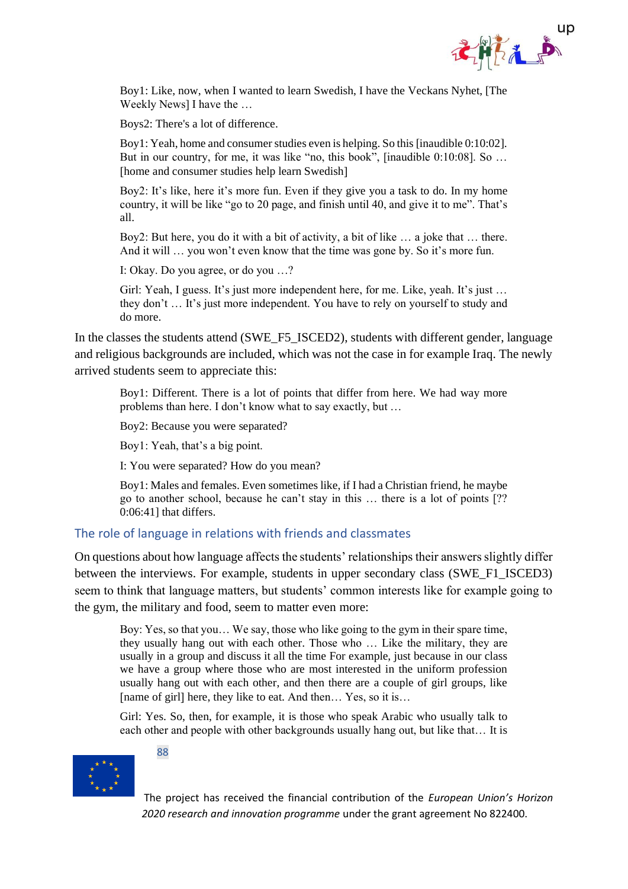> Boy1: Like, now, when I wanted to learn Swedish, I have the Veckans Nyhet, [The Weekly News] I have the …
>
> Boys2: There's a lot of difference.
>
> Boy1: Yeah, home and consumer studies even is helping. So this [inaudible 0:10:02]. But in our country, for me, it was like "no, this book", [inaudible 0:10:08]. So … [home and consumer studies help learn Swedish]
>
> Boy2: It's like, here it's more fun. Even if they give you a task to do. In my home country, it will be like "go to 20 page, and finish until 40, and give it to me". That's all.
>
> Boy2: But here, you do it with a bit of activity, a bit of like … a joke that … there. And it will … you won't even know that the time was gone by. So it's more fun.
>
> I: Okay. Do you agree, or do you …?
>
> Girl: Yeah, I guess. It's just more independent here, for me. Like, yeah. It's just … they don't … It's just more independent. You have to rely on yourself to study and do more.

In the classes the students attend (SWE_F5_ISCED2), students with different gender, language and religious backgrounds are included, which was not the case in for example Iraq. The newly arrived students seem to appreciate this:

> Boy1: Different. There is a lot of points that differ from here. We had way more problems than here. I don't know what to say exactly, but …
>
> Boy2: Because you were separated?
>
> Boy1: Yeah, that's a big point.
>
> I: You were separated? How do you mean?
>
> Boy1: Males and females. Even sometimes like, if I had a Christian friend, he maybe go to another school, because he can't stay in this … there is a lot of points [?? 0:06:41] that differs.

## The role of language in relations with friends and classmates

On questions about how language affects the students' relationships their answers slightly differ between the interviews. For example, students in upper secondary class (SWE_F1_ISCED3) seem to think that language matters, but students' common interests like for example going to the gym, the military and food, seem to matter even more:

> Boy: Yes, so that you… We say, those who like going to the gym in their spare time, they usually hang out with each other. Those who … Like the military, they are usually in a group and discuss it all the time For example, just because in our class we have a group where those who are most interested in the uniform profession usually hang out with each other, and then there are a couple of girl groups, like [name of girl] here, they like to eat. And then… Yes, so it is…
>
> Girl: Yes. So, then, for example, it is those who speak Arabic who usually talk to each other and people with other backgrounds usually hang out, but like that… It is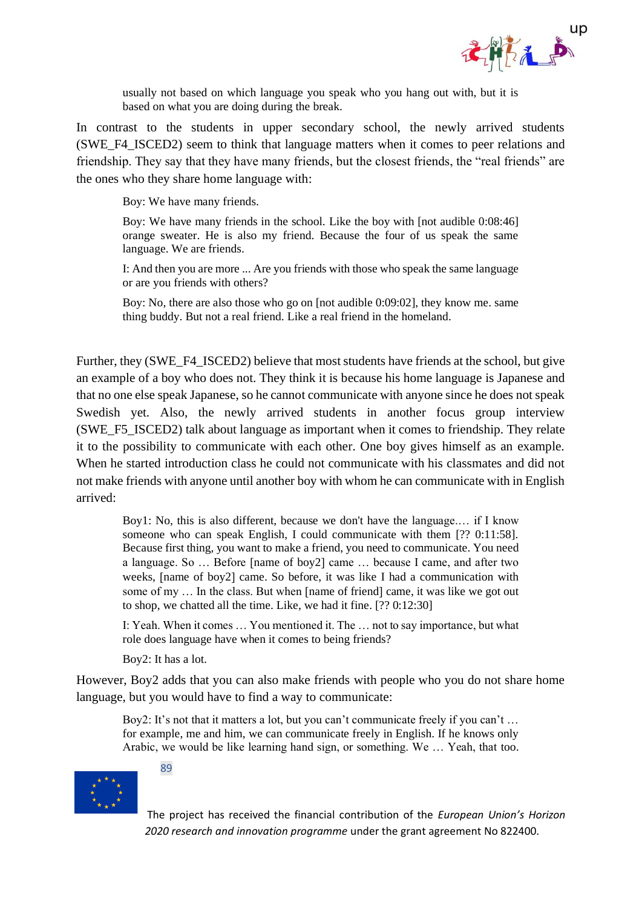> usually not based on which language you speak who you hang out with, but it is based on what you are doing during the break.

In contrast to the students in upper secondary school, the newly arrived students (SWE_F4_ISCED2) seem to think that language matters when it comes to peer relations and friendship. They say that they have many friends, but the closest friends, the "real friends" are the ones who they share home language with:

> Boy: We have many friends.
>
> Boy: We have many friends in the school. Like the boy with [not audible 0:08:46] orange sweater. He is also my friend. Because the four of us speak the same language. We are friends.
>
> I: And then you are more ... Are you friends with those who speak the same language or are you friends with others?
>
> Boy: No, there are also those who go on [not audible 0:09:02], they know me. same thing buddy. But not a real friend. Like a real friend in the homeland.

Further, they (SWE_F4_ISCED2) believe that most students have friends at the school, but give an example of a boy who does not. They think it is because his home language is Japanese and that no one else speak Japanese, so he cannot communicate with anyone since he does not speak Swedish yet. Also, the newly arrived students in another focus group interview (SWE_F5_ISCED2) talk about language as important when it comes to friendship. They relate it to the possibility to communicate with each other. One boy gives himself as an example. When he started introduction class he could not communicate with his classmates and did not not make friends with anyone until another boy with whom he can communicate with in English arrived:

> Boy1: No, this is also different, because we don't have the language.… if I know someone who can speak English, I could communicate with them [?? 0:11:58]. Because first thing, you want to make a friend, you need to communicate. You need a language. So … Before [name of boy2] came … because I came, and after two weeks, [name of boy2] came. So before, it was like I had a communication with some of my … In the class. But when [name of friend] came, it was like we got out to shop, we chatted all the time. Like, we had it fine. [?? 0:12:30]
>
> I: Yeah. When it comes … You mentioned it. The … not to say importance, but what role does language have when it comes to being friends?
>
> Boy2: It has a lot.

However, Boy2 adds that you can also make friends with people who you do not share home language, but you would have to find a way to communicate:

> Boy2: It's not that it matters a lot, but you can't communicate freely if you can't … for example, me and him, we can communicate freely in English. If he knows only Arabic, we would be like learning hand sign, or something. We … Yeah, that too.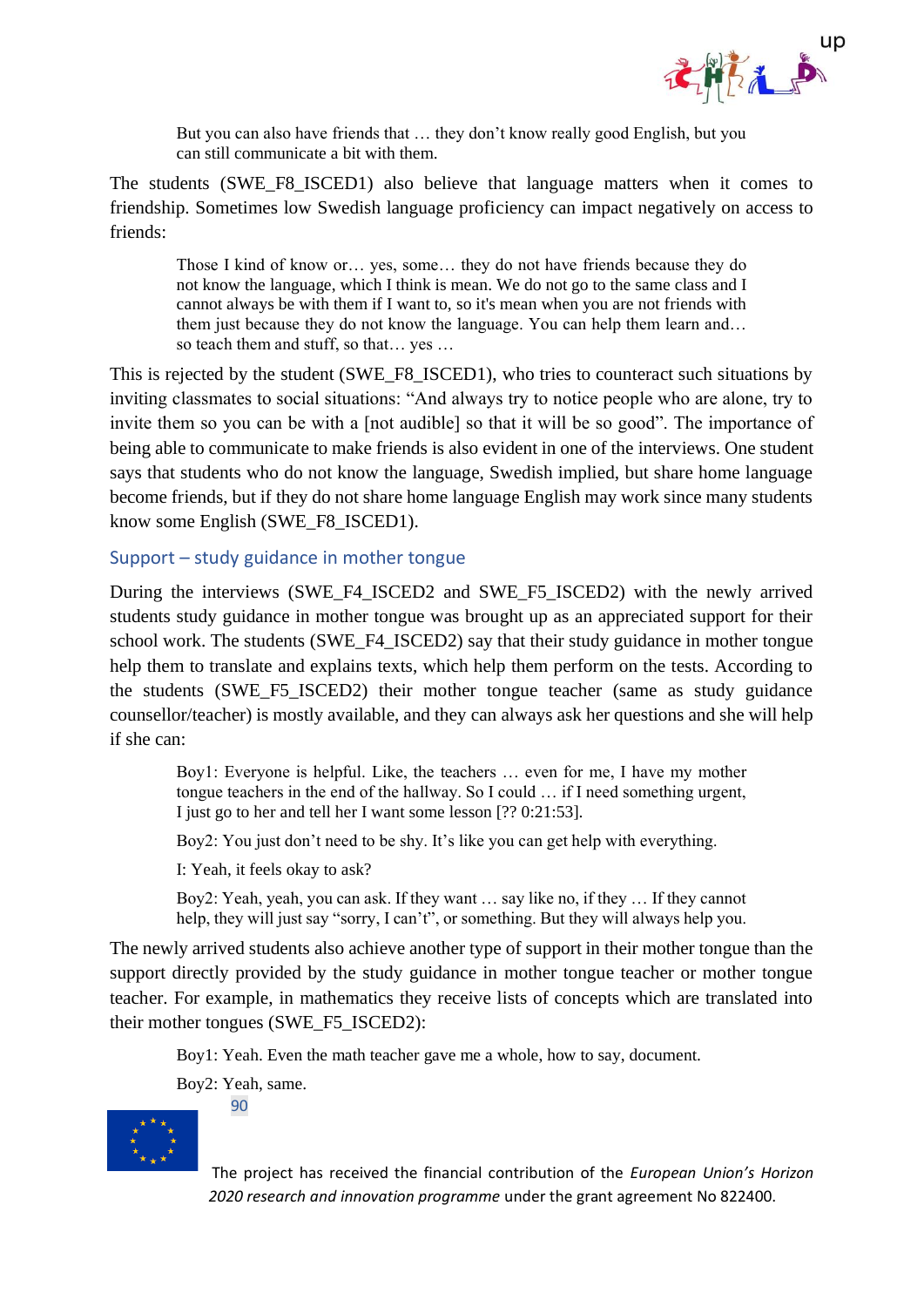> But you can also have friends that … they don't know really good English, but you can still communicate a bit with them.

The students (SWE_F8_ISCED1) also believe that language matters when it comes to friendship. Sometimes low Swedish language proficiency can impact negatively on access to friends:

> Those I kind of know or… yes, some… they do not have friends because they do not know the language, which I think is mean. We do not go to the same class and I cannot always be with them if I want to, so it's mean when you are not friends with them just because they do not know the language. You can help them learn and… so teach them and stuff, so that… yes …

This is rejected by the student (SWE_F8_ISCED1), who tries to counteract such situations by inviting classmates to social situations: "And always try to notice people who are alone, try to invite them so you can be with a [not audible] so that it will be so good". The importance of being able to communicate to make friends is also evident in one of the interviews. One student says that students who do not know the language, Swedish implied, but share home language become friends, but if they do not share home language English may work since many students know some English (SWE_F8_ISCED1).

## Support – study guidance in mother tongue

During the interviews (SWE_F4_ISCED2 and SWE_F5_ISCED2) with the newly arrived students study guidance in mother tongue was brought up as an appreciated support for their school work. The students (SWE_F4_ISCED2) say that their study guidance in mother tongue help them to translate and explains texts, which help them perform on the tests. According to the students (SWE_F5_ISCED2) their mother tongue teacher (same as study guidance counsellor/teacher) is mostly available, and they can always ask her questions and she will help if she can:

> Boy1: Everyone is helpful. Like, the teachers … even for me, I have my mother tongue teachers in the end of the hallway. So I could … if I need something urgent, I just go to her and tell her I want some lesson [?? 0:21:53].
>
> Boy2: You just don't need to be shy. It's like you can get help with everything.
>
> I: Yeah, it feels okay to ask?
>
> Boy2: Yeah, yeah, you can ask. If they want … say like no, if they … If they cannot help, they will just say "sorry, I can't", or something. But they will always help you.

The newly arrived students also achieve another type of support in their mother tongue than the support directly provided by the study guidance in mother tongue teacher or mother tongue teacher. For example, in mathematics they receive lists of concepts which are translated into their mother tongues (SWE_F5_ISCED2):

> Boy1: Yeah. Even the math teacher gave me a whole, how to say, document.
>
> Boy2: Yeah, same.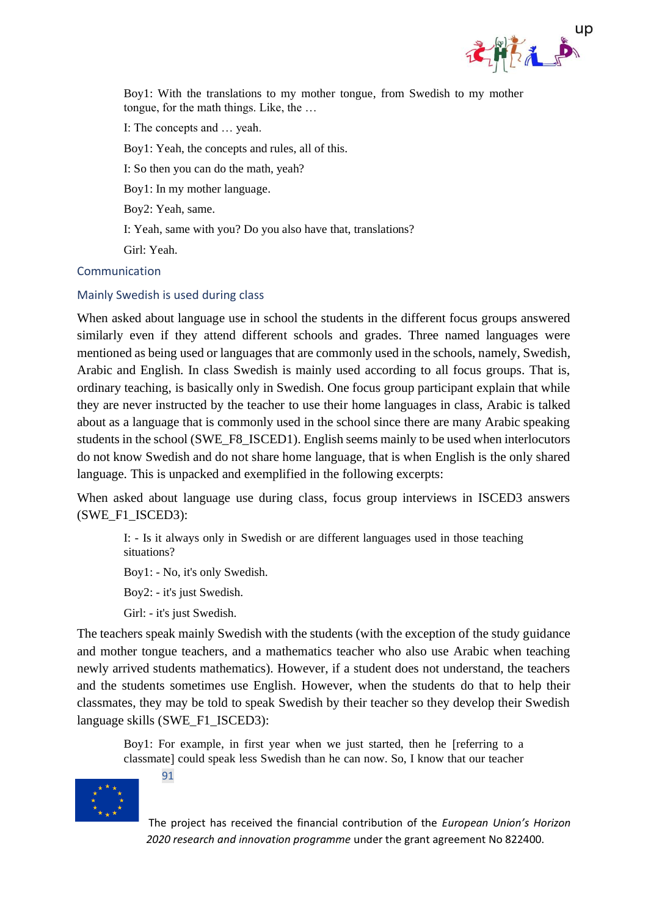Boy1: With the translations to my mother tongue, from Swedish to my mother tongue, for the math things. Like, the …

I: The concepts and … yeah.

Boy1: Yeah, the concepts and rules, all of this.

I: So then you can do the math, yeah?

Boy1: In my mother language.

Boy2: Yeah, same.

I: Yeah, same with you? Do you also have that, translations?

Girl: Yeah.

## Communication

### Mainly Swedish is used during class

When asked about language use in school the students in the different focus groups answered similarly even if they attend different schools and grades. Three named languages were mentioned as being used or languages that are commonly used in the schools, namely, Swedish, Arabic and English. In class Swedish is mainly used according to all focus groups. That is, ordinary teaching, is basically only in Swedish. One focus group participant explain that while they are never instructed by the teacher to use their home languages in class, Arabic is talked about as a language that is commonly used in the school since there are many Arabic speaking students in the school (SWE_F8_ISCED1). English seems mainly to be used when interlocutors do not know Swedish and do not share home language, that is when English is the only shared language. This is unpacked and exemplified in the following excerpts:

When asked about language use during class, focus group interviews in ISCED3 answers (SWE_F1_ISCED3):

I: - Is it always only in Swedish or are different languages used in those teaching situations?

Boy1: - No, it's only Swedish.

Boy2: - it's just Swedish.

Girl: - it's just Swedish.

The teachers speak mainly Swedish with the students (with the exception of the study guidance and mother tongue teachers, and a mathematics teacher who also use Arabic when teaching newly arrived students mathematics). However, if a student does not understand, the teachers and the students sometimes use English. However, when the students do that to help their classmates, they may be told to speak Swedish by their teacher so they develop their Swedish language skills (SWE_F1_ISCED3):

Boy1: For example, in first year when we just started, then he [referring to a classmate] could speak less Swedish than he can now. So, I know that our teacher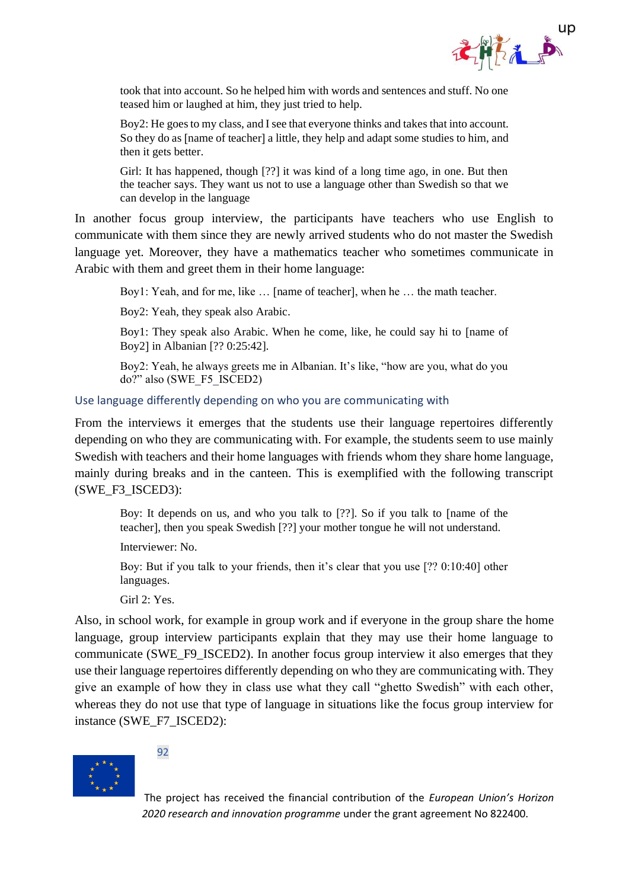took that into account. So he helped him with words and sentences and stuff. No one teased him or laughed at him, they just tried to help.

Boy2: He goes to my class, and I see that everyone thinks and takes that into account. So they do as [name of teacher] a little, they help and adapt some studies to him, and then it gets better.

Girl: It has happened, though [??] it was kind of a long time ago, in one. But then the teacher says. They want us not to use a language other than Swedish so that we can develop in the language

In another focus group interview, the participants have teachers who use English to communicate with them since they are newly arrived students who do not master the Swedish language yet. Moreover, they have a mathematics teacher who sometimes communicate in Arabic with them and greet them in their home language:

Boy1: Yeah, and for me, like … [name of teacher], when he … the math teacher.

Boy2: Yeah, they speak also Arabic.

Boy1: They speak also Arabic. When he come, like, he could say hi to [name of Boy2] in Albanian [?? 0:25:42].

Boy2: Yeah, he always greets me in Albanian. It's like, "how are you, what do you do?" also (SWE_F5_ISCED2)

### Use language differently depending on who you are communicating with

From the interviews it emerges that the students use their language repertoires differently depending on who they are communicating with. For example, the students seem to use mainly Swedish with teachers and their home languages with friends whom they share home language, mainly during breaks and in the canteen. This is exemplified with the following transcript (SWE_F3_ISCED3):

Boy: It depends on us, and who you talk to [??]. So if you talk to [name of the teacher], then you speak Swedish [??] your mother tongue he will not understand.

Interviewer: No.

Boy: But if you talk to your friends, then it's clear that you use [?? 0:10:40] other languages.

Girl 2: Yes.

Also, in school work, for example in group work and if everyone in the group share the home language, group interview participants explain that they may use their home language to communicate (SWE_F9_ISCED2). In another focus group interview it also emerges that they use their language repertoires differently depending on who they are communicating with. They give an example of how they in class use what they call "ghetto Swedish" with each other, whereas they do not use that type of language in situations like the focus group interview for instance (SWE_F7_ISCED2):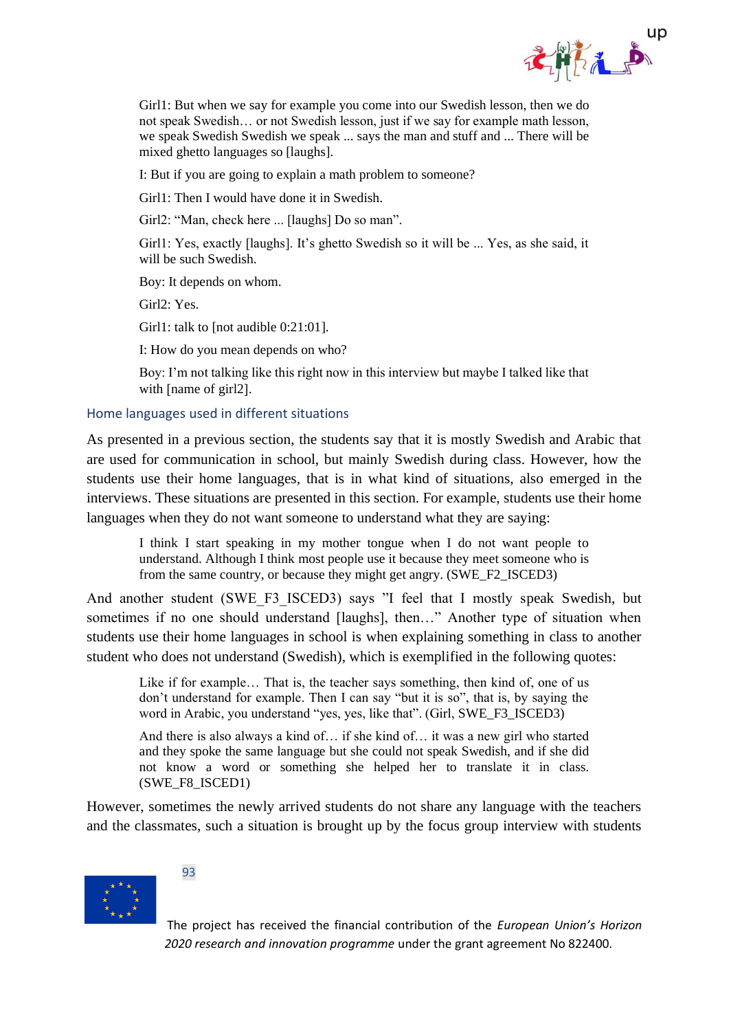Girl1: But when we say for example you come into our Swedish lesson, then we do not speak Swedish… or not Swedish lesson, just if we say for example math lesson, we speak Swedish Swedish we speak ... says the man and stuff and ... There will be mixed ghetto languages so [laughs].

I: But if you are going to explain a math problem to someone?

Girl1: Then I would have done it in Swedish.

Girl2: "Man, check here ... [laughs] Do so man".

Girl1: Yes, exactly [laughs]. It's ghetto Swedish so it will be ... Yes, as she said, it will be such Swedish.

Boy: It depends on whom.

Girl2: Yes.

Girl1: talk to [not audible 0:21:01].

I: How do you mean depends on who?

Boy: I'm not talking like this right now in this interview but maybe I talked like that with [name of girl2].

### Home languages used in different situations

As presented in a previous section, the students say that it is mostly Swedish and Arabic that are used for communication in school, but mainly Swedish during class. However, how the students use their home languages, that is in what kind of situations, also emerged in the interviews. These situations are presented in this section. For example, students use their home languages when they do not want someone to understand what they are saying:

> I think I start speaking in my mother tongue when I do not want people to understand. Although I think most people use it because they meet someone who is from the same country, or because they might get angry. (SWE_F2_ISCED3)

And another student (SWE_F3_ISCED3) says "I feel that I mostly speak Swedish, but sometimes if no one should understand [laughs], then…" Another type of situation when students use their home languages in school is when explaining something in class to another student who does not understand (Swedish), which is exemplified in the following quotes:

> Like if for example… That is, the teacher says something, then kind of, one of us don't understand for example. Then I can say "but it is so", that is, by saying the word in Arabic, you understand "yes, yes, like that". (Girl, SWE_F3_ISCED3)

> And there is also always a kind of… if she kind of… it was a new girl who started and they spoke the same language but she could not speak Swedish, and if she did not know a word or something she helped her to translate it in class. (SWE_F8_ISCED1)

However, sometimes the newly arrived students do not share any language with the teachers and the classmates, such a situation is brought up by the focus group interview with students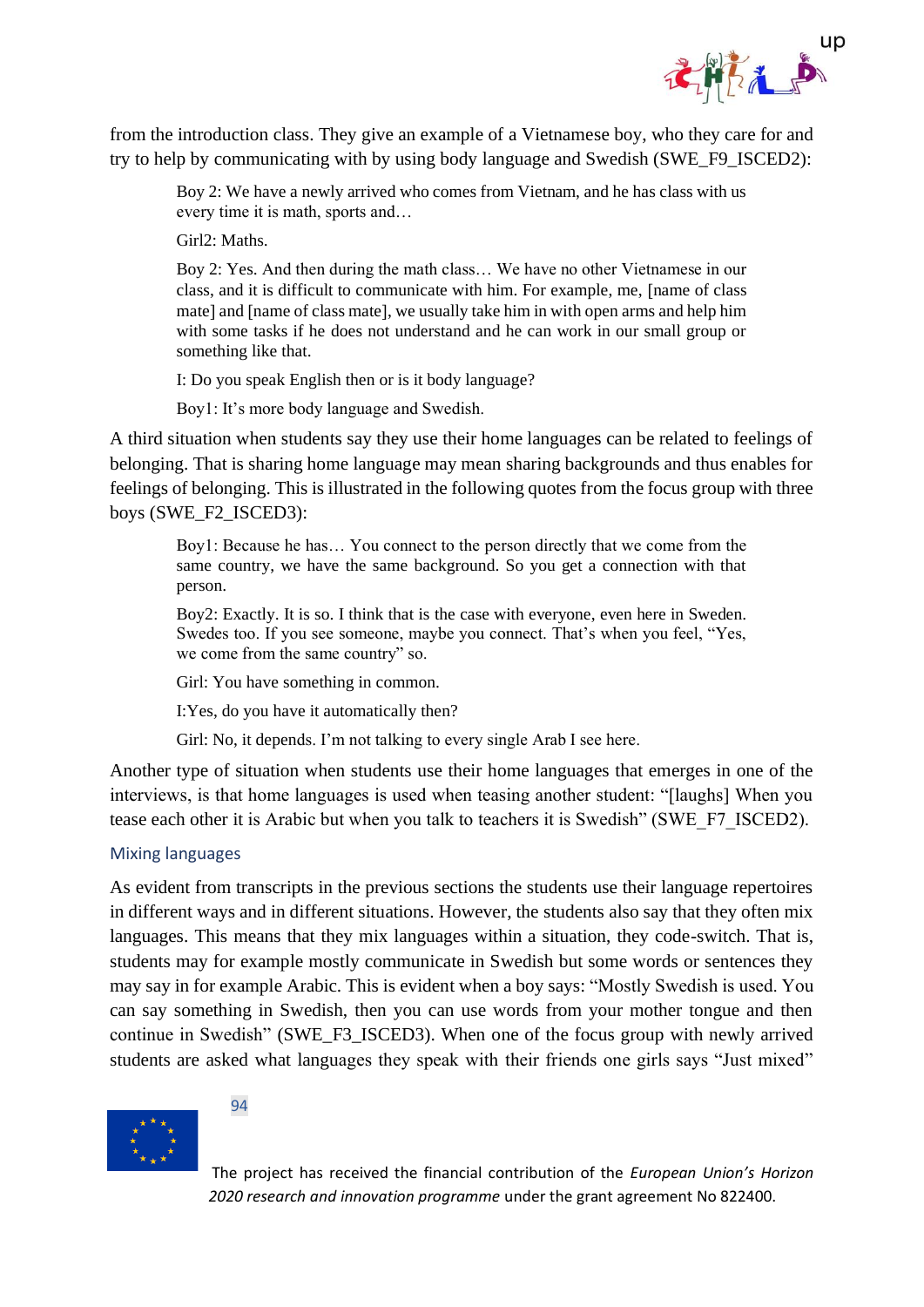from the introduction class. They give an example of a Vietnamese boy, who they care for and try to help by communicating with by using body language and Swedish (SWE_F9_ISCED2):

> Boy 2: We have a newly arrived who comes from Vietnam, and he has class with us every time it is math, sports and…
>
> Girl2: Maths.
>
> Boy 2: Yes. And then during the math class… We have no other Vietnamese in our class, and it is difficult to communicate with him. For example, me, [name of class mate] and [name of class mate], we usually take him in with open arms and help him with some tasks if he does not understand and he can work in our small group or something like that.
>
> I: Do you speak English then or is it body language?
>
> Boy1: It's more body language and Swedish.

A third situation when students say they use their home languages can be related to feelings of belonging. That is sharing home language may mean sharing backgrounds and thus enables for feelings of belonging. This is illustrated in the following quotes from the focus group with three boys (SWE_F2_ISCED3):

> Boy1: Because he has… You connect to the person directly that we come from the same country, we have the same background. So you get a connection with that person.
>
> Boy2: Exactly. It is so. I think that is the case with everyone, even here in Sweden. Swedes too. If you see someone, maybe you connect. That's when you feel, "Yes, we come from the same country" so.
>
> Girl: You have something in common.
>
> I:Yes, do you have it automatically then?
>
> Girl: No, it depends. I'm not talking to every single Arab I see here.

Another type of situation when students use their home languages that emerges in one of the interviews, is that home languages is used when teasing another student: "[laughs] When you tease each other it is Arabic but when you talk to teachers it is Swedish" (SWE_F7_ISCED2).

### Mixing languages

As evident from transcripts in the previous sections the students use their language repertoires in different ways and in different situations. However, the students also say that they often mix languages. This means that they mix languages within a situation, they code-switch. That is, students may for example mostly communicate in Swedish but some words or sentences they may say in for example Arabic. This is evident when a boy says: "Mostly Swedish is used. You can say something in Swedish, then you can use words from your mother tongue and then continue in Swedish" (SWE_F3_ISCED3). When one of the focus group with newly arrived students are asked what languages they speak with their friends one girls says "Just mixed"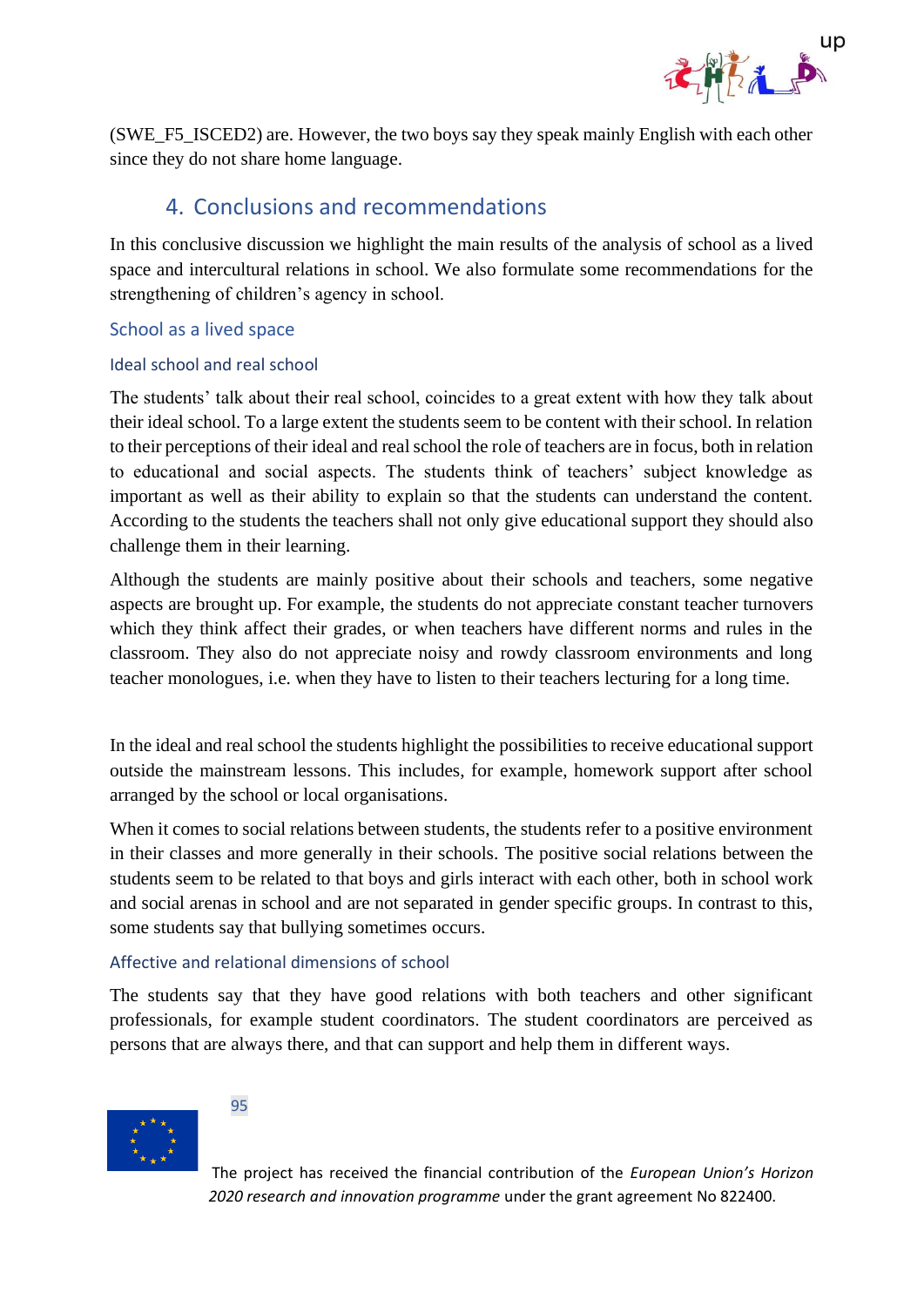(SWE_F5_ISCED2) are. However, the two boys say they speak mainly English with each other since they do not share home language.

## 4. Conclusions and recommendations

In this conclusive discussion we highlight the main results of the analysis of school as a lived space and intercultural relations in school. We also formulate some recommendations for the strengthening of children's agency in school.

### School as a lived space

#### Ideal school and real school

The students' talk about their real school, coincides to a great extent with how they talk about their ideal school. To a large extent the students seem to be content with their school. In relation to their perceptions of their ideal and real school the role of teachers are in focus, both in relation to educational and social aspects. The students think of teachers' subject knowledge as important as well as their ability to explain so that the students can understand the content. According to the students the teachers shall not only give educational support they should also challenge them in their learning.

Although the students are mainly positive about their schools and teachers, some negative aspects are brought up. For example, the students do not appreciate constant teacher turnovers which they think affect their grades, or when teachers have different norms and rules in the classroom. They also do not appreciate noisy and rowdy classroom environments and long teacher monologues, i.e. when they have to listen to their teachers lecturing for a long time.

In the ideal and real school the students highlight the possibilities to receive educational support outside the mainstream lessons. This includes, for example, homework support after school arranged by the school or local organisations.

When it comes to social relations between students, the students refer to a positive environment in their classes and more generally in their schools. The positive social relations between the students seem to be related to that boys and girls interact with each other, both in school work and social arenas in school and are not separated in gender specific groups. In contrast to this, some students say that bullying sometimes occurs.

#### Affective and relational dimensions of school

The students say that they have good relations with both teachers and other significant professionals, for example student coordinators. The student coordinators are perceived as persons that are always there, and that can support and help them in different ways.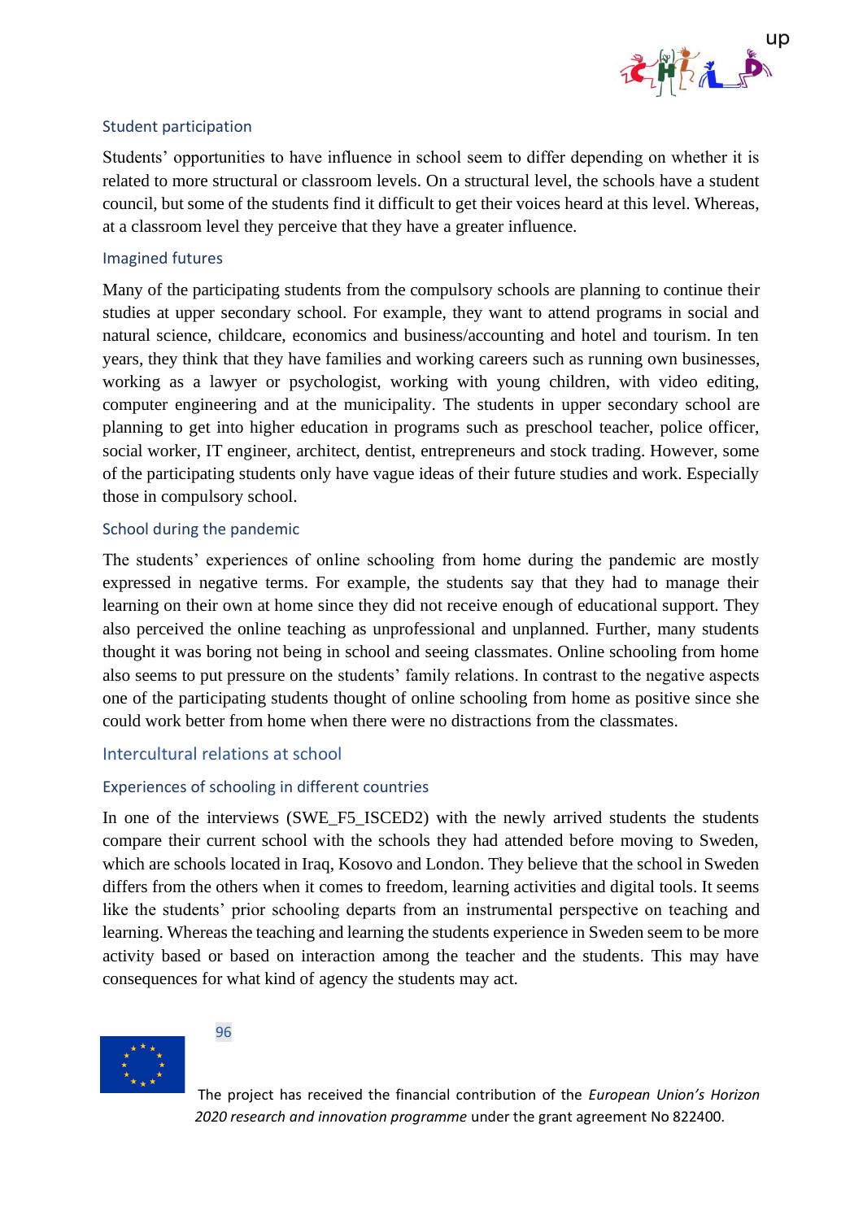### Student participation

Students' opportunities to have influence in school seem to differ depending on whether it is related to more structural or classroom levels. On a structural level, the schools have a student council, but some of the students find it difficult to get their voices heard at this level. Whereas, at a classroom level they perceive that they have a greater influence.

### Imagined futures

Many of the participating students from the compulsory schools are planning to continue their studies at upper secondary school. For example, they want to attend programs in social and natural science, childcare, economics and business/accounting and hotel and tourism. In ten years, they think that they have families and working careers such as running own businesses, working as a lawyer or psychologist, working with young children, with video editing, computer engineering and at the municipality. The students in upper secondary school are planning to get into higher education in programs such as preschool teacher, police officer, social worker, IT engineer, architect, dentist, entrepreneurs and stock trading. However, some of the participating students only have vague ideas of their future studies and work. Especially those in compulsory school.

### School during the pandemic

The students' experiences of online schooling from home during the pandemic are mostly expressed in negative terms. For example, the students say that they had to manage their learning on their own at home since they did not receive enough of educational support. They also perceived the online teaching as unprofessional and unplanned. Further, many students thought it was boring not being in school and seeing classmates. Online schooling from home also seems to put pressure on the students' family relations. In contrast to the negative aspects one of the participating students thought of online schooling from home as positive since she could work better from home when there were no distractions from the classmates.

## Intercultural relations at school

### Experiences of schooling in different countries

In one of the interviews (SWE_F5_ISCED2) with the newly arrived students the students compare their current school with the schools they had attended before moving to Sweden, which are schools located in Iraq, Kosovo and London. They believe that the school in Sweden differs from the others when it comes to freedom, learning activities and digital tools. It seems like the students' prior schooling departs from an instrumental perspective on teaching and learning. Whereas the teaching and learning the students experience in Sweden seem to be more activity based or based on interaction among the teacher and the students. This may have consequences for what kind of agency the students may act.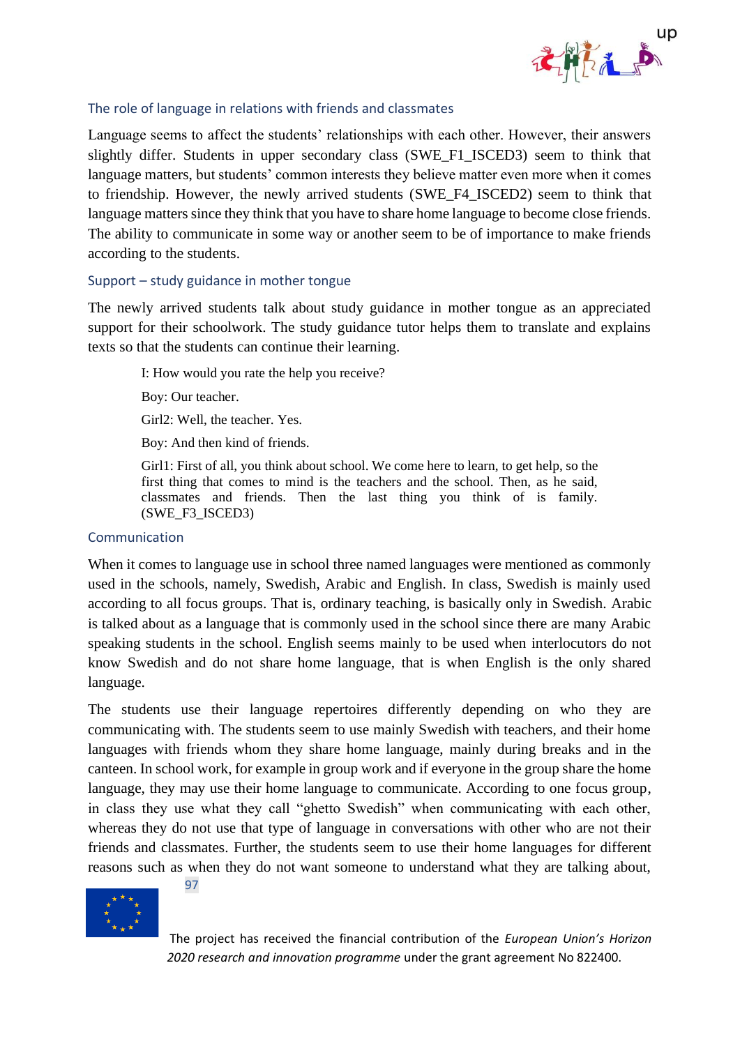### The role of language in relations with friends and classmates

Language seems to affect the students' relationships with each other. However, their answers slightly differ. Students in upper secondary class (SWE_F1_ISCED3) seem to think that language matters, but students' common interests they believe matter even more when it comes to friendship. However, the newly arrived students (SWE_F4_ISCED2) seem to think that language matters since they think that you have to share home language to become close friends. The ability to communicate in some way or another seem to be of importance to make friends according to the students.

### Support – study guidance in mother tongue

The newly arrived students talk about study guidance in mother tongue as an appreciated support for their schoolwork. The study guidance tutor helps them to translate and explains texts so that the students can continue their learning.

> I: How would you rate the help you receive?
>
> Boy: Our teacher.
>
> Girl2: Well, the teacher. Yes.
>
> Boy: And then kind of friends.
>
> Girl1: First of all, you think about school. We come here to learn, to get help, so the first thing that comes to mind is the teachers and the school. Then, as he said, classmates and friends. Then the last thing you think of is family. (SWE_F3_ISCED3)

### Communication

When it comes to language use in school three named languages were mentioned as commonly used in the schools, namely, Swedish, Arabic and English. In class, Swedish is mainly used according to all focus groups. That is, ordinary teaching, is basically only in Swedish. Arabic is talked about as a language that is commonly used in the school since there are many Arabic speaking students in the school. English seems mainly to be used when interlocutors do not know Swedish and do not share home language, that is when English is the only shared language.

The students use their language repertoires differently depending on who they are communicating with. The students seem to use mainly Swedish with teachers, and their home languages with friends whom they share home language, mainly during breaks and in the canteen. In school work, for example in group work and if everyone in the group share the home language, they may use their home language to communicate. According to one focus group, in class they use what they call "ghetto Swedish" when communicating with each other, whereas they do not use that type of language in conversations with other who are not their friends and classmates. Further, the students seem to use their home languages for different reasons such as when they do not want someone to understand what they are talking about,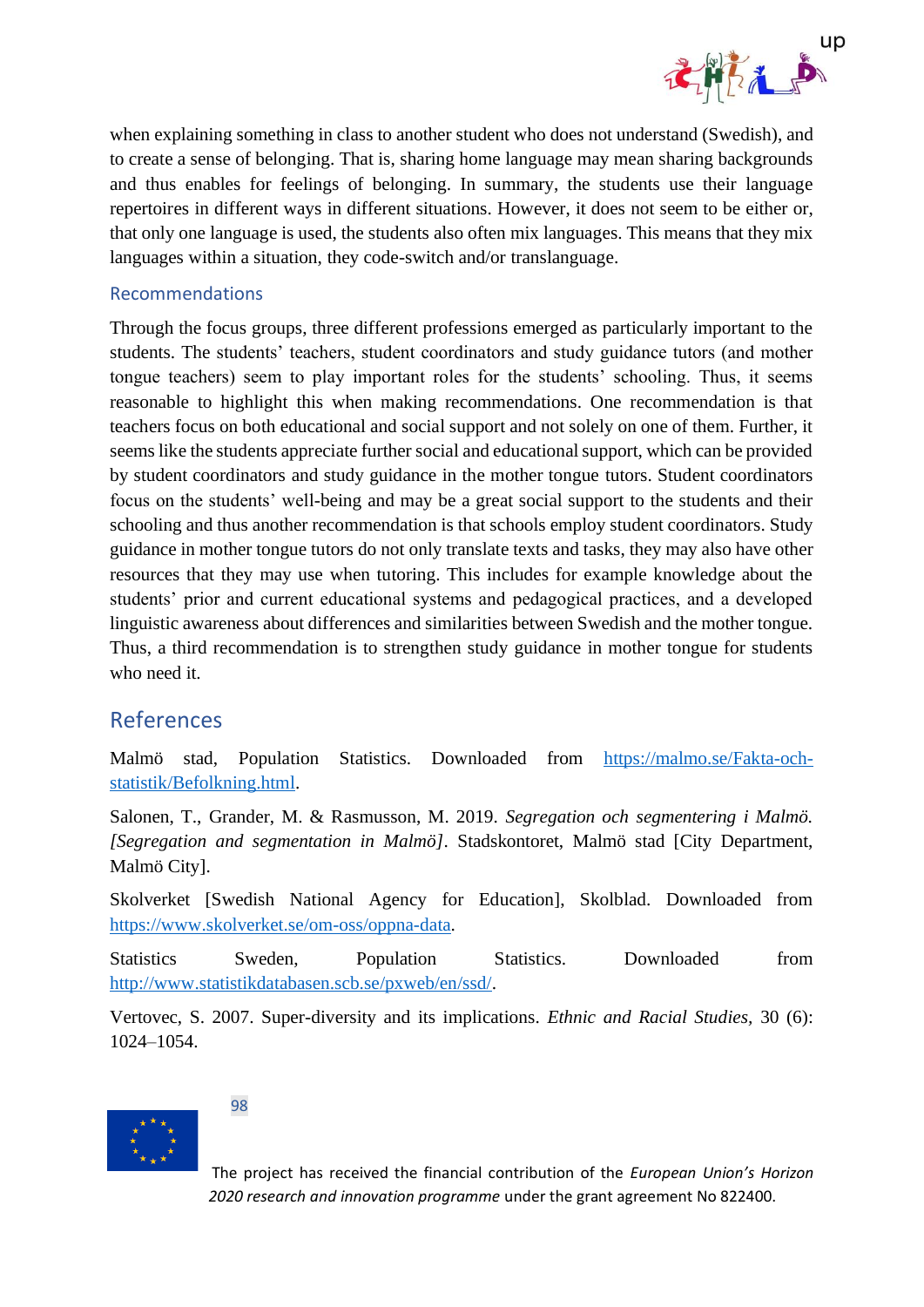when explaining something in class to another student who does not understand (Swedish), and to create a sense of belonging. That is, sharing home language may mean sharing backgrounds and thus enables for feelings of belonging. In summary, the students use their language repertoires in different ways in different situations. However, it does not seem to be either or, that only one language is used, the students also often mix languages. This means that they mix languages within a situation, they code-switch and/or translanguage.

### Recommendations

Through the focus groups, three different professions emerged as particularly important to the students. The students' teachers, student coordinators and study guidance tutors (and mother tongue teachers) seem to play important roles for the students' schooling. Thus, it seems reasonable to highlight this when making recommendations. One recommendation is that teachers focus on both educational and social support and not solely on one of them. Further, it seems like the students appreciate further social and educational support, which can be provided by student coordinators and study guidance in the mother tongue tutors. Student coordinators focus on the students' well-being and may be a great social support to the students and their schooling and thus another recommendation is that schools employ student coordinators. Study guidance in mother tongue tutors do not only translate texts and tasks, they may also have other resources that they may use when tutoring. This includes for example knowledge about the students' prior and current educational systems and pedagogical practices, and a developed linguistic awareness about differences and similarities between Swedish and the mother tongue. Thus, a third recommendation is to strengthen study guidance in mother tongue for students who need it.

## References

Malmö stad, Population Statistics. Downloaded from https://malmo.se/Fakta-och-statistik/Befolkning.html.

Salonen, T., Grander, M. & Rasmusson, M. 2019. *Segregation och segmentering i Malmö. [Segregation and segmentation in Malmö]*. Stadskontoret, Malmö stad [City Department, Malmö City].

Skolverket [Swedish National Agency for Education], Skolblad. Downloaded from https://www.skolverket.se/om-oss/oppna-data.

Statistics Sweden, Population Statistics. Downloaded from http://www.statistikdatabasen.scb.se/pxweb/en/ssd/.

Vertovec, S. 2007. Super-diversity and its implications. *Ethnic and Racial Studies*, 30 (6): 1024–1054.